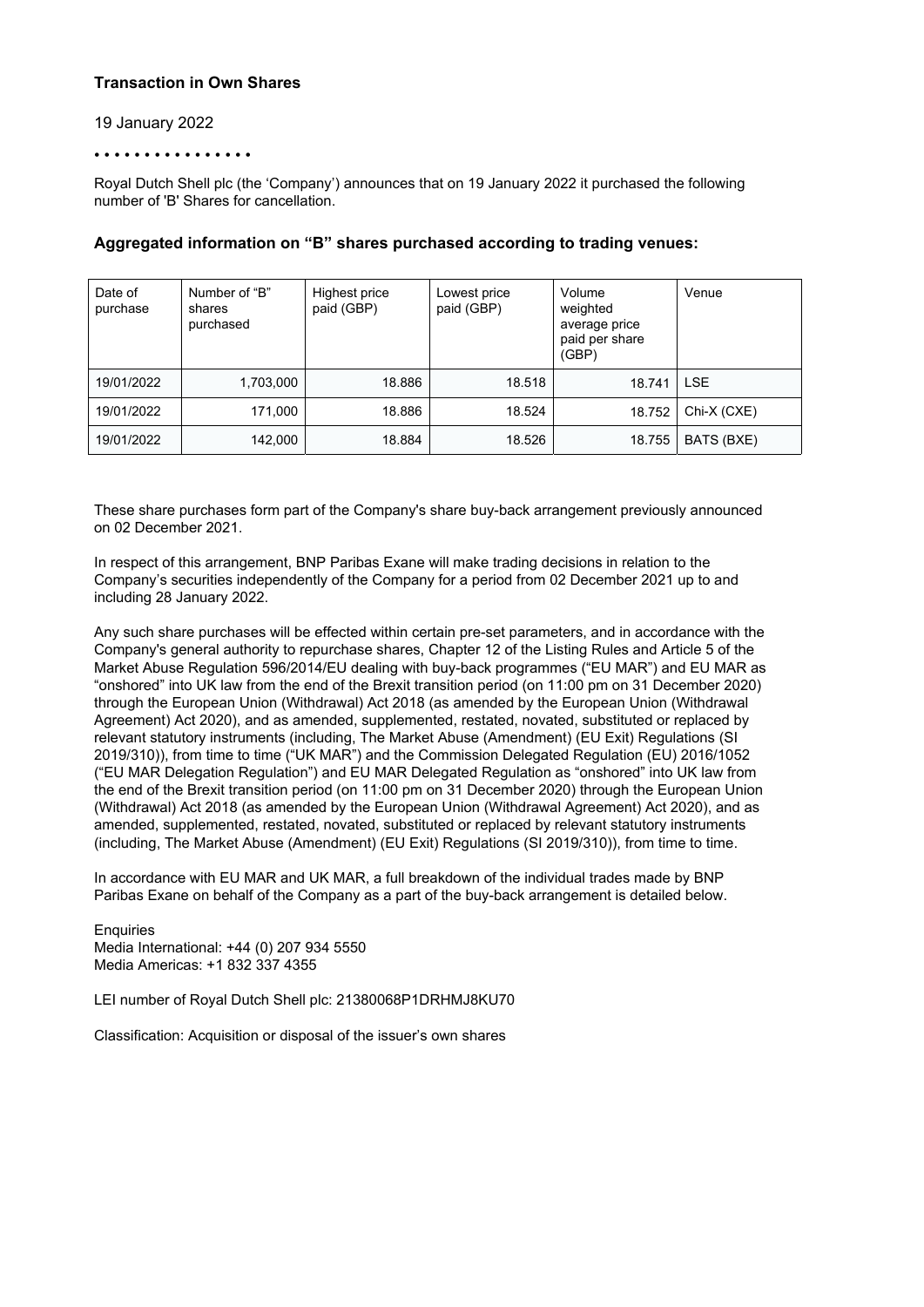### Transaction in Own Shares

19 January 2022

• • • • • • • • • • • • • • • •

Royal Dutch Shell plc (the 'Company') announces that on 19 January 2022 it purchased the following number of 'B' Shares for cancellation.

### Aggregated information on "B" shares purchased according to trading venues:

| Date of purchase | Number of "B" shares purchased | Highest price paid (GBP) | Lowest price paid (GBP) | Volume weighted average price paid per share (GBP) | Venue |
|---|---|---|---|---|---|
| 19/01/2022 | 1,703,000 | 18.886 | 18.518 | 18.741 | LSE |
| 19/01/2022 | 171,000 | 18.886 | 18.524 | 18.752 | Chi-X (CXE) |
| 19/01/2022 | 142,000 | 18.884 | 18.526 | 18.755 | BATS (BXE) |

These share purchases form part of the Company's share buy-back arrangement previously announced on 02 December 2021.

In respect of this arrangement, BNP Paribas Exane will make trading decisions in relation to the Company's securities independently of the Company for a period from 02 December 2021 up to and including 28 January 2022.

Any such share purchases will be effected within certain pre-set parameters, and in accordance with the Company's general authority to repurchase shares, Chapter 12 of the Listing Rules and Article 5 of the Market Abuse Regulation 596/2014/EU dealing with buy-back programmes ("EU MAR") and EU MAR as "onshored" into UK law from the end of the Brexit transition period (on 11:00 pm on 31 December 2020) through the European Union (Withdrawal) Act 2018 (as amended by the European Union (Withdrawal Agreement) Act 2020), and as amended, supplemented, restated, novated, substituted or replaced by relevant statutory instruments (including, The Market Abuse (Amendment) (EU Exit) Regulations (SI 2019/310)), from time to time ("UK MAR") and the Commission Delegated Regulation (EU) 2016/1052 ("EU MAR Delegation Regulation") and EU MAR Delegated Regulation as "onshored" into UK law from the end of the Brexit transition period (on 11:00 pm on 31 December 2020) through the European Union (Withdrawal) Act 2018 (as amended by the European Union (Withdrawal Agreement) Act 2020), and as amended, supplemented, restated, novated, substituted or replaced by relevant statutory instruments (including, The Market Abuse (Amendment) (EU Exit) Regulations (SI 2019/310)), from time to time.

In accordance with EU MAR and UK MAR, a full breakdown of the individual trades made by BNP Paribas Exane on behalf of the Company as a part of the buy-back arrangement is detailed below.

Enquiries
Media International: +44 (0) 207 934 5550
Media Americas: +1 832 337 4355

LEI number of Royal Dutch Shell plc: 21380068P1DRHMJ8KU70

Classification: Acquisition or disposal of the issuer's own shares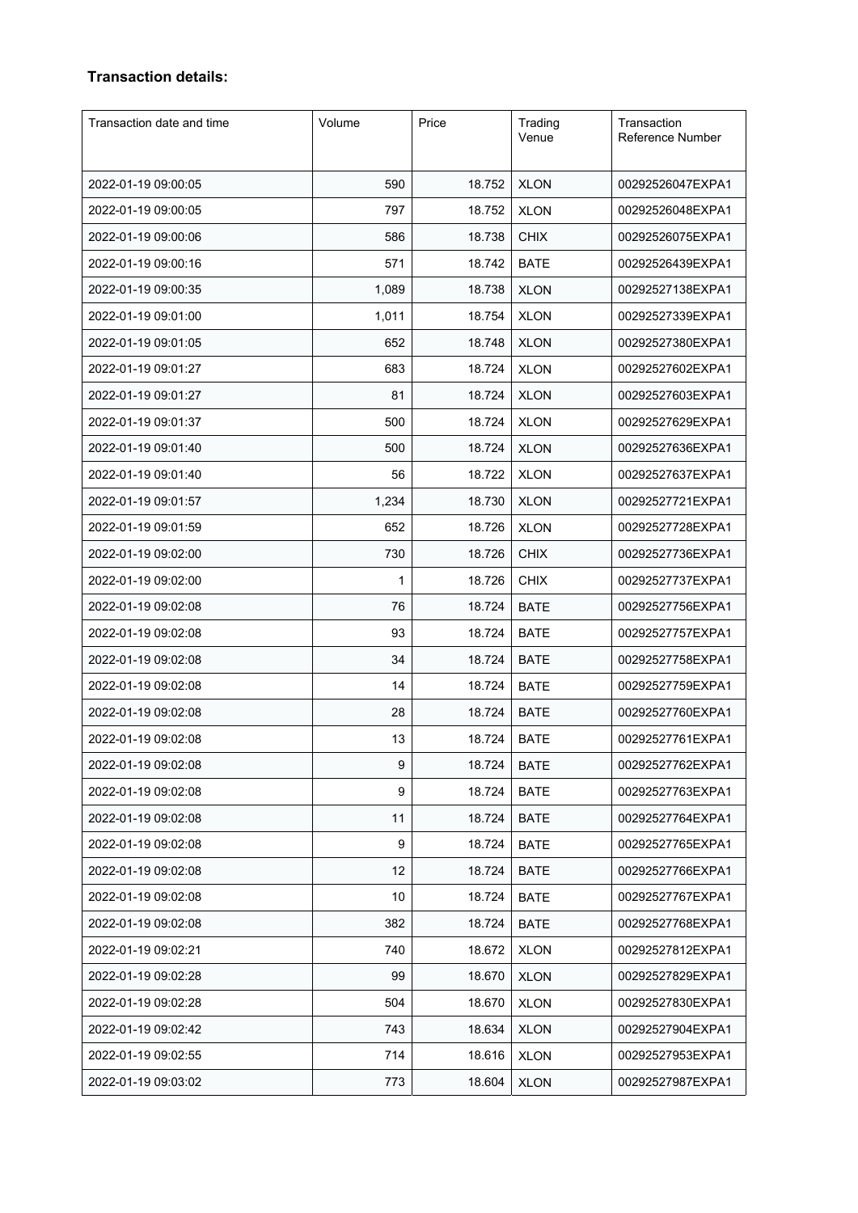**Transaction details:**

| Transaction date and time | Volume | Price | Trading Venue | Transaction Reference Number |
|---|---|---|---|---|
| 2022-01-19 09:00:05 | 590 | 18.752 | XLON | 00292526047EXPA1 |
| 2022-01-19 09:00:05 | 797 | 18.752 | XLON | 00292526048EXPA1 |
| 2022-01-19 09:00:06 | 586 | 18.738 | CHIX | 00292526075EXPA1 |
| 2022-01-19 09:00:16 | 571 | 18.742 | BATE | 00292526439EXPA1 |
| 2022-01-19 09:00:35 | 1,089 | 18.738 | XLON | 00292527138EXPA1 |
| 2022-01-19 09:01:00 | 1,011 | 18.754 | XLON | 00292527339EXPA1 |
| 2022-01-19 09:01:05 | 652 | 18.748 | XLON | 00292527380EXPA1 |
| 2022-01-19 09:01:27 | 683 | 18.724 | XLON | 00292527602EXPA1 |
| 2022-01-19 09:01:27 | 81 | 18.724 | XLON | 00292527603EXPA1 |
| 2022-01-19 09:01:37 | 500 | 18.724 | XLON | 00292527629EXPA1 |
| 2022-01-19 09:01:40 | 500 | 18.724 | XLON | 00292527636EXPA1 |
| 2022-01-19 09:01:40 | 56 | 18.722 | XLON | 00292527637EXPA1 |
| 2022-01-19 09:01:57 | 1,234 | 18.730 | XLON | 00292527721EXPA1 |
| 2022-01-19 09:01:59 | 652 | 18.726 | XLON | 00292527728EXPA1 |
| 2022-01-19 09:02:00 | 730 | 18.726 | CHIX | 00292527736EXPA1 |
| 2022-01-19 09:02:00 | 1 | 18.726 | CHIX | 00292527737EXPA1 |
| 2022-01-19 09:02:08 | 76 | 18.724 | BATE | 00292527756EXPA1 |
| 2022-01-19 09:02:08 | 93 | 18.724 | BATE | 00292527757EXPA1 |
| 2022-01-19 09:02:08 | 34 | 18.724 | BATE | 00292527758EXPA1 |
| 2022-01-19 09:02:08 | 14 | 18.724 | BATE | 00292527759EXPA1 |
| 2022-01-19 09:02:08 | 28 | 18.724 | BATE | 00292527760EXPA1 |
| 2022-01-19 09:02:08 | 13 | 18.724 | BATE | 00292527761EXPA1 |
| 2022-01-19 09:02:08 | 9 | 18.724 | BATE | 00292527762EXPA1 |
| 2022-01-19 09:02:08 | 9 | 18.724 | BATE | 00292527763EXPA1 |
| 2022-01-19 09:02:08 | 11 | 18.724 | BATE | 00292527764EXPA1 |
| 2022-01-19 09:02:08 | 9 | 18.724 | BATE | 00292527765EXPA1 |
| 2022-01-19 09:02:08 | 12 | 18.724 | BATE | 00292527766EXPA1 |
| 2022-01-19 09:02:08 | 10 | 18.724 | BATE | 00292527767EXPA1 |
| 2022-01-19 09:02:08 | 382 | 18.724 | BATE | 00292527768EXPA1 |
| 2022-01-19 09:02:21 | 740 | 18.672 | XLON | 00292527812EXPA1 |
| 2022-01-19 09:02:28 | 99 | 18.670 | XLON | 00292527829EXPA1 |
| 2022-01-19 09:02:28 | 504 | 18.670 | XLON | 00292527830EXPA1 |
| 2022-01-19 09:02:42 | 743 | 18.634 | XLON | 00292527904EXPA1 |
| 2022-01-19 09:02:55 | 714 | 18.616 | XLON | 00292527953EXPA1 |
| 2022-01-19 09:03:02 | 773 | 18.604 | XLON | 00292527987EXPA1 |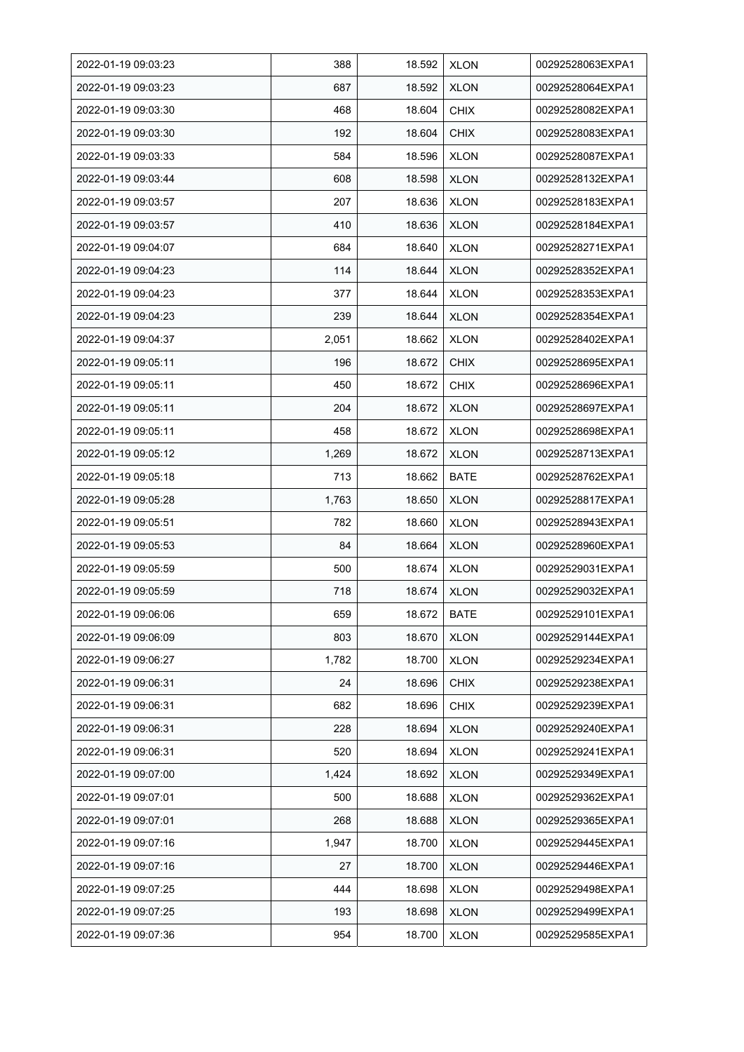| 2022-01-19 09:03:23 | 388 | 18.592 | XLON | 00292528063EXPA1 |
|---|---|---|---|---|
| 2022-01-19 09:03:23 | 687 | 18.592 | XLON | 00292528064EXPA1 |
| 2022-01-19 09:03:30 | 468 | 18.604 | CHIX | 00292528082EXPA1 |
| 2022-01-19 09:03:30 | 192 | 18.604 | CHIX | 00292528083EXPA1 |
| 2022-01-19 09:03:33 | 584 | 18.596 | XLON | 00292528087EXPA1 |
| 2022-01-19 09:03:44 | 608 | 18.598 | XLON | 00292528132EXPA1 |
| 2022-01-19 09:03:57 | 207 | 18.636 | XLON | 00292528183EXPA1 |
| 2022-01-19 09:03:57 | 410 | 18.636 | XLON | 00292528184EXPA1 |
| 2022-01-19 09:04:07 | 684 | 18.640 | XLON | 00292528271EXPA1 |
| 2022-01-19 09:04:23 | 114 | 18.644 | XLON | 00292528352EXPA1 |
| 2022-01-19 09:04:23 | 377 | 18.644 | XLON | 00292528353EXPA1 |
| 2022-01-19 09:04:23 | 239 | 18.644 | XLON | 00292528354EXPA1 |
| 2022-01-19 09:04:37 | 2,051 | 18.662 | XLON | 00292528402EXPA1 |
| 2022-01-19 09:05:11 | 196 | 18.672 | CHIX | 00292528695EXPA1 |
| 2022-01-19 09:05:11 | 450 | 18.672 | CHIX | 00292528696EXPA1 |
| 2022-01-19 09:05:11 | 204 | 18.672 | XLON | 00292528697EXPA1 |
| 2022-01-19 09:05:11 | 458 | 18.672 | XLON | 00292528698EXPA1 |
| 2022-01-19 09:05:12 | 1,269 | 18.672 | XLON | 00292528713EXPA1 |
| 2022-01-19 09:05:18 | 713 | 18.662 | BATE | 00292528762EXPA1 |
| 2022-01-19 09:05:28 | 1,763 | 18.650 | XLON | 00292528817EXPA1 |
| 2022-01-19 09:05:51 | 782 | 18.660 | XLON | 00292528943EXPA1 |
| 2022-01-19 09:05:53 | 84 | 18.664 | XLON | 00292528960EXPA1 |
| 2022-01-19 09:05:59 | 500 | 18.674 | XLON | 00292529031EXPA1 |
| 2022-01-19 09:05:59 | 718 | 18.674 | XLON | 00292529032EXPA1 |
| 2022-01-19 09:06:06 | 659 | 18.672 | BATE | 00292529101EXPA1 |
| 2022-01-19 09:06:09 | 803 | 18.670 | XLON | 00292529144EXPA1 |
| 2022-01-19 09:06:27 | 1,782 | 18.700 | XLON | 00292529234EXPA1 |
| 2022-01-19 09:06:31 | 24 | 18.696 | CHIX | 00292529238EXPA1 |
| 2022-01-19 09:06:31 | 682 | 18.696 | CHIX | 00292529239EXPA1 |
| 2022-01-19 09:06:31 | 228 | 18.694 | XLON | 00292529240EXPA1 |
| 2022-01-19 09:06:31 | 520 | 18.694 | XLON | 00292529241EXPA1 |
| 2022-01-19 09:07:00 | 1,424 | 18.692 | XLON | 00292529349EXPA1 |
| 2022-01-19 09:07:01 | 500 | 18.688 | XLON | 00292529362EXPA1 |
| 2022-01-19 09:07:01 | 268 | 18.688 | XLON | 00292529365EXPA1 |
| 2022-01-19 09:07:16 | 1,947 | 18.700 | XLON | 00292529445EXPA1 |
| 2022-01-19 09:07:16 | 27 | 18.700 | XLON | 00292529446EXPA1 |
| 2022-01-19 09:07:25 | 444 | 18.698 | XLON | 00292529498EXPA1 |
| 2022-01-19 09:07:25 | 193 | 18.698 | XLON | 00292529499EXPA1 |
| 2022-01-19 09:07:36 | 954 | 18.700 | XLON | 00292529585EXPA1 |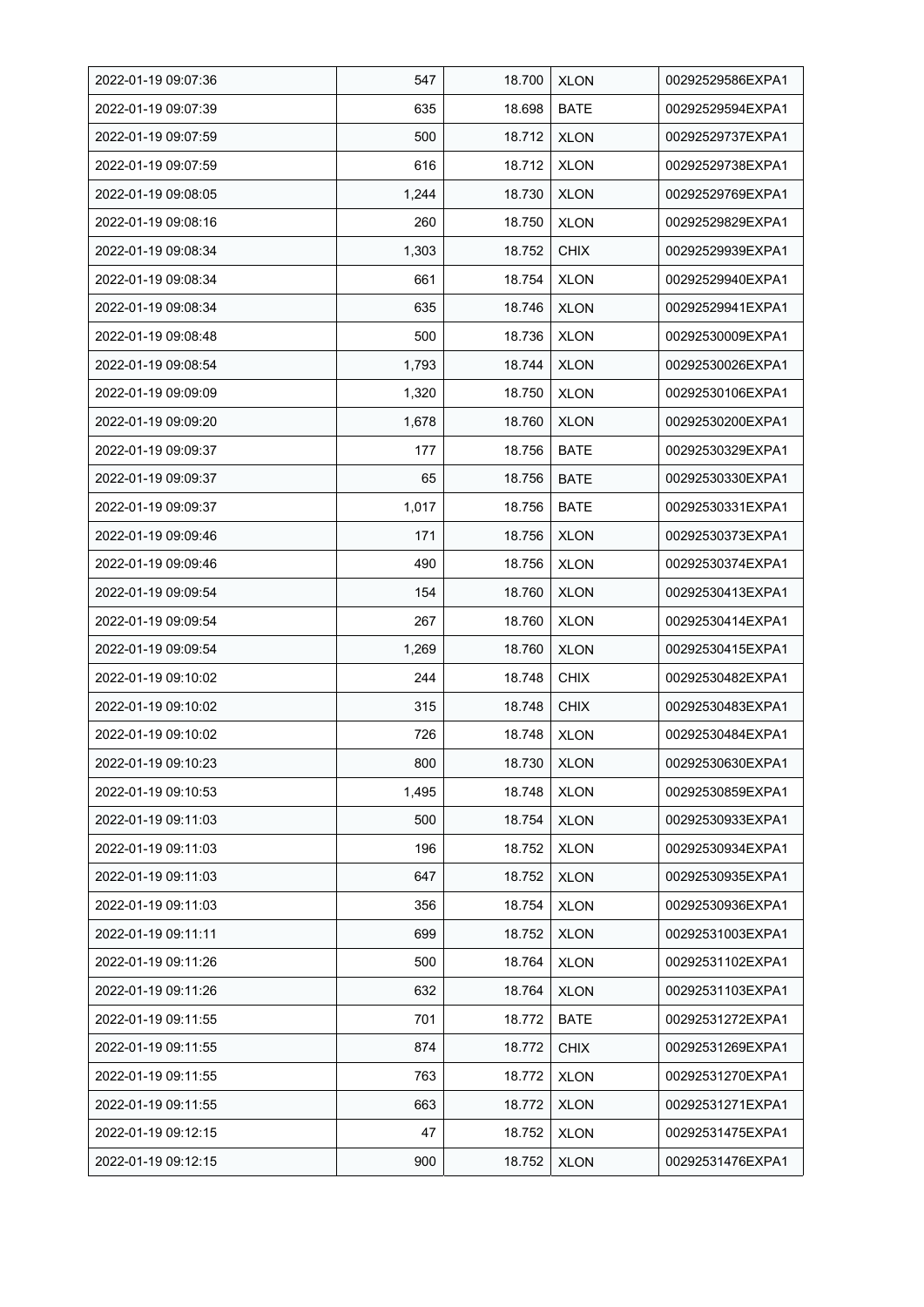| 2022-01-19 09:07:36 | 547 | 18.700 | XLON | 00292529586EXPA1 |
|---|---|---|---|---|
| 2022-01-19 09:07:39 | 635 | 18.698 | BATE | 00292529594EXPA1 |
| 2022-01-19 09:07:59 | 500 | 18.712 | XLON | 00292529737EXPA1 |
| 2022-01-19 09:07:59 | 616 | 18.712 | XLON | 00292529738EXPA1 |
| 2022-01-19 09:08:05 | 1,244 | 18.730 | XLON | 00292529769EXPA1 |
| 2022-01-19 09:08:16 | 260 | 18.750 | XLON | 00292529829EXPA1 |
| 2022-01-19 09:08:34 | 1,303 | 18.752 | CHIX | 00292529939EXPA1 |
| 2022-01-19 09:08:34 | 661 | 18.754 | XLON | 00292529940EXPA1 |
| 2022-01-19 09:08:34 | 635 | 18.746 | XLON | 00292529941EXPA1 |
| 2022-01-19 09:08:48 | 500 | 18.736 | XLON | 00292530009EXPA1 |
| 2022-01-19 09:08:54 | 1,793 | 18.744 | XLON | 00292530026EXPA1 |
| 2022-01-19 09:09:09 | 1,320 | 18.750 | XLON | 00292530106EXPA1 |
| 2022-01-19 09:09:20 | 1,678 | 18.760 | XLON | 00292530200EXPA1 |
| 2022-01-19 09:09:37 | 177 | 18.756 | BATE | 00292530329EXPA1 |
| 2022-01-19 09:09:37 | 65 | 18.756 | BATE | 00292530330EXPA1 |
| 2022-01-19 09:09:37 | 1,017 | 18.756 | BATE | 00292530331EXPA1 |
| 2022-01-19 09:09:46 | 171 | 18.756 | XLON | 00292530373EXPA1 |
| 2022-01-19 09:09:46 | 490 | 18.756 | XLON | 00292530374EXPA1 |
| 2022-01-19 09:09:54 | 154 | 18.760 | XLON | 00292530413EXPA1 |
| 2022-01-19 09:09:54 | 267 | 18.760 | XLON | 00292530414EXPA1 |
| 2022-01-19 09:09:54 | 1,269 | 18.760 | XLON | 00292530415EXPA1 |
| 2022-01-19 09:10:02 | 244 | 18.748 | CHIX | 00292530482EXPA1 |
| 2022-01-19 09:10:02 | 315 | 18.748 | CHIX | 00292530483EXPA1 |
| 2022-01-19 09:10:02 | 726 | 18.748 | XLON | 00292530484EXPA1 |
| 2022-01-19 09:10:23 | 800 | 18.730 | XLON | 00292530630EXPA1 |
| 2022-01-19 09:10:53 | 1,495 | 18.748 | XLON | 00292530859EXPA1 |
| 2022-01-19 09:11:03 | 500 | 18.754 | XLON | 00292530933EXPA1 |
| 2022-01-19 09:11:03 | 196 | 18.752 | XLON | 00292530934EXPA1 |
| 2022-01-19 09:11:03 | 647 | 18.752 | XLON | 00292530935EXPA1 |
| 2022-01-19 09:11:03 | 356 | 18.754 | XLON | 00292530936EXPA1 |
| 2022-01-19 09:11:11 | 699 | 18.752 | XLON | 00292531003EXPA1 |
| 2022-01-19 09:11:26 | 500 | 18.764 | XLON | 00292531102EXPA1 |
| 2022-01-19 09:11:26 | 632 | 18.764 | XLON | 00292531103EXPA1 |
| 2022-01-19 09:11:55 | 701 | 18.772 | BATE | 00292531272EXPA1 |
| 2022-01-19 09:11:55 | 874 | 18.772 | CHIX | 00292531269EXPA1 |
| 2022-01-19 09:11:55 | 763 | 18.772 | XLON | 00292531270EXPA1 |
| 2022-01-19 09:11:55 | 663 | 18.772 | XLON | 00292531271EXPA1 |
| 2022-01-19 09:12:15 | 47 | 18.752 | XLON | 00292531475EXPA1 |
| 2022-01-19 09:12:15 | 900 | 18.752 | XLON | 00292531476EXPA1 |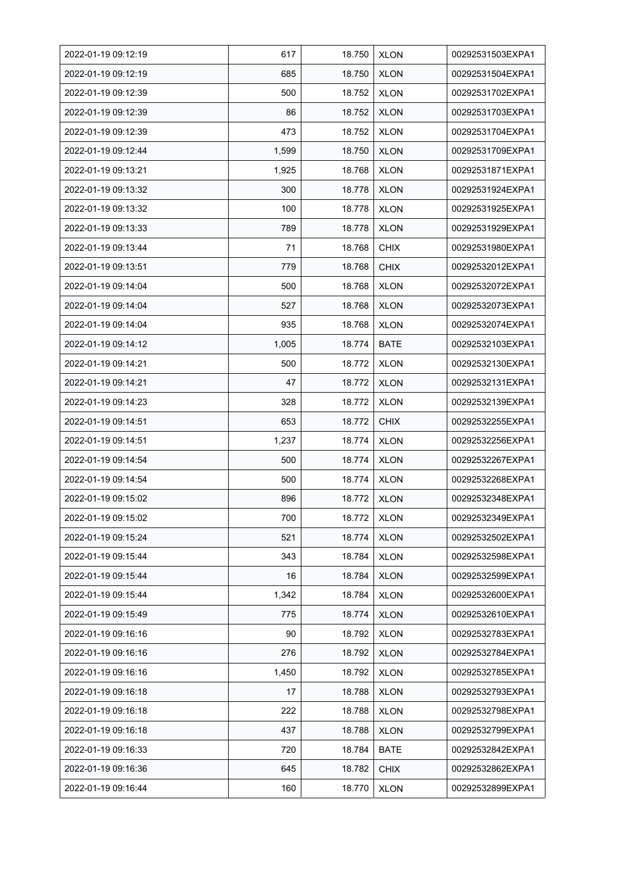| 2022-01-19 09:12:19 | 617 | 18.750 | XLON | 00292531503EXPA1 |
|---|---|---|---|---|
| 2022-01-19 09:12:19 | 685 | 18.750 | XLON | 00292531504EXPA1 |
| 2022-01-19 09:12:39 | 500 | 18.752 | XLON | 00292531702EXPA1 |
| 2022-01-19 09:12:39 | 86 | 18.752 | XLON | 00292531703EXPA1 |
| 2022-01-19 09:12:39 | 473 | 18.752 | XLON | 00292531704EXPA1 |
| 2022-01-19 09:12:44 | 1,599 | 18.750 | XLON | 00292531709EXPA1 |
| 2022-01-19 09:13:21 | 1,925 | 18.768 | XLON | 00292531871EXPA1 |
| 2022-01-19 09:13:32 | 300 | 18.778 | XLON | 00292531924EXPA1 |
| 2022-01-19 09:13:32 | 100 | 18.778 | XLON | 00292531925EXPA1 |
| 2022-01-19 09:13:33 | 789 | 18.778 | XLON | 00292531929EXPA1 |
| 2022-01-19 09:13:44 | 71 | 18.768 | CHIX | 00292531980EXPA1 |
| 2022-01-19 09:13:51 | 779 | 18.768 | CHIX | 00292532012EXPA1 |
| 2022-01-19 09:14:04 | 500 | 18.768 | XLON | 00292532072EXPA1 |
| 2022-01-19 09:14:04 | 527 | 18.768 | XLON | 00292532073EXPA1 |
| 2022-01-19 09:14:04 | 935 | 18.768 | XLON | 00292532074EXPA1 |
| 2022-01-19 09:14:12 | 1,005 | 18.774 | BATE | 00292532103EXPA1 |
| 2022-01-19 09:14:21 | 500 | 18.772 | XLON | 00292532130EXPA1 |
| 2022-01-19 09:14:21 | 47 | 18.772 | XLON | 00292532131EXPA1 |
| 2022-01-19 09:14:23 | 328 | 18.772 | XLON | 00292532139EXPA1 |
| 2022-01-19 09:14:51 | 653 | 18.772 | CHIX | 00292532255EXPA1 |
| 2022-01-19 09:14:51 | 1,237 | 18.774 | XLON | 00292532256EXPA1 |
| 2022-01-19 09:14:54 | 500 | 18.774 | XLON | 00292532267EXPA1 |
| 2022-01-19 09:14:54 | 500 | 18.774 | XLON | 00292532268EXPA1 |
| 2022-01-19 09:15:02 | 896 | 18.772 | XLON | 00292532348EXPA1 |
| 2022-01-19 09:15:02 | 700 | 18.772 | XLON | 00292532349EXPA1 |
| 2022-01-19 09:15:24 | 521 | 18.774 | XLON | 00292532502EXPA1 |
| 2022-01-19 09:15:44 | 343 | 18.784 | XLON | 00292532598EXPA1 |
| 2022-01-19 09:15:44 | 16 | 18.784 | XLON | 00292532599EXPA1 |
| 2022-01-19 09:15:44 | 1,342 | 18.784 | XLON | 00292532600EXPA1 |
| 2022-01-19 09:15:49 | 775 | 18.774 | XLON | 00292532610EXPA1 |
| 2022-01-19 09:16:16 | 90 | 18.792 | XLON | 00292532783EXPA1 |
| 2022-01-19 09:16:16 | 276 | 18.792 | XLON | 00292532784EXPA1 |
| 2022-01-19 09:16:16 | 1,450 | 18.792 | XLON | 00292532785EXPA1 |
| 2022-01-19 09:16:18 | 17 | 18.788 | XLON | 00292532793EXPA1 |
| 2022-01-19 09:16:18 | 222 | 18.788 | XLON | 00292532798EXPA1 |
| 2022-01-19 09:16:18 | 437 | 18.788 | XLON | 00292532799EXPA1 |
| 2022-01-19 09:16:33 | 720 | 18.784 | BATE | 00292532842EXPA1 |
| 2022-01-19 09:16:36 | 645 | 18.782 | CHIX | 00292532862EXPA1 |
| 2022-01-19 09:16:44 | 160 | 18.770 | XLON | 00292532899EXPA1 |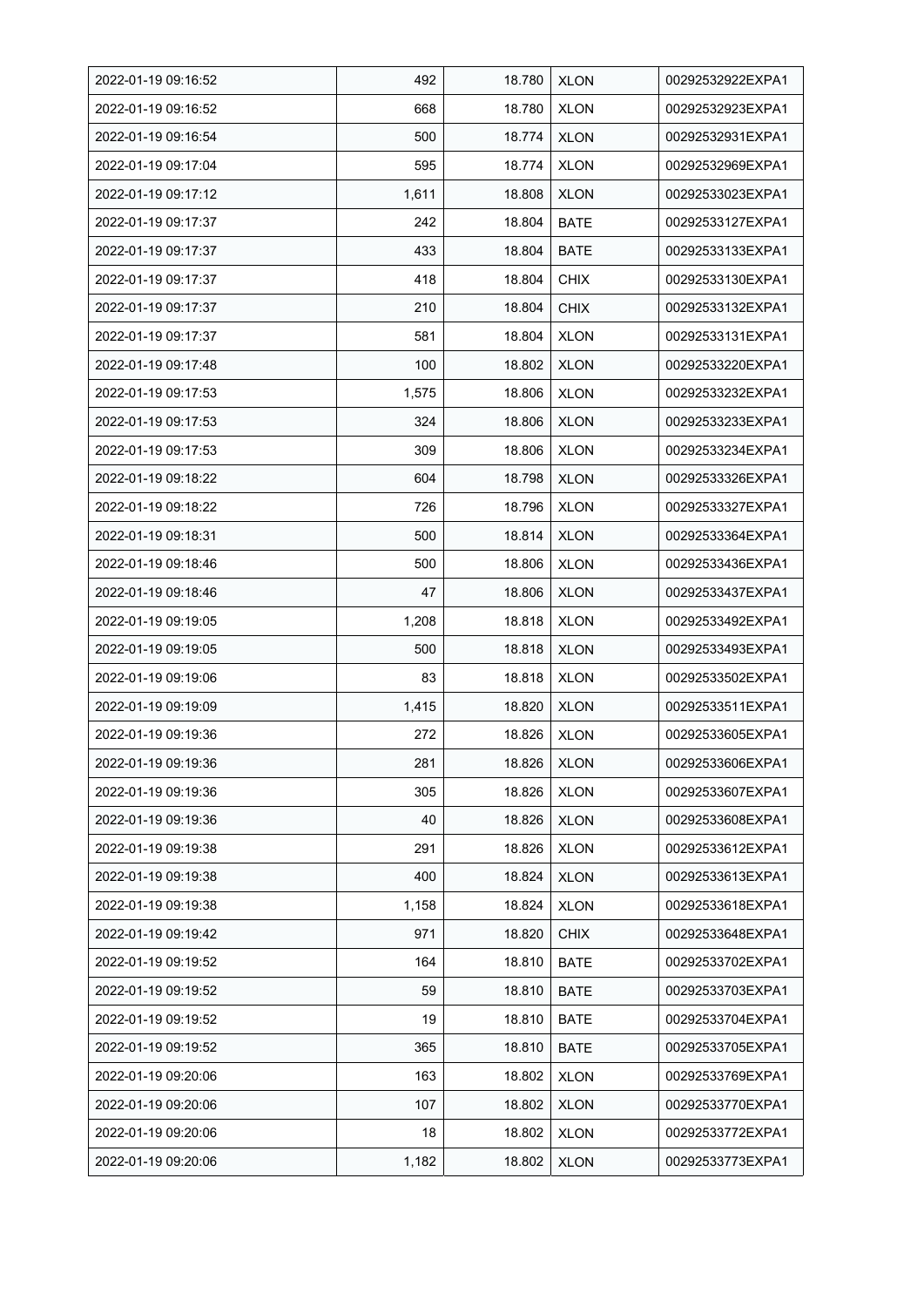| 2022-01-19 09:16:52 | 492 | 18.780 | XLON | 00292532922EXPA1 |
|---|---|---|---|---|
| 2022-01-19 09:16:52 | 668 | 18.780 | XLON | 00292532923EXPA1 |
| 2022-01-19 09:16:54 | 500 | 18.774 | XLON | 00292532931EXPA1 |
| 2022-01-19 09:17:04 | 595 | 18.774 | XLON | 00292532969EXPA1 |
| 2022-01-19 09:17:12 | 1,611 | 18.808 | XLON | 00292533023EXPA1 |
| 2022-01-19 09:17:37 | 242 | 18.804 | BATE | 00292533127EXPA1 |
| 2022-01-19 09:17:37 | 433 | 18.804 | BATE | 00292533133EXPA1 |
| 2022-01-19 09:17:37 | 418 | 18.804 | CHIX | 00292533130EXPA1 |
| 2022-01-19 09:17:37 | 210 | 18.804 | CHIX | 00292533132EXPA1 |
| 2022-01-19 09:17:37 | 581 | 18.804 | XLON | 00292533131EXPA1 |
| 2022-01-19 09:17:48 | 100 | 18.802 | XLON | 00292533220EXPA1 |
| 2022-01-19 09:17:53 | 1,575 | 18.806 | XLON | 00292533232EXPA1 |
| 2022-01-19 09:17:53 | 324 | 18.806 | XLON | 00292533233EXPA1 |
| 2022-01-19 09:17:53 | 309 | 18.806 | XLON | 00292533234EXPA1 |
| 2022-01-19 09:18:22 | 604 | 18.798 | XLON | 00292533326EXPA1 |
| 2022-01-19 09:18:22 | 726 | 18.796 | XLON | 00292533327EXPA1 |
| 2022-01-19 09:18:31 | 500 | 18.814 | XLON | 00292533364EXPA1 |
| 2022-01-19 09:18:46 | 500 | 18.806 | XLON | 00292533436EXPA1 |
| 2022-01-19 09:18:46 | 47 | 18.806 | XLON | 00292533437EXPA1 |
| 2022-01-19 09:19:05 | 1,208 | 18.818 | XLON | 00292533492EXPA1 |
| 2022-01-19 09:19:05 | 500 | 18.818 | XLON | 00292533493EXPA1 |
| 2022-01-19 09:19:06 | 83 | 18.818 | XLON | 00292533502EXPA1 |
| 2022-01-19 09:19:09 | 1,415 | 18.820 | XLON | 00292533511EXPA1 |
| 2022-01-19 09:19:36 | 272 | 18.826 | XLON | 00292533605EXPA1 |
| 2022-01-19 09:19:36 | 281 | 18.826 | XLON | 00292533606EXPA1 |
| 2022-01-19 09:19:36 | 305 | 18.826 | XLON | 00292533607EXPA1 |
| 2022-01-19 09:19:36 | 40 | 18.826 | XLON | 00292533608EXPA1 |
| 2022-01-19 09:19:38 | 291 | 18.826 | XLON | 00292533612EXPA1 |
| 2022-01-19 09:19:38 | 400 | 18.824 | XLON | 00292533613EXPA1 |
| 2022-01-19 09:19:38 | 1,158 | 18.824 | XLON | 00292533618EXPA1 |
| 2022-01-19 09:19:42 | 971 | 18.820 | CHIX | 00292533648EXPA1 |
| 2022-01-19 09:19:52 | 164 | 18.810 | BATE | 00292533702EXPA1 |
| 2022-01-19 09:19:52 | 59 | 18.810 | BATE | 00292533703EXPA1 |
| 2022-01-19 09:19:52 | 19 | 18.810 | BATE | 00292533704EXPA1 |
| 2022-01-19 09:19:52 | 365 | 18.810 | BATE | 00292533705EXPA1 |
| 2022-01-19 09:20:06 | 163 | 18.802 | XLON | 00292533769EXPA1 |
| 2022-01-19 09:20:06 | 107 | 18.802 | XLON | 00292533770EXPA1 |
| 2022-01-19 09:20:06 | 18 | 18.802 | XLON | 00292533772EXPA1 |
| 2022-01-19 09:20:06 | 1,182 | 18.802 | XLON | 00292533773EXPA1 |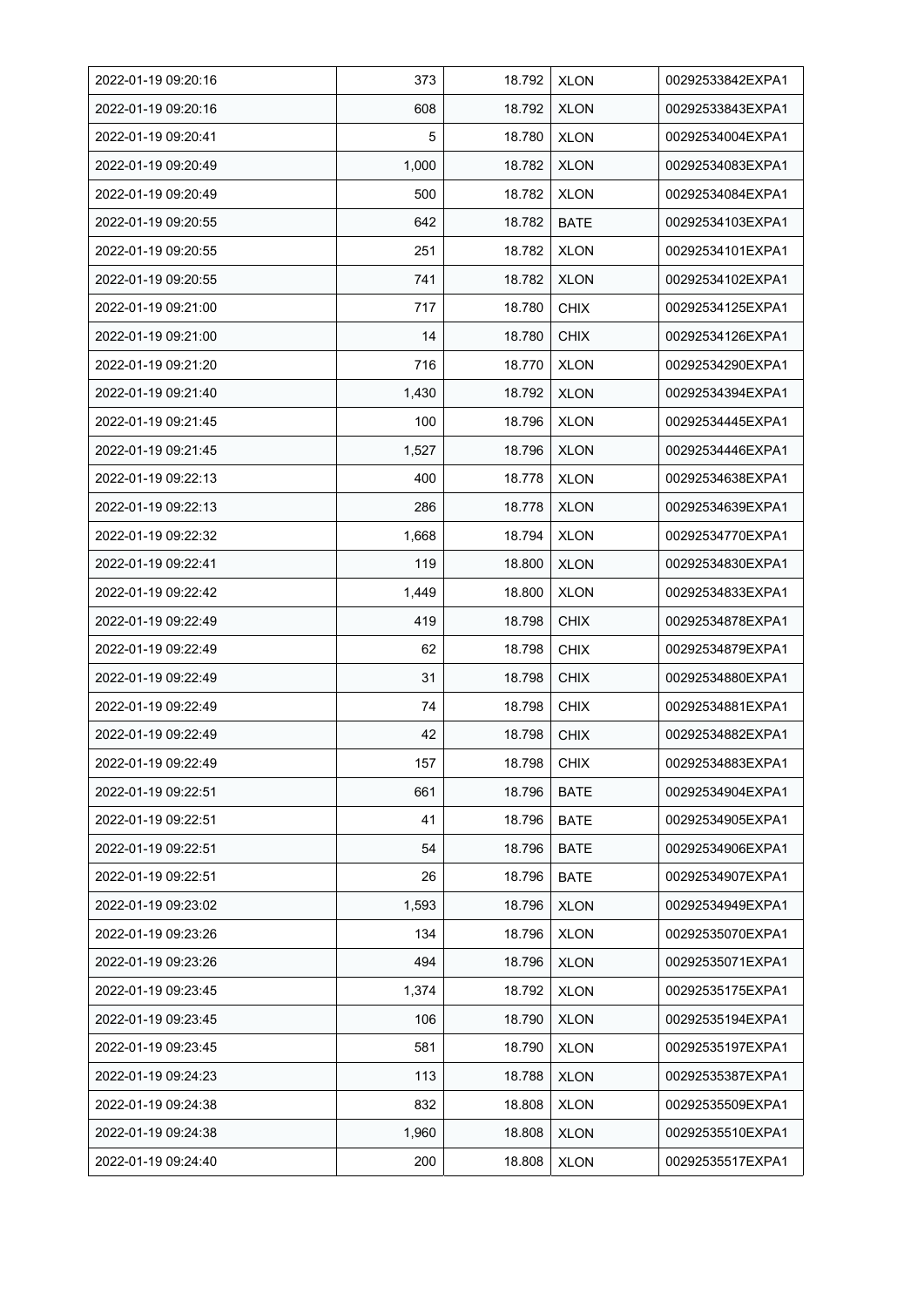| 2022-01-19 09:20:16 | 373 | 18.792 | XLON | 00292533842EXPA1 |
|---|---|---|---|---|
| 2022-01-19 09:20:16 | 608 | 18.792 | XLON | 00292533843EXPA1 |
| 2022-01-19 09:20:41 | 5 | 18.780 | XLON | 00292534004EXPA1 |
| 2022-01-19 09:20:49 | 1,000 | 18.782 | XLON | 00292534083EXPA1 |
| 2022-01-19 09:20:49 | 500 | 18.782 | XLON | 00292534084EXPA1 |
| 2022-01-19 09:20:55 | 642 | 18.782 | BATE | 00292534103EXPA1 |
| 2022-01-19 09:20:55 | 251 | 18.782 | XLON | 00292534101EXPA1 |
| 2022-01-19 09:20:55 | 741 | 18.782 | XLON | 00292534102EXPA1 |
| 2022-01-19 09:21:00 | 717 | 18.780 | CHIX | 00292534125EXPA1 |
| 2022-01-19 09:21:00 | 14 | 18.780 | CHIX | 00292534126EXPA1 |
| 2022-01-19 09:21:20 | 716 | 18.770 | XLON | 00292534290EXPA1 |
| 2022-01-19 09:21:40 | 1,430 | 18.792 | XLON | 00292534394EXPA1 |
| 2022-01-19 09:21:45 | 100 | 18.796 | XLON | 00292534445EXPA1 |
| 2022-01-19 09:21:45 | 1,527 | 18.796 | XLON | 00292534446EXPA1 |
| 2022-01-19 09:22:13 | 400 | 18.778 | XLON | 00292534638EXPA1 |
| 2022-01-19 09:22:13 | 286 | 18.778 | XLON | 00292534639EXPA1 |
| 2022-01-19 09:22:32 | 1,668 | 18.794 | XLON | 00292534770EXPA1 |
| 2022-01-19 09:22:41 | 119 | 18.800 | XLON | 00292534830EXPA1 |
| 2022-01-19 09:22:42 | 1,449 | 18.800 | XLON | 00292534833EXPA1 |
| 2022-01-19 09:22:49 | 419 | 18.798 | CHIX | 00292534878EXPA1 |
| 2022-01-19 09:22:49 | 62 | 18.798 | CHIX | 00292534879EXPA1 |
| 2022-01-19 09:22:49 | 31 | 18.798 | CHIX | 00292534880EXPA1 |
| 2022-01-19 09:22:49 | 74 | 18.798 | CHIX | 00292534881EXPA1 |
| 2022-01-19 09:22:49 | 42 | 18.798 | CHIX | 00292534882EXPA1 |
| 2022-01-19 09:22:49 | 157 | 18.798 | CHIX | 00292534883EXPA1 |
| 2022-01-19 09:22:51 | 661 | 18.796 | BATE | 00292534904EXPA1 |
| 2022-01-19 09:22:51 | 41 | 18.796 | BATE | 00292534905EXPA1 |
| 2022-01-19 09:22:51 | 54 | 18.796 | BATE | 00292534906EXPA1 |
| 2022-01-19 09:22:51 | 26 | 18.796 | BATE | 00292534907EXPA1 |
| 2022-01-19 09:23:02 | 1,593 | 18.796 | XLON | 00292534949EXPA1 |
| 2022-01-19 09:23:26 | 134 | 18.796 | XLON | 00292535070EXPA1 |
| 2022-01-19 09:23:26 | 494 | 18.796 | XLON | 00292535071EXPA1 |
| 2022-01-19 09:23:45 | 1,374 | 18.792 | XLON | 00292535175EXPA1 |
| 2022-01-19 09:23:45 | 106 | 18.790 | XLON | 00292535194EXPA1 |
| 2022-01-19 09:23:45 | 581 | 18.790 | XLON | 00292535197EXPA1 |
| 2022-01-19 09:24:23 | 113 | 18.788 | XLON | 00292535387EXPA1 |
| 2022-01-19 09:24:38 | 832 | 18.808 | XLON | 00292535509EXPA1 |
| 2022-01-19 09:24:38 | 1,960 | 18.808 | XLON | 00292535510EXPA1 |
| 2022-01-19 09:24:40 | 200 | 18.808 | XLON | 00292535517EXPA1 |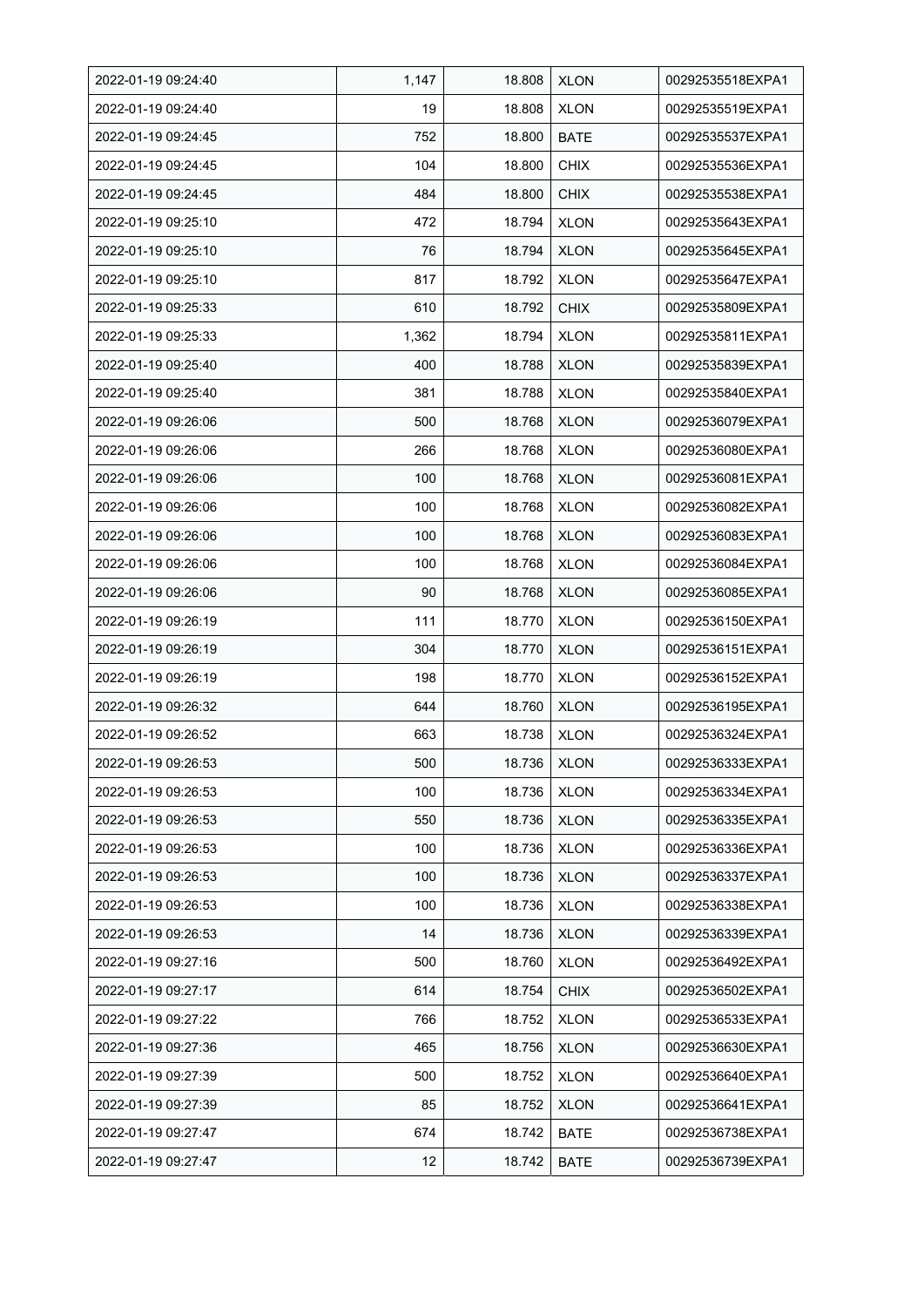| | | | | |
|---|---|---|---|---|
| 2022-01-19 09:24:40 | 1,147 | 18.808 | XLON | 00292535518EXPA1 |
| 2022-01-19 09:24:40 | 19 | 18.808 | XLON | 00292535519EXPA1 |
| 2022-01-19 09:24:45 | 752 | 18.800 | BATE | 00292535537EXPA1 |
| 2022-01-19 09:24:45 | 104 | 18.800 | CHIX | 00292535536EXPA1 |
| 2022-01-19 09:24:45 | 484 | 18.800 | CHIX | 00292535538EXPA1 |
| 2022-01-19 09:25:10 | 472 | 18.794 | XLON | 00292535643EXPA1 |
| 2022-01-19 09:25:10 | 76 | 18.794 | XLON | 00292535645EXPA1 |
| 2022-01-19 09:25:10 | 817 | 18.792 | XLON | 00292535647EXPA1 |
| 2022-01-19 09:25:33 | 610 | 18.792 | CHIX | 00292535809EXPA1 |
| 2022-01-19 09:25:33 | 1,362 | 18.794 | XLON | 00292535811EXPA1 |
| 2022-01-19 09:25:40 | 400 | 18.788 | XLON | 00292535839EXPA1 |
| 2022-01-19 09:25:40 | 381 | 18.788 | XLON | 00292535840EXPA1 |
| 2022-01-19 09:26:06 | 500 | 18.768 | XLON | 00292536079EXPA1 |
| 2022-01-19 09:26:06 | 266 | 18.768 | XLON | 00292536080EXPA1 |
| 2022-01-19 09:26:06 | 100 | 18.768 | XLON | 00292536081EXPA1 |
| 2022-01-19 09:26:06 | 100 | 18.768 | XLON | 00292536082EXPA1 |
| 2022-01-19 09:26:06 | 100 | 18.768 | XLON | 00292536083EXPA1 |
| 2022-01-19 09:26:06 | 100 | 18.768 | XLON | 00292536084EXPA1 |
| 2022-01-19 09:26:06 | 90 | 18.768 | XLON | 00292536085EXPA1 |
| 2022-01-19 09:26:19 | 111 | 18.770 | XLON | 00292536150EXPA1 |
| 2022-01-19 09:26:19 | 304 | 18.770 | XLON | 00292536151EXPA1 |
| 2022-01-19 09:26:19 | 198 | 18.770 | XLON | 00292536152EXPA1 |
| 2022-01-19 09:26:32 | 644 | 18.760 | XLON | 00292536195EXPA1 |
| 2022-01-19 09:26:52 | 663 | 18.738 | XLON | 00292536324EXPA1 |
| 2022-01-19 09:26:53 | 500 | 18.736 | XLON | 00292536333EXPA1 |
| 2022-01-19 09:26:53 | 100 | 18.736 | XLON | 00292536334EXPA1 |
| 2022-01-19 09:26:53 | 550 | 18.736 | XLON | 00292536335EXPA1 |
| 2022-01-19 09:26:53 | 100 | 18.736 | XLON | 00292536336EXPA1 |
| 2022-01-19 09:26:53 | 100 | 18.736 | XLON | 00292536337EXPA1 |
| 2022-01-19 09:26:53 | 100 | 18.736 | XLON | 00292536338EXPA1 |
| 2022-01-19 09:26:53 | 14 | 18.736 | XLON | 00292536339EXPA1 |
| 2022-01-19 09:27:16 | 500 | 18.760 | XLON | 00292536492EXPA1 |
| 2022-01-19 09:27:17 | 614 | 18.754 | CHIX | 00292536502EXPA1 |
| 2022-01-19 09:27:22 | 766 | 18.752 | XLON | 00292536533EXPA1 |
| 2022-01-19 09:27:36 | 465 | 18.756 | XLON | 00292536630EXPA1 |
| 2022-01-19 09:27:39 | 500 | 18.752 | XLON | 00292536640EXPA1 |
| 2022-01-19 09:27:39 | 85 | 18.752 | XLON | 00292536641EXPA1 |
| 2022-01-19 09:27:47 | 674 | 18.742 | BATE | 00292536738EXPA1 |
| 2022-01-19 09:27:47 | 12 | 18.742 | BATE | 00292536739EXPA1 |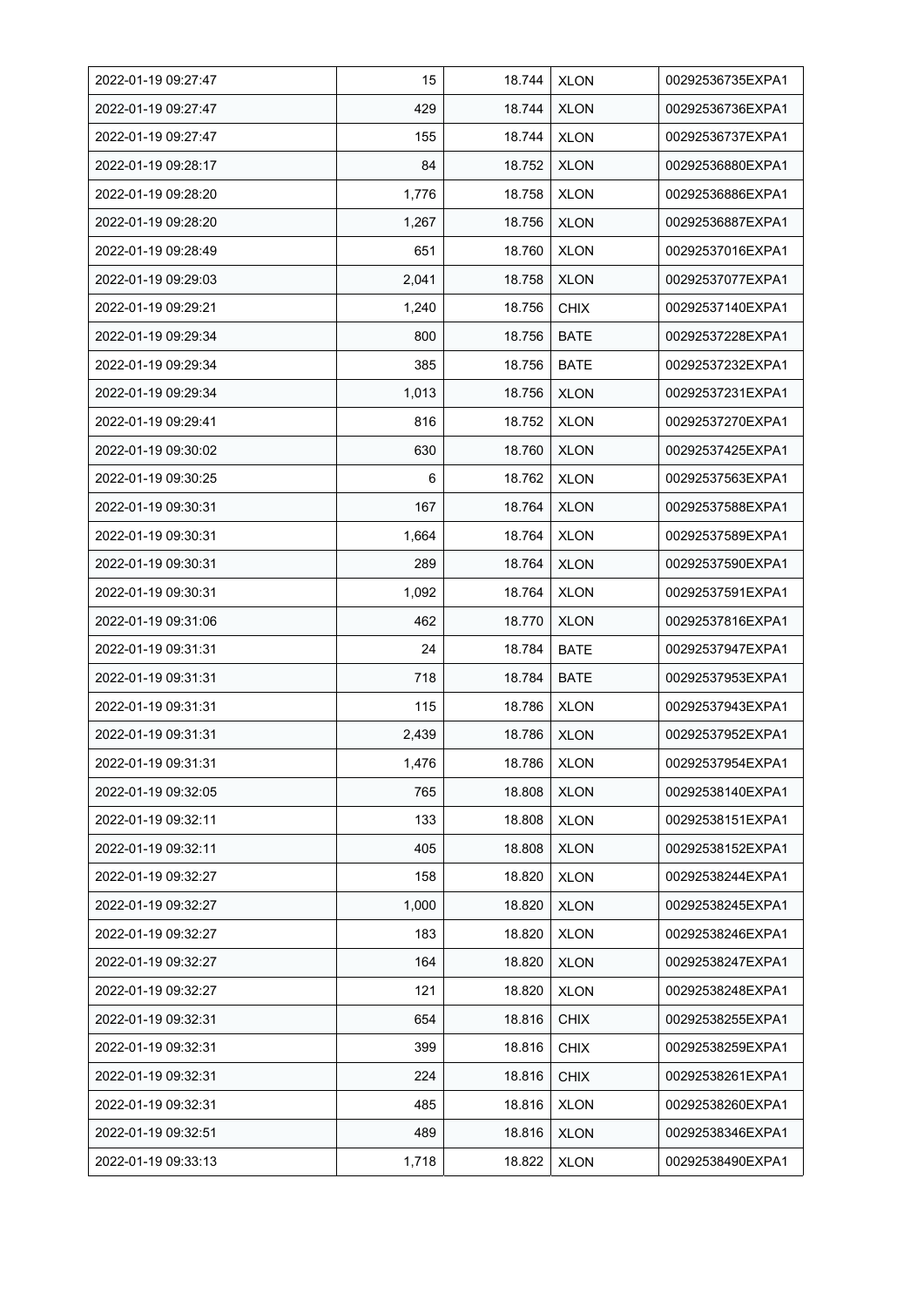| | | | | |
|---|---|---|---|---|
| 2022-01-19 09:27:47 | 15 | 18.744 | XLON | 00292536735EXPA1 |
| 2022-01-19 09:27:47 | 429 | 18.744 | XLON | 00292536736EXPA1 |
| 2022-01-19 09:27:47 | 155 | 18.744 | XLON | 00292536737EXPA1 |
| 2022-01-19 09:28:17 | 84 | 18.752 | XLON | 00292536880EXPA1 |
| 2022-01-19 09:28:20 | 1,776 | 18.758 | XLON | 00292536886EXPA1 |
| 2022-01-19 09:28:20 | 1,267 | 18.756 | XLON | 00292536887EXPA1 |
| 2022-01-19 09:28:49 | 651 | 18.760 | XLON | 00292537016EXPA1 |
| 2022-01-19 09:29:03 | 2,041 | 18.758 | XLON | 00292537077EXPA1 |
| 2022-01-19 09:29:21 | 1,240 | 18.756 | CHIX | 00292537140EXPA1 |
| 2022-01-19 09:29:34 | 800 | 18.756 | BATE | 00292537228EXPA1 |
| 2022-01-19 09:29:34 | 385 | 18.756 | BATE | 00292537232EXPA1 |
| 2022-01-19 09:29:34 | 1,013 | 18.756 | XLON | 00292537231EXPA1 |
| 2022-01-19 09:29:41 | 816 | 18.752 | XLON | 00292537270EXPA1 |
| 2022-01-19 09:30:02 | 630 | 18.760 | XLON | 00292537425EXPA1 |
| 2022-01-19 09:30:25 | 6 | 18.762 | XLON | 00292537563EXPA1 |
| 2022-01-19 09:30:31 | 167 | 18.764 | XLON | 00292537588EXPA1 |
| 2022-01-19 09:30:31 | 1,664 | 18.764 | XLON | 00292537589EXPA1 |
| 2022-01-19 09:30:31 | 289 | 18.764 | XLON | 00292537590EXPA1 |
| 2022-01-19 09:30:31 | 1,092 | 18.764 | XLON | 00292537591EXPA1 |
| 2022-01-19 09:31:06 | 462 | 18.770 | XLON | 00292537816EXPA1 |
| 2022-01-19 09:31:31 | 24 | 18.784 | BATE | 00292537947EXPA1 |
| 2022-01-19 09:31:31 | 718 | 18.784 | BATE | 00292537953EXPA1 |
| 2022-01-19 09:31:31 | 115 | 18.786 | XLON | 00292537943EXPA1 |
| 2022-01-19 09:31:31 | 2,439 | 18.786 | XLON | 00292537952EXPA1 |
| 2022-01-19 09:31:31 | 1,476 | 18.786 | XLON | 00292537954EXPA1 |
| 2022-01-19 09:32:05 | 765 | 18.808 | XLON | 00292538140EXPA1 |
| 2022-01-19 09:32:11 | 133 | 18.808 | XLON | 00292538151EXPA1 |
| 2022-01-19 09:32:11 | 405 | 18.808 | XLON | 00292538152EXPA1 |
| 2022-01-19 09:32:27 | 158 | 18.820 | XLON | 00292538244EXPA1 |
| 2022-01-19 09:32:27 | 1,000 | 18.820 | XLON | 00292538245EXPA1 |
| 2022-01-19 09:32:27 | 183 | 18.820 | XLON | 00292538246EXPA1 |
| 2022-01-19 09:32:27 | 164 | 18.820 | XLON | 00292538247EXPA1 |
| 2022-01-19 09:32:27 | 121 | 18.820 | XLON | 00292538248EXPA1 |
| 2022-01-19 09:32:31 | 654 | 18.816 | CHIX | 00292538255EXPA1 |
| 2022-01-19 09:32:31 | 399 | 18.816 | CHIX | 00292538259EXPA1 |
| 2022-01-19 09:32:31 | 224 | 18.816 | CHIX | 00292538261EXPA1 |
| 2022-01-19 09:32:31 | 485 | 18.816 | XLON | 00292538260EXPA1 |
| 2022-01-19 09:32:51 | 489 | 18.816 | XLON | 00292538346EXPA1 |
| 2022-01-19 09:33:13 | 1,718 | 18.822 | XLON | 00292538490EXPA1 |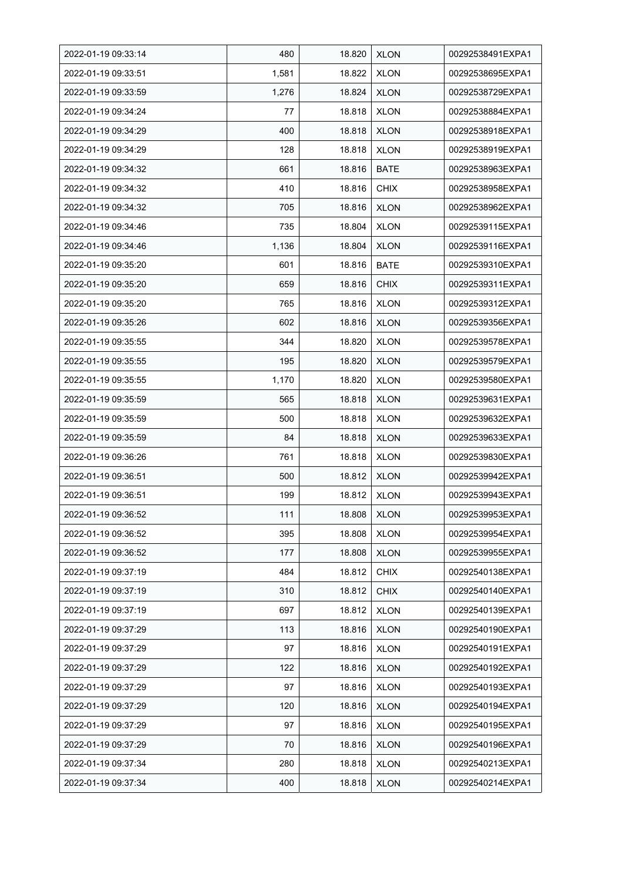| | | | | |
|---|---|---|---|---|
| 2022-01-19 09:33:14 | 480 | 18.820 | XLON | 00292538491EXPA1 |
| 2022-01-19 09:33:51 | 1,581 | 18.822 | XLON | 00292538695EXPA1 |
| 2022-01-19 09:33:59 | 1,276 | 18.824 | XLON | 00292538729EXPA1 |
| 2022-01-19 09:34:24 | 77 | 18.818 | XLON | 00292538884EXPA1 |
| 2022-01-19 09:34:29 | 400 | 18.818 | XLON | 00292538918EXPA1 |
| 2022-01-19 09:34:29 | 128 | 18.818 | XLON | 00292538919EXPA1 |
| 2022-01-19 09:34:32 | 661 | 18.816 | BATE | 00292538963EXPA1 |
| 2022-01-19 09:34:32 | 410 | 18.816 | CHIX | 00292538958EXPA1 |
| 2022-01-19 09:34:32 | 705 | 18.816 | XLON | 00292538962EXPA1 |
| 2022-01-19 09:34:46 | 735 | 18.804 | XLON | 00292539115EXPA1 |
| 2022-01-19 09:34:46 | 1,136 | 18.804 | XLON | 00292539116EXPA1 |
| 2022-01-19 09:35:20 | 601 | 18.816 | BATE | 00292539310EXPA1 |
| 2022-01-19 09:35:20 | 659 | 18.816 | CHIX | 00292539311EXPA1 |
| 2022-01-19 09:35:20 | 765 | 18.816 | XLON | 00292539312EXPA1 |
| 2022-01-19 09:35:26 | 602 | 18.816 | XLON | 00292539356EXPA1 |
| 2022-01-19 09:35:55 | 344 | 18.820 | XLON | 00292539578EXPA1 |
| 2022-01-19 09:35:55 | 195 | 18.820 | XLON | 00292539579EXPA1 |
| 2022-01-19 09:35:55 | 1,170 | 18.820 | XLON | 00292539580EXPA1 |
| 2022-01-19 09:35:59 | 565 | 18.818 | XLON | 00292539631EXPA1 |
| 2022-01-19 09:35:59 | 500 | 18.818 | XLON | 00292539632EXPA1 |
| 2022-01-19 09:35:59 | 84 | 18.818 | XLON | 00292539633EXPA1 |
| 2022-01-19 09:36:26 | 761 | 18.818 | XLON | 00292539830EXPA1 |
| 2022-01-19 09:36:51 | 500 | 18.812 | XLON | 00292539942EXPA1 |
| 2022-01-19 09:36:51 | 199 | 18.812 | XLON | 00292539943EXPA1 |
| 2022-01-19 09:36:52 | 111 | 18.808 | XLON | 00292539953EXPA1 |
| 2022-01-19 09:36:52 | 395 | 18.808 | XLON | 00292539954EXPA1 |
| 2022-01-19 09:36:52 | 177 | 18.808 | XLON | 00292539955EXPA1 |
| 2022-01-19 09:37:19 | 484 | 18.812 | CHIX | 00292540138EXPA1 |
| 2022-01-19 09:37:19 | 310 | 18.812 | CHIX | 00292540140EXPA1 |
| 2022-01-19 09:37:19 | 697 | 18.812 | XLON | 00292540139EXPA1 |
| 2022-01-19 09:37:29 | 113 | 18.816 | XLON | 00292540190EXPA1 |
| 2022-01-19 09:37:29 | 97 | 18.816 | XLON | 00292540191EXPA1 |
| 2022-01-19 09:37:29 | 122 | 18.816 | XLON | 00292540192EXPA1 |
| 2022-01-19 09:37:29 | 97 | 18.816 | XLON | 00292540193EXPA1 |
| 2022-01-19 09:37:29 | 120 | 18.816 | XLON | 00292540194EXPA1 |
| 2022-01-19 09:37:29 | 97 | 18.816 | XLON | 00292540195EXPA1 |
| 2022-01-19 09:37:29 | 70 | 18.816 | XLON | 00292540196EXPA1 |
| 2022-01-19 09:37:34 | 280 | 18.818 | XLON | 00292540213EXPA1 |
| 2022-01-19 09:37:34 | 400 | 18.818 | XLON | 00292540214EXPA1 |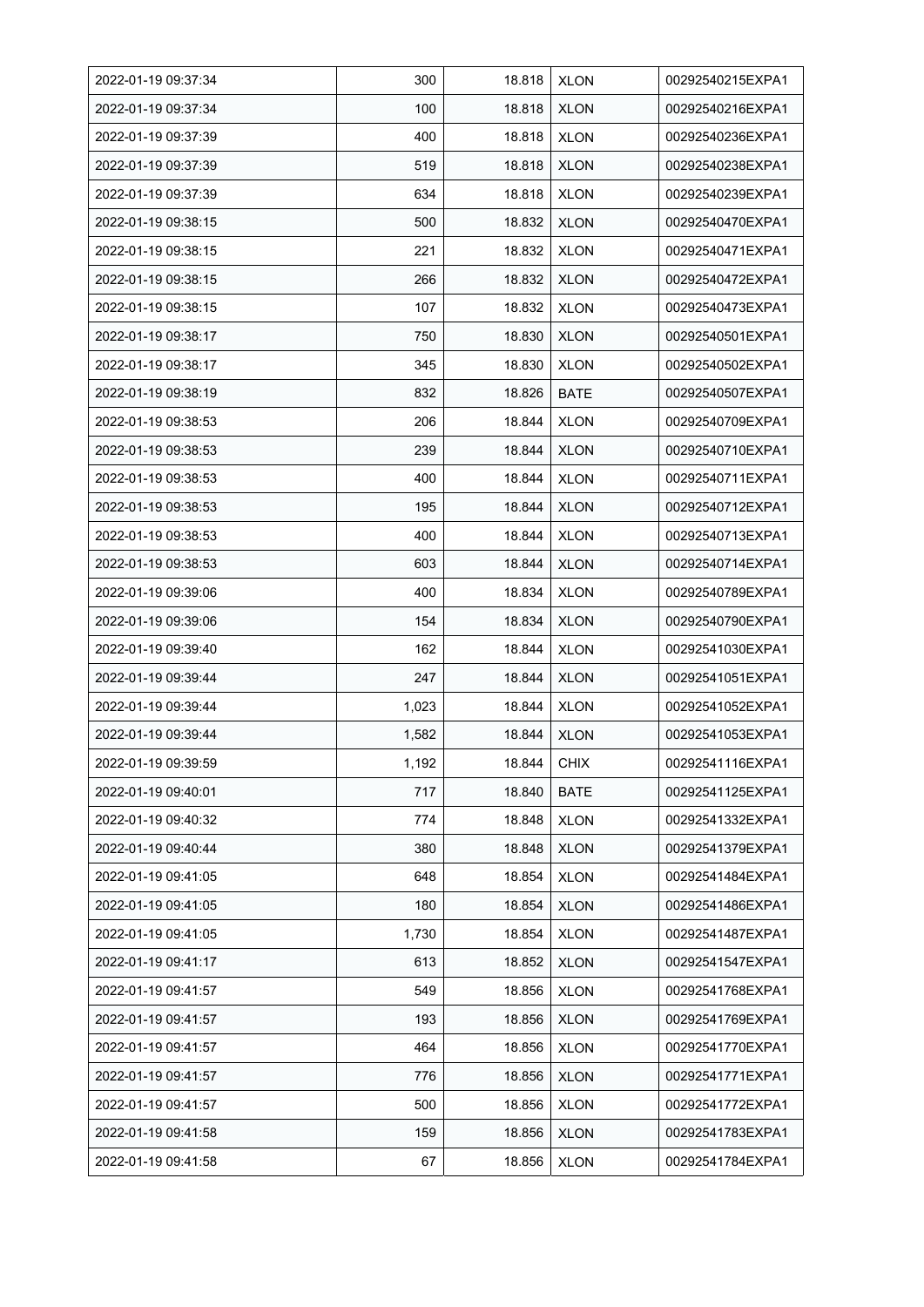| | | | | |
|---|---|---|---|---|
| 2022-01-19 09:37:34 | 300 | 18.818 | XLON | 00292540215EXPA1 |
| 2022-01-19 09:37:34 | 100 | 18.818 | XLON | 00292540216EXPA1 |
| 2022-01-19 09:37:39 | 400 | 18.818 | XLON | 00292540236EXPA1 |
| 2022-01-19 09:37:39 | 519 | 18.818 | XLON | 00292540238EXPA1 |
| 2022-01-19 09:37:39 | 634 | 18.818 | XLON | 00292540239EXPA1 |
| 2022-01-19 09:38:15 | 500 | 18.832 | XLON | 00292540470EXPA1 |
| 2022-01-19 09:38:15 | 221 | 18.832 | XLON | 00292540471EXPA1 |
| 2022-01-19 09:38:15 | 266 | 18.832 | XLON | 00292540472EXPA1 |
| 2022-01-19 09:38:15 | 107 | 18.832 | XLON | 00292540473EXPA1 |
| 2022-01-19 09:38:17 | 750 | 18.830 | XLON | 00292540501EXPA1 |
| 2022-01-19 09:38:17 | 345 | 18.830 | XLON | 00292540502EXPA1 |
| 2022-01-19 09:38:19 | 832 | 18.826 | BATE | 00292540507EXPA1 |
| 2022-01-19 09:38:53 | 206 | 18.844 | XLON | 00292540709EXPA1 |
| 2022-01-19 09:38:53 | 239 | 18.844 | XLON | 00292540710EXPA1 |
| 2022-01-19 09:38:53 | 400 | 18.844 | XLON | 00292540711EXPA1 |
| 2022-01-19 09:38:53 | 195 | 18.844 | XLON | 00292540712EXPA1 |
| 2022-01-19 09:38:53 | 400 | 18.844 | XLON | 00292540713EXPA1 |
| 2022-01-19 09:38:53 | 603 | 18.844 | XLON | 00292540714EXPA1 |
| 2022-01-19 09:39:06 | 400 | 18.834 | XLON | 00292540789EXPA1 |
| 2022-01-19 09:39:06 | 154 | 18.834 | XLON | 00292540790EXPA1 |
| 2022-01-19 09:39:40 | 162 | 18.844 | XLON | 00292541030EXPA1 |
| 2022-01-19 09:39:44 | 247 | 18.844 | XLON | 00292541051EXPA1 |
| 2022-01-19 09:39:44 | 1,023 | 18.844 | XLON | 00292541052EXPA1 |
| 2022-01-19 09:39:44 | 1,582 | 18.844 | XLON | 00292541053EXPA1 |
| 2022-01-19 09:39:59 | 1,192 | 18.844 | CHIX | 00292541116EXPA1 |
| 2022-01-19 09:40:01 | 717 | 18.840 | BATE | 00292541125EXPA1 |
| 2022-01-19 09:40:32 | 774 | 18.848 | XLON | 00292541332EXPA1 |
| 2022-01-19 09:40:44 | 380 | 18.848 | XLON | 00292541379EXPA1 |
| 2022-01-19 09:41:05 | 648 | 18.854 | XLON | 00292541484EXPA1 |
| 2022-01-19 09:41:05 | 180 | 18.854 | XLON | 00292541486EXPA1 |
| 2022-01-19 09:41:05 | 1,730 | 18.854 | XLON | 00292541487EXPA1 |
| 2022-01-19 09:41:17 | 613 | 18.852 | XLON | 00292541547EXPA1 |
| 2022-01-19 09:41:57 | 549 | 18.856 | XLON | 00292541768EXPA1 |
| 2022-01-19 09:41:57 | 193 | 18.856 | XLON | 00292541769EXPA1 |
| 2022-01-19 09:41:57 | 464 | 18.856 | XLON | 00292541770EXPA1 |
| 2022-01-19 09:41:57 | 776 | 18.856 | XLON | 00292541771EXPA1 |
| 2022-01-19 09:41:57 | 500 | 18.856 | XLON | 00292541772EXPA1 |
| 2022-01-19 09:41:58 | 159 | 18.856 | XLON | 00292541783EXPA1 |
| 2022-01-19 09:41:58 | 67 | 18.856 | XLON | 00292541784EXPA1 |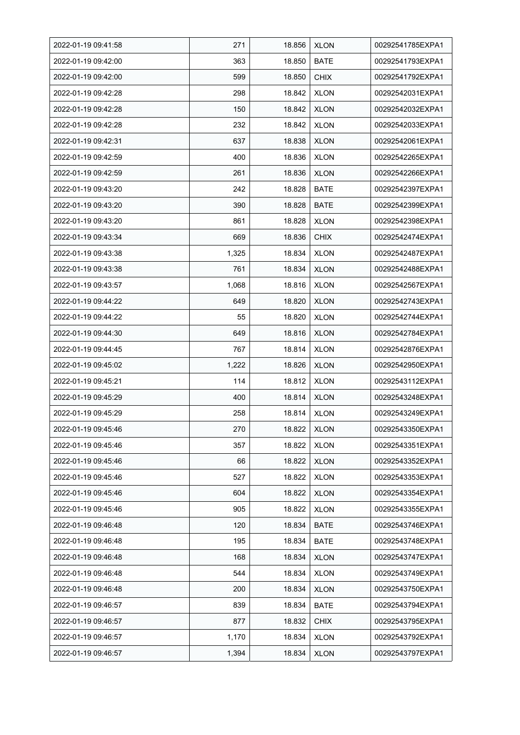| 2022-01-19 09:41:58 | 271 | 18.856 | XLON | 00292541785EXPA1 |
|---|---|---|---|---|
| 2022-01-19 09:42:00 | 363 | 18.850 | BATE | 00292541793EXPA1 |
| 2022-01-19 09:42:00 | 599 | 18.850 | CHIX | 00292541792EXPA1 |
| 2022-01-19 09:42:28 | 298 | 18.842 | XLON | 00292542031EXPA1 |
| 2022-01-19 09:42:28 | 150 | 18.842 | XLON | 00292542032EXPA1 |
| 2022-01-19 09:42:28 | 232 | 18.842 | XLON | 00292542033EXPA1 |
| 2022-01-19 09:42:31 | 637 | 18.838 | XLON | 00292542061EXPA1 |
| 2022-01-19 09:42:59 | 400 | 18.836 | XLON | 00292542265EXPA1 |
| 2022-01-19 09:42:59 | 261 | 18.836 | XLON | 00292542266EXPA1 |
| 2022-01-19 09:43:20 | 242 | 18.828 | BATE | 00292542397EXPA1 |
| 2022-01-19 09:43:20 | 390 | 18.828 | BATE | 00292542399EXPA1 |
| 2022-01-19 09:43:20 | 861 | 18.828 | XLON | 00292542398EXPA1 |
| 2022-01-19 09:43:34 | 669 | 18.836 | CHIX | 00292542474EXPA1 |
| 2022-01-19 09:43:38 | 1,325 | 18.834 | XLON | 00292542487EXPA1 |
| 2022-01-19 09:43:38 | 761 | 18.834 | XLON | 00292542488EXPA1 |
| 2022-01-19 09:43:57 | 1,068 | 18.816 | XLON | 00292542567EXPA1 |
| 2022-01-19 09:44:22 | 649 | 18.820 | XLON | 00292542743EXPA1 |
| 2022-01-19 09:44:22 | 55 | 18.820 | XLON | 00292542744EXPA1 |
| 2022-01-19 09:44:30 | 649 | 18.816 | XLON | 00292542784EXPA1 |
| 2022-01-19 09:44:45 | 767 | 18.814 | XLON | 00292542876EXPA1 |
| 2022-01-19 09:45:02 | 1,222 | 18.826 | XLON | 00292542950EXPA1 |
| 2022-01-19 09:45:21 | 114 | 18.812 | XLON | 00292543112EXPA1 |
| 2022-01-19 09:45:29 | 400 | 18.814 | XLON | 00292543248EXPA1 |
| 2022-01-19 09:45:29 | 258 | 18.814 | XLON | 00292543249EXPA1 |
| 2022-01-19 09:45:46 | 270 | 18.822 | XLON | 00292543350EXPA1 |
| 2022-01-19 09:45:46 | 357 | 18.822 | XLON | 00292543351EXPA1 |
| 2022-01-19 09:45:46 | 66 | 18.822 | XLON | 00292543352EXPA1 |
| 2022-01-19 09:45:46 | 527 | 18.822 | XLON | 00292543353EXPA1 |
| 2022-01-19 09:45:46 | 604 | 18.822 | XLON | 00292543354EXPA1 |
| 2022-01-19 09:45:46 | 905 | 18.822 | XLON | 00292543355EXPA1 |
| 2022-01-19 09:46:48 | 120 | 18.834 | BATE | 00292543746EXPA1 |
| 2022-01-19 09:46:48 | 195 | 18.834 | BATE | 00292543748EXPA1 |
| 2022-01-19 09:46:48 | 168 | 18.834 | XLON | 00292543747EXPA1 |
| 2022-01-19 09:46:48 | 544 | 18.834 | XLON | 00292543749EXPA1 |
| 2022-01-19 09:46:48 | 200 | 18.834 | XLON | 00292543750EXPA1 |
| 2022-01-19 09:46:57 | 839 | 18.834 | BATE | 00292543794EXPA1 |
| 2022-01-19 09:46:57 | 877 | 18.832 | CHIX | 00292543795EXPA1 |
| 2022-01-19 09:46:57 | 1,170 | 18.834 | XLON | 00292543792EXPA1 |
| 2022-01-19 09:46:57 | 1,394 | 18.834 | XLON | 00292543797EXPA1 |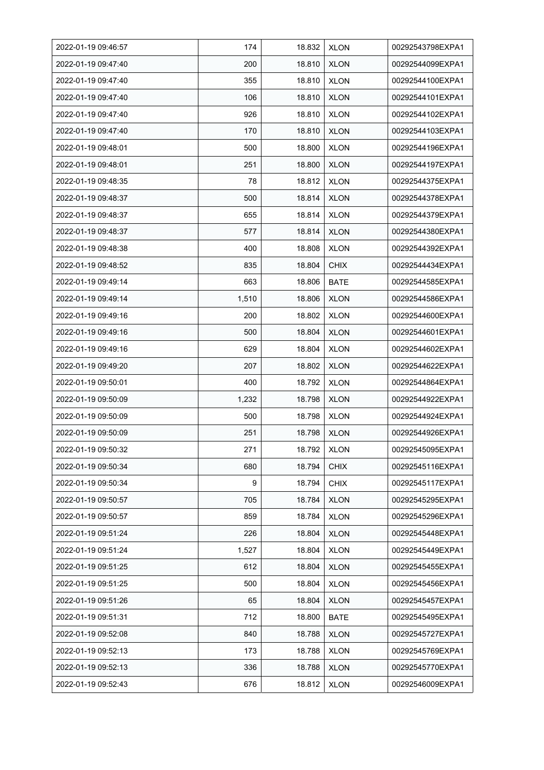| 2022-01-19 09:46:57 | 174 | 18.832 | XLON | 00292543798EXPA1 |
|---|---|---|---|---|
| 2022-01-19 09:47:40 | 200 | 18.810 | XLON | 00292544099EXPA1 |
| 2022-01-19 09:47:40 | 355 | 18.810 | XLON | 00292544100EXPA1 |
| 2022-01-19 09:47:40 | 106 | 18.810 | XLON | 00292544101EXPA1 |
| 2022-01-19 09:47:40 | 926 | 18.810 | XLON | 00292544102EXPA1 |
| 2022-01-19 09:47:40 | 170 | 18.810 | XLON | 00292544103EXPA1 |
| 2022-01-19 09:48:01 | 500 | 18.800 | XLON | 00292544196EXPA1 |
| 2022-01-19 09:48:01 | 251 | 18.800 | XLON | 00292544197EXPA1 |
| 2022-01-19 09:48:35 | 78 | 18.812 | XLON | 00292544375EXPA1 |
| 2022-01-19 09:48:37 | 500 | 18.814 | XLON | 00292544378EXPA1 |
| 2022-01-19 09:48:37 | 655 | 18.814 | XLON | 00292544379EXPA1 |
| 2022-01-19 09:48:37 | 577 | 18.814 | XLON | 00292544380EXPA1 |
| 2022-01-19 09:48:38 | 400 | 18.808 | XLON | 00292544392EXPA1 |
| 2022-01-19 09:48:52 | 835 | 18.804 | CHIX | 00292544434EXPA1 |
| 2022-01-19 09:49:14 | 663 | 18.806 | BATE | 00292544585EXPA1 |
| 2022-01-19 09:49:14 | 1,510 | 18.806 | XLON | 00292544586EXPA1 |
| 2022-01-19 09:49:16 | 200 | 18.802 | XLON | 00292544600EXPA1 |
| 2022-01-19 09:49:16 | 500 | 18.804 | XLON | 00292544601EXPA1 |
| 2022-01-19 09:49:16 | 629 | 18.804 | XLON | 00292544602EXPA1 |
| 2022-01-19 09:49:20 | 207 | 18.802 | XLON | 00292544622EXPA1 |
| 2022-01-19 09:50:01 | 400 | 18.792 | XLON | 00292544864EXPA1 |
| 2022-01-19 09:50:09 | 1,232 | 18.798 | XLON | 00292544922EXPA1 |
| 2022-01-19 09:50:09 | 500 | 18.798 | XLON | 00292544924EXPA1 |
| 2022-01-19 09:50:09 | 251 | 18.798 | XLON | 00292544926EXPA1 |
| 2022-01-19 09:50:32 | 271 | 18.792 | XLON | 00292545095EXPA1 |
| 2022-01-19 09:50:34 | 680 | 18.794 | CHIX | 00292545116EXPA1 |
| 2022-01-19 09:50:34 | 9 | 18.794 | CHIX | 00292545117EXPA1 |
| 2022-01-19 09:50:57 | 705 | 18.784 | XLON | 00292545295EXPA1 |
| 2022-01-19 09:50:57 | 859 | 18.784 | XLON | 00292545296EXPA1 |
| 2022-01-19 09:51:24 | 226 | 18.804 | XLON | 00292545448EXPA1 |
| 2022-01-19 09:51:24 | 1,527 | 18.804 | XLON | 00292545449EXPA1 |
| 2022-01-19 09:51:25 | 612 | 18.804 | XLON | 00292545455EXPA1 |
| 2022-01-19 09:51:25 | 500 | 18.804 | XLON | 00292545456EXPA1 |
| 2022-01-19 09:51:26 | 65 | 18.804 | XLON | 00292545457EXPA1 |
| 2022-01-19 09:51:31 | 712 | 18.800 | BATE | 00292545495EXPA1 |
| 2022-01-19 09:52:08 | 840 | 18.788 | XLON | 00292545727EXPA1 |
| 2022-01-19 09:52:13 | 173 | 18.788 | XLON | 00292545769EXPA1 |
| 2022-01-19 09:52:13 | 336 | 18.788 | XLON | 00292545770EXPA1 |
| 2022-01-19 09:52:43 | 676 | 18.812 | XLON | 00292546009EXPA1 |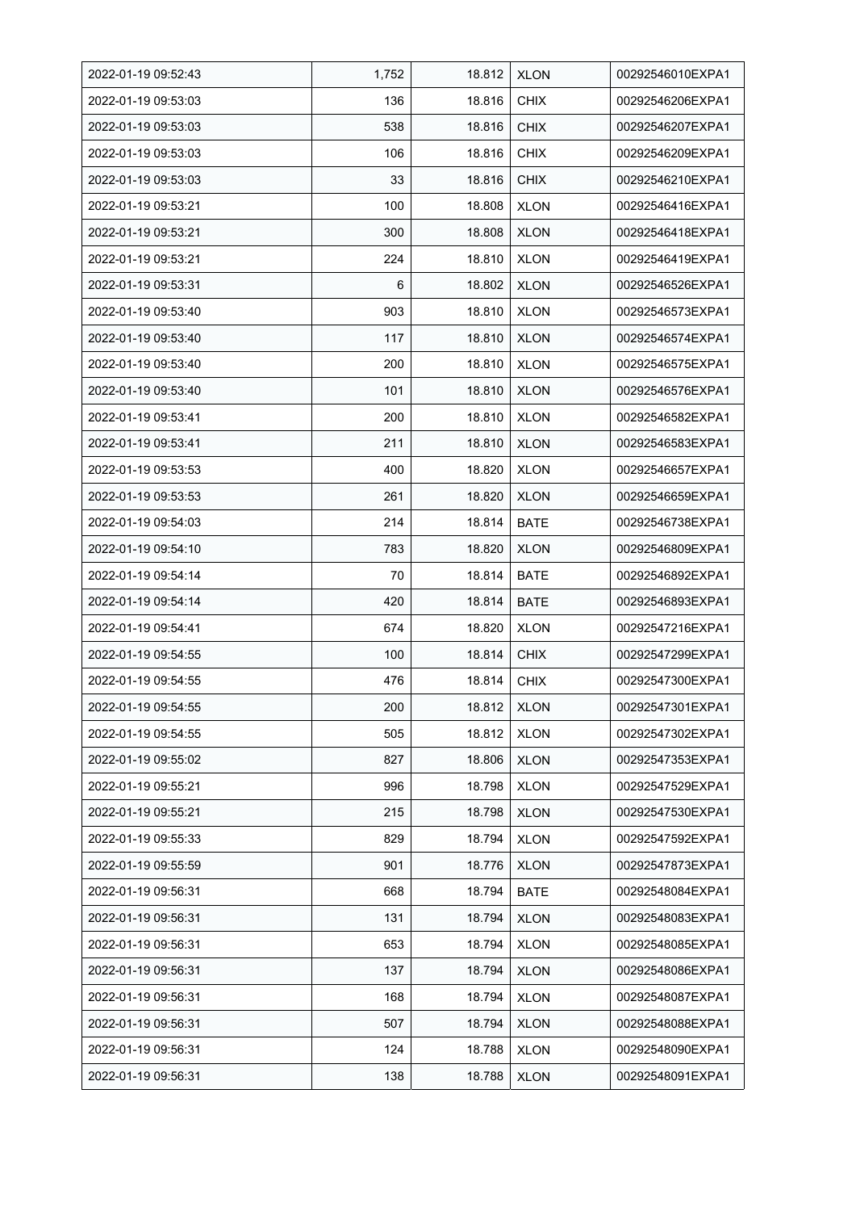| 2022-01-19 09:52:43 | 1,752 | 18.812 | XLON | 00292546010EXPA1 |
|---|---|---|---|---|
| 2022-01-19 09:53:03 | 136 | 18.816 | CHIX | 00292546206EXPA1 |
| 2022-01-19 09:53:03 | 538 | 18.816 | CHIX | 00292546207EXPA1 |
| 2022-01-19 09:53:03 | 106 | 18.816 | CHIX | 00292546209EXPA1 |
| 2022-01-19 09:53:03 | 33 | 18.816 | CHIX | 00292546210EXPA1 |
| 2022-01-19 09:53:21 | 100 | 18.808 | XLON | 00292546416EXPA1 |
| 2022-01-19 09:53:21 | 300 | 18.808 | XLON | 00292546418EXPA1 |
| 2022-01-19 09:53:21 | 224 | 18.810 | XLON | 00292546419EXPA1 |
| 2022-01-19 09:53:31 | 6 | 18.802 | XLON | 00292546526EXPA1 |
| 2022-01-19 09:53:40 | 903 | 18.810 | XLON | 00292546573EXPA1 |
| 2022-01-19 09:53:40 | 117 | 18.810 | XLON | 00292546574EXPA1 |
| 2022-01-19 09:53:40 | 200 | 18.810 | XLON | 00292546575EXPA1 |
| 2022-01-19 09:53:40 | 101 | 18.810 | XLON | 00292546576EXPA1 |
| 2022-01-19 09:53:41 | 200 | 18.810 | XLON | 00292546582EXPA1 |
| 2022-01-19 09:53:41 | 211 | 18.810 | XLON | 00292546583EXPA1 |
| 2022-01-19 09:53:53 | 400 | 18.820 | XLON | 00292546657EXPA1 |
| 2022-01-19 09:53:53 | 261 | 18.820 | XLON | 00292546659EXPA1 |
| 2022-01-19 09:54:03 | 214 | 18.814 | BATE | 00292546738EXPA1 |
| 2022-01-19 09:54:10 | 783 | 18.820 | XLON | 00292546809EXPA1 |
| 2022-01-19 09:54:14 | 70 | 18.814 | BATE | 00292546892EXPA1 |
| 2022-01-19 09:54:14 | 420 | 18.814 | BATE | 00292546893EXPA1 |
| 2022-01-19 09:54:41 | 674 | 18.820 | XLON | 00292547216EXPA1 |
| 2022-01-19 09:54:55 | 100 | 18.814 | CHIX | 00292547299EXPA1 |
| 2022-01-19 09:54:55 | 476 | 18.814 | CHIX | 00292547300EXPA1 |
| 2022-01-19 09:54:55 | 200 | 18.812 | XLON | 00292547301EXPA1 |
| 2022-01-19 09:54:55 | 505 | 18.812 | XLON | 00292547302EXPA1 |
| 2022-01-19 09:55:02 | 827 | 18.806 | XLON | 00292547353EXPA1 |
| 2022-01-19 09:55:21 | 996 | 18.798 | XLON | 00292547529EXPA1 |
| 2022-01-19 09:55:21 | 215 | 18.798 | XLON | 00292547530EXPA1 |
| 2022-01-19 09:55:33 | 829 | 18.794 | XLON | 00292547592EXPA1 |
| 2022-01-19 09:55:59 | 901 | 18.776 | XLON | 00292547873EXPA1 |
| 2022-01-19 09:56:31 | 668 | 18.794 | BATE | 00292548084EXPA1 |
| 2022-01-19 09:56:31 | 131 | 18.794 | XLON | 00292548083EXPA1 |
| 2022-01-19 09:56:31 | 653 | 18.794 | XLON | 00292548085EXPA1 |
| 2022-01-19 09:56:31 | 137 | 18.794 | XLON | 00292548086EXPA1 |
| 2022-01-19 09:56:31 | 168 | 18.794 | XLON | 00292548087EXPA1 |
| 2022-01-19 09:56:31 | 507 | 18.794 | XLON | 00292548088EXPA1 |
| 2022-01-19 09:56:31 | 124 | 18.788 | XLON | 00292548090EXPA1 |
| 2022-01-19 09:56:31 | 138 | 18.788 | XLON | 00292548091EXPA1 |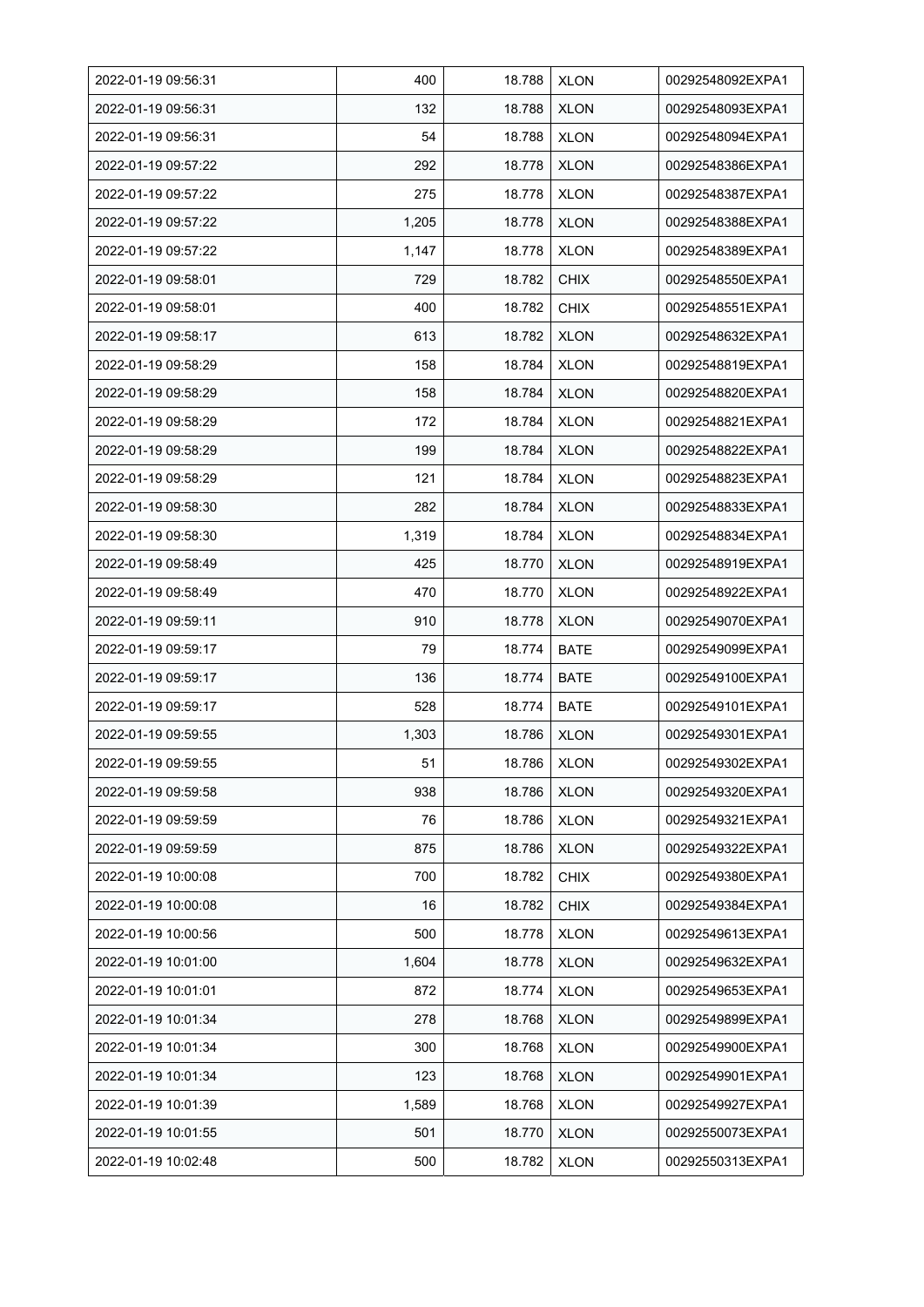| 2022-01-19 09:56:31 | 400 | 18.788 | XLON | 00292548092EXPA1 |
|---|---|---|---|---|
| 2022-01-19 09:56:31 | 132 | 18.788 | XLON | 00292548093EXPA1 |
| 2022-01-19 09:56:31 | 54 | 18.788 | XLON | 00292548094EXPA1 |
| 2022-01-19 09:57:22 | 292 | 18.778 | XLON | 00292548386EXPA1 |
| 2022-01-19 09:57:22 | 275 | 18.778 | XLON | 00292548387EXPA1 |
| 2022-01-19 09:57:22 | 1,205 | 18.778 | XLON | 00292548388EXPA1 |
| 2022-01-19 09:57:22 | 1,147 | 18.778 | XLON | 00292548389EXPA1 |
| 2022-01-19 09:58:01 | 729 | 18.782 | CHIX | 00292548550EXPA1 |
| 2022-01-19 09:58:01 | 400 | 18.782 | CHIX | 00292548551EXPA1 |
| 2022-01-19 09:58:17 | 613 | 18.782 | XLON | 00292548632EXPA1 |
| 2022-01-19 09:58:29 | 158 | 18.784 | XLON | 00292548819EXPA1 |
| 2022-01-19 09:58:29 | 158 | 18.784 | XLON | 00292548820EXPA1 |
| 2022-01-19 09:58:29 | 172 | 18.784 | XLON | 00292548821EXPA1 |
| 2022-01-19 09:58:29 | 199 | 18.784 | XLON | 00292548822EXPA1 |
| 2022-01-19 09:58:29 | 121 | 18.784 | XLON | 00292548823EXPA1 |
| 2022-01-19 09:58:30 | 282 | 18.784 | XLON | 00292548833EXPA1 |
| 2022-01-19 09:58:30 | 1,319 | 18.784 | XLON | 00292548834EXPA1 |
| 2022-01-19 09:58:49 | 425 | 18.770 | XLON | 00292548919EXPA1 |
| 2022-01-19 09:58:49 | 470 | 18.770 | XLON | 00292548922EXPA1 |
| 2022-01-19 09:59:11 | 910 | 18.778 | XLON | 00292549070EXPA1 |
| 2022-01-19 09:59:17 | 79 | 18.774 | BATE | 00292549099EXPA1 |
| 2022-01-19 09:59:17 | 136 | 18.774 | BATE | 00292549100EXPA1 |
| 2022-01-19 09:59:17 | 528 | 18.774 | BATE | 00292549101EXPA1 |
| 2022-01-19 09:59:55 | 1,303 | 18.786 | XLON | 00292549301EXPA1 |
| 2022-01-19 09:59:55 | 51 | 18.786 | XLON | 00292549302EXPA1 |
| 2022-01-19 09:59:58 | 938 | 18.786 | XLON | 00292549320EXPA1 |
| 2022-01-19 09:59:59 | 76 | 18.786 | XLON | 00292549321EXPA1 |
| 2022-01-19 09:59:59 | 875 | 18.786 | XLON | 00292549322EXPA1 |
| 2022-01-19 10:00:08 | 700 | 18.782 | CHIX | 00292549380EXPA1 |
| 2022-01-19 10:00:08 | 16 | 18.782 | CHIX | 00292549384EXPA1 |
| 2022-01-19 10:00:56 | 500 | 18.778 | XLON | 00292549613EXPA1 |
| 2022-01-19 10:01:00 | 1,604 | 18.778 | XLON | 00292549632EXPA1 |
| 2022-01-19 10:01:01 | 872 | 18.774 | XLON | 00292549653EXPA1 |
| 2022-01-19 10:01:34 | 278 | 18.768 | XLON | 00292549899EXPA1 |
| 2022-01-19 10:01:34 | 300 | 18.768 | XLON | 00292549900EXPA1 |
| 2022-01-19 10:01:34 | 123 | 18.768 | XLON | 00292549901EXPA1 |
| 2022-01-19 10:01:39 | 1,589 | 18.768 | XLON | 00292549927EXPA1 |
| 2022-01-19 10:01:55 | 501 | 18.770 | XLON | 00292550073EXPA1 |
| 2022-01-19 10:02:48 | 500 | 18.782 | XLON | 00292550313EXPA1 |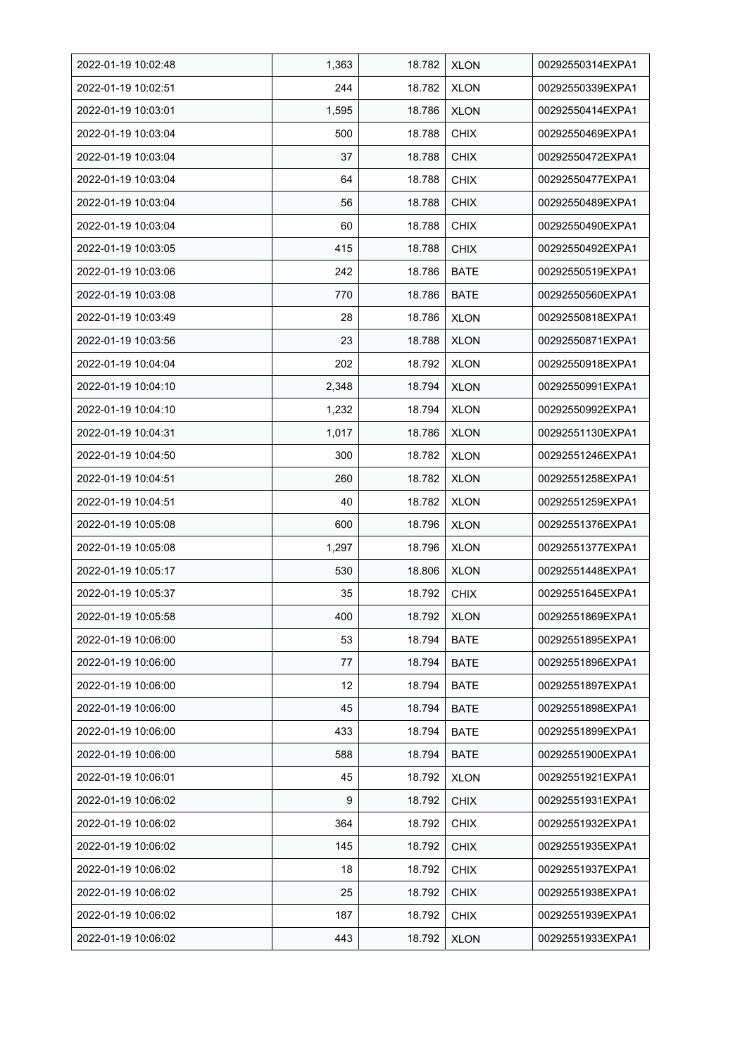| 2022-01-19 10:02:48 | 1,363 | 18.782 | XLON | 00292550314EXPA1 |
|---|---|---|---|---|
| 2022-01-19 10:02:51 | 244 | 18.782 | XLON | 00292550339EXPA1 |
| 2022-01-19 10:03:01 | 1,595 | 18.786 | XLON | 00292550414EXPA1 |
| 2022-01-19 10:03:04 | 500 | 18.788 | CHIX | 00292550469EXPA1 |
| 2022-01-19 10:03:04 | 37 | 18.788 | CHIX | 00292550472EXPA1 |
| 2022-01-19 10:03:04 | 64 | 18.788 | CHIX | 00292550477EXPA1 |
| 2022-01-19 10:03:04 | 56 | 18.788 | CHIX | 00292550489EXPA1 |
| 2022-01-19 10:03:04 | 60 | 18.788 | CHIX | 00292550490EXPA1 |
| 2022-01-19 10:03:05 | 415 | 18.788 | CHIX | 00292550492EXPA1 |
| 2022-01-19 10:03:06 | 242 | 18.786 | BATE | 00292550519EXPA1 |
| 2022-01-19 10:03:08 | 770 | 18.786 | BATE | 00292550560EXPA1 |
| 2022-01-19 10:03:49 | 28 | 18.786 | XLON | 00292550818EXPA1 |
| 2022-01-19 10:03:56 | 23 | 18.788 | XLON | 00292550871EXPA1 |
| 2022-01-19 10:04:04 | 202 | 18.792 | XLON | 00292550918EXPA1 |
| 2022-01-19 10:04:10 | 2,348 | 18.794 | XLON | 00292550991EXPA1 |
| 2022-01-19 10:04:10 | 1,232 | 18.794 | XLON | 00292550992EXPA1 |
| 2022-01-19 10:04:31 | 1,017 | 18.786 | XLON | 00292551130EXPA1 |
| 2022-01-19 10:04:50 | 300 | 18.782 | XLON | 00292551246EXPA1 |
| 2022-01-19 10:04:51 | 260 | 18.782 | XLON | 00292551258EXPA1 |
| 2022-01-19 10:04:51 | 40 | 18.782 | XLON | 00292551259EXPA1 |
| 2022-01-19 10:05:08 | 600 | 18.796 | XLON | 00292551376EXPA1 |
| 2022-01-19 10:05:08 | 1,297 | 18.796 | XLON | 00292551377EXPA1 |
| 2022-01-19 10:05:17 | 530 | 18.806 | XLON | 00292551448EXPA1 |
| 2022-01-19 10:05:37 | 35 | 18.792 | CHIX | 00292551645EXPA1 |
| 2022-01-19 10:05:58 | 400 | 18.792 | XLON | 00292551869EXPA1 |
| 2022-01-19 10:06:00 | 53 | 18.794 | BATE | 00292551895EXPA1 |
| 2022-01-19 10:06:00 | 77 | 18.794 | BATE | 00292551896EXPA1 |
| 2022-01-19 10:06:00 | 12 | 18.794 | BATE | 00292551897EXPA1 |
| 2022-01-19 10:06:00 | 45 | 18.794 | BATE | 00292551898EXPA1 |
| 2022-01-19 10:06:00 | 433 | 18.794 | BATE | 00292551899EXPA1 |
| 2022-01-19 10:06:00 | 588 | 18.794 | BATE | 00292551900EXPA1 |
| 2022-01-19 10:06:01 | 45 | 18.792 | XLON | 00292551921EXPA1 |
| 2022-01-19 10:06:02 | 9 | 18.792 | CHIX | 00292551931EXPA1 |
| 2022-01-19 10:06:02 | 364 | 18.792 | CHIX | 00292551932EXPA1 |
| 2022-01-19 10:06:02 | 145 | 18.792 | CHIX | 00292551935EXPA1 |
| 2022-01-19 10:06:02 | 18 | 18.792 | CHIX | 00292551937EXPA1 |
| 2022-01-19 10:06:02 | 25 | 18.792 | CHIX | 00292551938EXPA1 |
| 2022-01-19 10:06:02 | 187 | 18.792 | CHIX | 00292551939EXPA1 |
| 2022-01-19 10:06:02 | 443 | 18.792 | XLON | 00292551933EXPA1 |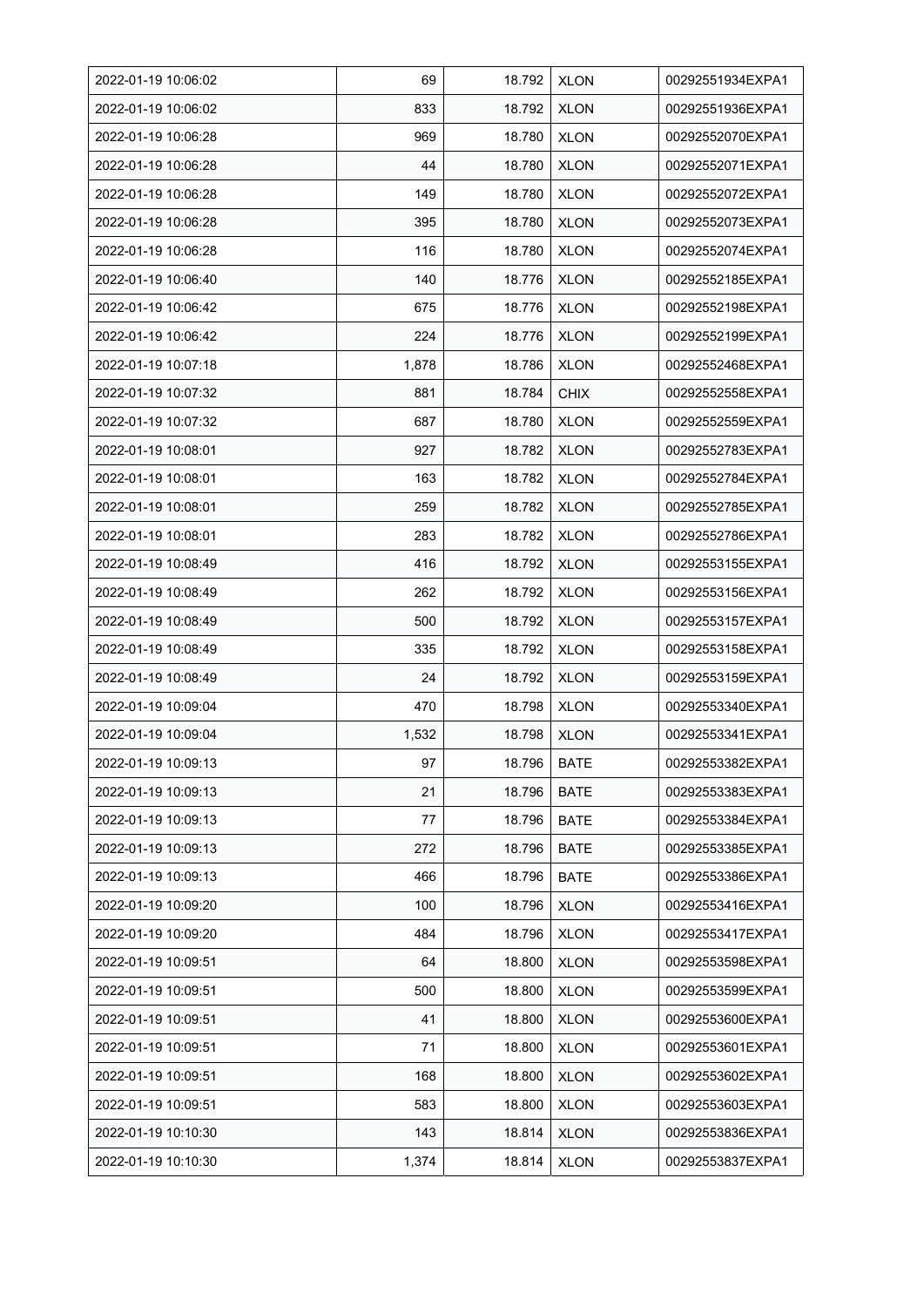| | | | | |
|---|---|---|---|---|
| 2022-01-19 10:06:02 | 69 | 18.792 | XLON | 00292551934EXPA1 |
| 2022-01-19 10:06:02 | 833 | 18.792 | XLON | 00292551936EXPA1 |
| 2022-01-19 10:06:28 | 969 | 18.780 | XLON | 00292552070EXPA1 |
| 2022-01-19 10:06:28 | 44 | 18.780 | XLON | 00292552071EXPA1 |
| 2022-01-19 10:06:28 | 149 | 18.780 | XLON | 00292552072EXPA1 |
| 2022-01-19 10:06:28 | 395 | 18.780 | XLON | 00292552073EXPA1 |
| 2022-01-19 10:06:28 | 116 | 18.780 | XLON | 00292552074EXPA1 |
| 2022-01-19 10:06:40 | 140 | 18.776 | XLON | 00292552185EXPA1 |
| 2022-01-19 10:06:42 | 675 | 18.776 | XLON | 00292552198EXPA1 |
| 2022-01-19 10:06:42 | 224 | 18.776 | XLON | 00292552199EXPA1 |
| 2022-01-19 10:07:18 | 1,878 | 18.786 | XLON | 00292552468EXPA1 |
| 2022-01-19 10:07:32 | 881 | 18.784 | CHIX | 00292552558EXPA1 |
| 2022-01-19 10:07:32 | 687 | 18.780 | XLON | 00292552559EXPA1 |
| 2022-01-19 10:08:01 | 927 | 18.782 | XLON | 00292552783EXPA1 |
| 2022-01-19 10:08:01 | 163 | 18.782 | XLON | 00292552784EXPA1 |
| 2022-01-19 10:08:01 | 259 | 18.782 | XLON | 00292552785EXPA1 |
| 2022-01-19 10:08:01 | 283 | 18.782 | XLON | 00292552786EXPA1 |
| 2022-01-19 10:08:49 | 416 | 18.792 | XLON | 00292553155EXPA1 |
| 2022-01-19 10:08:49 | 262 | 18.792 | XLON | 00292553156EXPA1 |
| 2022-01-19 10:08:49 | 500 | 18.792 | XLON | 00292553157EXPA1 |
| 2022-01-19 10:08:49 | 335 | 18.792 | XLON | 00292553158EXPA1 |
| 2022-01-19 10:08:49 | 24 | 18.792 | XLON | 00292553159EXPA1 |
| 2022-01-19 10:09:04 | 470 | 18.798 | XLON | 00292553340EXPA1 |
| 2022-01-19 10:09:04 | 1,532 | 18.798 | XLON | 00292553341EXPA1 |
| 2022-01-19 10:09:13 | 97 | 18.796 | BATE | 00292553382EXPA1 |
| 2022-01-19 10:09:13 | 21 | 18.796 | BATE | 00292553383EXPA1 |
| 2022-01-19 10:09:13 | 77 | 18.796 | BATE | 00292553384EXPA1 |
| 2022-01-19 10:09:13 | 272 | 18.796 | BATE | 00292553385EXPA1 |
| 2022-01-19 10:09:13 | 466 | 18.796 | BATE | 00292553386EXPA1 |
| 2022-01-19 10:09:20 | 100 | 18.796 | XLON | 00292553416EXPA1 |
| 2022-01-19 10:09:20 | 484 | 18.796 | XLON | 00292553417EXPA1 |
| 2022-01-19 10:09:51 | 64 | 18.800 | XLON | 00292553598EXPA1 |
| 2022-01-19 10:09:51 | 500 | 18.800 | XLON | 00292553599EXPA1 |
| 2022-01-19 10:09:51 | 41 | 18.800 | XLON | 00292553600EXPA1 |
| 2022-01-19 10:09:51 | 71 | 18.800 | XLON | 00292553601EXPA1 |
| 2022-01-19 10:09:51 | 168 | 18.800 | XLON | 00292553602EXPA1 |
| 2022-01-19 10:09:51 | 583 | 18.800 | XLON | 00292553603EXPA1 |
| 2022-01-19 10:10:30 | 143 | 18.814 | XLON | 00292553836EXPA1 |
| 2022-01-19 10:10:30 | 1,374 | 18.814 | XLON | 00292553837EXPA1 |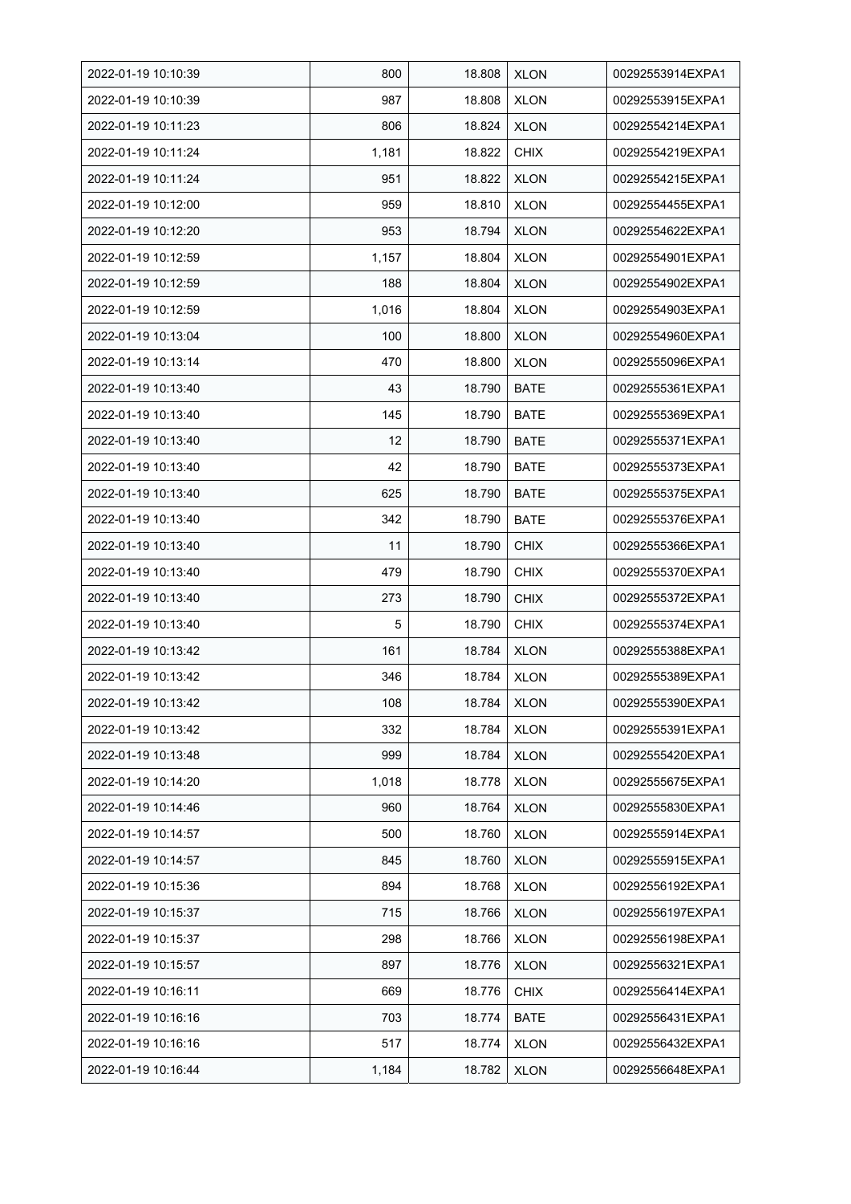| 2022-01-19 10:10:39 | 800 | 18.808 | XLON | 00292553914EXPA1 |
|---|---|---|---|---|
| 2022-01-19 10:10:39 | 987 | 18.808 | XLON | 00292553915EXPA1 |
| 2022-01-19 10:11:23 | 806 | 18.824 | XLON | 00292554214EXPA1 |
| 2022-01-19 10:11:24 | 1,181 | 18.822 | CHIX | 00292554219EXPA1 |
| 2022-01-19 10:11:24 | 951 | 18.822 | XLON | 00292554215EXPA1 |
| 2022-01-19 10:12:00 | 959 | 18.810 | XLON | 00292554455EXPA1 |
| 2022-01-19 10:12:20 | 953 | 18.794 | XLON | 00292554622EXPA1 |
| 2022-01-19 10:12:59 | 1,157 | 18.804 | XLON | 00292554901EXPA1 |
| 2022-01-19 10:12:59 | 188 | 18.804 | XLON | 00292554902EXPA1 |
| 2022-01-19 10:12:59 | 1,016 | 18.804 | XLON | 00292554903EXPA1 |
| 2022-01-19 10:13:04 | 100 | 18.800 | XLON | 00292554960EXPA1 |
| 2022-01-19 10:13:14 | 470 | 18.800 | XLON | 00292555096EXPA1 |
| 2022-01-19 10:13:40 | 43 | 18.790 | BATE | 00292555361EXPA1 |
| 2022-01-19 10:13:40 | 145 | 18.790 | BATE | 00292555369EXPA1 |
| 2022-01-19 10:13:40 | 12 | 18.790 | BATE | 00292555371EXPA1 |
| 2022-01-19 10:13:40 | 42 | 18.790 | BATE | 00292555373EXPA1 |
| 2022-01-19 10:13:40 | 625 | 18.790 | BATE | 00292555375EXPA1 |
| 2022-01-19 10:13:40 | 342 | 18.790 | BATE | 00292555376EXPA1 |
| 2022-01-19 10:13:40 | 11 | 18.790 | CHIX | 00292555366EXPA1 |
| 2022-01-19 10:13:40 | 479 | 18.790 | CHIX | 00292555370EXPA1 |
| 2022-01-19 10:13:40 | 273 | 18.790 | CHIX | 00292555372EXPA1 |
| 2022-01-19 10:13:40 | 5 | 18.790 | CHIX | 00292555374EXPA1 |
| 2022-01-19 10:13:42 | 161 | 18.784 | XLON | 00292555388EXPA1 |
| 2022-01-19 10:13:42 | 346 | 18.784 | XLON | 00292555389EXPA1 |
| 2022-01-19 10:13:42 | 108 | 18.784 | XLON | 00292555390EXPA1 |
| 2022-01-19 10:13:42 | 332 | 18.784 | XLON | 00292555391EXPA1 |
| 2022-01-19 10:13:48 | 999 | 18.784 | XLON | 00292555420EXPA1 |
| 2022-01-19 10:14:20 | 1,018 | 18.778 | XLON | 00292555675EXPA1 |
| 2022-01-19 10:14:46 | 960 | 18.764 | XLON | 00292555830EXPA1 |
| 2022-01-19 10:14:57 | 500 | 18.760 | XLON | 00292555914EXPA1 |
| 2022-01-19 10:14:57 | 845 | 18.760 | XLON | 00292555915EXPA1 |
| 2022-01-19 10:15:36 | 894 | 18.768 | XLON | 00292556192EXPA1 |
| 2022-01-19 10:15:37 | 715 | 18.766 | XLON | 00292556197EXPA1 |
| 2022-01-19 10:15:37 | 298 | 18.766 | XLON | 00292556198EXPA1 |
| 2022-01-19 10:15:57 | 897 | 18.776 | XLON | 00292556321EXPA1 |
| 2022-01-19 10:16:11 | 669 | 18.776 | CHIX | 00292556414EXPA1 |
| 2022-01-19 10:16:16 | 703 | 18.774 | BATE | 00292556431EXPA1 |
| 2022-01-19 10:16:16 | 517 | 18.774 | XLON | 00292556432EXPA1 |
| 2022-01-19 10:16:44 | 1,184 | 18.782 | XLON | 00292556648EXPA1 |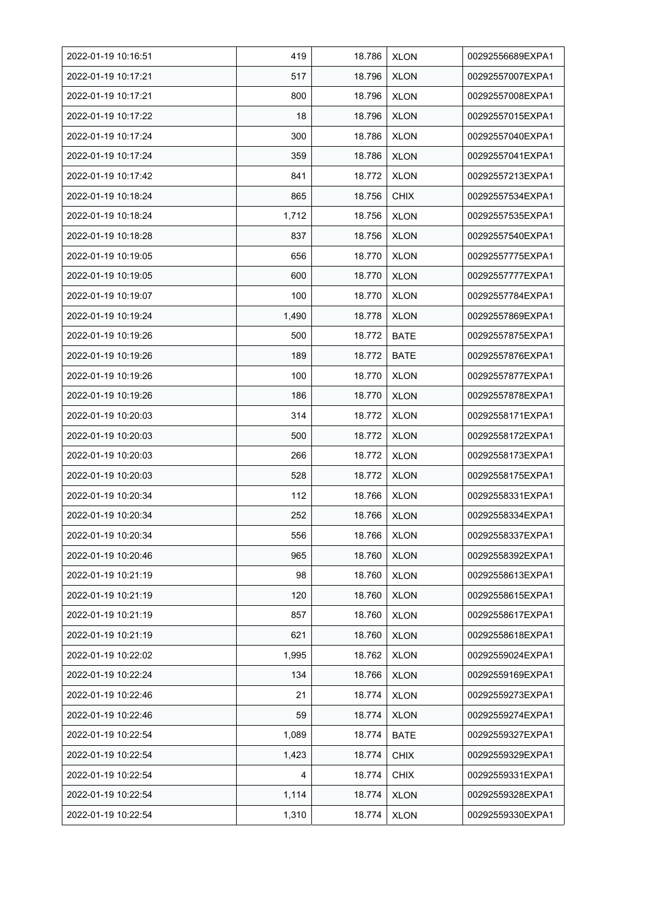| 2022-01-19 10:16:51 | 419 | 18.786 | XLON | 00292556689EXPA1 |
|---|---|---|---|---|
| 2022-01-19 10:17:21 | 517 | 18.796 | XLON | 00292557007EXPA1 |
| 2022-01-19 10:17:21 | 800 | 18.796 | XLON | 00292557008EXPA1 |
| 2022-01-19 10:17:22 | 18 | 18.796 | XLON | 00292557015EXPA1 |
| 2022-01-19 10:17:24 | 300 | 18.786 | XLON | 00292557040EXPA1 |
| 2022-01-19 10:17:24 | 359 | 18.786 | XLON | 00292557041EXPA1 |
| 2022-01-19 10:17:42 | 841 | 18.772 | XLON | 00292557213EXPA1 |
| 2022-01-19 10:18:24 | 865 | 18.756 | CHIX | 00292557534EXPA1 |
| 2022-01-19 10:18:24 | 1,712 | 18.756 | XLON | 00292557535EXPA1 |
| 2022-01-19 10:18:28 | 837 | 18.756 | XLON | 00292557540EXPA1 |
| 2022-01-19 10:19:05 | 656 | 18.770 | XLON | 00292557775EXPA1 |
| 2022-01-19 10:19:05 | 600 | 18.770 | XLON | 00292557777EXPA1 |
| 2022-01-19 10:19:07 | 100 | 18.770 | XLON | 00292557784EXPA1 |
| 2022-01-19 10:19:24 | 1,490 | 18.778 | XLON | 00292557869EXPA1 |
| 2022-01-19 10:19:26 | 500 | 18.772 | BATE | 00292557875EXPA1 |
| 2022-01-19 10:19:26 | 189 | 18.772 | BATE | 00292557876EXPA1 |
| 2022-01-19 10:19:26 | 100 | 18.770 | XLON | 00292557877EXPA1 |
| 2022-01-19 10:19:26 | 186 | 18.770 | XLON | 00292557878EXPA1 |
| 2022-01-19 10:20:03 | 314 | 18.772 | XLON | 00292558171EXPA1 |
| 2022-01-19 10:20:03 | 500 | 18.772 | XLON | 00292558172EXPA1 |
| 2022-01-19 10:20:03 | 266 | 18.772 | XLON | 00292558173EXPA1 |
| 2022-01-19 10:20:03 | 528 | 18.772 | XLON | 00292558175EXPA1 |
| 2022-01-19 10:20:34 | 112 | 18.766 | XLON | 00292558331EXPA1 |
| 2022-01-19 10:20:34 | 252 | 18.766 | XLON | 00292558334EXPA1 |
| 2022-01-19 10:20:34 | 556 | 18.766 | XLON | 00292558337EXPA1 |
| 2022-01-19 10:20:46 | 965 | 18.760 | XLON | 00292558392EXPA1 |
| 2022-01-19 10:21:19 | 98 | 18.760 | XLON | 00292558613EXPA1 |
| 2022-01-19 10:21:19 | 120 | 18.760 | XLON | 00292558615EXPA1 |
| 2022-01-19 10:21:19 | 857 | 18.760 | XLON | 00292558617EXPA1 |
| 2022-01-19 10:21:19 | 621 | 18.760 | XLON | 00292558618EXPA1 |
| 2022-01-19 10:22:02 | 1,995 | 18.762 | XLON | 00292559024EXPA1 |
| 2022-01-19 10:22:24 | 134 | 18.766 | XLON | 00292559169EXPA1 |
| 2022-01-19 10:22:46 | 21 | 18.774 | XLON | 00292559273EXPA1 |
| 2022-01-19 10:22:46 | 59 | 18.774 | XLON | 00292559274EXPA1 |
| 2022-01-19 10:22:54 | 1,089 | 18.774 | BATE | 00292559327EXPA1 |
| 2022-01-19 10:22:54 | 1,423 | 18.774 | CHIX | 00292559329EXPA1 |
| 2022-01-19 10:22:54 | 4 | 18.774 | CHIX | 00292559331EXPA1 |
| 2022-01-19 10:22:54 | 1,114 | 18.774 | XLON | 00292559328EXPA1 |
| 2022-01-19 10:22:54 | 1,310 | 18.774 | XLON | 00292559330EXPA1 |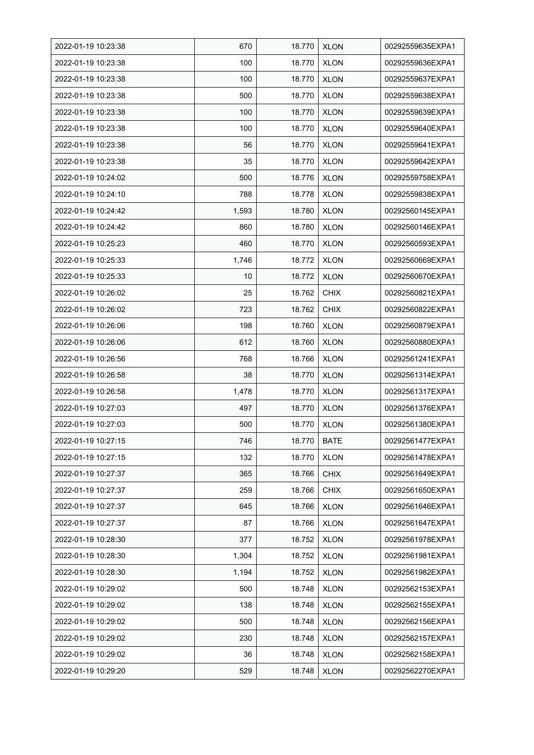| 2022-01-19 10:23:38 | 670 | 18.770 | XLON | 00292559635EXPA1 |
|---|---|---|---|---|
| 2022-01-19 10:23:38 | 100 | 18.770 | XLON | 00292559636EXPA1 |
| 2022-01-19 10:23:38 | 100 | 18.770 | XLON | 00292559637EXPA1 |
| 2022-01-19 10:23:38 | 500 | 18.770 | XLON | 00292559638EXPA1 |
| 2022-01-19 10:23:38 | 100 | 18.770 | XLON | 00292559639EXPA1 |
| 2022-01-19 10:23:38 | 100 | 18.770 | XLON | 00292559640EXPA1 |
| 2022-01-19 10:23:38 | 56 | 18.770 | XLON | 00292559641EXPA1 |
| 2022-01-19 10:23:38 | 35 | 18.770 | XLON | 00292559642EXPA1 |
| 2022-01-19 10:24:02 | 500 | 18.776 | XLON | 00292559758EXPA1 |
| 2022-01-19 10:24:10 | 788 | 18.778 | XLON | 00292559838EXPA1 |
| 2022-01-19 10:24:42 | 1,593 | 18.780 | XLON | 00292560145EXPA1 |
| 2022-01-19 10:24:42 | 860 | 18.780 | XLON | 00292560146EXPA1 |
| 2022-01-19 10:25:23 | 460 | 18.770 | XLON | 00292560593EXPA1 |
| 2022-01-19 10:25:33 | 1,746 | 18.772 | XLON | 00292560669EXPA1 |
| 2022-01-19 10:25:33 | 10 | 18.772 | XLON | 00292560670EXPA1 |
| 2022-01-19 10:26:02 | 25 | 18.762 | CHIX | 00292560821EXPA1 |
| 2022-01-19 10:26:02 | 723 | 18.762 | CHIX | 00292560822EXPA1 |
| 2022-01-19 10:26:06 | 198 | 18.760 | XLON | 00292560879EXPA1 |
| 2022-01-19 10:26:06 | 612 | 18.760 | XLON | 00292560880EXPA1 |
| 2022-01-19 10:26:56 | 768 | 18.766 | XLON | 00292561241EXPA1 |
| 2022-01-19 10:26:58 | 38 | 18.770 | XLON | 00292561314EXPA1 |
| 2022-01-19 10:26:58 | 1,478 | 18.770 | XLON | 00292561317EXPA1 |
| 2022-01-19 10:27:03 | 497 | 18.770 | XLON | 00292561376EXPA1 |
| 2022-01-19 10:27:03 | 500 | 18.770 | XLON | 00292561380EXPA1 |
| 2022-01-19 10:27:15 | 746 | 18.770 | BATE | 00292561477EXPA1 |
| 2022-01-19 10:27:15 | 132 | 18.770 | XLON | 00292561478EXPA1 |
| 2022-01-19 10:27:37 | 365 | 18.766 | CHIX | 00292561649EXPA1 |
| 2022-01-19 10:27:37 | 259 | 18.766 | CHIX | 00292561650EXPA1 |
| 2022-01-19 10:27:37 | 645 | 18.766 | XLON | 00292561646EXPA1 |
| 2022-01-19 10:27:37 | 87 | 18.766 | XLON | 00292561647EXPA1 |
| 2022-01-19 10:28:30 | 377 | 18.752 | XLON | 00292561978EXPA1 |
| 2022-01-19 10:28:30 | 1,304 | 18.752 | XLON | 00292561981EXPA1 |
| 2022-01-19 10:28:30 | 1,194 | 18.752 | XLON | 00292561982EXPA1 |
| 2022-01-19 10:29:02 | 500 | 18.748 | XLON | 00292562153EXPA1 |
| 2022-01-19 10:29:02 | 138 | 18.748 | XLON | 00292562155EXPA1 |
| 2022-01-19 10:29:02 | 500 | 18.748 | XLON | 00292562156EXPA1 |
| 2022-01-19 10:29:02 | 230 | 18.748 | XLON | 00292562157EXPA1 |
| 2022-01-19 10:29:02 | 36 | 18.748 | XLON | 00292562158EXPA1 |
| 2022-01-19 10:29:20 | 529 | 18.748 | XLON | 00292562270EXPA1 |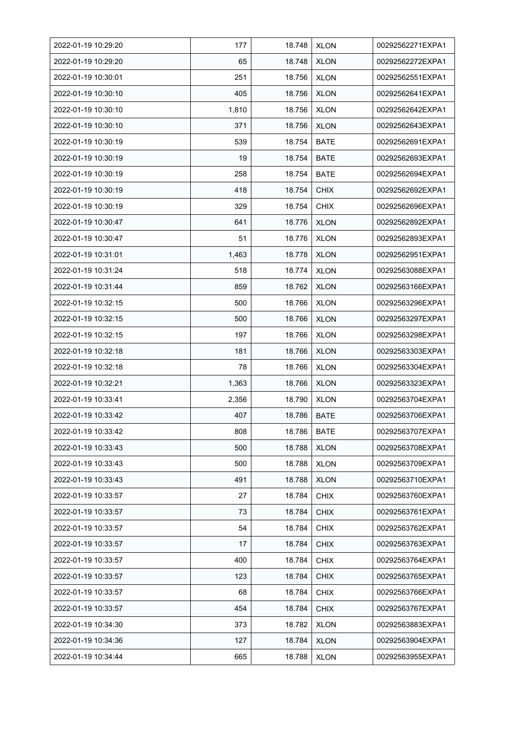| 2022-01-19 10:29:20 | 177 | 18.748 | XLON | 00292562271EXPA1 |
|---|---|---|---|---|
| 2022-01-19 10:29:20 | 65 | 18.748 | XLON | 00292562272EXPA1 |
| 2022-01-19 10:30:01 | 251 | 18.756 | XLON | 00292562551EXPA1 |
| 2022-01-19 10:30:10 | 405 | 18.756 | XLON | 00292562641EXPA1 |
| 2022-01-19 10:30:10 | 1,810 | 18.756 | XLON | 00292562642EXPA1 |
| 2022-01-19 10:30:10 | 371 | 18.756 | XLON | 00292562643EXPA1 |
| 2022-01-19 10:30:19 | 539 | 18.754 | BATE | 00292562691EXPA1 |
| 2022-01-19 10:30:19 | 19 | 18.754 | BATE | 00292562693EXPA1 |
| 2022-01-19 10:30:19 | 258 | 18.754 | BATE | 00292562694EXPA1 |
| 2022-01-19 10:30:19 | 418 | 18.754 | CHIX | 00292562692EXPA1 |
| 2022-01-19 10:30:19 | 329 | 18.754 | CHIX | 00292562696EXPA1 |
| 2022-01-19 10:30:47 | 641 | 18.776 | XLON | 00292562892EXPA1 |
| 2022-01-19 10:30:47 | 51 | 18.776 | XLON | 00292562893EXPA1 |
| 2022-01-19 10:31:01 | 1,463 | 18.778 | XLON | 00292562951EXPA1 |
| 2022-01-19 10:31:24 | 518 | 18.774 | XLON | 00292563088EXPA1 |
| 2022-01-19 10:31:44 | 859 | 18.762 | XLON | 00292563166EXPA1 |
| 2022-01-19 10:32:15 | 500 | 18.766 | XLON | 00292563296EXPA1 |
| 2022-01-19 10:32:15 | 500 | 18.766 | XLON | 00292563297EXPA1 |
| 2022-01-19 10:32:15 | 197 | 18.766 | XLON | 00292563298EXPA1 |
| 2022-01-19 10:32:18 | 181 | 18.766 | XLON | 00292563303EXPA1 |
| 2022-01-19 10:32:18 | 78 | 18.766 | XLON | 00292563304EXPA1 |
| 2022-01-19 10:32:21 | 1,363 | 18.766 | XLON | 00292563323EXPA1 |
| 2022-01-19 10:33:41 | 2,356 | 18.790 | XLON | 00292563704EXPA1 |
| 2022-01-19 10:33:42 | 407 | 18.786 | BATE | 00292563706EXPA1 |
| 2022-01-19 10:33:42 | 808 | 18.786 | BATE | 00292563707EXPA1 |
| 2022-01-19 10:33:43 | 500 | 18.788 | XLON | 00292563708EXPA1 |
| 2022-01-19 10:33:43 | 500 | 18.788 | XLON | 00292563709EXPA1 |
| 2022-01-19 10:33:43 | 491 | 18.788 | XLON | 00292563710EXPA1 |
| 2022-01-19 10:33:57 | 27 | 18.784 | CHIX | 00292563760EXPA1 |
| 2022-01-19 10:33:57 | 73 | 18.784 | CHIX | 00292563761EXPA1 |
| 2022-01-19 10:33:57 | 54 | 18.784 | CHIX | 00292563762EXPA1 |
| 2022-01-19 10:33:57 | 17 | 18.784 | CHIX | 00292563763EXPA1 |
| 2022-01-19 10:33:57 | 400 | 18.784 | CHIX | 00292563764EXPA1 |
| 2022-01-19 10:33:57 | 123 | 18.784 | CHIX | 00292563765EXPA1 |
| 2022-01-19 10:33:57 | 68 | 18.784 | CHIX | 00292563766EXPA1 |
| 2022-01-19 10:33:57 | 454 | 18.784 | CHIX | 00292563767EXPA1 |
| 2022-01-19 10:34:30 | 373 | 18.782 | XLON | 00292563883EXPA1 |
| 2022-01-19 10:34:36 | 127 | 18.784 | XLON | 00292563904EXPA1 |
| 2022-01-19 10:34:44 | 665 | 18.788 | XLON | 00292563955EXPA1 |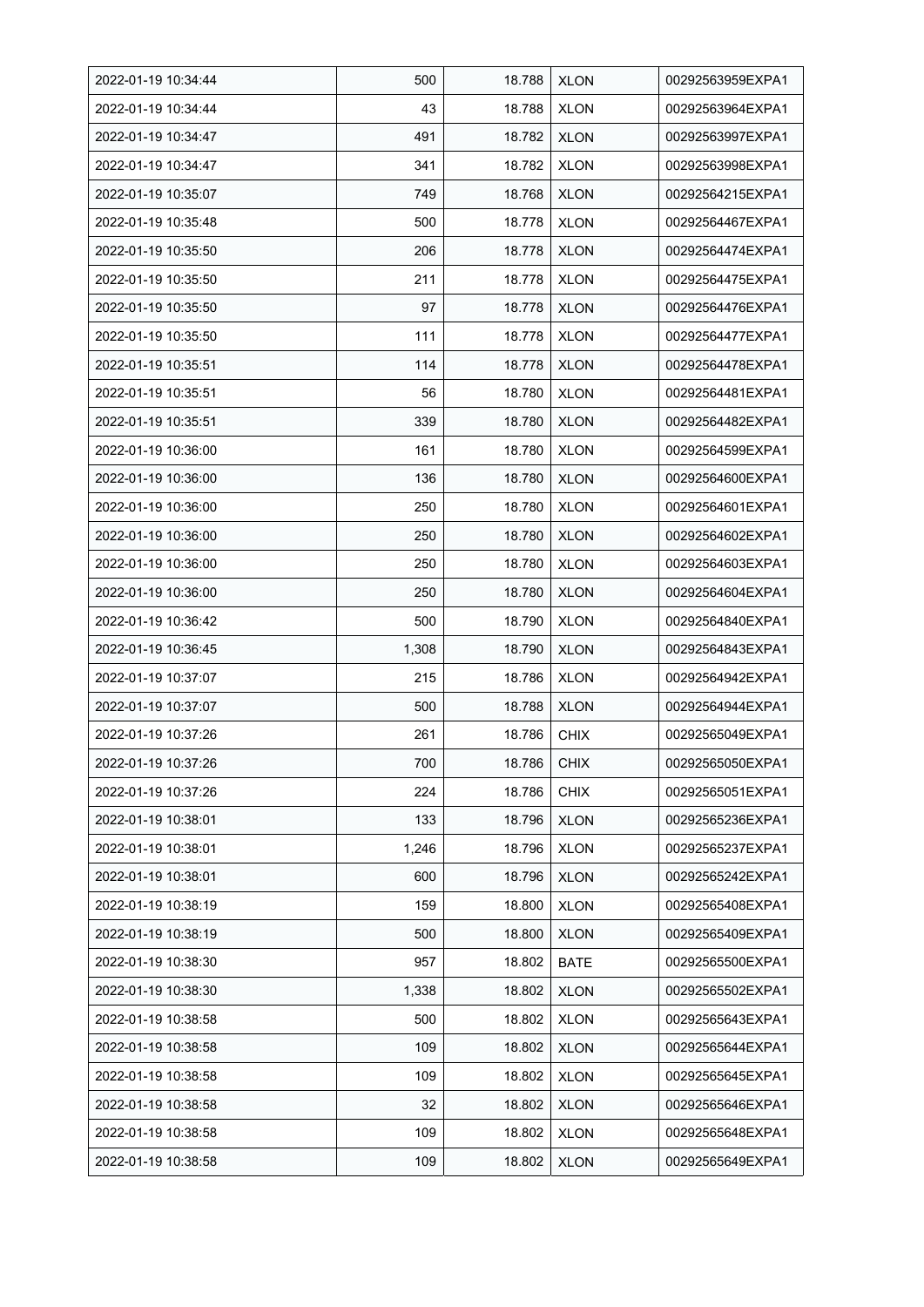| 2022-01-19 10:34:44 | 500 | 18.788 | XLON | 00292563959EXPA1 |
|---|---|---|---|---|
| 2022-01-19 10:34:44 | 43 | 18.788 | XLON | 00292563964EXPA1 |
| 2022-01-19 10:34:47 | 491 | 18.782 | XLON | 00292563997EXPA1 |
| 2022-01-19 10:34:47 | 341 | 18.782 | XLON | 00292563998EXPA1 |
| 2022-01-19 10:35:07 | 749 | 18.768 | XLON | 00292564215EXPA1 |
| 2022-01-19 10:35:48 | 500 | 18.778 | XLON | 00292564467EXPA1 |
| 2022-01-19 10:35:50 | 206 | 18.778 | XLON | 00292564474EXPA1 |
| 2022-01-19 10:35:50 | 211 | 18.778 | XLON | 00292564475EXPA1 |
| 2022-01-19 10:35:50 | 97 | 18.778 | XLON | 00292564476EXPA1 |
| 2022-01-19 10:35:50 | 111 | 18.778 | XLON | 00292564477EXPA1 |
| 2022-01-19 10:35:51 | 114 | 18.778 | XLON | 00292564478EXPA1 |
| 2022-01-19 10:35:51 | 56 | 18.780 | XLON | 00292564481EXPA1 |
| 2022-01-19 10:35:51 | 339 | 18.780 | XLON | 00292564482EXPA1 |
| 2022-01-19 10:36:00 | 161 | 18.780 | XLON | 00292564599EXPA1 |
| 2022-01-19 10:36:00 | 136 | 18.780 | XLON | 00292564600EXPA1 |
| 2022-01-19 10:36:00 | 250 | 18.780 | XLON | 00292564601EXPA1 |
| 2022-01-19 10:36:00 | 250 | 18.780 | XLON | 00292564602EXPA1 |
| 2022-01-19 10:36:00 | 250 | 18.780 | XLON | 00292564603EXPA1 |
| 2022-01-19 10:36:00 | 250 | 18.780 | XLON | 00292564604EXPA1 |
| 2022-01-19 10:36:42 | 500 | 18.790 | XLON | 00292564840EXPA1 |
| 2022-01-19 10:36:45 | 1,308 | 18.790 | XLON | 00292564843EXPA1 |
| 2022-01-19 10:37:07 | 215 | 18.786 | XLON | 00292564942EXPA1 |
| 2022-01-19 10:37:07 | 500 | 18.788 | XLON | 00292564944EXPA1 |
| 2022-01-19 10:37:26 | 261 | 18.786 | CHIX | 00292565049EXPA1 |
| 2022-01-19 10:37:26 | 700 | 18.786 | CHIX | 00292565050EXPA1 |
| 2022-01-19 10:37:26 | 224 | 18.786 | CHIX | 00292565051EXPA1 |
| 2022-01-19 10:38:01 | 133 | 18.796 | XLON | 00292565236EXPA1 |
| 2022-01-19 10:38:01 | 1,246 | 18.796 | XLON | 00292565237EXPA1 |
| 2022-01-19 10:38:01 | 600 | 18.796 | XLON | 00292565242EXPA1 |
| 2022-01-19 10:38:19 | 159 | 18.800 | XLON | 00292565408EXPA1 |
| 2022-01-19 10:38:19 | 500 | 18.800 | XLON | 00292565409EXPA1 |
| 2022-01-19 10:38:30 | 957 | 18.802 | BATE | 00292565500EXPA1 |
| 2022-01-19 10:38:30 | 1,338 | 18.802 | XLON | 00292565502EXPA1 |
| 2022-01-19 10:38:58 | 500 | 18.802 | XLON | 00292565643EXPA1 |
| 2022-01-19 10:38:58 | 109 | 18.802 | XLON | 00292565644EXPA1 |
| 2022-01-19 10:38:58 | 109 | 18.802 | XLON | 00292565645EXPA1 |
| 2022-01-19 10:38:58 | 32 | 18.802 | XLON | 00292565646EXPA1 |
| 2022-01-19 10:38:58 | 109 | 18.802 | XLON | 00292565648EXPA1 |
| 2022-01-19 10:38:58 | 109 | 18.802 | XLON | 00292565649EXPA1 |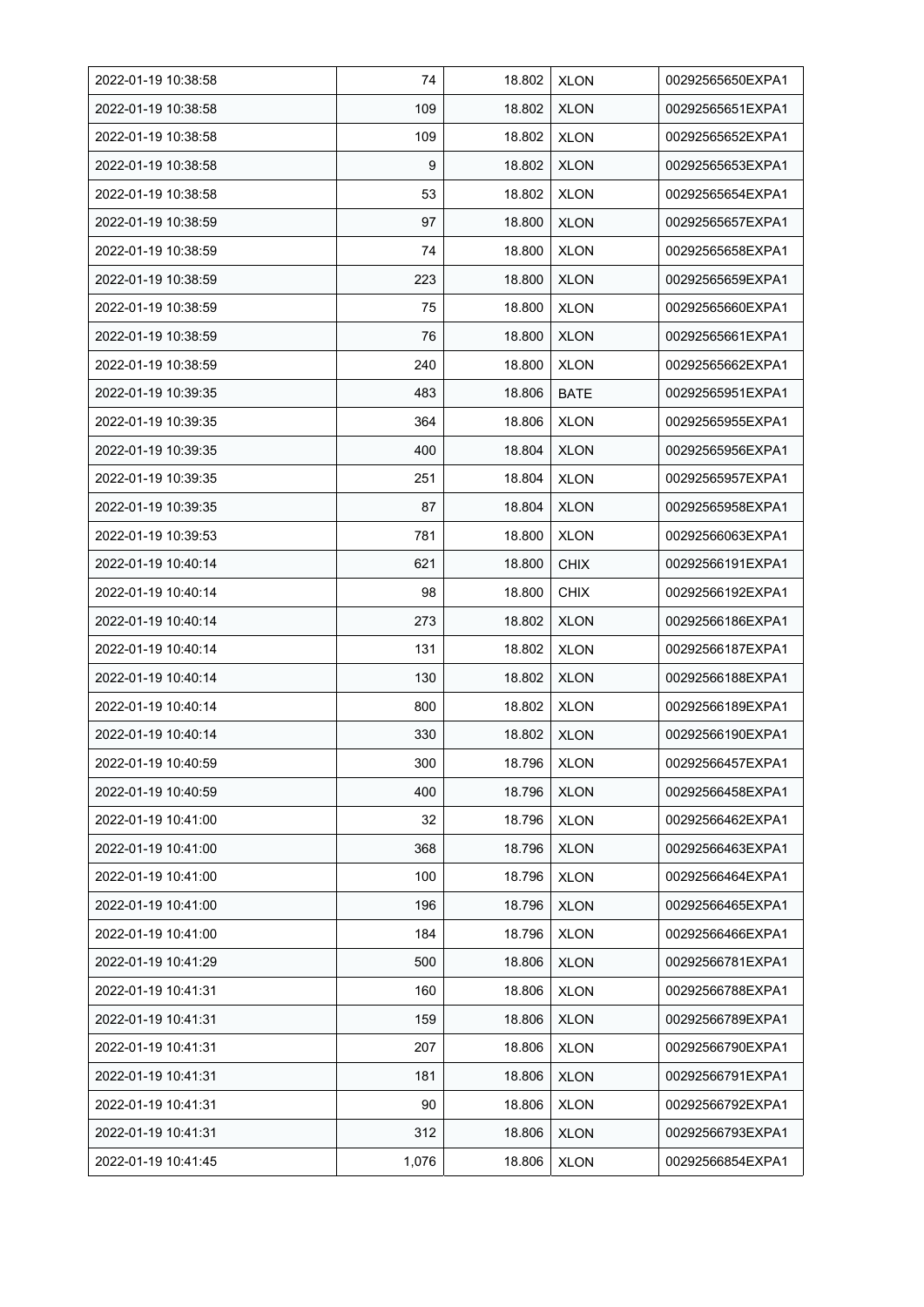| | | | | |
|---|---|---|---|---|
| 2022-01-19 10:38:58 | 74 | 18.802 | XLON | 00292565650EXPA1 |
| 2022-01-19 10:38:58 | 109 | 18.802 | XLON | 00292565651EXPA1 |
| 2022-01-19 10:38:58 | 109 | 18.802 | XLON | 00292565652EXPA1 |
| 2022-01-19 10:38:58 | 9 | 18.802 | XLON | 00292565653EXPA1 |
| 2022-01-19 10:38:58 | 53 | 18.802 | XLON | 00292565654EXPA1 |
| 2022-01-19 10:38:59 | 97 | 18.800 | XLON | 00292565657EXPA1 |
| 2022-01-19 10:38:59 | 74 | 18.800 | XLON | 00292565658EXPA1 |
| 2022-01-19 10:38:59 | 223 | 18.800 | XLON | 00292565659EXPA1 |
| 2022-01-19 10:38:59 | 75 | 18.800 | XLON | 00292565660EXPA1 |
| 2022-01-19 10:38:59 | 76 | 18.800 | XLON | 00292565661EXPA1 |
| 2022-01-19 10:38:59 | 240 | 18.800 | XLON | 00292565662EXPA1 |
| 2022-01-19 10:39:35 | 483 | 18.806 | BATE | 00292565951EXPA1 |
| 2022-01-19 10:39:35 | 364 | 18.806 | XLON | 00292565955EXPA1 |
| 2022-01-19 10:39:35 | 400 | 18.804 | XLON | 00292565956EXPA1 |
| 2022-01-19 10:39:35 | 251 | 18.804 | XLON | 00292565957EXPA1 |
| 2022-01-19 10:39:35 | 87 | 18.804 | XLON | 00292565958EXPA1 |
| 2022-01-19 10:39:53 | 781 | 18.800 | XLON | 00292566063EXPA1 |
| 2022-01-19 10:40:14 | 621 | 18.800 | CHIX | 00292566191EXPA1 |
| 2022-01-19 10:40:14 | 98 | 18.800 | CHIX | 00292566192EXPA1 |
| 2022-01-19 10:40:14 | 273 | 18.802 | XLON | 00292566186EXPA1 |
| 2022-01-19 10:40:14 | 131 | 18.802 | XLON | 00292566187EXPA1 |
| 2022-01-19 10:40:14 | 130 | 18.802 | XLON | 00292566188EXPA1 |
| 2022-01-19 10:40:14 | 800 | 18.802 | XLON | 00292566189EXPA1 |
| 2022-01-19 10:40:14 | 330 | 18.802 | XLON | 00292566190EXPA1 |
| 2022-01-19 10:40:59 | 300 | 18.796 | XLON | 00292566457EXPA1 |
| 2022-01-19 10:40:59 | 400 | 18.796 | XLON | 00292566458EXPA1 |
| 2022-01-19 10:41:00 | 32 | 18.796 | XLON | 00292566462EXPA1 |
| 2022-01-19 10:41:00 | 368 | 18.796 | XLON | 00292566463EXPA1 |
| 2022-01-19 10:41:00 | 100 | 18.796 | XLON | 00292566464EXPA1 |
| 2022-01-19 10:41:00 | 196 | 18.796 | XLON | 00292566465EXPA1 |
| 2022-01-19 10:41:00 | 184 | 18.796 | XLON | 00292566466EXPA1 |
| 2022-01-19 10:41:29 | 500 | 18.806 | XLON | 00292566781EXPA1 |
| 2022-01-19 10:41:31 | 160 | 18.806 | XLON | 00292566788EXPA1 |
| 2022-01-19 10:41:31 | 159 | 18.806 | XLON | 00292566789EXPA1 |
| 2022-01-19 10:41:31 | 207 | 18.806 | XLON | 00292566790EXPA1 |
| 2022-01-19 10:41:31 | 181 | 18.806 | XLON | 00292566791EXPA1 |
| 2022-01-19 10:41:31 | 90 | 18.806 | XLON | 00292566792EXPA1 |
| 2022-01-19 10:41:31 | 312 | 18.806 | XLON | 00292566793EXPA1 |
| 2022-01-19 10:41:45 | 1,076 | 18.806 | XLON | 00292566854EXPA1 |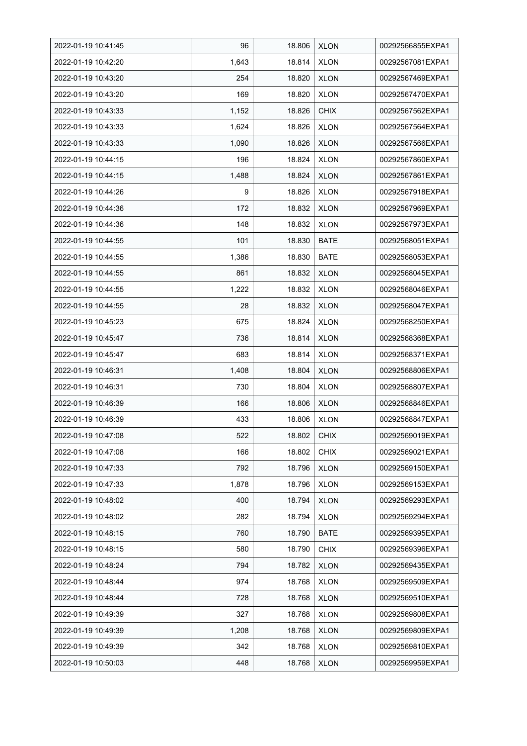| 2022-01-19 10:41:45 | 96 | 18.806 | XLON | 00292566855EXPA1 |
|---|---|---|---|---|
| 2022-01-19 10:42:20 | 1,643 | 18.814 | XLON | 00292567081EXPA1 |
| 2022-01-19 10:43:20 | 254 | 18.820 | XLON | 00292567469EXPA1 |
| 2022-01-19 10:43:20 | 169 | 18.820 | XLON | 00292567470EXPA1 |
| 2022-01-19 10:43:33 | 1,152 | 18.826 | CHIX | 00292567562EXPA1 |
| 2022-01-19 10:43:33 | 1,624 | 18.826 | XLON | 00292567564EXPA1 |
| 2022-01-19 10:43:33 | 1,090 | 18.826 | XLON | 00292567566EXPA1 |
| 2022-01-19 10:44:15 | 196 | 18.824 | XLON | 00292567860EXPA1 |
| 2022-01-19 10:44:15 | 1,488 | 18.824 | XLON | 00292567861EXPA1 |
| 2022-01-19 10:44:26 | 9 | 18.826 | XLON | 00292567918EXPA1 |
| 2022-01-19 10:44:36 | 172 | 18.832 | XLON | 00292567969EXPA1 |
| 2022-01-19 10:44:36 | 148 | 18.832 | XLON | 00292567973EXPA1 |
| 2022-01-19 10:44:55 | 101 | 18.830 | BATE | 00292568051EXPA1 |
| 2022-01-19 10:44:55 | 1,386 | 18.830 | BATE | 00292568053EXPA1 |
| 2022-01-19 10:44:55 | 861 | 18.832 | XLON | 00292568045EXPA1 |
| 2022-01-19 10:44:55 | 1,222 | 18.832 | XLON | 00292568046EXPA1 |
| 2022-01-19 10:44:55 | 28 | 18.832 | XLON | 00292568047EXPA1 |
| 2022-01-19 10:45:23 | 675 | 18.824 | XLON | 00292568250EXPA1 |
| 2022-01-19 10:45:47 | 736 | 18.814 | XLON | 00292568368EXPA1 |
| 2022-01-19 10:45:47 | 683 | 18.814 | XLON | 00292568371EXPA1 |
| 2022-01-19 10:46:31 | 1,408 | 18.804 | XLON | 00292568806EXPA1 |
| 2022-01-19 10:46:31 | 730 | 18.804 | XLON | 00292568807EXPA1 |
| 2022-01-19 10:46:39 | 166 | 18.806 | XLON | 00292568846EXPA1 |
| 2022-01-19 10:46:39 | 433 | 18.806 | XLON | 00292568847EXPA1 |
| 2022-01-19 10:47:08 | 522 | 18.802 | CHIX | 00292569019EXPA1 |
| 2022-01-19 10:47:08 | 166 | 18.802 | CHIX | 00292569021EXPA1 |
| 2022-01-19 10:47:33 | 792 | 18.796 | XLON | 00292569150EXPA1 |
| 2022-01-19 10:47:33 | 1,878 | 18.796 | XLON | 00292569153EXPA1 |
| 2022-01-19 10:48:02 | 400 | 18.794 | XLON | 00292569293EXPA1 |
| 2022-01-19 10:48:02 | 282 | 18.794 | XLON | 00292569294EXPA1 |
| 2022-01-19 10:48:15 | 760 | 18.790 | BATE | 00292569395EXPA1 |
| 2022-01-19 10:48:15 | 580 | 18.790 | CHIX | 00292569396EXPA1 |
| 2022-01-19 10:48:24 | 794 | 18.782 | XLON | 00292569435EXPA1 |
| 2022-01-19 10:48:44 | 974 | 18.768 | XLON | 00292569509EXPA1 |
| 2022-01-19 10:48:44 | 728 | 18.768 | XLON | 00292569510EXPA1 |
| 2022-01-19 10:49:39 | 327 | 18.768 | XLON | 00292569808EXPA1 |
| 2022-01-19 10:49:39 | 1,208 | 18.768 | XLON | 00292569809EXPA1 |
| 2022-01-19 10:49:39 | 342 | 18.768 | XLON | 00292569810EXPA1 |
| 2022-01-19 10:50:03 | 448 | 18.768 | XLON | 00292569959EXPA1 |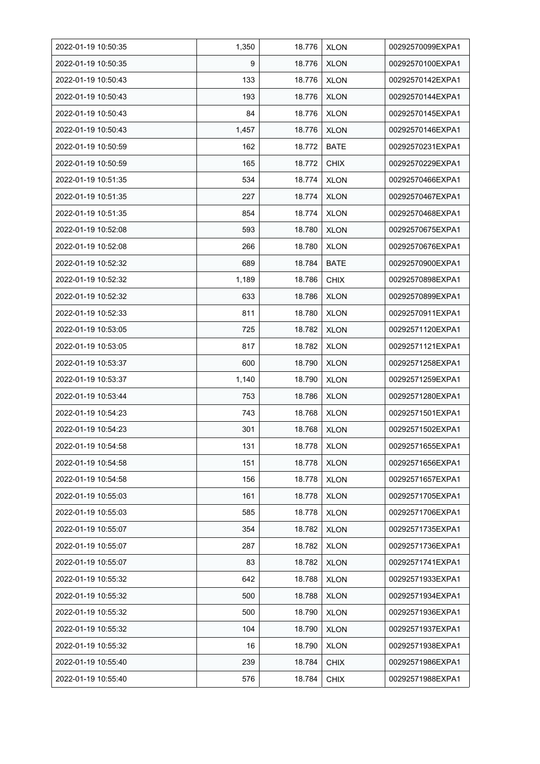| 2022-01-19 10:50:35 | 1,350 | 18.776 | XLON | 00292570099EXPA1 |
|---|---|---|---|---|
| 2022-01-19 10:50:35 | 9 | 18.776 | XLON | 00292570100EXPA1 |
| 2022-01-19 10:50:43 | 133 | 18.776 | XLON | 00292570142EXPA1 |
| 2022-01-19 10:50:43 | 193 | 18.776 | XLON | 00292570144EXPA1 |
| 2022-01-19 10:50:43 | 84 | 18.776 | XLON | 00292570145EXPA1 |
| 2022-01-19 10:50:43 | 1,457 | 18.776 | XLON | 00292570146EXPA1 |
| 2022-01-19 10:50:59 | 162 | 18.772 | BATE | 00292570231EXPA1 |
| 2022-01-19 10:50:59 | 165 | 18.772 | CHIX | 00292570229EXPA1 |
| 2022-01-19 10:51:35 | 534 | 18.774 | XLON | 00292570466EXPA1 |
| 2022-01-19 10:51:35 | 227 | 18.774 | XLON | 00292570467EXPA1 |
| 2022-01-19 10:51:35 | 854 | 18.774 | XLON | 00292570468EXPA1 |
| 2022-01-19 10:52:08 | 593 | 18.780 | XLON | 00292570675EXPA1 |
| 2022-01-19 10:52:08 | 266 | 18.780 | XLON | 00292570676EXPA1 |
| 2022-01-19 10:52:32 | 689 | 18.784 | BATE | 00292570900EXPA1 |
| 2022-01-19 10:52:32 | 1,189 | 18.786 | CHIX | 00292570898EXPA1 |
| 2022-01-19 10:52:32 | 633 | 18.786 | XLON | 00292570899EXPA1 |
| 2022-01-19 10:52:33 | 811 | 18.780 | XLON | 00292570911EXPA1 |
| 2022-01-19 10:53:05 | 725 | 18.782 | XLON | 00292571120EXPA1 |
| 2022-01-19 10:53:05 | 817 | 18.782 | XLON | 00292571121EXPA1 |
| 2022-01-19 10:53:37 | 600 | 18.790 | XLON | 00292571258EXPA1 |
| 2022-01-19 10:53:37 | 1,140 | 18.790 | XLON | 00292571259EXPA1 |
| 2022-01-19 10:53:44 | 753 | 18.786 | XLON | 00292571280EXPA1 |
| 2022-01-19 10:54:23 | 743 | 18.768 | XLON | 00292571501EXPA1 |
| 2022-01-19 10:54:23 | 301 | 18.768 | XLON | 00292571502EXPA1 |
| 2022-01-19 10:54:58 | 131 | 18.778 | XLON | 00292571655EXPA1 |
| 2022-01-19 10:54:58 | 151 | 18.778 | XLON | 00292571656EXPA1 |
| 2022-01-19 10:54:58 | 156 | 18.778 | XLON | 00292571657EXPA1 |
| 2022-01-19 10:55:03 | 161 | 18.778 | XLON | 00292571705EXPA1 |
| 2022-01-19 10:55:03 | 585 | 18.778 | XLON | 00292571706EXPA1 |
| 2022-01-19 10:55:07 | 354 | 18.782 | XLON | 00292571735EXPA1 |
| 2022-01-19 10:55:07 | 287 | 18.782 | XLON | 00292571736EXPA1 |
| 2022-01-19 10:55:07 | 83 | 18.782 | XLON | 00292571741EXPA1 |
| 2022-01-19 10:55:32 | 642 | 18.788 | XLON | 00292571933EXPA1 |
| 2022-01-19 10:55:32 | 500 | 18.788 | XLON | 00292571934EXPA1 |
| 2022-01-19 10:55:32 | 500 | 18.790 | XLON | 00292571936EXPA1 |
| 2022-01-19 10:55:32 | 104 | 18.790 | XLON | 00292571937EXPA1 |
| 2022-01-19 10:55:32 | 16 | 18.790 | XLON | 00292571938EXPA1 |
| 2022-01-19 10:55:40 | 239 | 18.784 | CHIX | 00292571986EXPA1 |
| 2022-01-19 10:55:40 | 576 | 18.784 | CHIX | 00292571988EXPA1 |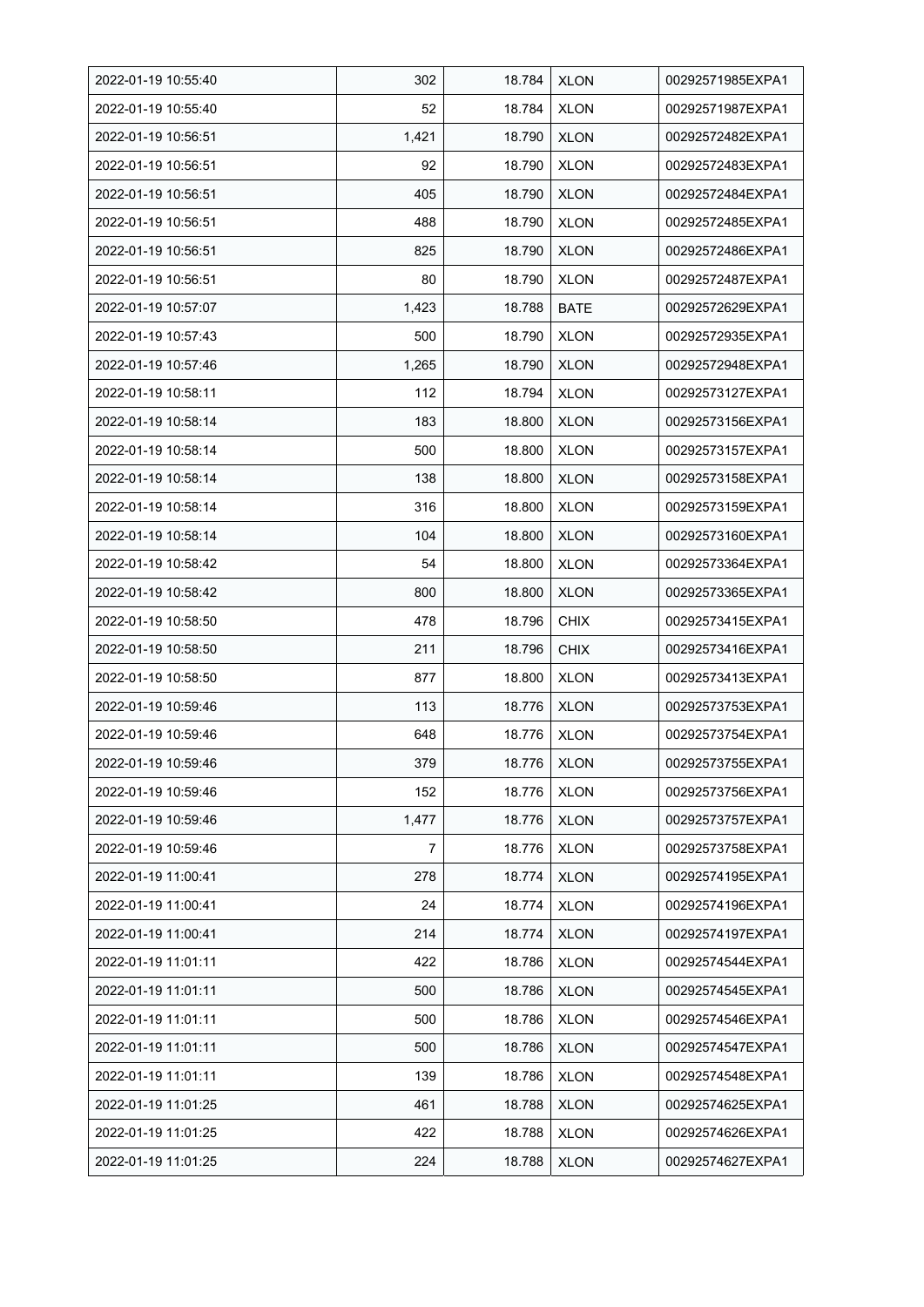| 2022-01-19 10:55:40 | 302 | 18.784 | XLON | 00292571985EXPA1 |
|---|---|---|---|---|
| 2022-01-19 10:55:40 | 52 | 18.784 | XLON | 00292571987EXPA1 |
| 2022-01-19 10:56:51 | 1,421 | 18.790 | XLON | 00292572482EXPA1 |
| 2022-01-19 10:56:51 | 92 | 18.790 | XLON | 00292572483EXPA1 |
| 2022-01-19 10:56:51 | 405 | 18.790 | XLON | 00292572484EXPA1 |
| 2022-01-19 10:56:51 | 488 | 18.790 | XLON | 00292572485EXPA1 |
| 2022-01-19 10:56:51 | 825 | 18.790 | XLON | 00292572486EXPA1 |
| 2022-01-19 10:56:51 | 80 | 18.790 | XLON | 00292572487EXPA1 |
| 2022-01-19 10:57:07 | 1,423 | 18.788 | BATE | 00292572629EXPA1 |
| 2022-01-19 10:57:43 | 500 | 18.790 | XLON | 00292572935EXPA1 |
| 2022-01-19 10:57:46 | 1,265 | 18.790 | XLON | 00292572948EXPA1 |
| 2022-01-19 10:58:11 | 112 | 18.794 | XLON | 00292573127EXPA1 |
| 2022-01-19 10:58:14 | 183 | 18.800 | XLON | 00292573156EXPA1 |
| 2022-01-19 10:58:14 | 500 | 18.800 | XLON | 00292573157EXPA1 |
| 2022-01-19 10:58:14 | 138 | 18.800 | XLON | 00292573158EXPA1 |
| 2022-01-19 10:58:14 | 316 | 18.800 | XLON | 00292573159EXPA1 |
| 2022-01-19 10:58:14 | 104 | 18.800 | XLON | 00292573160EXPA1 |
| 2022-01-19 10:58:42 | 54 | 18.800 | XLON | 00292573364EXPA1 |
| 2022-01-19 10:58:42 | 800 | 18.800 | XLON | 00292573365EXPA1 |
| 2022-01-19 10:58:50 | 478 | 18.796 | CHIX | 00292573415EXPA1 |
| 2022-01-19 10:58:50 | 211 | 18.796 | CHIX | 00292573416EXPA1 |
| 2022-01-19 10:58:50 | 877 | 18.800 | XLON | 00292573413EXPA1 |
| 2022-01-19 10:59:46 | 113 | 18.776 | XLON | 00292573753EXPA1 |
| 2022-01-19 10:59:46 | 648 | 18.776 | XLON | 00292573754EXPA1 |
| 2022-01-19 10:59:46 | 379 | 18.776 | XLON | 00292573755EXPA1 |
| 2022-01-19 10:59:46 | 152 | 18.776 | XLON | 00292573756EXPA1 |
| 2022-01-19 10:59:46 | 1,477 | 18.776 | XLON | 00292573757EXPA1 |
| 2022-01-19 10:59:46 | 7 | 18.776 | XLON | 00292573758EXPA1 |
| 2022-01-19 11:00:41 | 278 | 18.774 | XLON | 00292574195EXPA1 |
| 2022-01-19 11:00:41 | 24 | 18.774 | XLON | 00292574196EXPA1 |
| 2022-01-19 11:00:41 | 214 | 18.774 | XLON | 00292574197EXPA1 |
| 2022-01-19 11:01:11 | 422 | 18.786 | XLON | 00292574544EXPA1 |
| 2022-01-19 11:01:11 | 500 | 18.786 | XLON | 00292574545EXPA1 |
| 2022-01-19 11:01:11 | 500 | 18.786 | XLON | 00292574546EXPA1 |
| 2022-01-19 11:01:11 | 500 | 18.786 | XLON | 00292574547EXPA1 |
| 2022-01-19 11:01:11 | 139 | 18.786 | XLON | 00292574548EXPA1 |
| 2022-01-19 11:01:25 | 461 | 18.788 | XLON | 00292574625EXPA1 |
| 2022-01-19 11:01:25 | 422 | 18.788 | XLON | 00292574626EXPA1 |
| 2022-01-19 11:01:25 | 224 | 18.788 | XLON | 00292574627EXPA1 |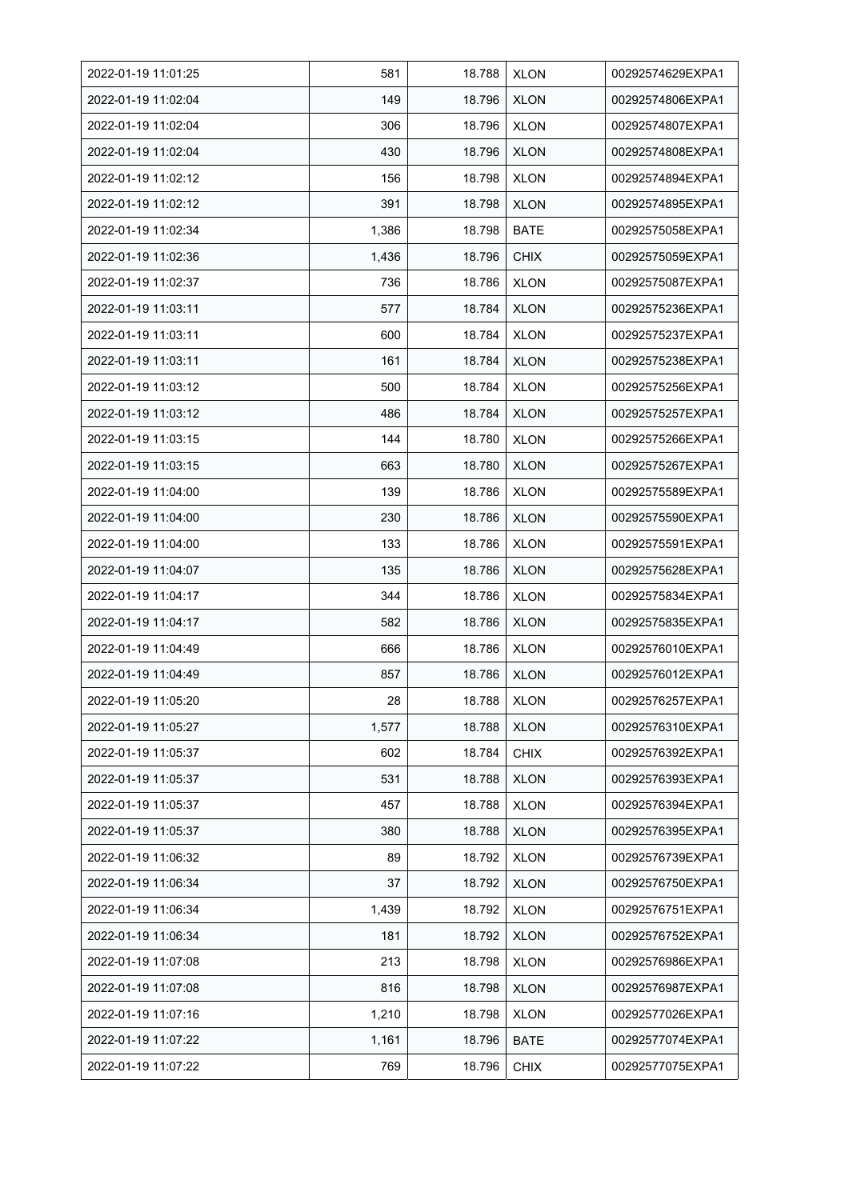| 2022-01-19 11:01:25 | 581 | 18.788 | XLON | 00292574629EXPA1 |
|---|---|---|---|---|
| 2022-01-19 11:02:04 | 149 | 18.796 | XLON | 00292574806EXPA1 |
| 2022-01-19 11:02:04 | 306 | 18.796 | XLON | 00292574807EXPA1 |
| 2022-01-19 11:02:04 | 430 | 18.796 | XLON | 00292574808EXPA1 |
| 2022-01-19 11:02:12 | 156 | 18.798 | XLON | 00292574894EXPA1 |
| 2022-01-19 11:02:12 | 391 | 18.798 | XLON | 00292574895EXPA1 |
| 2022-01-19 11:02:34 | 1,386 | 18.798 | BATE | 00292575058EXPA1 |
| 2022-01-19 11:02:36 | 1,436 | 18.796 | CHIX | 00292575059EXPA1 |
| 2022-01-19 11:02:37 | 736 | 18.786 | XLON | 00292575087EXPA1 |
| 2022-01-19 11:03:11 | 577 | 18.784 | XLON | 00292575236EXPA1 |
| 2022-01-19 11:03:11 | 600 | 18.784 | XLON | 00292575237EXPA1 |
| 2022-01-19 11:03:11 | 161 | 18.784 | XLON | 00292575238EXPA1 |
| 2022-01-19 11:03:12 | 500 | 18.784 | XLON | 00292575256EXPA1 |
| 2022-01-19 11:03:12 | 486 | 18.784 | XLON | 00292575257EXPA1 |
| 2022-01-19 11:03:15 | 144 | 18.780 | XLON | 00292575266EXPA1 |
| 2022-01-19 11:03:15 | 663 | 18.780 | XLON | 00292575267EXPA1 |
| 2022-01-19 11:04:00 | 139 | 18.786 | XLON | 00292575589EXPA1 |
| 2022-01-19 11:04:00 | 230 | 18.786 | XLON | 00292575590EXPA1 |
| 2022-01-19 11:04:00 | 133 | 18.786 | XLON | 00292575591EXPA1 |
| 2022-01-19 11:04:07 | 135 | 18.786 | XLON | 00292575628EXPA1 |
| 2022-01-19 11:04:17 | 344 | 18.786 | XLON | 00292575834EXPA1 |
| 2022-01-19 11:04:17 | 582 | 18.786 | XLON | 00292575835EXPA1 |
| 2022-01-19 11:04:49 | 666 | 18.786 | XLON | 00292576010EXPA1 |
| 2022-01-19 11:04:49 | 857 | 18.786 | XLON | 00292576012EXPA1 |
| 2022-01-19 11:05:20 | 28 | 18.788 | XLON | 00292576257EXPA1 |
| 2022-01-19 11:05:27 | 1,577 | 18.788 | XLON | 00292576310EXPA1 |
| 2022-01-19 11:05:37 | 602 | 18.784 | CHIX | 00292576392EXPA1 |
| 2022-01-19 11:05:37 | 531 | 18.788 | XLON | 00292576393EXPA1 |
| 2022-01-19 11:05:37 | 457 | 18.788 | XLON | 00292576394EXPA1 |
| 2022-01-19 11:05:37 | 380 | 18.788 | XLON | 00292576395EXPA1 |
| 2022-01-19 11:06:32 | 89 | 18.792 | XLON | 00292576739EXPA1 |
| 2022-01-19 11:06:34 | 37 | 18.792 | XLON | 00292576750EXPA1 |
| 2022-01-19 11:06:34 | 1,439 | 18.792 | XLON | 00292576751EXPA1 |
| 2022-01-19 11:06:34 | 181 | 18.792 | XLON | 00292576752EXPA1 |
| 2022-01-19 11:07:08 | 213 | 18.798 | XLON | 00292576986EXPA1 |
| 2022-01-19 11:07:08 | 816 | 18.798 | XLON | 00292576987EXPA1 |
| 2022-01-19 11:07:16 | 1,210 | 18.798 | XLON | 00292577026EXPA1 |
| 2022-01-19 11:07:22 | 1,161 | 18.796 | BATE | 00292577074EXPA1 |
| 2022-01-19 11:07:22 | 769 | 18.796 | CHIX | 00292577075EXPA1 |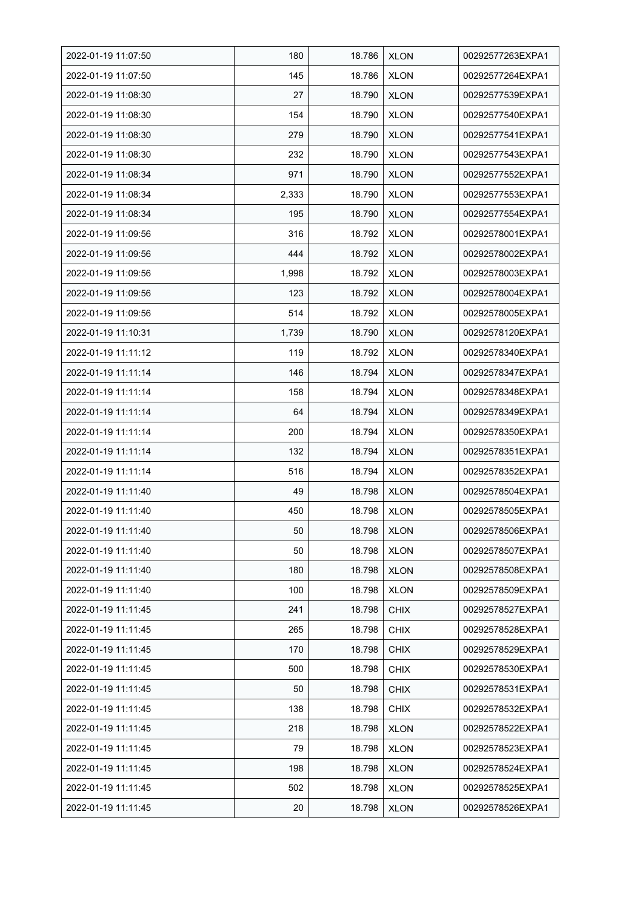| 2022-01-19 11:07:50 | 180 | 18.786 | XLON | 00292577263EXPA1 |
|---|---|---|---|---|
| 2022-01-19 11:07:50 | 145 | 18.786 | XLON | 00292577264EXPA1 |
| 2022-01-19 11:08:30 | 27 | 18.790 | XLON | 00292577539EXPA1 |
| 2022-01-19 11:08:30 | 154 | 18.790 | XLON | 00292577540EXPA1 |
| 2022-01-19 11:08:30 | 279 | 18.790 | XLON | 00292577541EXPA1 |
| 2022-01-19 11:08:30 | 232 | 18.790 | XLON | 00292577543EXPA1 |
| 2022-01-19 11:08:34 | 971 | 18.790 | XLON | 00292577552EXPA1 |
| 2022-01-19 11:08:34 | 2,333 | 18.790 | XLON | 00292577553EXPA1 |
| 2022-01-19 11:08:34 | 195 | 18.790 | XLON | 00292577554EXPA1 |
| 2022-01-19 11:09:56 | 316 | 18.792 | XLON | 00292578001EXPA1 |
| 2022-01-19 11:09:56 | 444 | 18.792 | XLON | 00292578002EXPA1 |
| 2022-01-19 11:09:56 | 1,998 | 18.792 | XLON | 00292578003EXPA1 |
| 2022-01-19 11:09:56 | 123 | 18.792 | XLON | 00292578004EXPA1 |
| 2022-01-19 11:09:56 | 514 | 18.792 | XLON | 00292578005EXPA1 |
| 2022-01-19 11:10:31 | 1,739 | 18.790 | XLON | 00292578120EXPA1 |
| 2022-01-19 11:11:12 | 119 | 18.792 | XLON | 00292578340EXPA1 |
| 2022-01-19 11:11:14 | 146 | 18.794 | XLON | 00292578347EXPA1 |
| 2022-01-19 11:11:14 | 158 | 18.794 | XLON | 00292578348EXPA1 |
| 2022-01-19 11:11:14 | 64 | 18.794 | XLON | 00292578349EXPA1 |
| 2022-01-19 11:11:14 | 200 | 18.794 | XLON | 00292578350EXPA1 |
| 2022-01-19 11:11:14 | 132 | 18.794 | XLON | 00292578351EXPA1 |
| 2022-01-19 11:11:14 | 516 | 18.794 | XLON | 00292578352EXPA1 |
| 2022-01-19 11:11:40 | 49 | 18.798 | XLON | 00292578504EXPA1 |
| 2022-01-19 11:11:40 | 450 | 18.798 | XLON | 00292578505EXPA1 |
| 2022-01-19 11:11:40 | 50 | 18.798 | XLON | 00292578506EXPA1 |
| 2022-01-19 11:11:40 | 50 | 18.798 | XLON | 00292578507EXPA1 |
| 2022-01-19 11:11:40 | 180 | 18.798 | XLON | 00292578508EXPA1 |
| 2022-01-19 11:11:40 | 100 | 18.798 | XLON | 00292578509EXPA1 |
| 2022-01-19 11:11:45 | 241 | 18.798 | CHIX | 00292578527EXPA1 |
| 2022-01-19 11:11:45 | 265 | 18.798 | CHIX | 00292578528EXPA1 |
| 2022-01-19 11:11:45 | 170 | 18.798 | CHIX | 00292578529EXPA1 |
| 2022-01-19 11:11:45 | 500 | 18.798 | CHIX | 00292578530EXPA1 |
| 2022-01-19 11:11:45 | 50 | 18.798 | CHIX | 00292578531EXPA1 |
| 2022-01-19 11:11:45 | 138 | 18.798 | CHIX | 00292578532EXPA1 |
| 2022-01-19 11:11:45 | 218 | 18.798 | XLON | 00292578522EXPA1 |
| 2022-01-19 11:11:45 | 79 | 18.798 | XLON | 00292578523EXPA1 |
| 2022-01-19 11:11:45 | 198 | 18.798 | XLON | 00292578524EXPA1 |
| 2022-01-19 11:11:45 | 502 | 18.798 | XLON | 00292578525EXPA1 |
| 2022-01-19 11:11:45 | 20 | 18.798 | XLON | 00292578526EXPA1 |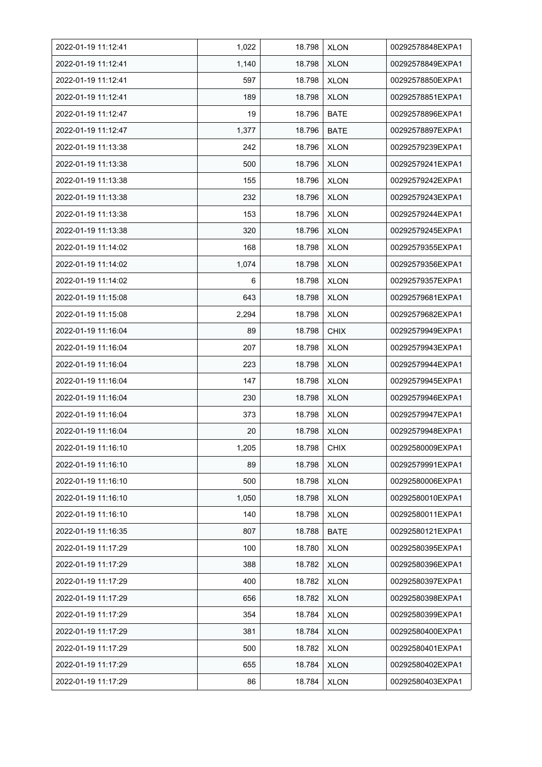| | | | | |
|---|---|---|---|---|
| 2022-01-19 11:12:41 | 1,022 | 18.798 | XLON | 00292578848EXPA1 |
| 2022-01-19 11:12:41 | 1,140 | 18.798 | XLON | 00292578849EXPA1 |
| 2022-01-19 11:12:41 | 597 | 18.798 | XLON | 00292578850EXPA1 |
| 2022-01-19 11:12:41 | 189 | 18.798 | XLON | 00292578851EXPA1 |
| 2022-01-19 11:12:47 | 19 | 18.796 | BATE | 00292578896EXPA1 |
| 2022-01-19 11:12:47 | 1,377 | 18.796 | BATE | 00292578897EXPA1 |
| 2022-01-19 11:13:38 | 242 | 18.796 | XLON | 00292579239EXPA1 |
| 2022-01-19 11:13:38 | 500 | 18.796 | XLON | 00292579241EXPA1 |
| 2022-01-19 11:13:38 | 155 | 18.796 | XLON | 00292579242EXPA1 |
| 2022-01-19 11:13:38 | 232 | 18.796 | XLON | 00292579243EXPA1 |
| 2022-01-19 11:13:38 | 153 | 18.796 | XLON | 00292579244EXPA1 |
| 2022-01-19 11:13:38 | 320 | 18.796 | XLON | 00292579245EXPA1 |
| 2022-01-19 11:14:02 | 168 | 18.798 | XLON | 00292579355EXPA1 |
| 2022-01-19 11:14:02 | 1,074 | 18.798 | XLON | 00292579356EXPA1 |
| 2022-01-19 11:14:02 | 6 | 18.798 | XLON | 00292579357EXPA1 |
| 2022-01-19 11:15:08 | 643 | 18.798 | XLON | 00292579681EXPA1 |
| 2022-01-19 11:15:08 | 2,294 | 18.798 | XLON | 00292579682EXPA1 |
| 2022-01-19 11:16:04 | 89 | 18.798 | CHIX | 00292579949EXPA1 |
| 2022-01-19 11:16:04 | 207 | 18.798 | XLON | 00292579943EXPA1 |
| 2022-01-19 11:16:04 | 223 | 18.798 | XLON | 00292579944EXPA1 |
| 2022-01-19 11:16:04 | 147 | 18.798 | XLON | 00292579945EXPA1 |
| 2022-01-19 11:16:04 | 230 | 18.798 | XLON | 00292579946EXPA1 |
| 2022-01-19 11:16:04 | 373 | 18.798 | XLON | 00292579947EXPA1 |
| 2022-01-19 11:16:04 | 20 | 18.798 | XLON | 00292579948EXPA1 |
| 2022-01-19 11:16:10 | 1,205 | 18.798 | CHIX | 00292580009EXPA1 |
| 2022-01-19 11:16:10 | 89 | 18.798 | XLON | 00292579991EXPA1 |
| 2022-01-19 11:16:10 | 500 | 18.798 | XLON | 00292580006EXPA1 |
| 2022-01-19 11:16:10 | 1,050 | 18.798 | XLON | 00292580010EXPA1 |
| 2022-01-19 11:16:10 | 140 | 18.798 | XLON | 00292580011EXPA1 |
| 2022-01-19 11:16:35 | 807 | 18.788 | BATE | 00292580121EXPA1 |
| 2022-01-19 11:17:29 | 100 | 18.780 | XLON | 00292580395EXPA1 |
| 2022-01-19 11:17:29 | 388 | 18.782 | XLON | 00292580396EXPA1 |
| 2022-01-19 11:17:29 | 400 | 18.782 | XLON | 00292580397EXPA1 |
| 2022-01-19 11:17:29 | 656 | 18.782 | XLON | 00292580398EXPA1 |
| 2022-01-19 11:17:29 | 354 | 18.784 | XLON | 00292580399EXPA1 |
| 2022-01-19 11:17:29 | 381 | 18.784 | XLON | 00292580400EXPA1 |
| 2022-01-19 11:17:29 | 500 | 18.782 | XLON | 00292580401EXPA1 |
| 2022-01-19 11:17:29 | 655 | 18.784 | XLON | 00292580402EXPA1 |
| 2022-01-19 11:17:29 | 86 | 18.784 | XLON | 00292580403EXPA1 |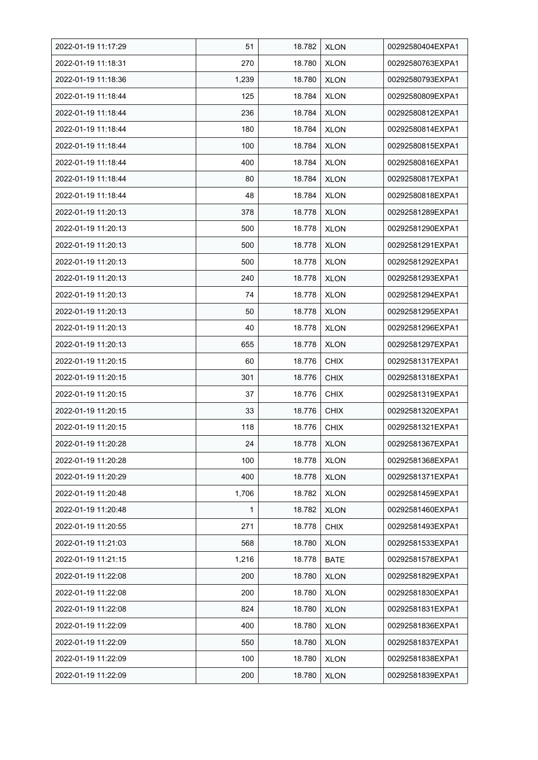| | | | | |
|---|---|---|---|---|
| 2022-01-19 11:17:29 | 51 | 18.782 | XLON | 00292580404EXPA1 |
| 2022-01-19 11:18:31 | 270 | 18.780 | XLON | 00292580763EXPA1 |
| 2022-01-19 11:18:36 | 1,239 | 18.780 | XLON | 00292580793EXPA1 |
| 2022-01-19 11:18:44 | 125 | 18.784 | XLON | 00292580809EXPA1 |
| 2022-01-19 11:18:44 | 236 | 18.784 | XLON | 00292580812EXPA1 |
| 2022-01-19 11:18:44 | 180 | 18.784 | XLON | 00292580814EXPA1 |
| 2022-01-19 11:18:44 | 100 | 18.784 | XLON | 00292580815EXPA1 |
| 2022-01-19 11:18:44 | 400 | 18.784 | XLON | 00292580816EXPA1 |
| 2022-01-19 11:18:44 | 80 | 18.784 | XLON | 00292580817EXPA1 |
| 2022-01-19 11:18:44 | 48 | 18.784 | XLON | 00292580818EXPA1 |
| 2022-01-19 11:20:13 | 378 | 18.778 | XLON | 00292581289EXPA1 |
| 2022-01-19 11:20:13 | 500 | 18.778 | XLON | 00292581290EXPA1 |
| 2022-01-19 11:20:13 | 500 | 18.778 | XLON | 00292581291EXPA1 |
| 2022-01-19 11:20:13 | 500 | 18.778 | XLON | 00292581292EXPA1 |
| 2022-01-19 11:20:13 | 240 | 18.778 | XLON | 00292581293EXPA1 |
| 2022-01-19 11:20:13 | 74 | 18.778 | XLON | 00292581294EXPA1 |
| 2022-01-19 11:20:13 | 50 | 18.778 | XLON | 00292581295EXPA1 |
| 2022-01-19 11:20:13 | 40 | 18.778 | XLON | 00292581296EXPA1 |
| 2022-01-19 11:20:13 | 655 | 18.778 | XLON | 00292581297EXPA1 |
| 2022-01-19 11:20:15 | 60 | 18.776 | CHIX | 00292581317EXPA1 |
| 2022-01-19 11:20:15 | 301 | 18.776 | CHIX | 00292581318EXPA1 |
| 2022-01-19 11:20:15 | 37 | 18.776 | CHIX | 00292581319EXPA1 |
| 2022-01-19 11:20:15 | 33 | 18.776 | CHIX | 00292581320EXPA1 |
| 2022-01-19 11:20:15 | 118 | 18.776 | CHIX | 00292581321EXPA1 |
| 2022-01-19 11:20:28 | 24 | 18.778 | XLON | 00292581367EXPA1 |
| 2022-01-19 11:20:28 | 100 | 18.778 | XLON | 00292581368EXPA1 |
| 2022-01-19 11:20:29 | 400 | 18.778 | XLON | 00292581371EXPA1 |
| 2022-01-19 11:20:48 | 1,706 | 18.782 | XLON | 00292581459EXPA1 |
| 2022-01-19 11:20:48 | 1 | 18.782 | XLON | 00292581460EXPA1 |
| 2022-01-19 11:20:55 | 271 | 18.778 | CHIX | 00292581493EXPA1 |
| 2022-01-19 11:21:03 | 568 | 18.780 | XLON | 00292581533EXPA1 |
| 2022-01-19 11:21:15 | 1,216 | 18.778 | BATE | 00292581578EXPA1 |
| 2022-01-19 11:22:08 | 200 | 18.780 | XLON | 00292581829EXPA1 |
| 2022-01-19 11:22:08 | 200 | 18.780 | XLON | 00292581830EXPA1 |
| 2022-01-19 11:22:08 | 824 | 18.780 | XLON | 00292581831EXPA1 |
| 2022-01-19 11:22:09 | 400 | 18.780 | XLON | 00292581836EXPA1 |
| 2022-01-19 11:22:09 | 550 | 18.780 | XLON | 00292581837EXPA1 |
| 2022-01-19 11:22:09 | 100 | 18.780 | XLON | 00292581838EXPA1 |
| 2022-01-19 11:22:09 | 200 | 18.780 | XLON | 00292581839EXPA1 |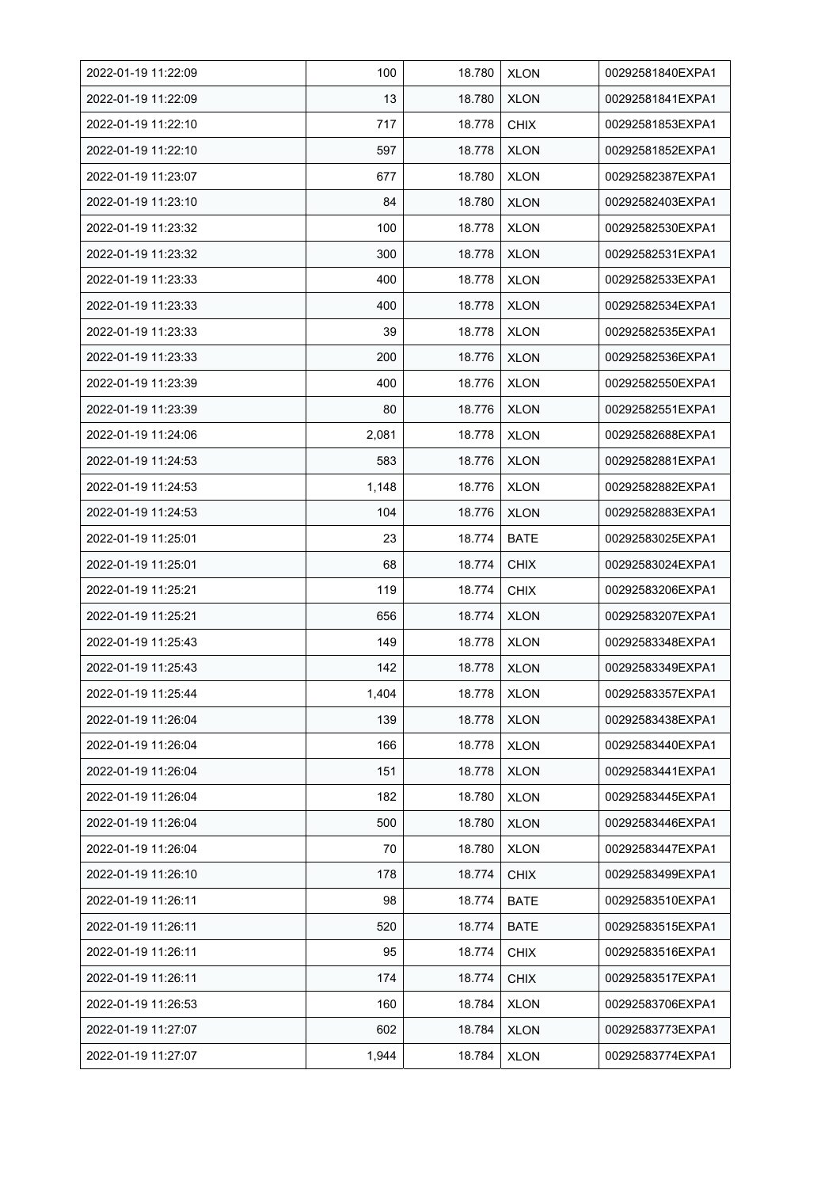| 2022-01-19 11:22:09 | 100 | 18.780 | XLON | 00292581840EXPA1 |
|---|---|---|---|---|
| 2022-01-19 11:22:09 | 13 | 18.780 | XLON | 00292581841EXPA1 |
| 2022-01-19 11:22:10 | 717 | 18.778 | CHIX | 00292581853EXPA1 |
| 2022-01-19 11:22:10 | 597 | 18.778 | XLON | 00292581852EXPA1 |
| 2022-01-19 11:23:07 | 677 | 18.780 | XLON | 00292582387EXPA1 |
| 2022-01-19 11:23:10 | 84 | 18.780 | XLON | 00292582403EXPA1 |
| 2022-01-19 11:23:32 | 100 | 18.778 | XLON | 00292582530EXPA1 |
| 2022-01-19 11:23:32 | 300 | 18.778 | XLON | 00292582531EXPA1 |
| 2022-01-19 11:23:33 | 400 | 18.778 | XLON | 00292582533EXPA1 |
| 2022-01-19 11:23:33 | 400 | 18.778 | XLON | 00292582534EXPA1 |
| 2022-01-19 11:23:33 | 39 | 18.778 | XLON | 00292582535EXPA1 |
| 2022-01-19 11:23:33 | 200 | 18.776 | XLON | 00292582536EXPA1 |
| 2022-01-19 11:23:39 | 400 | 18.776 | XLON | 00292582550EXPA1 |
| 2022-01-19 11:23:39 | 80 | 18.776 | XLON | 00292582551EXPA1 |
| 2022-01-19 11:24:06 | 2,081 | 18.778 | XLON | 00292582688EXPA1 |
| 2022-01-19 11:24:53 | 583 | 18.776 | XLON | 00292582881EXPA1 |
| 2022-01-19 11:24:53 | 1,148 | 18.776 | XLON | 00292582882EXPA1 |
| 2022-01-19 11:24:53 | 104 | 18.776 | XLON | 00292582883EXPA1 |
| 2022-01-19 11:25:01 | 23 | 18.774 | BATE | 00292583025EXPA1 |
| 2022-01-19 11:25:01 | 68 | 18.774 | CHIX | 00292583024EXPA1 |
| 2022-01-19 11:25:21 | 119 | 18.774 | CHIX | 00292583206EXPA1 |
| 2022-01-19 11:25:21 | 656 | 18.774 | XLON | 00292583207EXPA1 |
| 2022-01-19 11:25:43 | 149 | 18.778 | XLON | 00292583348EXPA1 |
| 2022-01-19 11:25:43 | 142 | 18.778 | XLON | 00292583349EXPA1 |
| 2022-01-19 11:25:44 | 1,404 | 18.778 | XLON | 00292583357EXPA1 |
| 2022-01-19 11:26:04 | 139 | 18.778 | XLON | 00292583438EXPA1 |
| 2022-01-19 11:26:04 | 166 | 18.778 | XLON | 00292583440EXPA1 |
| 2022-01-19 11:26:04 | 151 | 18.778 | XLON | 00292583441EXPA1 |
| 2022-01-19 11:26:04 | 182 | 18.780 | XLON | 00292583445EXPA1 |
| 2022-01-19 11:26:04 | 500 | 18.780 | XLON | 00292583446EXPA1 |
| 2022-01-19 11:26:04 | 70 | 18.780 | XLON | 00292583447EXPA1 |
| 2022-01-19 11:26:10 | 178 | 18.774 | CHIX | 00292583499EXPA1 |
| 2022-01-19 11:26:11 | 98 | 18.774 | BATE | 00292583510EXPA1 |
| 2022-01-19 11:26:11 | 520 | 18.774 | BATE | 00292583515EXPA1 |
| 2022-01-19 11:26:11 | 95 | 18.774 | CHIX | 00292583516EXPA1 |
| 2022-01-19 11:26:11 | 174 | 18.774 | CHIX | 00292583517EXPA1 |
| 2022-01-19 11:26:53 | 160 | 18.784 | XLON | 00292583706EXPA1 |
| 2022-01-19 11:27:07 | 602 | 18.784 | XLON | 00292583773EXPA1 |
| 2022-01-19 11:27:07 | 1,944 | 18.784 | XLON | 00292583774EXPA1 |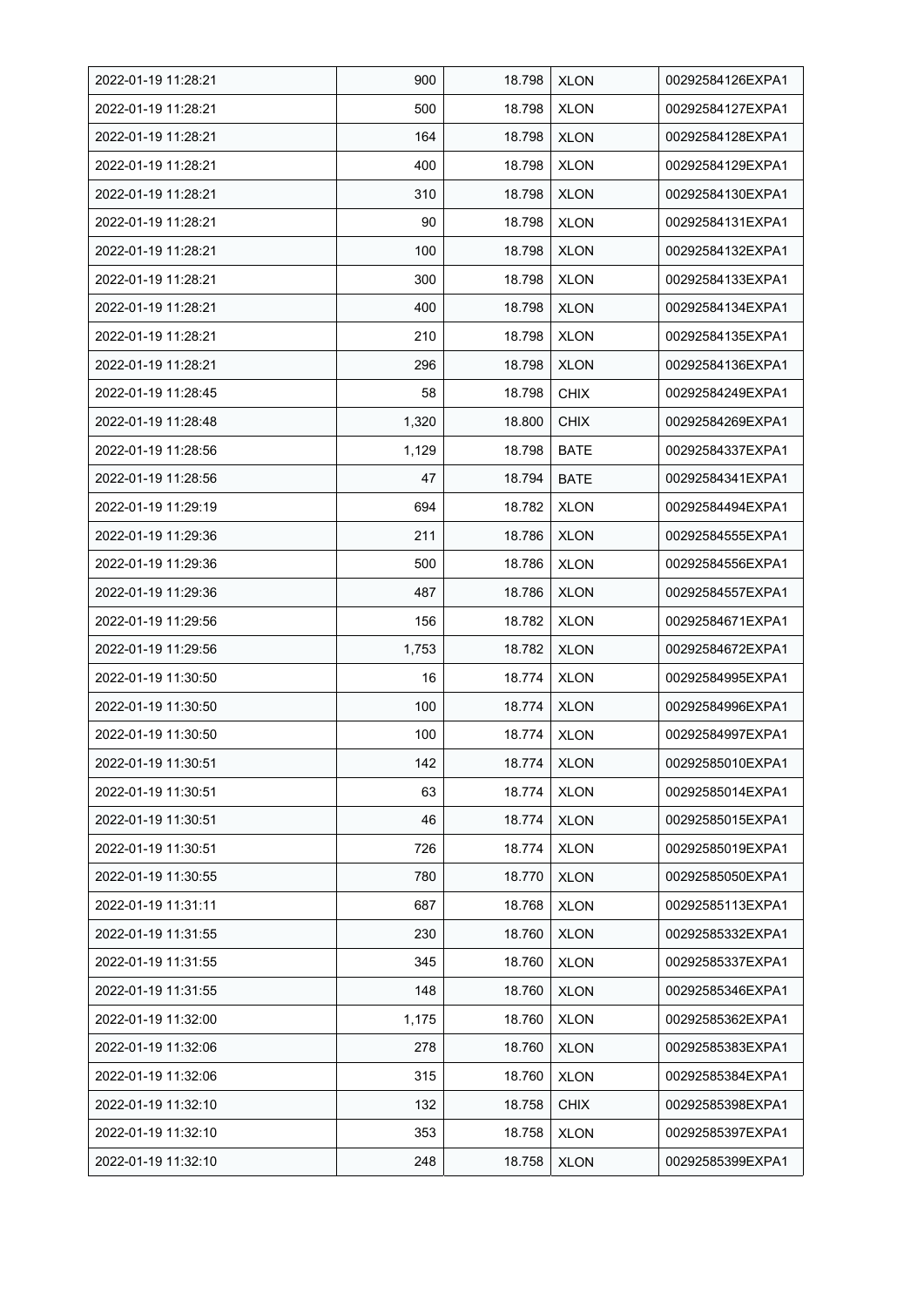| | | | | |
|---|---|---|---|---|
| 2022-01-19 11:28:21 | 900 | 18.798 | XLON | 00292584126EXPA1 |
| 2022-01-19 11:28:21 | 500 | 18.798 | XLON | 00292584127EXPA1 |
| 2022-01-19 11:28:21 | 164 | 18.798 | XLON | 00292584128EXPA1 |
| 2022-01-19 11:28:21 | 400 | 18.798 | XLON | 00292584129EXPA1 |
| 2022-01-19 11:28:21 | 310 | 18.798 | XLON | 00292584130EXPA1 |
| 2022-01-19 11:28:21 | 90 | 18.798 | XLON | 00292584131EXPA1 |
| 2022-01-19 11:28:21 | 100 | 18.798 | XLON | 00292584132EXPA1 |
| 2022-01-19 11:28:21 | 300 | 18.798 | XLON | 00292584133EXPA1 |
| 2022-01-19 11:28:21 | 400 | 18.798 | XLON | 00292584134EXPA1 |
| 2022-01-19 11:28:21 | 210 | 18.798 | XLON | 00292584135EXPA1 |
| 2022-01-19 11:28:21 | 296 | 18.798 | XLON | 00292584136EXPA1 |
| 2022-01-19 11:28:45 | 58 | 18.798 | CHIX | 00292584249EXPA1 |
| 2022-01-19 11:28:48 | 1,320 | 18.800 | CHIX | 00292584269EXPA1 |
| 2022-01-19 11:28:56 | 1,129 | 18.798 | BATE | 00292584337EXPA1 |
| 2022-01-19 11:28:56 | 47 | 18.794 | BATE | 00292584341EXPA1 |
| 2022-01-19 11:29:19 | 694 | 18.782 | XLON | 00292584494EXPA1 |
| 2022-01-19 11:29:36 | 211 | 18.786 | XLON | 00292584555EXPA1 |
| 2022-01-19 11:29:36 | 500 | 18.786 | XLON | 00292584556EXPA1 |
| 2022-01-19 11:29:36 | 487 | 18.786 | XLON | 00292584557EXPA1 |
| 2022-01-19 11:29:56 | 156 | 18.782 | XLON | 00292584671EXPA1 |
| 2022-01-19 11:29:56 | 1,753 | 18.782 | XLON | 00292584672EXPA1 |
| 2022-01-19 11:30:50 | 16 | 18.774 | XLON | 00292584995EXPA1 |
| 2022-01-19 11:30:50 | 100 | 18.774 | XLON | 00292584996EXPA1 |
| 2022-01-19 11:30:50 | 100 | 18.774 | XLON | 00292584997EXPA1 |
| 2022-01-19 11:30:51 | 142 | 18.774 | XLON | 00292585010EXPA1 |
| 2022-01-19 11:30:51 | 63 | 18.774 | XLON | 00292585014EXPA1 |
| 2022-01-19 11:30:51 | 46 | 18.774 | XLON | 00292585015EXPA1 |
| 2022-01-19 11:30:51 | 726 | 18.774 | XLON | 00292585019EXPA1 |
| 2022-01-19 11:30:55 | 780 | 18.770 | XLON | 00292585050EXPA1 |
| 2022-01-19 11:31:11 | 687 | 18.768 | XLON | 00292585113EXPA1 |
| 2022-01-19 11:31:55 | 230 | 18.760 | XLON | 00292585332EXPA1 |
| 2022-01-19 11:31:55 | 345 | 18.760 | XLON | 00292585337EXPA1 |
| 2022-01-19 11:31:55 | 148 | 18.760 | XLON | 00292585346EXPA1 |
| 2022-01-19 11:32:00 | 1,175 | 18.760 | XLON | 00292585362EXPA1 |
| 2022-01-19 11:32:06 | 278 | 18.760 | XLON | 00292585383EXPA1 |
| 2022-01-19 11:32:06 | 315 | 18.760 | XLON | 00292585384EXPA1 |
| 2022-01-19 11:32:10 | 132 | 18.758 | CHIX | 00292585398EXPA1 |
| 2022-01-19 11:32:10 | 353 | 18.758 | XLON | 00292585397EXPA1 |
| 2022-01-19 11:32:10 | 248 | 18.758 | XLON | 00292585399EXPA1 |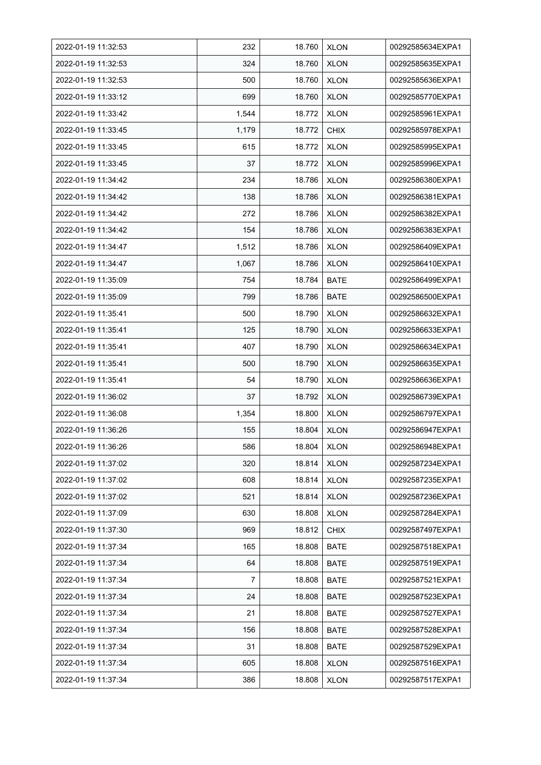| 2022-01-19 11:32:53 | 232 | 18.760 | XLON | 00292585634EXPA1 |
|---|---|---|---|---|
| 2022-01-19 11:32:53 | 324 | 18.760 | XLON | 00292585635EXPA1 |
| 2022-01-19 11:32:53 | 500 | 18.760 | XLON | 00292585636EXPA1 |
| 2022-01-19 11:33:12 | 699 | 18.760 | XLON | 00292585770EXPA1 |
| 2022-01-19 11:33:42 | 1,544 | 18.772 | XLON | 00292585961EXPA1 |
| 2022-01-19 11:33:45 | 1,179 | 18.772 | CHIX | 00292585978EXPA1 |
| 2022-01-19 11:33:45 | 615 | 18.772 | XLON | 00292585995EXPA1 |
| 2022-01-19 11:33:45 | 37 | 18.772 | XLON | 00292585996EXPA1 |
| 2022-01-19 11:34:42 | 234 | 18.786 | XLON | 00292586380EXPA1 |
| 2022-01-19 11:34:42 | 138 | 18.786 | XLON | 00292586381EXPA1 |
| 2022-01-19 11:34:42 | 272 | 18.786 | XLON | 00292586382EXPA1 |
| 2022-01-19 11:34:42 | 154 | 18.786 | XLON | 00292586383EXPA1 |
| 2022-01-19 11:34:47 | 1,512 | 18.786 | XLON | 00292586409EXPA1 |
| 2022-01-19 11:34:47 | 1,067 | 18.786 | XLON | 00292586410EXPA1 |
| 2022-01-19 11:35:09 | 754 | 18.784 | BATE | 00292586499EXPA1 |
| 2022-01-19 11:35:09 | 799 | 18.786 | BATE | 00292586500EXPA1 |
| 2022-01-19 11:35:41 | 500 | 18.790 | XLON | 00292586632EXPA1 |
| 2022-01-19 11:35:41 | 125 | 18.790 | XLON | 00292586633EXPA1 |
| 2022-01-19 11:35:41 | 407 | 18.790 | XLON | 00292586634EXPA1 |
| 2022-01-19 11:35:41 | 500 | 18.790 | XLON | 00292586635EXPA1 |
| 2022-01-19 11:35:41 | 54 | 18.790 | XLON | 00292586636EXPA1 |
| 2022-01-19 11:36:02 | 37 | 18.792 | XLON | 00292586739EXPA1 |
| 2022-01-19 11:36:08 | 1,354 | 18.800 | XLON | 00292586797EXPA1 |
| 2022-01-19 11:36:26 | 155 | 18.804 | XLON | 00292586947EXPA1 |
| 2022-01-19 11:36:26 | 586 | 18.804 | XLON | 00292586948EXPA1 |
| 2022-01-19 11:37:02 | 320 | 18.814 | XLON | 00292587234EXPA1 |
| 2022-01-19 11:37:02 | 608 | 18.814 | XLON | 00292587235EXPA1 |
| 2022-01-19 11:37:02 | 521 | 18.814 | XLON | 00292587236EXPA1 |
| 2022-01-19 11:37:09 | 630 | 18.808 | XLON | 00292587284EXPA1 |
| 2022-01-19 11:37:30 | 969 | 18.812 | CHIX | 00292587497EXPA1 |
| 2022-01-19 11:37:34 | 165 | 18.808 | BATE | 00292587518EXPA1 |
| 2022-01-19 11:37:34 | 64 | 18.808 | BATE | 00292587519EXPA1 |
| 2022-01-19 11:37:34 | 7 | 18.808 | BATE | 00292587521EXPA1 |
| 2022-01-19 11:37:34 | 24 | 18.808 | BATE | 00292587523EXPA1 |
| 2022-01-19 11:37:34 | 21 | 18.808 | BATE | 00292587527EXPA1 |
| 2022-01-19 11:37:34 | 156 | 18.808 | BATE | 00292587528EXPA1 |
| 2022-01-19 11:37:34 | 31 | 18.808 | BATE | 00292587529EXPA1 |
| 2022-01-19 11:37:34 | 605 | 18.808 | XLON | 00292587516EXPA1 |
| 2022-01-19 11:37:34 | 386 | 18.808 | XLON | 00292587517EXPA1 |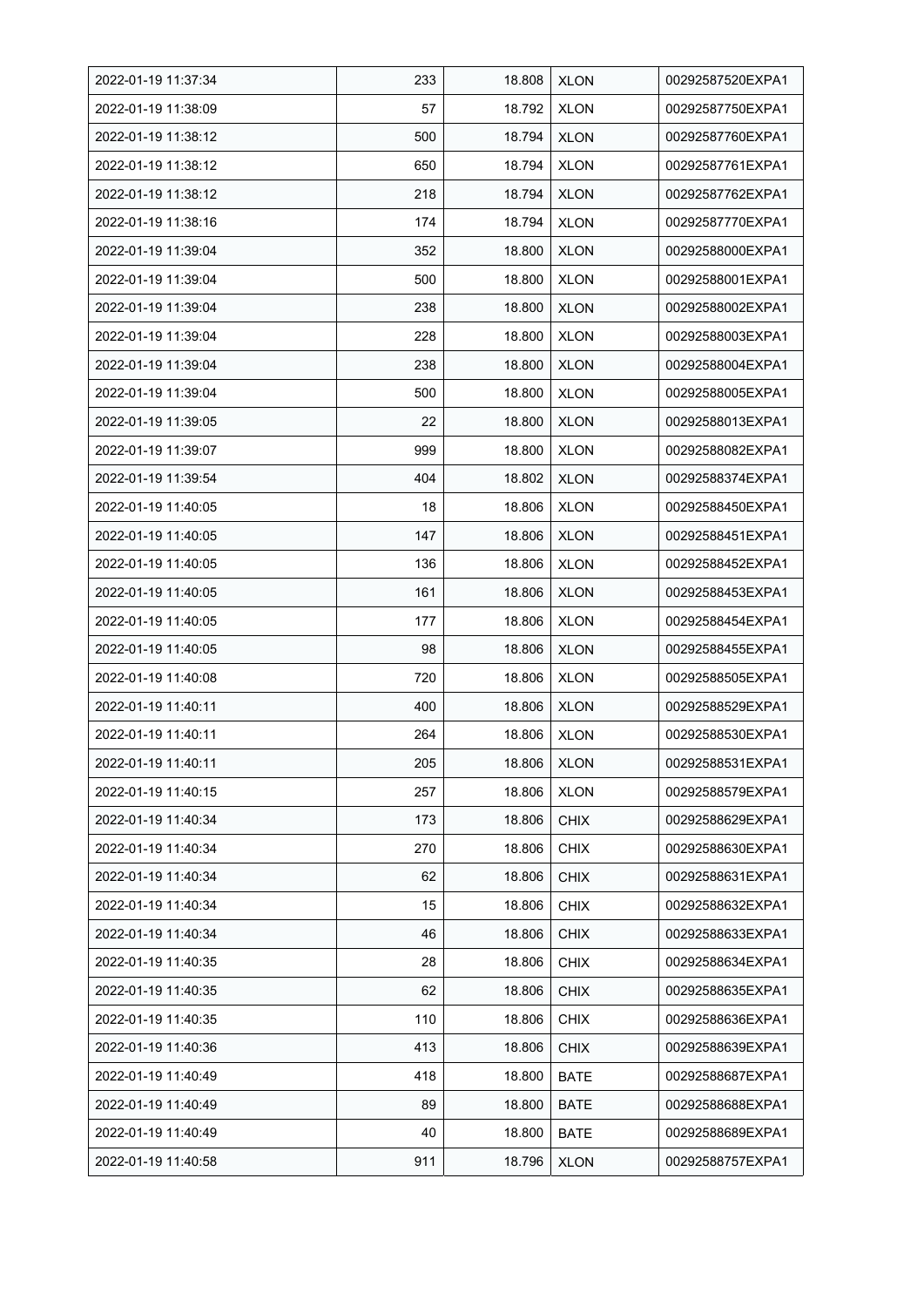| 2022-01-19 11:37:34 | 233 | 18.808 | XLON | 00292587520EXPA1 |
|---|---|---|---|---|
| 2022-01-19 11:38:09 | 57 | 18.792 | XLON | 00292587750EXPA1 |
| 2022-01-19 11:38:12 | 500 | 18.794 | XLON | 00292587760EXPA1 |
| 2022-01-19 11:38:12 | 650 | 18.794 | XLON | 00292587761EXPA1 |
| 2022-01-19 11:38:12 | 218 | 18.794 | XLON | 00292587762EXPA1 |
| 2022-01-19 11:38:16 | 174 | 18.794 | XLON | 00292587770EXPA1 |
| 2022-01-19 11:39:04 | 352 | 18.800 | XLON | 00292588000EXPA1 |
| 2022-01-19 11:39:04 | 500 | 18.800 | XLON | 00292588001EXPA1 |
| 2022-01-19 11:39:04 | 238 | 18.800 | XLON | 00292588002EXPA1 |
| 2022-01-19 11:39:04 | 228 | 18.800 | XLON | 00292588003EXPA1 |
| 2022-01-19 11:39:04 | 238 | 18.800 | XLON | 00292588004EXPA1 |
| 2022-01-19 11:39:04 | 500 | 18.800 | XLON | 00292588005EXPA1 |
| 2022-01-19 11:39:05 | 22 | 18.800 | XLON | 00292588013EXPA1 |
| 2022-01-19 11:39:07 | 999 | 18.800 | XLON | 00292588082EXPA1 |
| 2022-01-19 11:39:54 | 404 | 18.802 | XLON | 00292588374EXPA1 |
| 2022-01-19 11:40:05 | 18 | 18.806 | XLON | 00292588450EXPA1 |
| 2022-01-19 11:40:05 | 147 | 18.806 | XLON | 00292588451EXPA1 |
| 2022-01-19 11:40:05 | 136 | 18.806 | XLON | 00292588452EXPA1 |
| 2022-01-19 11:40:05 | 161 | 18.806 | XLON | 00292588453EXPA1 |
| 2022-01-19 11:40:05 | 177 | 18.806 | XLON | 00292588454EXPA1 |
| 2022-01-19 11:40:05 | 98 | 18.806 | XLON | 00292588455EXPA1 |
| 2022-01-19 11:40:08 | 720 | 18.806 | XLON | 00292588505EXPA1 |
| 2022-01-19 11:40:11 | 400 | 18.806 | XLON | 00292588529EXPA1 |
| 2022-01-19 11:40:11 | 264 | 18.806 | XLON | 00292588530EXPA1 |
| 2022-01-19 11:40:11 | 205 | 18.806 | XLON | 00292588531EXPA1 |
| 2022-01-19 11:40:15 | 257 | 18.806 | XLON | 00292588579EXPA1 |
| 2022-01-19 11:40:34 | 173 | 18.806 | CHIX | 00292588629EXPA1 |
| 2022-01-19 11:40:34 | 270 | 18.806 | CHIX | 00292588630EXPA1 |
| 2022-01-19 11:40:34 | 62 | 18.806 | CHIX | 00292588631EXPA1 |
| 2022-01-19 11:40:34 | 15 | 18.806 | CHIX | 00292588632EXPA1 |
| 2022-01-19 11:40:34 | 46 | 18.806 | CHIX | 00292588633EXPA1 |
| 2022-01-19 11:40:35 | 28 | 18.806 | CHIX | 00292588634EXPA1 |
| 2022-01-19 11:40:35 | 62 | 18.806 | CHIX | 00292588635EXPA1 |
| 2022-01-19 11:40:35 | 110 | 18.806 | CHIX | 00292588636EXPA1 |
| 2022-01-19 11:40:36 | 413 | 18.806 | CHIX | 00292588639EXPA1 |
| 2022-01-19 11:40:49 | 418 | 18.800 | BATE | 00292588687EXPA1 |
| 2022-01-19 11:40:49 | 89 | 18.800 | BATE | 00292588688EXPA1 |
| 2022-01-19 11:40:49 | 40 | 18.800 | BATE | 00292588689EXPA1 |
| 2022-01-19 11:40:58 | 911 | 18.796 | XLON | 00292588757EXPA1 |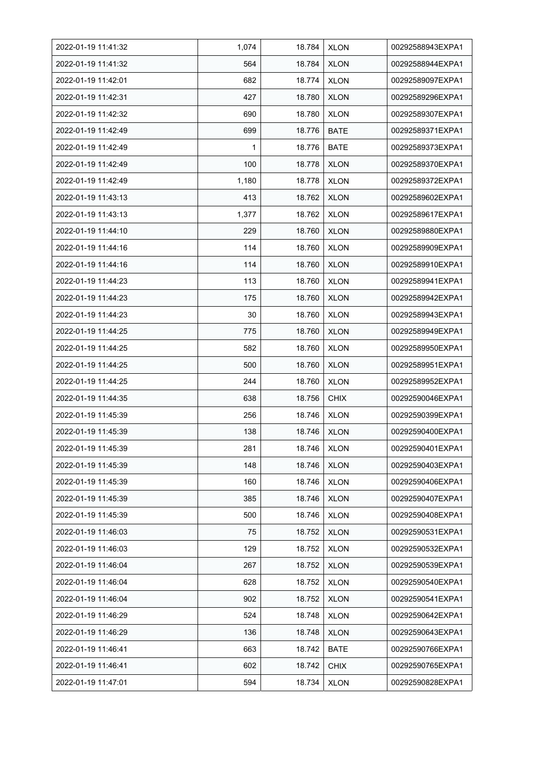| 2022-01-19 11:41:32 | 1,074 | 18.784 | XLON | 00292588943EXPA1 |
|---|---|---|---|---|
| 2022-01-19 11:41:32 | 564 | 18.784 | XLON | 00292588944EXPA1 |
| 2022-01-19 11:42:01 | 682 | 18.774 | XLON | 00292589097EXPA1 |
| 2022-01-19 11:42:31 | 427 | 18.780 | XLON | 00292589296EXPA1 |
| 2022-01-19 11:42:32 | 690 | 18.780 | XLON | 00292589307EXPA1 |
| 2022-01-19 11:42:49 | 699 | 18.776 | BATE | 00292589371EXPA1 |
| 2022-01-19 11:42:49 | 1 | 18.776 | BATE | 00292589373EXPA1 |
| 2022-01-19 11:42:49 | 100 | 18.778 | XLON | 00292589370EXPA1 |
| 2022-01-19 11:42:49 | 1,180 | 18.778 | XLON | 00292589372EXPA1 |
| 2022-01-19 11:43:13 | 413 | 18.762 | XLON | 00292589602EXPA1 |
| 2022-01-19 11:43:13 | 1,377 | 18.762 | XLON | 00292589617EXPA1 |
| 2022-01-19 11:44:10 | 229 | 18.760 | XLON | 00292589880EXPA1 |
| 2022-01-19 11:44:16 | 114 | 18.760 | XLON | 00292589909EXPA1 |
| 2022-01-19 11:44:16 | 114 | 18.760 | XLON | 00292589910EXPA1 |
| 2022-01-19 11:44:23 | 113 | 18.760 | XLON | 00292589941EXPA1 |
| 2022-01-19 11:44:23 | 175 | 18.760 | XLON | 00292589942EXPA1 |
| 2022-01-19 11:44:23 | 30 | 18.760 | XLON | 00292589943EXPA1 |
| 2022-01-19 11:44:25 | 775 | 18.760 | XLON | 00292589949EXPA1 |
| 2022-01-19 11:44:25 | 582 | 18.760 | XLON | 00292589950EXPA1 |
| 2022-01-19 11:44:25 | 500 | 18.760 | XLON | 00292589951EXPA1 |
| 2022-01-19 11:44:25 | 244 | 18.760 | XLON | 00292589952EXPA1 |
| 2022-01-19 11:44:35 | 638 | 18.756 | CHIX | 00292590046EXPA1 |
| 2022-01-19 11:45:39 | 256 | 18.746 | XLON | 00292590399EXPA1 |
| 2022-01-19 11:45:39 | 138 | 18.746 | XLON | 00292590400EXPA1 |
| 2022-01-19 11:45:39 | 281 | 18.746 | XLON | 00292590401EXPA1 |
| 2022-01-19 11:45:39 | 148 | 18.746 | XLON | 00292590403EXPA1 |
| 2022-01-19 11:45:39 | 160 | 18.746 | XLON | 00292590406EXPA1 |
| 2022-01-19 11:45:39 | 385 | 18.746 | XLON | 00292590407EXPA1 |
| 2022-01-19 11:45:39 | 500 | 18.746 | XLON | 00292590408EXPA1 |
| 2022-01-19 11:46:03 | 75 | 18.752 | XLON | 00292590531EXPA1 |
| 2022-01-19 11:46:03 | 129 | 18.752 | XLON | 00292590532EXPA1 |
| 2022-01-19 11:46:04 | 267 | 18.752 | XLON | 00292590539EXPA1 |
| 2022-01-19 11:46:04 | 628 | 18.752 | XLON | 00292590540EXPA1 |
| 2022-01-19 11:46:04 | 902 | 18.752 | XLON | 00292590541EXPA1 |
| 2022-01-19 11:46:29 | 524 | 18.748 | XLON | 00292590642EXPA1 |
| 2022-01-19 11:46:29 | 136 | 18.748 | XLON | 00292590643EXPA1 |
| 2022-01-19 11:46:41 | 663 | 18.742 | BATE | 00292590766EXPA1 |
| 2022-01-19 11:46:41 | 602 | 18.742 | CHIX | 00292590765EXPA1 |
| 2022-01-19 11:47:01 | 594 | 18.734 | XLON | 00292590828EXPA1 |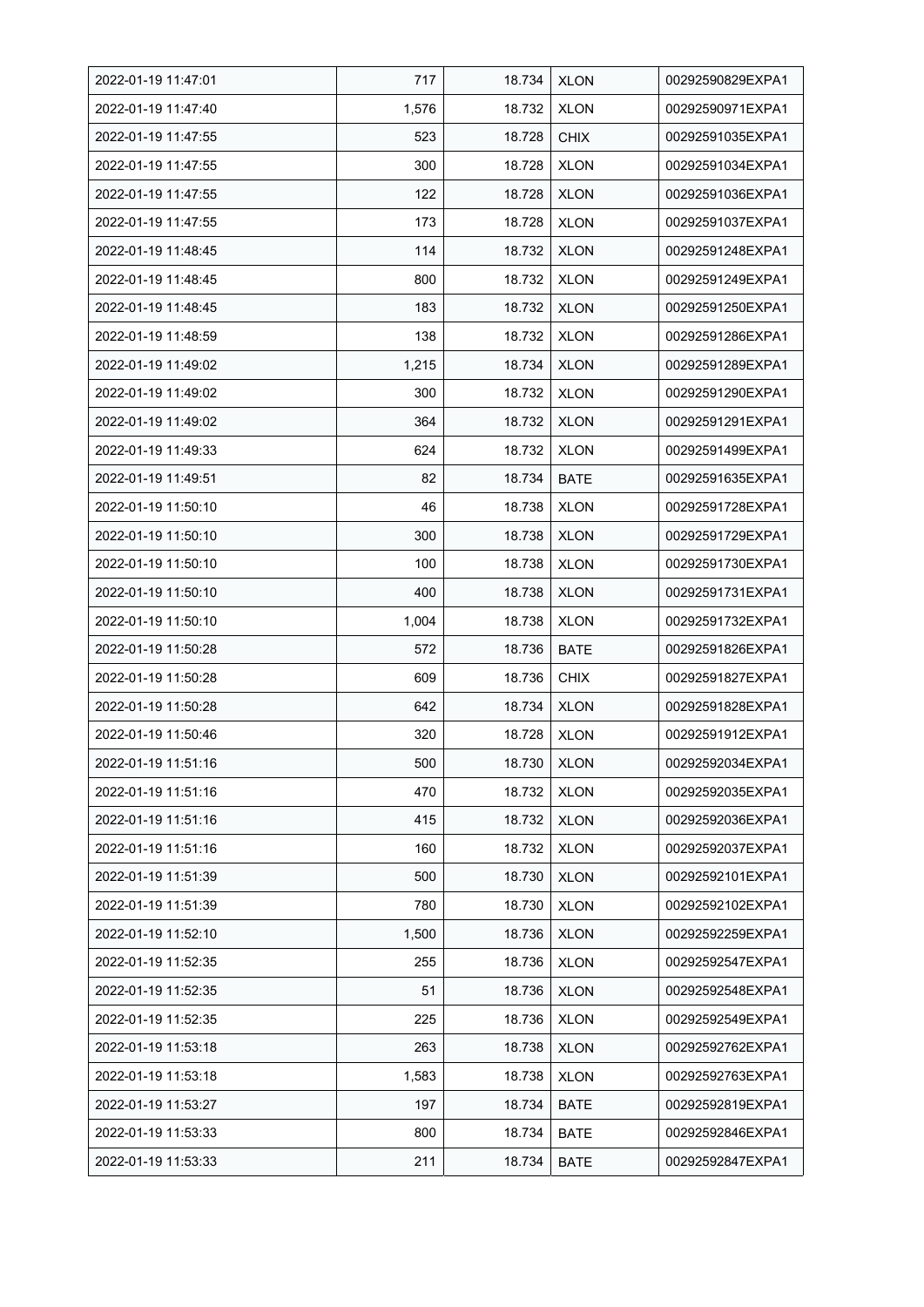| 2022-01-19 11:47:01 | 717 | 18.734 | XLON | 00292590829EXPA1 |
|---|---|---|---|---|
| 2022-01-19 11:47:40 | 1,576 | 18.732 | XLON | 00292590971EXPA1 |
| 2022-01-19 11:47:55 | 523 | 18.728 | CHIX | 00292591035EXPA1 |
| 2022-01-19 11:47:55 | 300 | 18.728 | XLON | 00292591034EXPA1 |
| 2022-01-19 11:47:55 | 122 | 18.728 | XLON | 00292591036EXPA1 |
| 2022-01-19 11:47:55 | 173 | 18.728 | XLON | 00292591037EXPA1 |
| 2022-01-19 11:48:45 | 114 | 18.732 | XLON | 00292591248EXPA1 |
| 2022-01-19 11:48:45 | 800 | 18.732 | XLON | 00292591249EXPA1 |
| 2022-01-19 11:48:45 | 183 | 18.732 | XLON | 00292591250EXPA1 |
| 2022-01-19 11:48:59 | 138 | 18.732 | XLON | 00292591286EXPA1 |
| 2022-01-19 11:49:02 | 1,215 | 18.734 | XLON | 00292591289EXPA1 |
| 2022-01-19 11:49:02 | 300 | 18.732 | XLON | 00292591290EXPA1 |
| 2022-01-19 11:49:02 | 364 | 18.732 | XLON | 00292591291EXPA1 |
| 2022-01-19 11:49:33 | 624 | 18.732 | XLON | 00292591499EXPA1 |
| 2022-01-19 11:49:51 | 82 | 18.734 | BATE | 00292591635EXPA1 |
| 2022-01-19 11:50:10 | 46 | 18.738 | XLON | 00292591728EXPA1 |
| 2022-01-19 11:50:10 | 300 | 18.738 | XLON | 00292591729EXPA1 |
| 2022-01-19 11:50:10 | 100 | 18.738 | XLON | 00292591730EXPA1 |
| 2022-01-19 11:50:10 | 400 | 18.738 | XLON | 00292591731EXPA1 |
| 2022-01-19 11:50:10 | 1,004 | 18.738 | XLON | 00292591732EXPA1 |
| 2022-01-19 11:50:28 | 572 | 18.736 | BATE | 00292591826EXPA1 |
| 2022-01-19 11:50:28 | 609 | 18.736 | CHIX | 00292591827EXPA1 |
| 2022-01-19 11:50:28 | 642 | 18.734 | XLON | 00292591828EXPA1 |
| 2022-01-19 11:50:46 | 320 | 18.728 | XLON | 00292591912EXPA1 |
| 2022-01-19 11:51:16 | 500 | 18.730 | XLON | 00292592034EXPA1 |
| 2022-01-19 11:51:16 | 470 | 18.732 | XLON | 00292592035EXPA1 |
| 2022-01-19 11:51:16 | 415 | 18.732 | XLON | 00292592036EXPA1 |
| 2022-01-19 11:51:16 | 160 | 18.732 | XLON | 00292592037EXPA1 |
| 2022-01-19 11:51:39 | 500 | 18.730 | XLON | 00292592101EXPA1 |
| 2022-01-19 11:51:39 | 780 | 18.730 | XLON | 00292592102EXPA1 |
| 2022-01-19 11:52:10 | 1,500 | 18.736 | XLON | 00292592259EXPA1 |
| 2022-01-19 11:52:35 | 255 | 18.736 | XLON | 00292592547EXPA1 |
| 2022-01-19 11:52:35 | 51 | 18.736 | XLON | 00292592548EXPA1 |
| 2022-01-19 11:52:35 | 225 | 18.736 | XLON | 00292592549EXPA1 |
| 2022-01-19 11:53:18 | 263 | 18.738 | XLON | 00292592762EXPA1 |
| 2022-01-19 11:53:18 | 1,583 | 18.738 | XLON | 00292592763EXPA1 |
| 2022-01-19 11:53:27 | 197 | 18.734 | BATE | 00292592819EXPA1 |
| 2022-01-19 11:53:33 | 800 | 18.734 | BATE | 00292592846EXPA1 |
| 2022-01-19 11:53:33 | 211 | 18.734 | BATE | 00292592847EXPA1 |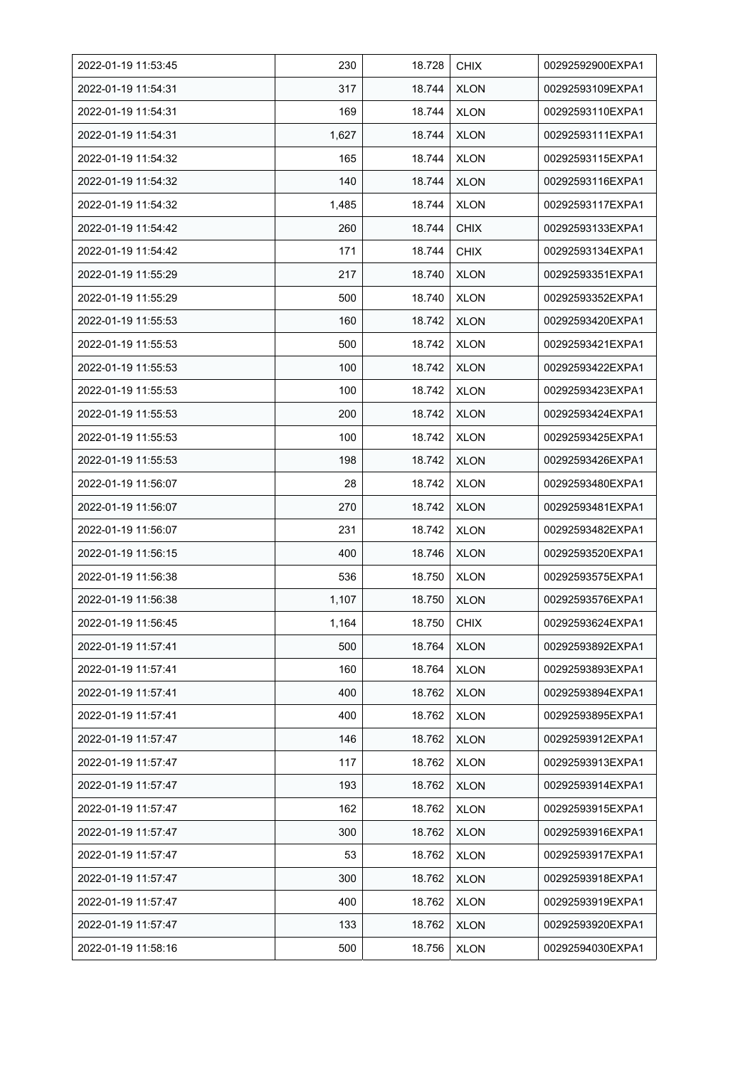| 2022-01-19 11:53:45 | 230 | 18.728 | CHIX | 00292592900EXPA1 |
|---|---|---|---|---|
| 2022-01-19 11:54:31 | 317 | 18.744 | XLON | 00292593109EXPA1 |
| 2022-01-19 11:54:31 | 169 | 18.744 | XLON | 00292593110EXPA1 |
| 2022-01-19 11:54:31 | 1,627 | 18.744 | XLON | 00292593111EXPA1 |
| 2022-01-19 11:54:32 | 165 | 18.744 | XLON | 00292593115EXPA1 |
| 2022-01-19 11:54:32 | 140 | 18.744 | XLON | 00292593116EXPA1 |
| 2022-01-19 11:54:32 | 1,485 | 18.744 | XLON | 00292593117EXPA1 |
| 2022-01-19 11:54:42 | 260 | 18.744 | CHIX | 00292593133EXPA1 |
| 2022-01-19 11:54:42 | 171 | 18.744 | CHIX | 00292593134EXPA1 |
| 2022-01-19 11:55:29 | 217 | 18.740 | XLON | 00292593351EXPA1 |
| 2022-01-19 11:55:29 | 500 | 18.740 | XLON | 00292593352EXPA1 |
| 2022-01-19 11:55:53 | 160 | 18.742 | XLON | 00292593420EXPA1 |
| 2022-01-19 11:55:53 | 500 | 18.742 | XLON | 00292593421EXPA1 |
| 2022-01-19 11:55:53 | 100 | 18.742 | XLON | 00292593422EXPA1 |
| 2022-01-19 11:55:53 | 100 | 18.742 | XLON | 00292593423EXPA1 |
| 2022-01-19 11:55:53 | 200 | 18.742 | XLON | 00292593424EXPA1 |
| 2022-01-19 11:55:53 | 100 | 18.742 | XLON | 00292593425EXPA1 |
| 2022-01-19 11:55:53 | 198 | 18.742 | XLON | 00292593426EXPA1 |
| 2022-01-19 11:56:07 | 28 | 18.742 | XLON | 00292593480EXPA1 |
| 2022-01-19 11:56:07 | 270 | 18.742 | XLON | 00292593481EXPA1 |
| 2022-01-19 11:56:07 | 231 | 18.742 | XLON | 00292593482EXPA1 |
| 2022-01-19 11:56:15 | 400 | 18.746 | XLON | 00292593520EXPA1 |
| 2022-01-19 11:56:38 | 536 | 18.750 | XLON | 00292593575EXPA1 |
| 2022-01-19 11:56:38 | 1,107 | 18.750 | XLON | 00292593576EXPA1 |
| 2022-01-19 11:56:45 | 1,164 | 18.750 | CHIX | 00292593624EXPA1 |
| 2022-01-19 11:57:41 | 500 | 18.764 | XLON | 00292593892EXPA1 |
| 2022-01-19 11:57:41 | 160 | 18.764 | XLON | 00292593893EXPA1 |
| 2022-01-19 11:57:41 | 400 | 18.762 | XLON | 00292593894EXPA1 |
| 2022-01-19 11:57:41 | 400 | 18.762 | XLON | 00292593895EXPA1 |
| 2022-01-19 11:57:47 | 146 | 18.762 | XLON | 00292593912EXPA1 |
| 2022-01-19 11:57:47 | 117 | 18.762 | XLON | 00292593913EXPA1 |
| 2022-01-19 11:57:47 | 193 | 18.762 | XLON | 00292593914EXPA1 |
| 2022-01-19 11:57:47 | 162 | 18.762 | XLON | 00292593915EXPA1 |
| 2022-01-19 11:57:47 | 300 | 18.762 | XLON | 00292593916EXPA1 |
| 2022-01-19 11:57:47 | 53 | 18.762 | XLON | 00292593917EXPA1 |
| 2022-01-19 11:57:47 | 300 | 18.762 | XLON | 00292593918EXPA1 |
| 2022-01-19 11:57:47 | 400 | 18.762 | XLON | 00292593919EXPA1 |
| 2022-01-19 11:57:47 | 133 | 18.762 | XLON | 00292593920EXPA1 |
| 2022-01-19 11:58:16 | 500 | 18.756 | XLON | 00292594030EXPA1 |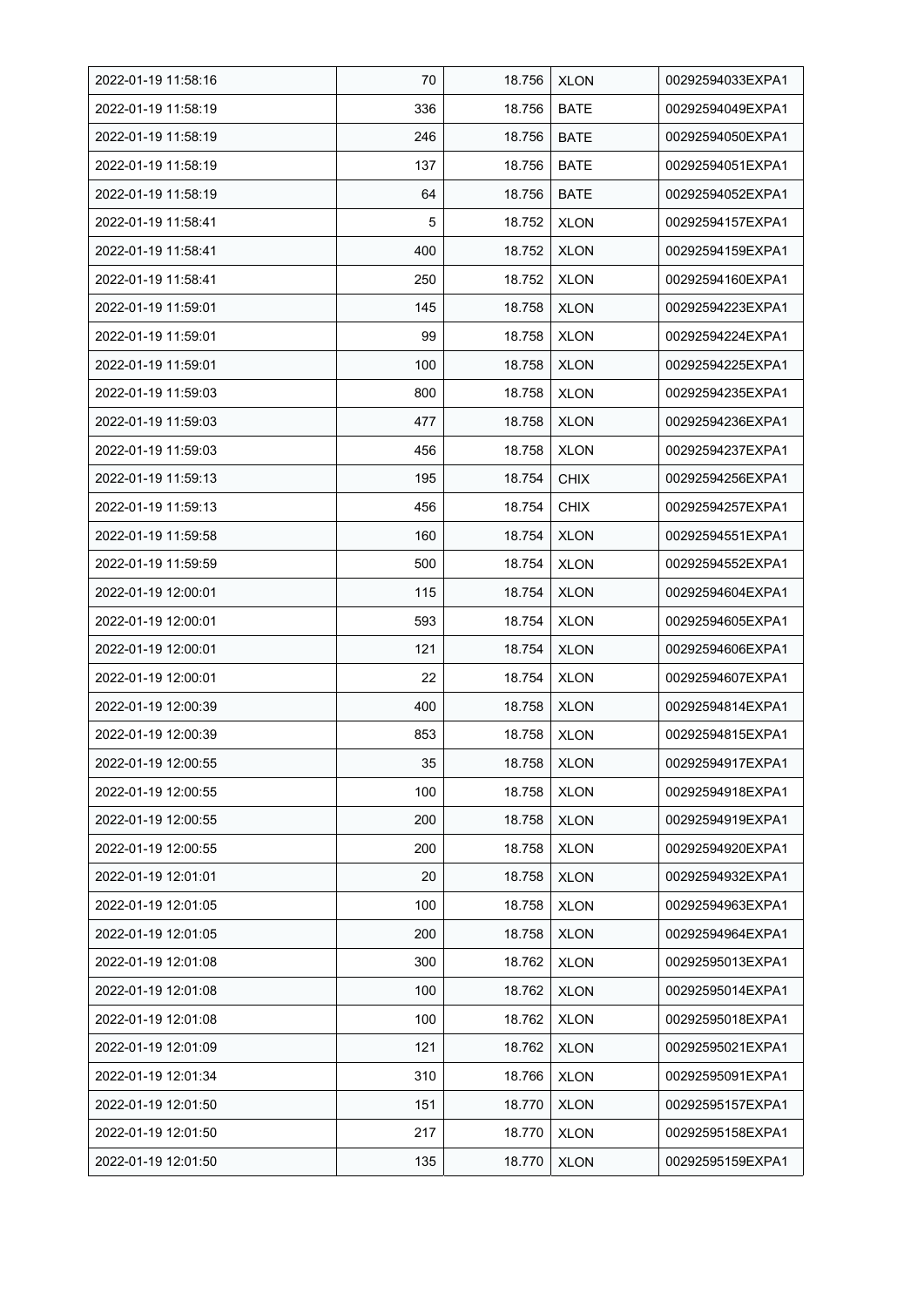| 2022-01-19 11:58:16 | 70 | 18.756 | XLON | 00292594033EXPA1 |
|---|---|---|---|---|
| 2022-01-19 11:58:19 | 336 | 18.756 | BATE | 00292594049EXPA1 |
| 2022-01-19 11:58:19 | 246 | 18.756 | BATE | 00292594050EXPA1 |
| 2022-01-19 11:58:19 | 137 | 18.756 | BATE | 00292594051EXPA1 |
| 2022-01-19 11:58:19 | 64 | 18.756 | BATE | 00292594052EXPA1 |
| 2022-01-19 11:58:41 | 5 | 18.752 | XLON | 00292594157EXPA1 |
| 2022-01-19 11:58:41 | 400 | 18.752 | XLON | 00292594159EXPA1 |
| 2022-01-19 11:58:41 | 250 | 18.752 | XLON | 00292594160EXPA1 |
| 2022-01-19 11:59:01 | 145 | 18.758 | XLON | 00292594223EXPA1 |
| 2022-01-19 11:59:01 | 99 | 18.758 | XLON | 00292594224EXPA1 |
| 2022-01-19 11:59:01 | 100 | 18.758 | XLON | 00292594225EXPA1 |
| 2022-01-19 11:59:03 | 800 | 18.758 | XLON | 00292594235EXPA1 |
| 2022-01-19 11:59:03 | 477 | 18.758 | XLON | 00292594236EXPA1 |
| 2022-01-19 11:59:03 | 456 | 18.758 | XLON | 00292594237EXPA1 |
| 2022-01-19 11:59:13 | 195 | 18.754 | CHIX | 00292594256EXPA1 |
| 2022-01-19 11:59:13 | 456 | 18.754 | CHIX | 00292594257EXPA1 |
| 2022-01-19 11:59:58 | 160 | 18.754 | XLON | 00292594551EXPA1 |
| 2022-01-19 11:59:59 | 500 | 18.754 | XLON | 00292594552EXPA1 |
| 2022-01-19 12:00:01 | 115 | 18.754 | XLON | 00292594604EXPA1 |
| 2022-01-19 12:00:01 | 593 | 18.754 | XLON | 00292594605EXPA1 |
| 2022-01-19 12:00:01 | 121 | 18.754 | XLON | 00292594606EXPA1 |
| 2022-01-19 12:00:01 | 22 | 18.754 | XLON | 00292594607EXPA1 |
| 2022-01-19 12:00:39 | 400 | 18.758 | XLON | 00292594814EXPA1 |
| 2022-01-19 12:00:39 | 853 | 18.758 | XLON | 00292594815EXPA1 |
| 2022-01-19 12:00:55 | 35 | 18.758 | XLON | 00292594917EXPA1 |
| 2022-01-19 12:00:55 | 100 | 18.758 | XLON | 00292594918EXPA1 |
| 2022-01-19 12:00:55 | 200 | 18.758 | XLON | 00292594919EXPA1 |
| 2022-01-19 12:00:55 | 200 | 18.758 | XLON | 00292594920EXPA1 |
| 2022-01-19 12:01:01 | 20 | 18.758 | XLON | 00292594932EXPA1 |
| 2022-01-19 12:01:05 | 100 | 18.758 | XLON | 00292594963EXPA1 |
| 2022-01-19 12:01:05 | 200 | 18.758 | XLON | 00292594964EXPA1 |
| 2022-01-19 12:01:08 | 300 | 18.762 | XLON | 00292595013EXPA1 |
| 2022-01-19 12:01:08 | 100 | 18.762 | XLON | 00292595014EXPA1 |
| 2022-01-19 12:01:08 | 100 | 18.762 | XLON | 00292595018EXPA1 |
| 2022-01-19 12:01:09 | 121 | 18.762 | XLON | 00292595021EXPA1 |
| 2022-01-19 12:01:34 | 310 | 18.766 | XLON | 00292595091EXPA1 |
| 2022-01-19 12:01:50 | 151 | 18.770 | XLON | 00292595157EXPA1 |
| 2022-01-19 12:01:50 | 217 | 18.770 | XLON | 00292595158EXPA1 |
| 2022-01-19 12:01:50 | 135 | 18.770 | XLON | 00292595159EXPA1 |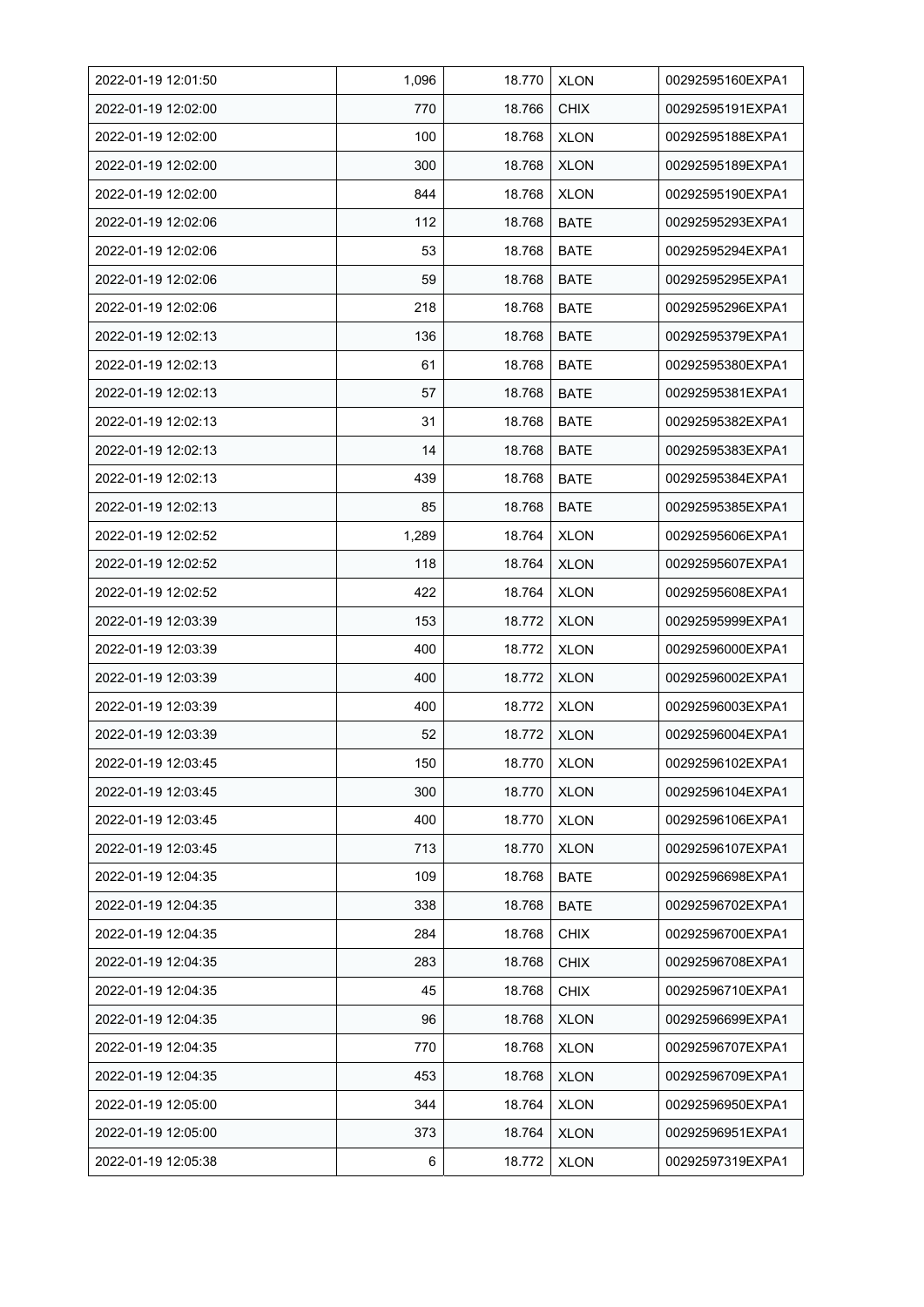| | | | | |
|---|---|---|---|---|
| 2022-01-19 12:01:50 | 1,096 | 18.770 | XLON | 00292595160EXPA1 |
| 2022-01-19 12:02:00 | 770 | 18.766 | CHIX | 00292595191EXPA1 |
| 2022-01-19 12:02:00 | 100 | 18.768 | XLON | 00292595188EXPA1 |
| 2022-01-19 12:02:00 | 300 | 18.768 | XLON | 00292595189EXPA1 |
| 2022-01-19 12:02:00 | 844 | 18.768 | XLON | 00292595190EXPA1 |
| 2022-01-19 12:02:06 | 112 | 18.768 | BATE | 00292595293EXPA1 |
| 2022-01-19 12:02:06 | 53 | 18.768 | BATE | 00292595294EXPA1 |
| 2022-01-19 12:02:06 | 59 | 18.768 | BATE | 00292595295EXPA1 |
| 2022-01-19 12:02:06 | 218 | 18.768 | BATE | 00292595296EXPA1 |
| 2022-01-19 12:02:13 | 136 | 18.768 | BATE | 00292595379EXPA1 |
| 2022-01-19 12:02:13 | 61 | 18.768 | BATE | 00292595380EXPA1 |
| 2022-01-19 12:02:13 | 57 | 18.768 | BATE | 00292595381EXPA1 |
| 2022-01-19 12:02:13 | 31 | 18.768 | BATE | 00292595382EXPA1 |
| 2022-01-19 12:02:13 | 14 | 18.768 | BATE | 00292595383EXPA1 |
| 2022-01-19 12:02:13 | 439 | 18.768 | BATE | 00292595384EXPA1 |
| 2022-01-19 12:02:13 | 85 | 18.768 | BATE | 00292595385EXPA1 |
| 2022-01-19 12:02:52 | 1,289 | 18.764 | XLON | 00292595606EXPA1 |
| 2022-01-19 12:02:52 | 118 | 18.764 | XLON | 00292595607EXPA1 |
| 2022-01-19 12:02:52 | 422 | 18.764 | XLON | 00292595608EXPA1 |
| 2022-01-19 12:03:39 | 153 | 18.772 | XLON | 00292595999EXPA1 |
| 2022-01-19 12:03:39 | 400 | 18.772 | XLON | 00292596000EXPA1 |
| 2022-01-19 12:03:39 | 400 | 18.772 | XLON | 00292596002EXPA1 |
| 2022-01-19 12:03:39 | 400 | 18.772 | XLON | 00292596003EXPA1 |
| 2022-01-19 12:03:39 | 52 | 18.772 | XLON | 00292596004EXPA1 |
| 2022-01-19 12:03:45 | 150 | 18.770 | XLON | 00292596102EXPA1 |
| 2022-01-19 12:03:45 | 300 | 18.770 | XLON | 00292596104EXPA1 |
| 2022-01-19 12:03:45 | 400 | 18.770 | XLON | 00292596106EXPA1 |
| 2022-01-19 12:03:45 | 713 | 18.770 | XLON | 00292596107EXPA1 |
| 2022-01-19 12:04:35 | 109 | 18.768 | BATE | 00292596698EXPA1 |
| 2022-01-19 12:04:35 | 338 | 18.768 | BATE | 00292596702EXPA1 |
| 2022-01-19 12:04:35 | 284 | 18.768 | CHIX | 00292596700EXPA1 |
| 2022-01-19 12:04:35 | 283 | 18.768 | CHIX | 00292596708EXPA1 |
| 2022-01-19 12:04:35 | 45 | 18.768 | CHIX | 00292596710EXPA1 |
| 2022-01-19 12:04:35 | 96 | 18.768 | XLON | 00292596699EXPA1 |
| 2022-01-19 12:04:35 | 770 | 18.768 | XLON | 00292596707EXPA1 |
| 2022-01-19 12:04:35 | 453 | 18.768 | XLON | 00292596709EXPA1 |
| 2022-01-19 12:05:00 | 344 | 18.764 | XLON | 00292596950EXPA1 |
| 2022-01-19 12:05:00 | 373 | 18.764 | XLON | 00292596951EXPA1 |
| 2022-01-19 12:05:38 | 6 | 18.772 | XLON | 00292597319EXPA1 |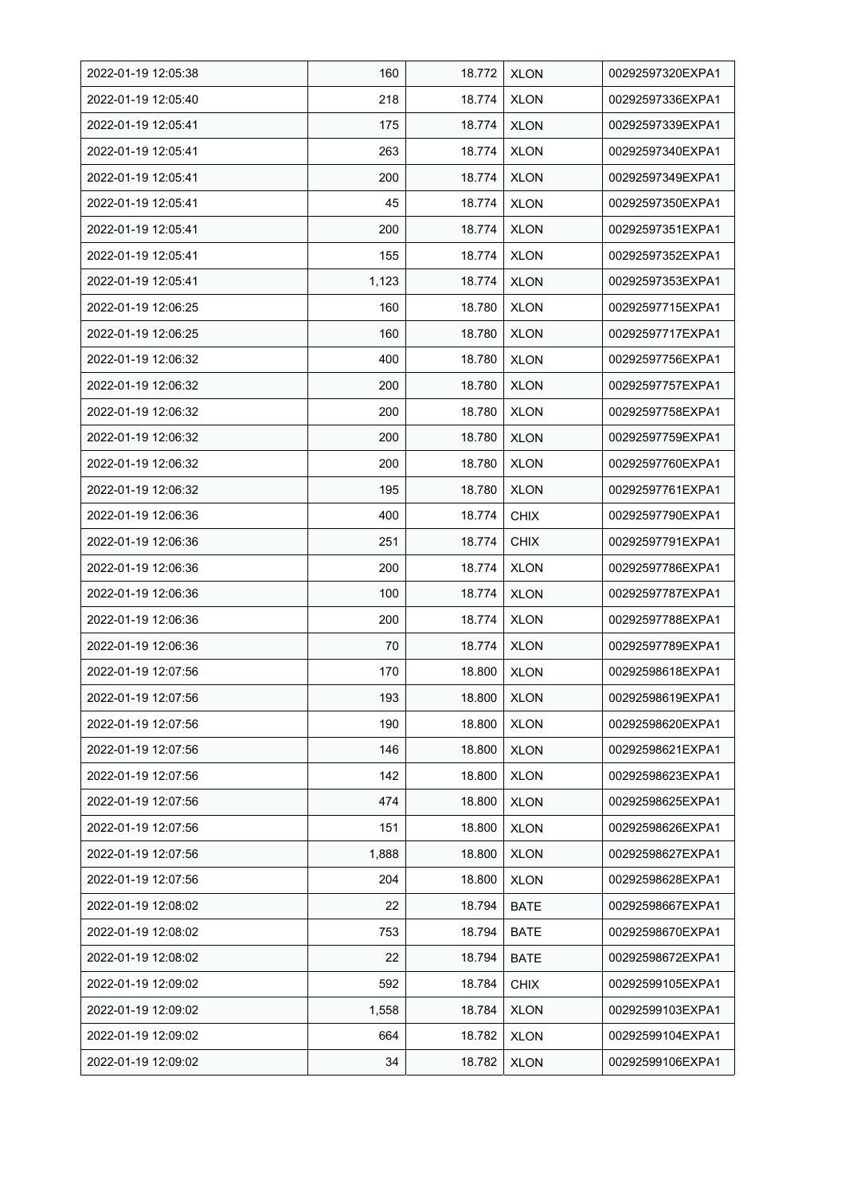| 2022-01-19 12:05:38 | 160 | 18.772 | XLON | 00292597320EXPA1 |
|---|---|---|---|---|
| 2022-01-19 12:05:40 | 218 | 18.774 | XLON | 00292597336EXPA1 |
| 2022-01-19 12:05:41 | 175 | 18.774 | XLON | 00292597339EXPA1 |
| 2022-01-19 12:05:41 | 263 | 18.774 | XLON | 00292597340EXPA1 |
| 2022-01-19 12:05:41 | 200 | 18.774 | XLON | 00292597349EXPA1 |
| 2022-01-19 12:05:41 | 45 | 18.774 | XLON | 00292597350EXPA1 |
| 2022-01-19 12:05:41 | 200 | 18.774 | XLON | 00292597351EXPA1 |
| 2022-01-19 12:05:41 | 155 | 18.774 | XLON | 00292597352EXPA1 |
| 2022-01-19 12:05:41 | 1,123 | 18.774 | XLON | 00292597353EXPA1 |
| 2022-01-19 12:06:25 | 160 | 18.780 | XLON | 00292597715EXPA1 |
| 2022-01-19 12:06:25 | 160 | 18.780 | XLON | 00292597717EXPA1 |
| 2022-01-19 12:06:32 | 400 | 18.780 | XLON | 00292597756EXPA1 |
| 2022-01-19 12:06:32 | 200 | 18.780 | XLON | 00292597757EXPA1 |
| 2022-01-19 12:06:32 | 200 | 18.780 | XLON | 00292597758EXPA1 |
| 2022-01-19 12:06:32 | 200 | 18.780 | XLON | 00292597759EXPA1 |
| 2022-01-19 12:06:32 | 200 | 18.780 | XLON | 00292597760EXPA1 |
| 2022-01-19 12:06:32 | 195 | 18.780 | XLON | 00292597761EXPA1 |
| 2022-01-19 12:06:36 | 400 | 18.774 | CHIX | 00292597790EXPA1 |
| 2022-01-19 12:06:36 | 251 | 18.774 | CHIX | 00292597791EXPA1 |
| 2022-01-19 12:06:36 | 200 | 18.774 | XLON | 00292597786EXPA1 |
| 2022-01-19 12:06:36 | 100 | 18.774 | XLON | 00292597787EXPA1 |
| 2022-01-19 12:06:36 | 200 | 18.774 | XLON | 00292597788EXPA1 |
| 2022-01-19 12:06:36 | 70 | 18.774 | XLON | 00292597789EXPA1 |
| 2022-01-19 12:07:56 | 170 | 18.800 | XLON | 00292598618EXPA1 |
| 2022-01-19 12:07:56 | 193 | 18.800 | XLON | 00292598619EXPA1 |
| 2022-01-19 12:07:56 | 190 | 18.800 | XLON | 00292598620EXPA1 |
| 2022-01-19 12:07:56 | 146 | 18.800 | XLON | 00292598621EXPA1 |
| 2022-01-19 12:07:56 | 142 | 18.800 | XLON | 00292598623EXPA1 |
| 2022-01-19 12:07:56 | 474 | 18.800 | XLON | 00292598625EXPA1 |
| 2022-01-19 12:07:56 | 151 | 18.800 | XLON | 00292598626EXPA1 |
| 2022-01-19 12:07:56 | 1,888 | 18.800 | XLON | 00292598627EXPA1 |
| 2022-01-19 12:07:56 | 204 | 18.800 | XLON | 00292598628EXPA1 |
| 2022-01-19 12:08:02 | 22 | 18.794 | BATE | 00292598667EXPA1 |
| 2022-01-19 12:08:02 | 753 | 18.794 | BATE | 00292598670EXPA1 |
| 2022-01-19 12:08:02 | 22 | 18.794 | BATE | 00292598672EXPA1 |
| 2022-01-19 12:09:02 | 592 | 18.784 | CHIX | 00292599105EXPA1 |
| 2022-01-19 12:09:02 | 1,558 | 18.784 | XLON | 00292599103EXPA1 |
| 2022-01-19 12:09:02 | 664 | 18.782 | XLON | 00292599104EXPA1 |
| 2022-01-19 12:09:02 | 34 | 18.782 | XLON | 00292599106EXPA1 |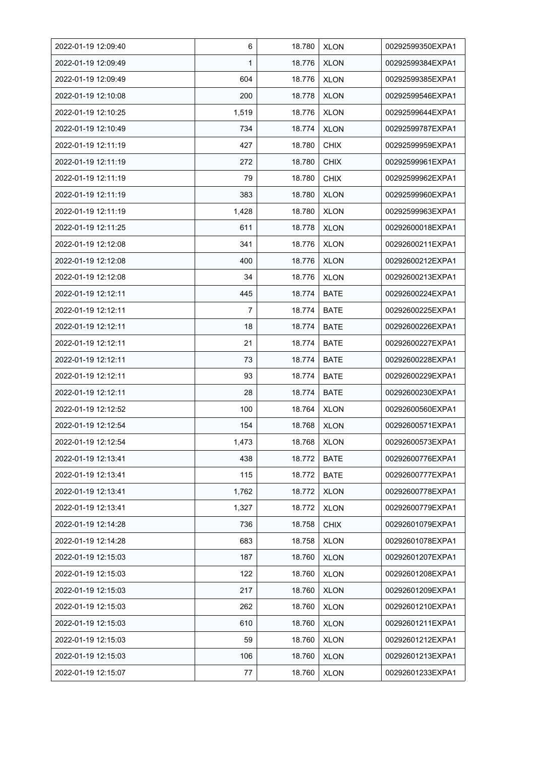| | | | | |
|---|---|---|---|---|
| 2022-01-19 12:09:40 | 6 | 18.780 | XLON | 00292599350EXPA1 |
| 2022-01-19 12:09:49 | 1 | 18.776 | XLON | 00292599384EXPA1 |
| 2022-01-19 12:09:49 | 604 | 18.776 | XLON | 00292599385EXPA1 |
| 2022-01-19 12:10:08 | 200 | 18.778 | XLON | 00292599546EXPA1 |
| 2022-01-19 12:10:25 | 1,519 | 18.776 | XLON | 00292599644EXPA1 |
| 2022-01-19 12:10:49 | 734 | 18.774 | XLON | 00292599787EXPA1 |
| 2022-01-19 12:11:19 | 427 | 18.780 | CHIX | 00292599959EXPA1 |
| 2022-01-19 12:11:19 | 272 | 18.780 | CHIX | 00292599961EXPA1 |
| 2022-01-19 12:11:19 | 79 | 18.780 | CHIX | 00292599962EXPA1 |
| 2022-01-19 12:11:19 | 383 | 18.780 | XLON | 00292599960EXPA1 |
| 2022-01-19 12:11:19 | 1,428 | 18.780 | XLON | 00292599963EXPA1 |
| 2022-01-19 12:11:25 | 611 | 18.778 | XLON | 00292600018EXPA1 |
| 2022-01-19 12:12:08 | 341 | 18.776 | XLON | 00292600211EXPA1 |
| 2022-01-19 12:12:08 | 400 | 18.776 | XLON | 00292600212EXPA1 |
| 2022-01-19 12:12:08 | 34 | 18.776 | XLON | 00292600213EXPA1 |
| 2022-01-19 12:12:11 | 445 | 18.774 | BATE | 00292600224EXPA1 |
| 2022-01-19 12:12:11 | 7 | 18.774 | BATE | 00292600225EXPA1 |
| 2022-01-19 12:12:11 | 18 | 18.774 | BATE | 00292600226EXPA1 |
| 2022-01-19 12:12:11 | 21 | 18.774 | BATE | 00292600227EXPA1 |
| 2022-01-19 12:12:11 | 73 | 18.774 | BATE | 00292600228EXPA1 |
| 2022-01-19 12:12:11 | 93 | 18.774 | BATE | 00292600229EXPA1 |
| 2022-01-19 12:12:11 | 28 | 18.774 | BATE | 00292600230EXPA1 |
| 2022-01-19 12:12:52 | 100 | 18.764 | XLON | 00292600560EXPA1 |
| 2022-01-19 12:12:54 | 154 | 18.768 | XLON | 00292600571EXPA1 |
| 2022-01-19 12:12:54 | 1,473 | 18.768 | XLON | 00292600573EXPA1 |
| 2022-01-19 12:13:41 | 438 | 18.772 | BATE | 00292600776EXPA1 |
| 2022-01-19 12:13:41 | 115 | 18.772 | BATE | 00292600777EXPA1 |
| 2022-01-19 12:13:41 | 1,762 | 18.772 | XLON | 00292600778EXPA1 |
| 2022-01-19 12:13:41 | 1,327 | 18.772 | XLON | 00292600779EXPA1 |
| 2022-01-19 12:14:28 | 736 | 18.758 | CHIX | 00292601079EXPA1 |
| 2022-01-19 12:14:28 | 683 | 18.758 | XLON | 00292601078EXPA1 |
| 2022-01-19 12:15:03 | 187 | 18.760 | XLON | 00292601207EXPA1 |
| 2022-01-19 12:15:03 | 122 | 18.760 | XLON | 00292601208EXPA1 |
| 2022-01-19 12:15:03 | 217 | 18.760 | XLON | 00292601209EXPA1 |
| 2022-01-19 12:15:03 | 262 | 18.760 | XLON | 00292601210EXPA1 |
| 2022-01-19 12:15:03 | 610 | 18.760 | XLON | 00292601211EXPA1 |
| 2022-01-19 12:15:03 | 59 | 18.760 | XLON | 00292601212EXPA1 |
| 2022-01-19 12:15:03 | 106 | 18.760 | XLON | 00292601213EXPA1 |
| 2022-01-19 12:15:07 | 77 | 18.760 | XLON | 00292601233EXPA1 |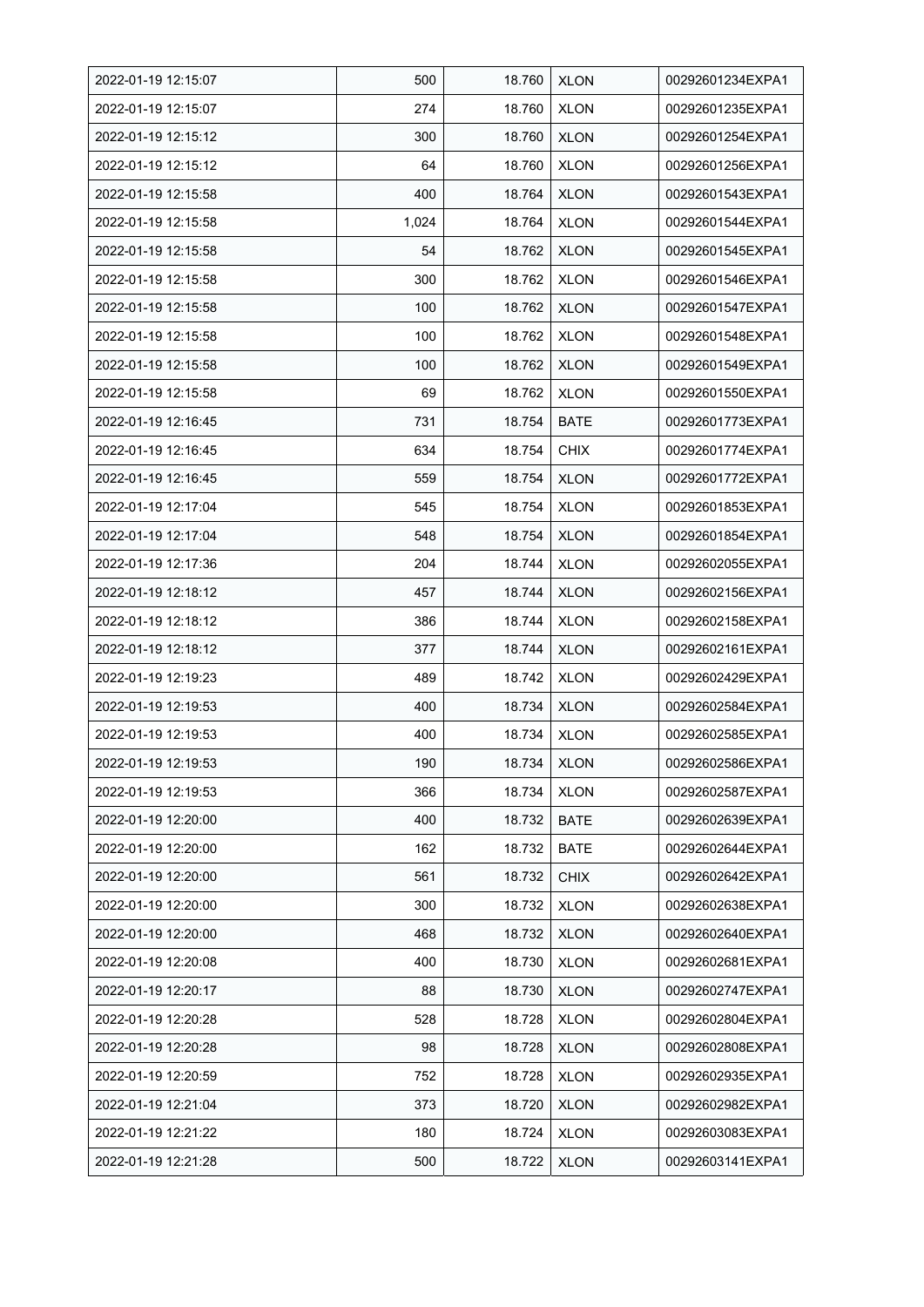| 2022-01-19 12:15:07 | 500 | 18.760 | XLON | 00292601234EXPA1 |
|---|---|---|---|---|
| 2022-01-19 12:15:07 | 274 | 18.760 | XLON | 00292601235EXPA1 |
| 2022-01-19 12:15:12 | 300 | 18.760 | XLON | 00292601254EXPA1 |
| 2022-01-19 12:15:12 | 64 | 18.760 | XLON | 00292601256EXPA1 |
| 2022-01-19 12:15:58 | 400 | 18.764 | XLON | 00292601543EXPA1 |
| 2022-01-19 12:15:58 | 1,024 | 18.764 | XLON | 00292601544EXPA1 |
| 2022-01-19 12:15:58 | 54 | 18.762 | XLON | 00292601545EXPA1 |
| 2022-01-19 12:15:58 | 300 | 18.762 | XLON | 00292601546EXPA1 |
| 2022-01-19 12:15:58 | 100 | 18.762 | XLON | 00292601547EXPA1 |
| 2022-01-19 12:15:58 | 100 | 18.762 | XLON | 00292601548EXPA1 |
| 2022-01-19 12:15:58 | 100 | 18.762 | XLON | 00292601549EXPA1 |
| 2022-01-19 12:15:58 | 69 | 18.762 | XLON | 00292601550EXPA1 |
| 2022-01-19 12:16:45 | 731 | 18.754 | BATE | 00292601773EXPA1 |
| 2022-01-19 12:16:45 | 634 | 18.754 | CHIX | 00292601774EXPA1 |
| 2022-01-19 12:16:45 | 559 | 18.754 | XLON | 00292601772EXPA1 |
| 2022-01-19 12:17:04 | 545 | 18.754 | XLON | 00292601853EXPA1 |
| 2022-01-19 12:17:04 | 548 | 18.754 | XLON | 00292601854EXPA1 |
| 2022-01-19 12:17:36 | 204 | 18.744 | XLON | 00292602055EXPA1 |
| 2022-01-19 12:18:12 | 457 | 18.744 | XLON | 00292602156EXPA1 |
| 2022-01-19 12:18:12 | 386 | 18.744 | XLON | 00292602158EXPA1 |
| 2022-01-19 12:18:12 | 377 | 18.744 | XLON | 00292602161EXPA1 |
| 2022-01-19 12:19:23 | 489 | 18.742 | XLON | 00292602429EXPA1 |
| 2022-01-19 12:19:53 | 400 | 18.734 | XLON | 00292602584EXPA1 |
| 2022-01-19 12:19:53 | 400 | 18.734 | XLON | 00292602585EXPA1 |
| 2022-01-19 12:19:53 | 190 | 18.734 | XLON | 00292602586EXPA1 |
| 2022-01-19 12:19:53 | 366 | 18.734 | XLON | 00292602587EXPA1 |
| 2022-01-19 12:20:00 | 400 | 18.732 | BATE | 00292602639EXPA1 |
| 2022-01-19 12:20:00 | 162 | 18.732 | BATE | 00292602644EXPA1 |
| 2022-01-19 12:20:00 | 561 | 18.732 | CHIX | 00292602642EXPA1 |
| 2022-01-19 12:20:00 | 300 | 18.732 | XLON | 00292602638EXPA1 |
| 2022-01-19 12:20:00 | 468 | 18.732 | XLON | 00292602640EXPA1 |
| 2022-01-19 12:20:08 | 400 | 18.730 | XLON | 00292602681EXPA1 |
| 2022-01-19 12:20:17 | 88 | 18.730 | XLON | 00292602747EXPA1 |
| 2022-01-19 12:20:28 | 528 | 18.728 | XLON | 00292602804EXPA1 |
| 2022-01-19 12:20:28 | 98 | 18.728 | XLON | 00292602808EXPA1 |
| 2022-01-19 12:20:59 | 752 | 18.728 | XLON | 00292602935EXPA1 |
| 2022-01-19 12:21:04 | 373 | 18.720 | XLON | 00292602982EXPA1 |
| 2022-01-19 12:21:22 | 180 | 18.724 | XLON | 00292603083EXPA1 |
| 2022-01-19 12:21:28 | 500 | 18.722 | XLON | 00292603141EXPA1 |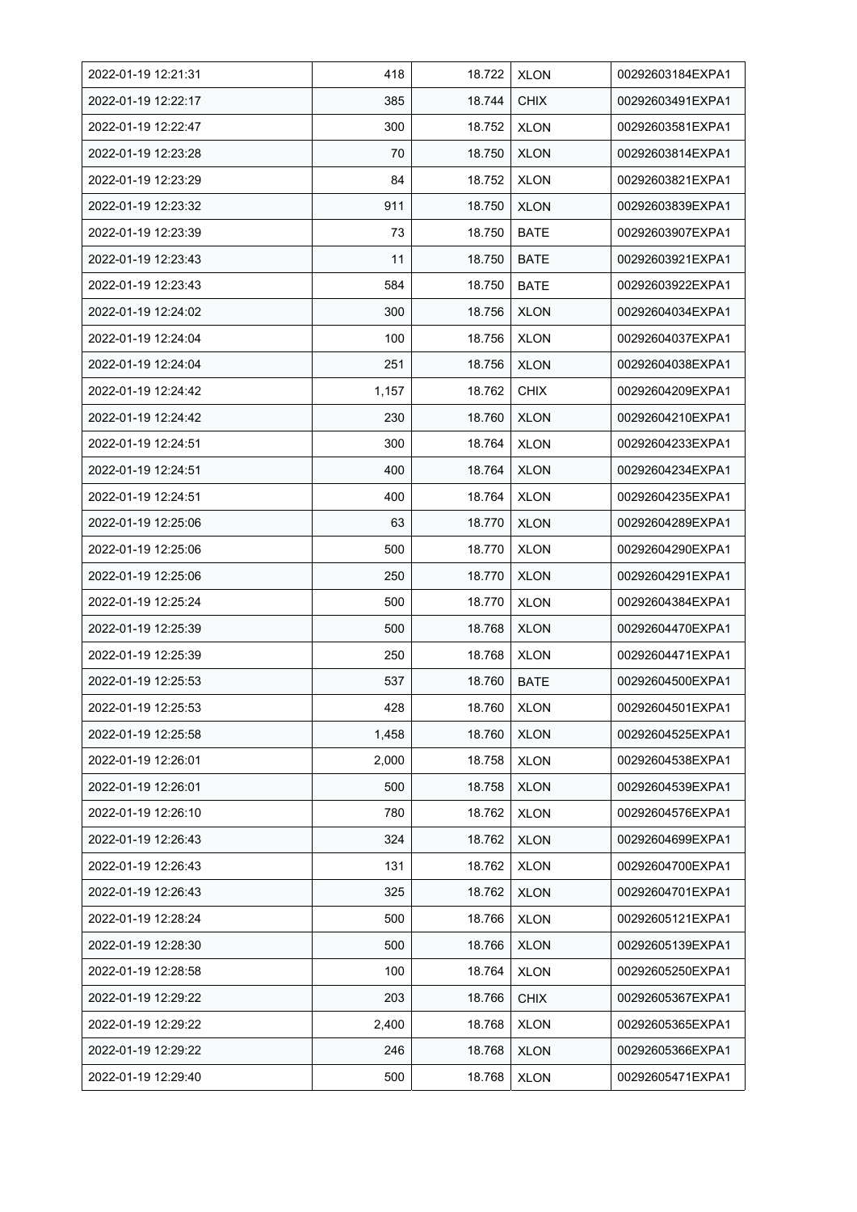| 2022-01-19 12:21:31 | 418 | 18.722 | XLON | 00292603184EXPA1 |
|---|---|---|---|---|
| 2022-01-19 12:22:17 | 385 | 18.744 | CHIX | 00292603491EXPA1 |
| 2022-01-19 12:22:47 | 300 | 18.752 | XLON | 00292603581EXPA1 |
| 2022-01-19 12:23:28 | 70 | 18.750 | XLON | 00292603814EXPA1 |
| 2022-01-19 12:23:29 | 84 | 18.752 | XLON | 00292603821EXPA1 |
| 2022-01-19 12:23:32 | 911 | 18.750 | XLON | 00292603839EXPA1 |
| 2022-01-19 12:23:39 | 73 | 18.750 | BATE | 00292603907EXPA1 |
| 2022-01-19 12:23:43 | 11 | 18.750 | BATE | 00292603921EXPA1 |
| 2022-01-19 12:23:43 | 584 | 18.750 | BATE | 00292603922EXPA1 |
| 2022-01-19 12:24:02 | 300 | 18.756 | XLON | 00292604034EXPA1 |
| 2022-01-19 12:24:04 | 100 | 18.756 | XLON | 00292604037EXPA1 |
| 2022-01-19 12:24:04 | 251 | 18.756 | XLON | 00292604038EXPA1 |
| 2022-01-19 12:24:42 | 1,157 | 18.762 | CHIX | 00292604209EXPA1 |
| 2022-01-19 12:24:42 | 230 | 18.760 | XLON | 00292604210EXPA1 |
| 2022-01-19 12:24:51 | 300 | 18.764 | XLON | 00292604233EXPA1 |
| 2022-01-19 12:24:51 | 400 | 18.764 | XLON | 00292604234EXPA1 |
| 2022-01-19 12:24:51 | 400 | 18.764 | XLON | 00292604235EXPA1 |
| 2022-01-19 12:25:06 | 63 | 18.770 | XLON | 00292604289EXPA1 |
| 2022-01-19 12:25:06 | 500 | 18.770 | XLON | 00292604290EXPA1 |
| 2022-01-19 12:25:06 | 250 | 18.770 | XLON | 00292604291EXPA1 |
| 2022-01-19 12:25:24 | 500 | 18.770 | XLON | 00292604384EXPA1 |
| 2022-01-19 12:25:39 | 500 | 18.768 | XLON | 00292604470EXPA1 |
| 2022-01-19 12:25:39 | 250 | 18.768 | XLON | 00292604471EXPA1 |
| 2022-01-19 12:25:53 | 537 | 18.760 | BATE | 00292604500EXPA1 |
| 2022-01-19 12:25:53 | 428 | 18.760 | XLON | 00292604501EXPA1 |
| 2022-01-19 12:25:58 | 1,458 | 18.760 | XLON | 00292604525EXPA1 |
| 2022-01-19 12:26:01 | 2,000 | 18.758 | XLON | 00292604538EXPA1 |
| 2022-01-19 12:26:01 | 500 | 18.758 | XLON | 00292604539EXPA1 |
| 2022-01-19 12:26:10 | 780 | 18.762 | XLON | 00292604576EXPA1 |
| 2022-01-19 12:26:43 | 324 | 18.762 | XLON | 00292604699EXPA1 |
| 2022-01-19 12:26:43 | 131 | 18.762 | XLON | 00292604700EXPA1 |
| 2022-01-19 12:26:43 | 325 | 18.762 | XLON | 00292604701EXPA1 |
| 2022-01-19 12:28:24 | 500 | 18.766 | XLON | 00292605121EXPA1 |
| 2022-01-19 12:28:30 | 500 | 18.766 | XLON | 00292605139EXPA1 |
| 2022-01-19 12:28:58 | 100 | 18.764 | XLON | 00292605250EXPA1 |
| 2022-01-19 12:29:22 | 203 | 18.766 | CHIX | 00292605367EXPA1 |
| 2022-01-19 12:29:22 | 2,400 | 18.768 | XLON | 00292605365EXPA1 |
| 2022-01-19 12:29:22 | 246 | 18.768 | XLON | 00292605366EXPA1 |
| 2022-01-19 12:29:40 | 500 | 18.768 | XLON | 00292605471EXPA1 |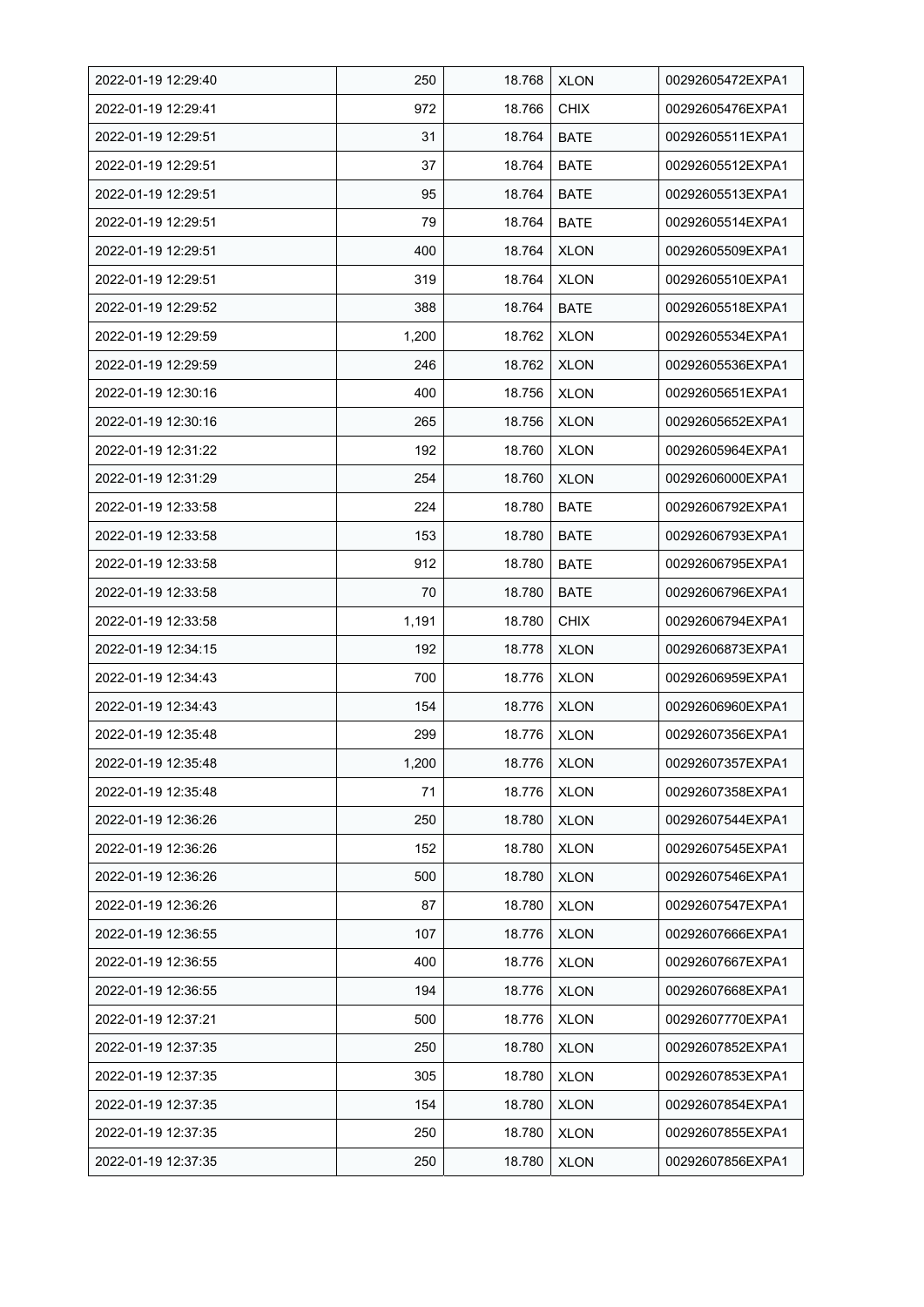| 2022-01-19 12:29:40 | 250 | 18.768 | XLON | 00292605472EXPA1 |
|---|---|---|---|---|
| 2022-01-19 12:29:41 | 972 | 18.766 | CHIX | 00292605476EXPA1 |
| 2022-01-19 12:29:51 | 31 | 18.764 | BATE | 00292605511EXPA1 |
| 2022-01-19 12:29:51 | 37 | 18.764 | BATE | 00292605512EXPA1 |
| 2022-01-19 12:29:51 | 95 | 18.764 | BATE | 00292605513EXPA1 |
| 2022-01-19 12:29:51 | 79 | 18.764 | BATE | 00292605514EXPA1 |
| 2022-01-19 12:29:51 | 400 | 18.764 | XLON | 00292605509EXPA1 |
| 2022-01-19 12:29:51 | 319 | 18.764 | XLON | 00292605510EXPA1 |
| 2022-01-19 12:29:52 | 388 | 18.764 | BATE | 00292605518EXPA1 |
| 2022-01-19 12:29:59 | 1,200 | 18.762 | XLON | 00292605534EXPA1 |
| 2022-01-19 12:29:59 | 246 | 18.762 | XLON | 00292605536EXPA1 |
| 2022-01-19 12:30:16 | 400 | 18.756 | XLON | 00292605651EXPA1 |
| 2022-01-19 12:30:16 | 265 | 18.756 | XLON | 00292605652EXPA1 |
| 2022-01-19 12:31:22 | 192 | 18.760 | XLON | 00292605964EXPA1 |
| 2022-01-19 12:31:29 | 254 | 18.760 | XLON | 00292606000EXPA1 |
| 2022-01-19 12:33:58 | 224 | 18.780 | BATE | 00292606792EXPA1 |
| 2022-01-19 12:33:58 | 153 | 18.780 | BATE | 00292606793EXPA1 |
| 2022-01-19 12:33:58 | 912 | 18.780 | BATE | 00292606795EXPA1 |
| 2022-01-19 12:33:58 | 70 | 18.780 | BATE | 00292606796EXPA1 |
| 2022-01-19 12:33:58 | 1,191 | 18.780 | CHIX | 00292606794EXPA1 |
| 2022-01-19 12:34:15 | 192 | 18.778 | XLON | 00292606873EXPA1 |
| 2022-01-19 12:34:43 | 700 | 18.776 | XLON | 00292606959EXPA1 |
| 2022-01-19 12:34:43 | 154 | 18.776 | XLON | 00292606960EXPA1 |
| 2022-01-19 12:35:48 | 299 | 18.776 | XLON | 00292607356EXPA1 |
| 2022-01-19 12:35:48 | 1,200 | 18.776 | XLON | 00292607357EXPA1 |
| 2022-01-19 12:35:48 | 71 | 18.776 | XLON | 00292607358EXPA1 |
| 2022-01-19 12:36:26 | 250 | 18.780 | XLON | 00292607544EXPA1 |
| 2022-01-19 12:36:26 | 152 | 18.780 | XLON | 00292607545EXPA1 |
| 2022-01-19 12:36:26 | 500 | 18.780 | XLON | 00292607546EXPA1 |
| 2022-01-19 12:36:26 | 87 | 18.780 | XLON | 00292607547EXPA1 |
| 2022-01-19 12:36:55 | 107 | 18.776 | XLON | 00292607666EXPA1 |
| 2022-01-19 12:36:55 | 400 | 18.776 | XLON | 00292607667EXPA1 |
| 2022-01-19 12:36:55 | 194 | 18.776 | XLON | 00292607668EXPA1 |
| 2022-01-19 12:37:21 | 500 | 18.776 | XLON | 00292607770EXPA1 |
| 2022-01-19 12:37:35 | 250 | 18.780 | XLON | 00292607852EXPA1 |
| 2022-01-19 12:37:35 | 305 | 18.780 | XLON | 00292607853EXPA1 |
| 2022-01-19 12:37:35 | 154 | 18.780 | XLON | 00292607854EXPA1 |
| 2022-01-19 12:37:35 | 250 | 18.780 | XLON | 00292607855EXPA1 |
| 2022-01-19 12:37:35 | 250 | 18.780 | XLON | 00292607856EXPA1 |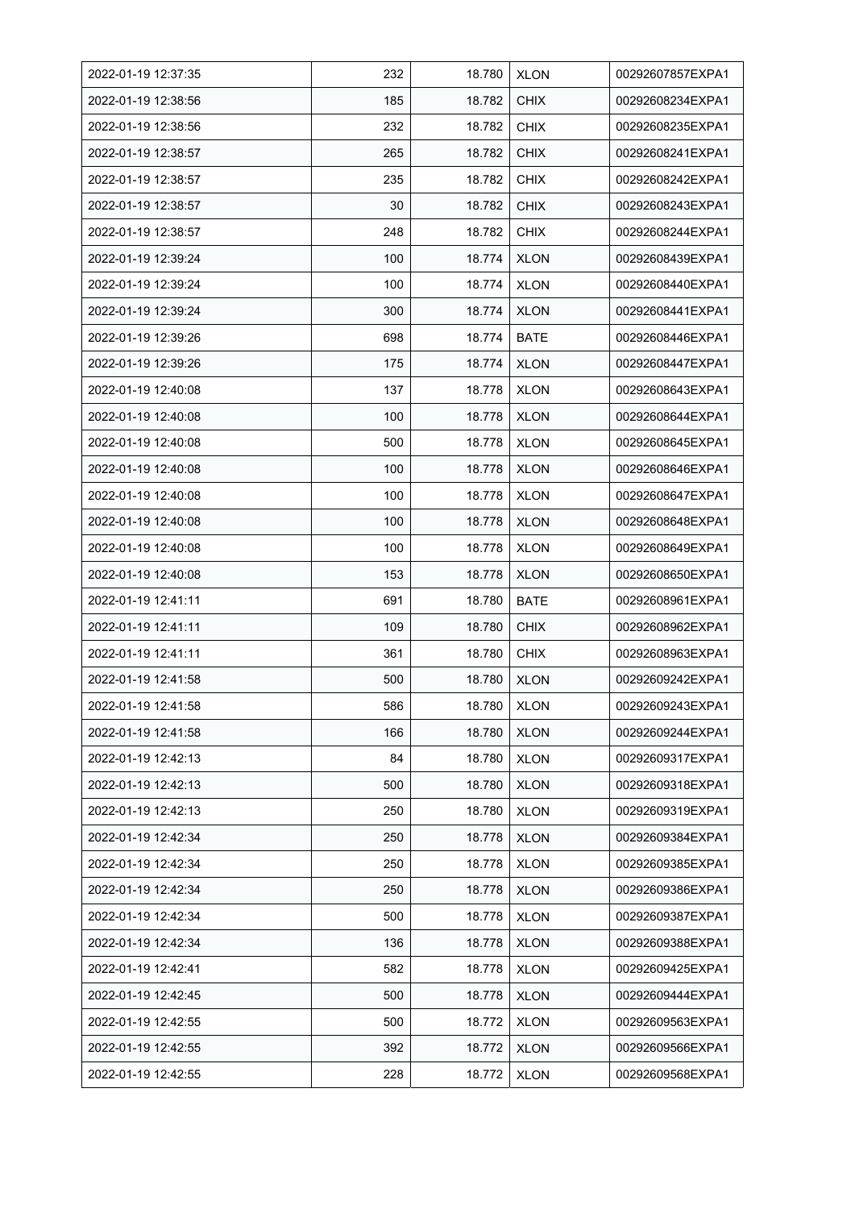| 2022-01-19 12:37:35 | 232 | 18.780 | XLON | 00292607857EXPA1 |
|---|---|---|---|---|
| 2022-01-19 12:38:56 | 185 | 18.782 | CHIX | 00292608234EXPA1 |
| 2022-01-19 12:38:56 | 232 | 18.782 | CHIX | 00292608235EXPA1 |
| 2022-01-19 12:38:57 | 265 | 18.782 | CHIX | 00292608241EXPA1 |
| 2022-01-19 12:38:57 | 235 | 18.782 | CHIX | 00292608242EXPA1 |
| 2022-01-19 12:38:57 | 30 | 18.782 | CHIX | 00292608243EXPA1 |
| 2022-01-19 12:38:57 | 248 | 18.782 | CHIX | 00292608244EXPA1 |
| 2022-01-19 12:39:24 | 100 | 18.774 | XLON | 00292608439EXPA1 |
| 2022-01-19 12:39:24 | 100 | 18.774 | XLON | 00292608440EXPA1 |
| 2022-01-19 12:39:24 | 300 | 18.774 | XLON | 00292608441EXPA1 |
| 2022-01-19 12:39:26 | 698 | 18.774 | BATE | 00292608446EXPA1 |
| 2022-01-19 12:39:26 | 175 | 18.774 | XLON | 00292608447EXPA1 |
| 2022-01-19 12:40:08 | 137 | 18.778 | XLON | 00292608643EXPA1 |
| 2022-01-19 12:40:08 | 100 | 18.778 | XLON | 00292608644EXPA1 |
| 2022-01-19 12:40:08 | 500 | 18.778 | XLON | 00292608645EXPA1 |
| 2022-01-19 12:40:08 | 100 | 18.778 | XLON | 00292608646EXPA1 |
| 2022-01-19 12:40:08 | 100 | 18.778 | XLON | 00292608647EXPA1 |
| 2022-01-19 12:40:08 | 100 | 18.778 | XLON | 00292608648EXPA1 |
| 2022-01-19 12:40:08 | 100 | 18.778 | XLON | 00292608649EXPA1 |
| 2022-01-19 12:40:08 | 153 | 18.778 | XLON | 00292608650EXPA1 |
| 2022-01-19 12:41:11 | 691 | 18.780 | BATE | 00292608961EXPA1 |
| 2022-01-19 12:41:11 | 109 | 18.780 | CHIX | 00292608962EXPA1 |
| 2022-01-19 12:41:11 | 361 | 18.780 | CHIX | 00292608963EXPA1 |
| 2022-01-19 12:41:58 | 500 | 18.780 | XLON | 00292609242EXPA1 |
| 2022-01-19 12:41:58 | 586 | 18.780 | XLON | 00292609243EXPA1 |
| 2022-01-19 12:41:58 | 166 | 18.780 | XLON | 00292609244EXPA1 |
| 2022-01-19 12:42:13 | 84 | 18.780 | XLON | 00292609317EXPA1 |
| 2022-01-19 12:42:13 | 500 | 18.780 | XLON | 00292609318EXPA1 |
| 2022-01-19 12:42:13 | 250 | 18.780 | XLON | 00292609319EXPA1 |
| 2022-01-19 12:42:34 | 250 | 18.778 | XLON | 00292609384EXPA1 |
| 2022-01-19 12:42:34 | 250 | 18.778 | XLON | 00292609385EXPA1 |
| 2022-01-19 12:42:34 | 250 | 18.778 | XLON | 00292609386EXPA1 |
| 2022-01-19 12:42:34 | 500 | 18.778 | XLON | 00292609387EXPA1 |
| 2022-01-19 12:42:34 | 136 | 18.778 | XLON | 00292609388EXPA1 |
| 2022-01-19 12:42:41 | 582 | 18.778 | XLON | 00292609425EXPA1 |
| 2022-01-19 12:42:45 | 500 | 18.778 | XLON | 00292609444EXPA1 |
| 2022-01-19 12:42:55 | 500 | 18.772 | XLON | 00292609563EXPA1 |
| 2022-01-19 12:42:55 | 392 | 18.772 | XLON | 00292609566EXPA1 |
| 2022-01-19 12:42:55 | 228 | 18.772 | XLON | 00292609568EXPA1 |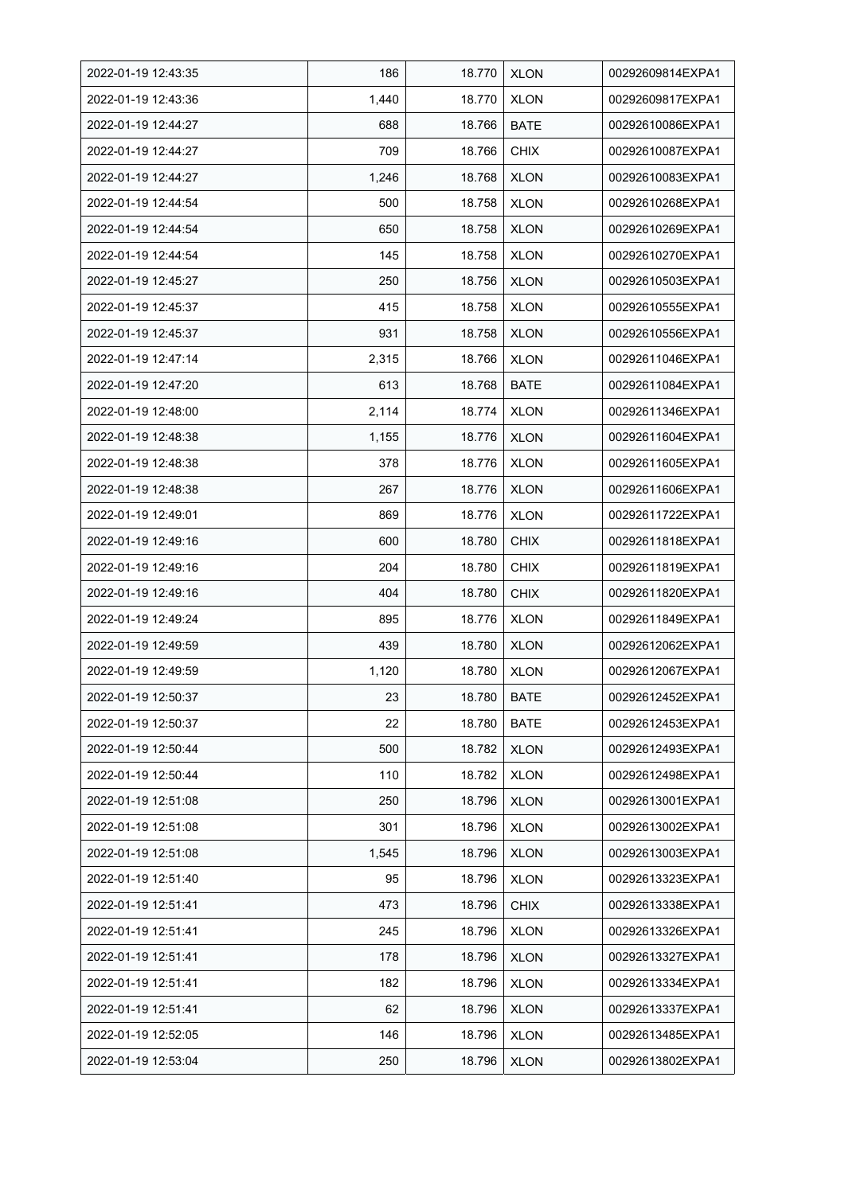| 2022-01-19 12:43:35 | 186 | 18.770 | XLON | 00292609814EXPA1 |
|---|---|---|---|---|
| 2022-01-19 12:43:36 | 1,440 | 18.770 | XLON | 00292609817EXPA1 |
| 2022-01-19 12:44:27 | 688 | 18.766 | BATE | 00292610086EXPA1 |
| 2022-01-19 12:44:27 | 709 | 18.766 | CHIX | 00292610087EXPA1 |
| 2022-01-19 12:44:27 | 1,246 | 18.768 | XLON | 00292610083EXPA1 |
| 2022-01-19 12:44:54 | 500 | 18.758 | XLON | 00292610268EXPA1 |
| 2022-01-19 12:44:54 | 650 | 18.758 | XLON | 00292610269EXPA1 |
| 2022-01-19 12:44:54 | 145 | 18.758 | XLON | 00292610270EXPA1 |
| 2022-01-19 12:45:27 | 250 | 18.756 | XLON | 00292610503EXPA1 |
| 2022-01-19 12:45:37 | 415 | 18.758 | XLON | 00292610555EXPA1 |
| 2022-01-19 12:45:37 | 931 | 18.758 | XLON | 00292610556EXPA1 |
| 2022-01-19 12:47:14 | 2,315 | 18.766 | XLON | 00292611046EXPA1 |
| 2022-01-19 12:47:20 | 613 | 18.768 | BATE | 00292611084EXPA1 |
| 2022-01-19 12:48:00 | 2,114 | 18.774 | XLON | 00292611346EXPA1 |
| 2022-01-19 12:48:38 | 1,155 | 18.776 | XLON | 00292611604EXPA1 |
| 2022-01-19 12:48:38 | 378 | 18.776 | XLON | 00292611605EXPA1 |
| 2022-01-19 12:48:38 | 267 | 18.776 | XLON | 00292611606EXPA1 |
| 2022-01-19 12:49:01 | 869 | 18.776 | XLON | 00292611722EXPA1 |
| 2022-01-19 12:49:16 | 600 | 18.780 | CHIX | 00292611818EXPA1 |
| 2022-01-19 12:49:16 | 204 | 18.780 | CHIX | 00292611819EXPA1 |
| 2022-01-19 12:49:16 | 404 | 18.780 | CHIX | 00292611820EXPA1 |
| 2022-01-19 12:49:24 | 895 | 18.776 | XLON | 00292611849EXPA1 |
| 2022-01-19 12:49:59 | 439 | 18.780 | XLON | 00292612062EXPA1 |
| 2022-01-19 12:49:59 | 1,120 | 18.780 | XLON | 00292612067EXPA1 |
| 2022-01-19 12:50:37 | 23 | 18.780 | BATE | 00292612452EXPA1 |
| 2022-01-19 12:50:37 | 22 | 18.780 | BATE | 00292612453EXPA1 |
| 2022-01-19 12:50:44 | 500 | 18.782 | XLON | 00292612493EXPA1 |
| 2022-01-19 12:50:44 | 110 | 18.782 | XLON | 00292612498EXPA1 |
| 2022-01-19 12:51:08 | 250 | 18.796 | XLON | 00292613001EXPA1 |
| 2022-01-19 12:51:08 | 301 | 18.796 | XLON | 00292613002EXPA1 |
| 2022-01-19 12:51:08 | 1,545 | 18.796 | XLON | 00292613003EXPA1 |
| 2022-01-19 12:51:40 | 95 | 18.796 | XLON | 00292613323EXPA1 |
| 2022-01-19 12:51:41 | 473 | 18.796 | CHIX | 00292613338EXPA1 |
| 2022-01-19 12:51:41 | 245 | 18.796 | XLON | 00292613326EXPA1 |
| 2022-01-19 12:51:41 | 178 | 18.796 | XLON | 00292613327EXPA1 |
| 2022-01-19 12:51:41 | 182 | 18.796 | XLON | 00292613334EXPA1 |
| 2022-01-19 12:51:41 | 62 | 18.796 | XLON | 00292613337EXPA1 |
| 2022-01-19 12:52:05 | 146 | 18.796 | XLON | 00292613485EXPA1 |
| 2022-01-19 12:53:04 | 250 | 18.796 | XLON | 00292613802EXPA1 |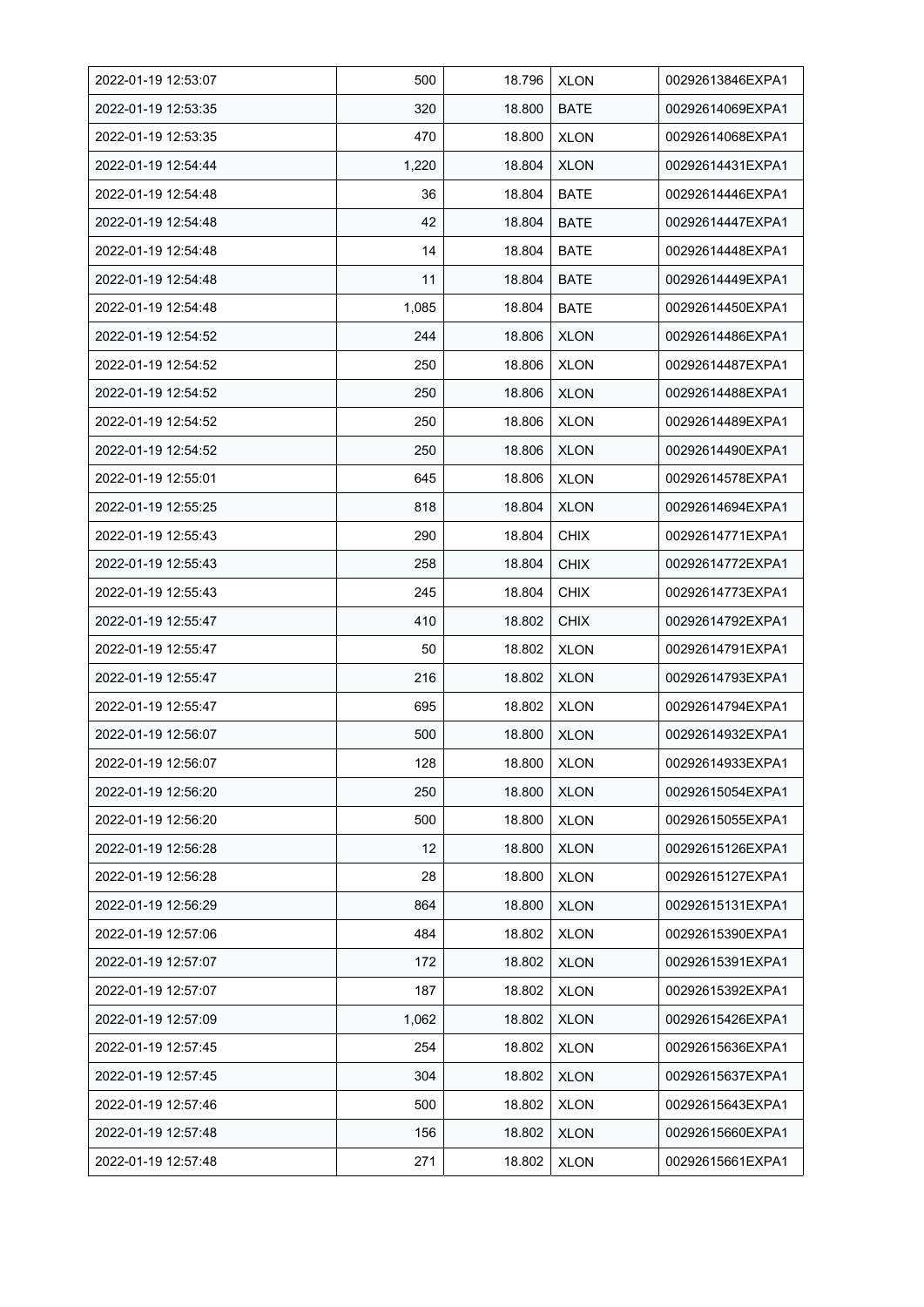| | | | | |
|---|---|---|---|---|
| 2022-01-19 12:53:07 | 500 | 18.796 | XLON | 00292613846EXPA1 |
| 2022-01-19 12:53:35 | 320 | 18.800 | BATE | 00292614069EXPA1 |
| 2022-01-19 12:53:35 | 470 | 18.800 | XLON | 00292614068EXPA1 |
| 2022-01-19 12:54:44 | 1,220 | 18.804 | XLON | 00292614431EXPA1 |
| 2022-01-19 12:54:48 | 36 | 18.804 | BATE | 00292614446EXPA1 |
| 2022-01-19 12:54:48 | 42 | 18.804 | BATE | 00292614447EXPA1 |
| 2022-01-19 12:54:48 | 14 | 18.804 | BATE | 00292614448EXPA1 |
| 2022-01-19 12:54:48 | 11 | 18.804 | BATE | 00292614449EXPA1 |
| 2022-01-19 12:54:48 | 1,085 | 18.804 | BATE | 00292614450EXPA1 |
| 2022-01-19 12:54:52 | 244 | 18.806 | XLON | 00292614486EXPA1 |
| 2022-01-19 12:54:52 | 250 | 18.806 | XLON | 00292614487EXPA1 |
| 2022-01-19 12:54:52 | 250 | 18.806 | XLON | 00292614488EXPA1 |
| 2022-01-19 12:54:52 | 250 | 18.806 | XLON | 00292614489EXPA1 |
| 2022-01-19 12:54:52 | 250 | 18.806 | XLON | 00292614490EXPA1 |
| 2022-01-19 12:55:01 | 645 | 18.806 | XLON | 00292614578EXPA1 |
| 2022-01-19 12:55:25 | 818 | 18.804 | XLON | 00292614694EXPA1 |
| 2022-01-19 12:55:43 | 290 | 18.804 | CHIX | 00292614771EXPA1 |
| 2022-01-19 12:55:43 | 258 | 18.804 | CHIX | 00292614772EXPA1 |
| 2022-01-19 12:55:43 | 245 | 18.804 | CHIX | 00292614773EXPA1 |
| 2022-01-19 12:55:47 | 410 | 18.802 | CHIX | 00292614792EXPA1 |
| 2022-01-19 12:55:47 | 50 | 18.802 | XLON | 00292614791EXPA1 |
| 2022-01-19 12:55:47 | 216 | 18.802 | XLON | 00292614793EXPA1 |
| 2022-01-19 12:55:47 | 695 | 18.802 | XLON | 00292614794EXPA1 |
| 2022-01-19 12:56:07 | 500 | 18.800 | XLON | 00292614932EXPA1 |
| 2022-01-19 12:56:07 | 128 | 18.800 | XLON | 00292614933EXPA1 |
| 2022-01-19 12:56:20 | 250 | 18.800 | XLON | 00292615054EXPA1 |
| 2022-01-19 12:56:20 | 500 | 18.800 | XLON | 00292615055EXPA1 |
| 2022-01-19 12:56:28 | 12 | 18.800 | XLON | 00292615126EXPA1 |
| 2022-01-19 12:56:28 | 28 | 18.800 | XLON | 00292615127EXPA1 |
| 2022-01-19 12:56:29 | 864 | 18.800 | XLON | 00292615131EXPA1 |
| 2022-01-19 12:57:06 | 484 | 18.802 | XLON | 00292615390EXPA1 |
| 2022-01-19 12:57:07 | 172 | 18.802 | XLON | 00292615391EXPA1 |
| 2022-01-19 12:57:07 | 187 | 18.802 | XLON | 00292615392EXPA1 |
| 2022-01-19 12:57:09 | 1,062 | 18.802 | XLON | 00292615426EXPA1 |
| 2022-01-19 12:57:45 | 254 | 18.802 | XLON | 00292615636EXPA1 |
| 2022-01-19 12:57:45 | 304 | 18.802 | XLON | 00292615637EXPA1 |
| 2022-01-19 12:57:46 | 500 | 18.802 | XLON | 00292615643EXPA1 |
| 2022-01-19 12:57:48 | 156 | 18.802 | XLON | 00292615660EXPA1 |
| 2022-01-19 12:57:48 | 271 | 18.802 | XLON | 00292615661EXPA1 |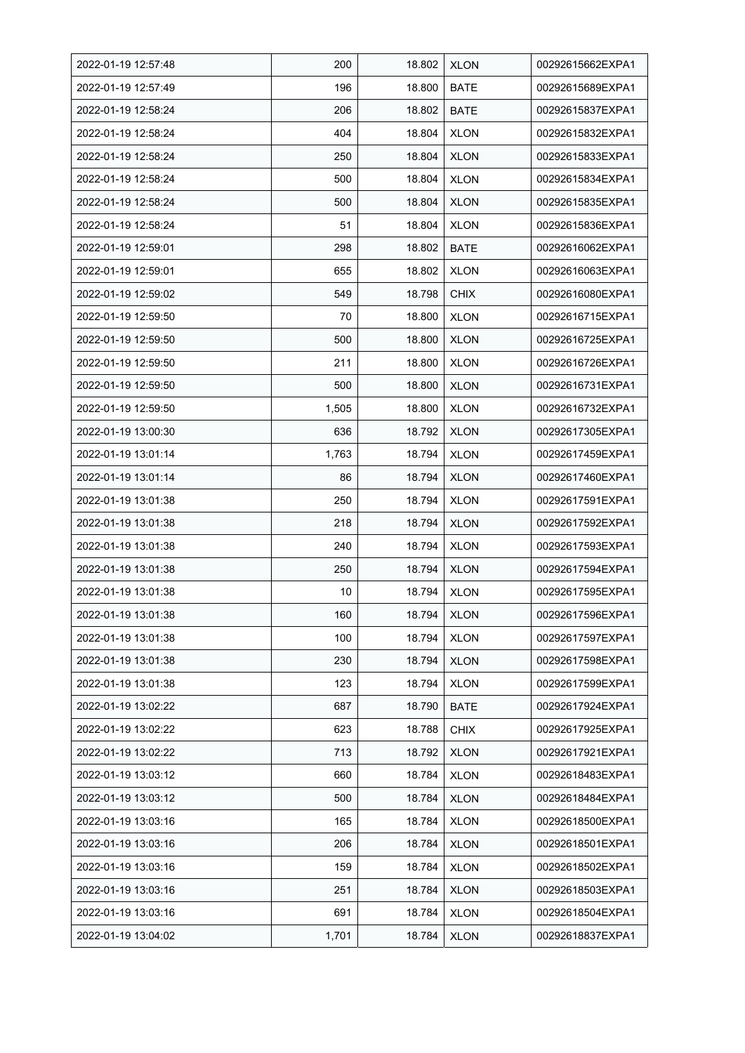| 2022-01-19 12:57:48 | 200 | 18.802 | XLON | 00292615662EXPA1 |
|---|---|---|---|---|
| 2022-01-19 12:57:49 | 196 | 18.800 | BATE | 00292615689EXPA1 |
| 2022-01-19 12:58:24 | 206 | 18.802 | BATE | 00292615837EXPA1 |
| 2022-01-19 12:58:24 | 404 | 18.804 | XLON | 00292615832EXPA1 |
| 2022-01-19 12:58:24 | 250 | 18.804 | XLON | 00292615833EXPA1 |
| 2022-01-19 12:58:24 | 500 | 18.804 | XLON | 00292615834EXPA1 |
| 2022-01-19 12:58:24 | 500 | 18.804 | XLON | 00292615835EXPA1 |
| 2022-01-19 12:58:24 | 51 | 18.804 | XLON | 00292615836EXPA1 |
| 2022-01-19 12:59:01 | 298 | 18.802 | BATE | 00292616062EXPA1 |
| 2022-01-19 12:59:01 | 655 | 18.802 | XLON | 00292616063EXPA1 |
| 2022-01-19 12:59:02 | 549 | 18.798 | CHIX | 00292616080EXPA1 |
| 2022-01-19 12:59:50 | 70 | 18.800 | XLON | 00292616715EXPA1 |
| 2022-01-19 12:59:50 | 500 | 18.800 | XLON | 00292616725EXPA1 |
| 2022-01-19 12:59:50 | 211 | 18.800 | XLON | 00292616726EXPA1 |
| 2022-01-19 12:59:50 | 500 | 18.800 | XLON | 00292616731EXPA1 |
| 2022-01-19 12:59:50 | 1,505 | 18.800 | XLON | 00292616732EXPA1 |
| 2022-01-19 13:00:30 | 636 | 18.792 | XLON | 00292617305EXPA1 |
| 2022-01-19 13:01:14 | 1,763 | 18.794 | XLON | 00292617459EXPA1 |
| 2022-01-19 13:01:14 | 86 | 18.794 | XLON | 00292617460EXPA1 |
| 2022-01-19 13:01:38 | 250 | 18.794 | XLON | 00292617591EXPA1 |
| 2022-01-19 13:01:38 | 218 | 18.794 | XLON | 00292617592EXPA1 |
| 2022-01-19 13:01:38 | 240 | 18.794 | XLON | 00292617593EXPA1 |
| 2022-01-19 13:01:38 | 250 | 18.794 | XLON | 00292617594EXPA1 |
| 2022-01-19 13:01:38 | 10 | 18.794 | XLON | 00292617595EXPA1 |
| 2022-01-19 13:01:38 | 160 | 18.794 | XLON | 00292617596EXPA1 |
| 2022-01-19 13:01:38 | 100 | 18.794 | XLON | 00292617597EXPA1 |
| 2022-01-19 13:01:38 | 230 | 18.794 | XLON | 00292617598EXPA1 |
| 2022-01-19 13:01:38 | 123 | 18.794 | XLON | 00292617599EXPA1 |
| 2022-01-19 13:02:22 | 687 | 18.790 | BATE | 00292617924EXPA1 |
| 2022-01-19 13:02:22 | 623 | 18.788 | CHIX | 00292617925EXPA1 |
| 2022-01-19 13:02:22 | 713 | 18.792 | XLON | 00292617921EXPA1 |
| 2022-01-19 13:03:12 | 660 | 18.784 | XLON | 00292618483EXPA1 |
| 2022-01-19 13:03:12 | 500 | 18.784 | XLON | 00292618484EXPA1 |
| 2022-01-19 13:03:16 | 165 | 18.784 | XLON | 00292618500EXPA1 |
| 2022-01-19 13:03:16 | 206 | 18.784 | XLON | 00292618501EXPA1 |
| 2022-01-19 13:03:16 | 159 | 18.784 | XLON | 00292618502EXPA1 |
| 2022-01-19 13:03:16 | 251 | 18.784 | XLON | 00292618503EXPA1 |
| 2022-01-19 13:03:16 | 691 | 18.784 | XLON | 00292618504EXPA1 |
| 2022-01-19 13:04:02 | 1,701 | 18.784 | XLON | 00292618837EXPA1 |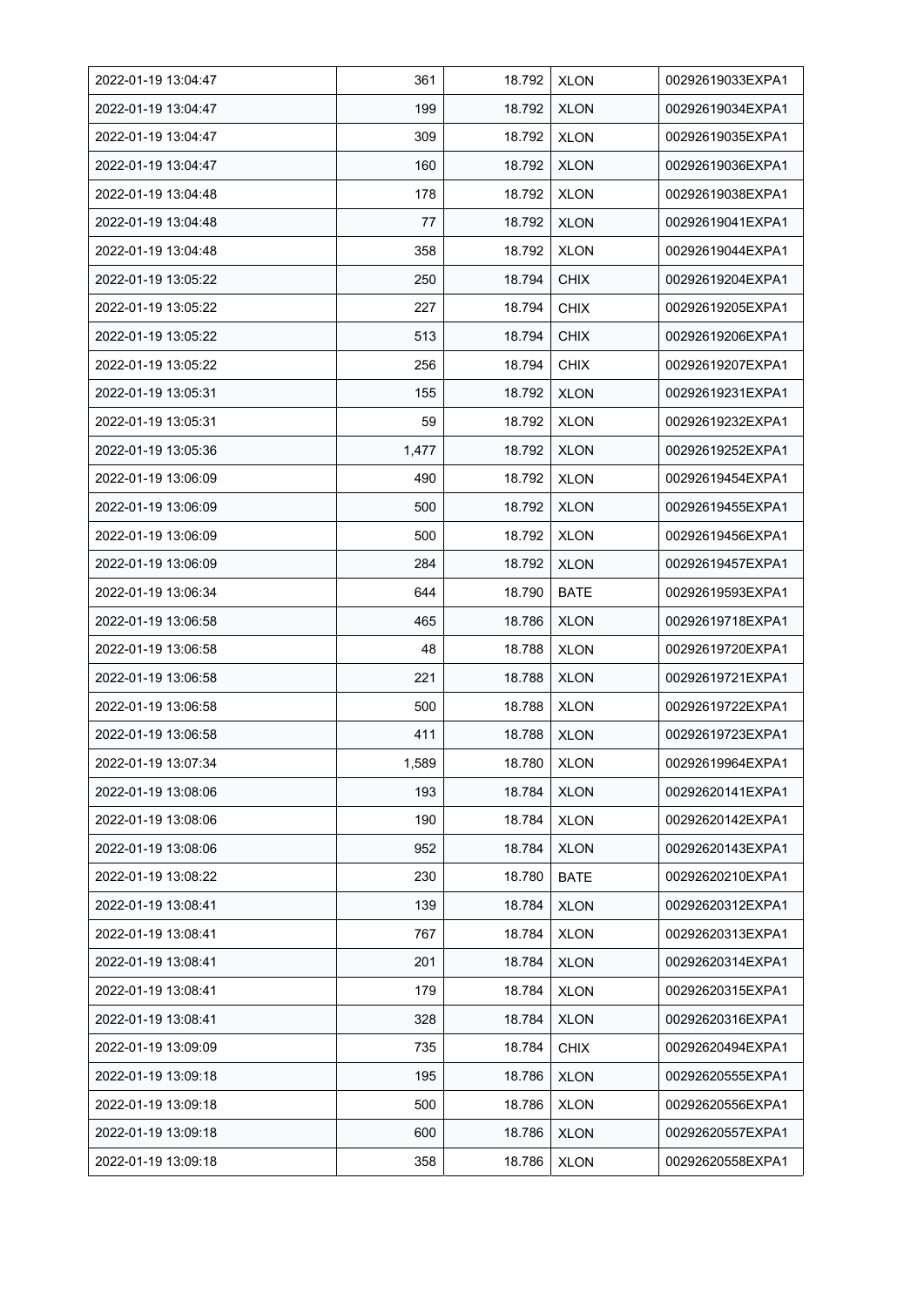| | | | | |
|---|---|---|---|---|
| 2022-01-19 13:04:47 | 361 | 18.792 | XLON | 00292619033EXPA1 |
| 2022-01-19 13:04:47 | 199 | 18.792 | XLON | 00292619034EXPA1 |
| 2022-01-19 13:04:47 | 309 | 18.792 | XLON | 00292619035EXPA1 |
| 2022-01-19 13:04:47 | 160 | 18.792 | XLON | 00292619036EXPA1 |
| 2022-01-19 13:04:48 | 178 | 18.792 | XLON | 00292619038EXPA1 |
| 2022-01-19 13:04:48 | 77 | 18.792 | XLON | 00292619041EXPA1 |
| 2022-01-19 13:04:48 | 358 | 18.792 | XLON | 00292619044EXPA1 |
| 2022-01-19 13:05:22 | 250 | 18.794 | CHIX | 00292619204EXPA1 |
| 2022-01-19 13:05:22 | 227 | 18.794 | CHIX | 00292619205EXPA1 |
| 2022-01-19 13:05:22 | 513 | 18.794 | CHIX | 00292619206EXPA1 |
| 2022-01-19 13:05:22 | 256 | 18.794 | CHIX | 00292619207EXPA1 |
| 2022-01-19 13:05:31 | 155 | 18.792 | XLON | 00292619231EXPA1 |
| 2022-01-19 13:05:31 | 59 | 18.792 | XLON | 00292619232EXPA1 |
| 2022-01-19 13:05:36 | 1,477 | 18.792 | XLON | 00292619252EXPA1 |
| 2022-01-19 13:06:09 | 490 | 18.792 | XLON | 00292619454EXPA1 |
| 2022-01-19 13:06:09 | 500 | 18.792 | XLON | 00292619455EXPA1 |
| 2022-01-19 13:06:09 | 500 | 18.792 | XLON | 00292619456EXPA1 |
| 2022-01-19 13:06:09 | 284 | 18.792 | XLON | 00292619457EXPA1 |
| 2022-01-19 13:06:34 | 644 | 18.790 | BATE | 00292619593EXPA1 |
| 2022-01-19 13:06:58 | 465 | 18.786 | XLON | 00292619718EXPA1 |
| 2022-01-19 13:06:58 | 48 | 18.788 | XLON | 00292619720EXPA1 |
| 2022-01-19 13:06:58 | 221 | 18.788 | XLON | 00292619721EXPA1 |
| 2022-01-19 13:06:58 | 500 | 18.788 | XLON | 00292619722EXPA1 |
| 2022-01-19 13:06:58 | 411 | 18.788 | XLON | 00292619723EXPA1 |
| 2022-01-19 13:07:34 | 1,589 | 18.780 | XLON | 00292619964EXPA1 |
| 2022-01-19 13:08:06 | 193 | 18.784 | XLON | 00292620141EXPA1 |
| 2022-01-19 13:08:06 | 190 | 18.784 | XLON | 00292620142EXPA1 |
| 2022-01-19 13:08:06 | 952 | 18.784 | XLON | 00292620143EXPA1 |
| 2022-01-19 13:08:22 | 230 | 18.780 | BATE | 00292620210EXPA1 |
| 2022-01-19 13:08:41 | 139 | 18.784 | XLON | 00292620312EXPA1 |
| 2022-01-19 13:08:41 | 767 | 18.784 | XLON | 00292620313EXPA1 |
| 2022-01-19 13:08:41 | 201 | 18.784 | XLON | 00292620314EXPA1 |
| 2022-01-19 13:08:41 | 179 | 18.784 | XLON | 00292620315EXPA1 |
| 2022-01-19 13:08:41 | 328 | 18.784 | XLON | 00292620316EXPA1 |
| 2022-01-19 13:09:09 | 735 | 18.784 | CHIX | 00292620494EXPA1 |
| 2022-01-19 13:09:18 | 195 | 18.786 | XLON | 00292620555EXPA1 |
| 2022-01-19 13:09:18 | 500 | 18.786 | XLON | 00292620556EXPA1 |
| 2022-01-19 13:09:18 | 600 | 18.786 | XLON | 00292620557EXPA1 |
| 2022-01-19 13:09:18 | 358 | 18.786 | XLON | 00292620558EXPA1 |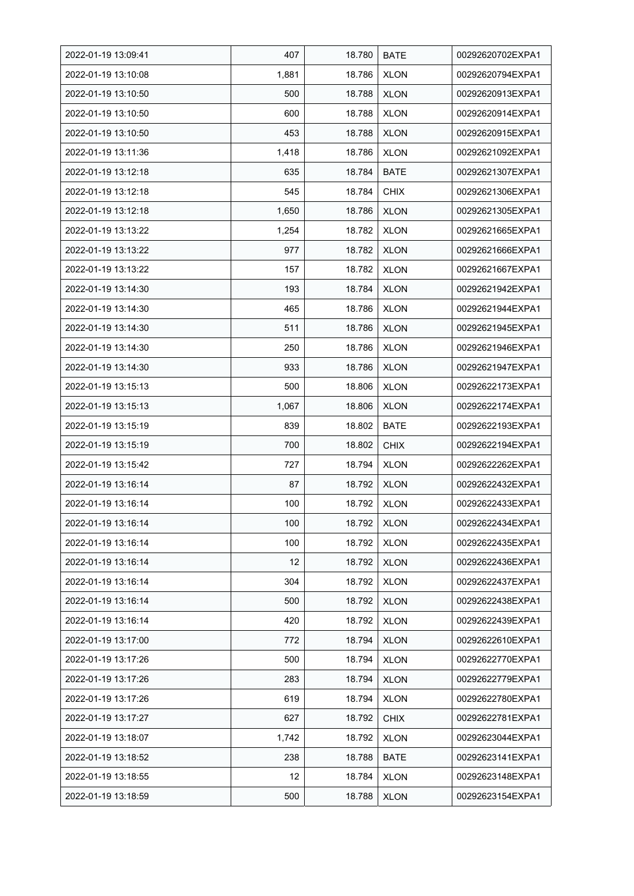| 2022-01-19 13:09:41 | 407 | 18.780 | BATE | 00292620702EXPA1 |
|---|---|---|---|---|
| 2022-01-19 13:10:08 | 1,881 | 18.786 | XLON | 00292620794EXPA1 |
| 2022-01-19 13:10:50 | 500 | 18.788 | XLON | 00292620913EXPA1 |
| 2022-01-19 13:10:50 | 600 | 18.788 | XLON | 00292620914EXPA1 |
| 2022-01-19 13:10:50 | 453 | 18.788 | XLON | 00292620915EXPA1 |
| 2022-01-19 13:11:36 | 1,418 | 18.786 | XLON | 00292621092EXPA1 |
| 2022-01-19 13:12:18 | 635 | 18.784 | BATE | 00292621307EXPA1 |
| 2022-01-19 13:12:18 | 545 | 18.784 | CHIX | 00292621306EXPA1 |
| 2022-01-19 13:12:18 | 1,650 | 18.786 | XLON | 00292621305EXPA1 |
| 2022-01-19 13:13:22 | 1,254 | 18.782 | XLON | 00292621665EXPA1 |
| 2022-01-19 13:13:22 | 977 | 18.782 | XLON | 00292621666EXPA1 |
| 2022-01-19 13:13:22 | 157 | 18.782 | XLON | 00292621667EXPA1 |
| 2022-01-19 13:14:30 | 193 | 18.784 | XLON | 00292621942EXPA1 |
| 2022-01-19 13:14:30 | 465 | 18.786 | XLON | 00292621944EXPA1 |
| 2022-01-19 13:14:30 | 511 | 18.786 | XLON | 00292621945EXPA1 |
| 2022-01-19 13:14:30 | 250 | 18.786 | XLON | 00292621946EXPA1 |
| 2022-01-19 13:14:30 | 933 | 18.786 | XLON | 00292621947EXPA1 |
| 2022-01-19 13:15:13 | 500 | 18.806 | XLON | 00292622173EXPA1 |
| 2022-01-19 13:15:13 | 1,067 | 18.806 | XLON | 00292622174EXPA1 |
| 2022-01-19 13:15:19 | 839 | 18.802 | BATE | 00292622193EXPA1 |
| 2022-01-19 13:15:19 | 700 | 18.802 | CHIX | 00292622194EXPA1 |
| 2022-01-19 13:15:42 | 727 | 18.794 | XLON | 00292622262EXPA1 |
| 2022-01-19 13:16:14 | 87 | 18.792 | XLON | 00292622432EXPA1 |
| 2022-01-19 13:16:14 | 100 | 18.792 | XLON | 00292622433EXPA1 |
| 2022-01-19 13:16:14 | 100 | 18.792 | XLON | 00292622434EXPA1 |
| 2022-01-19 13:16:14 | 100 | 18.792 | XLON | 00292622435EXPA1 |
| 2022-01-19 13:16:14 | 12 | 18.792 | XLON | 00292622436EXPA1 |
| 2022-01-19 13:16:14 | 304 | 18.792 | XLON | 00292622437EXPA1 |
| 2022-01-19 13:16:14 | 500 | 18.792 | XLON | 00292622438EXPA1 |
| 2022-01-19 13:16:14 | 420 | 18.792 | XLON | 00292622439EXPA1 |
| 2022-01-19 13:17:00 | 772 | 18.794 | XLON | 00292622610EXPA1 |
| 2022-01-19 13:17:26 | 500 | 18.794 | XLON | 00292622770EXPA1 |
| 2022-01-19 13:17:26 | 283 | 18.794 | XLON | 00292622779EXPA1 |
| 2022-01-19 13:17:26 | 619 | 18.794 | XLON | 00292622780EXPA1 |
| 2022-01-19 13:17:27 | 627 | 18.792 | CHIX | 00292622781EXPA1 |
| 2022-01-19 13:18:07 | 1,742 | 18.792 | XLON | 00292623044EXPA1 |
| 2022-01-19 13:18:52 | 238 | 18.788 | BATE | 00292623141EXPA1 |
| 2022-01-19 13:18:55 | 12 | 18.784 | XLON | 00292623148EXPA1 |
| 2022-01-19 13:18:59 | 500 | 18.788 | XLON | 00292623154EXPA1 |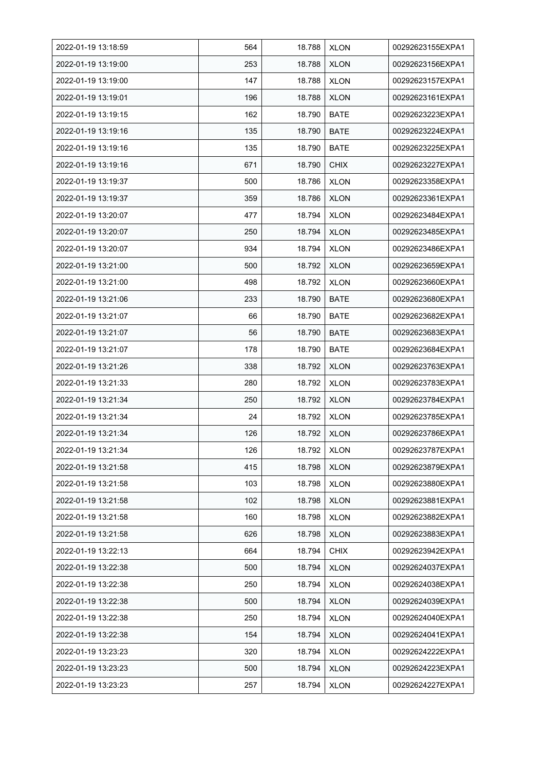| 2022-01-19 13:18:59 | 564 | 18.788 | XLON | 00292623155EXPA1 |
|---|---|---|---|---|
| 2022-01-19 13:19:00 | 253 | 18.788 | XLON | 00292623156EXPA1 |
| 2022-01-19 13:19:00 | 147 | 18.788 | XLON | 00292623157EXPA1 |
| 2022-01-19 13:19:01 | 196 | 18.788 | XLON | 00292623161EXPA1 |
| 2022-01-19 13:19:15 | 162 | 18.790 | BATE | 00292623223EXPA1 |
| 2022-01-19 13:19:16 | 135 | 18.790 | BATE | 00292623224EXPA1 |
| 2022-01-19 13:19:16 | 135 | 18.790 | BATE | 00292623225EXPA1 |
| 2022-01-19 13:19:16 | 671 | 18.790 | CHIX | 00292623227EXPA1 |
| 2022-01-19 13:19:37 | 500 | 18.786 | XLON | 00292623358EXPA1 |
| 2022-01-19 13:19:37 | 359 | 18.786 | XLON | 00292623361EXPA1 |
| 2022-01-19 13:20:07 | 477 | 18.794 | XLON | 00292623484EXPA1 |
| 2022-01-19 13:20:07 | 250 | 18.794 | XLON | 00292623485EXPA1 |
| 2022-01-19 13:20:07 | 934 | 18.794 | XLON | 00292623486EXPA1 |
| 2022-01-19 13:21:00 | 500 | 18.792 | XLON | 00292623659EXPA1 |
| 2022-01-19 13:21:00 | 498 | 18.792 | XLON | 00292623660EXPA1 |
| 2022-01-19 13:21:06 | 233 | 18.790 | BATE | 00292623680EXPA1 |
| 2022-01-19 13:21:07 | 66 | 18.790 | BATE | 00292623682EXPA1 |
| 2022-01-19 13:21:07 | 56 | 18.790 | BATE | 00292623683EXPA1 |
| 2022-01-19 13:21:07 | 178 | 18.790 | BATE | 00292623684EXPA1 |
| 2022-01-19 13:21:26 | 338 | 18.792 | XLON | 00292623763EXPA1 |
| 2022-01-19 13:21:33 | 280 | 18.792 | XLON | 00292623783EXPA1 |
| 2022-01-19 13:21:34 | 250 | 18.792 | XLON | 00292623784EXPA1 |
| 2022-01-19 13:21:34 | 24 | 18.792 | XLON | 00292623785EXPA1 |
| 2022-01-19 13:21:34 | 126 | 18.792 | XLON | 00292623786EXPA1 |
| 2022-01-19 13:21:34 | 126 | 18.792 | XLON | 00292623787EXPA1 |
| 2022-01-19 13:21:58 | 415 | 18.798 | XLON | 00292623879EXPA1 |
| 2022-01-19 13:21:58 | 103 | 18.798 | XLON | 00292623880EXPA1 |
| 2022-01-19 13:21:58 | 102 | 18.798 | XLON | 00292623881EXPA1 |
| 2022-01-19 13:21:58 | 160 | 18.798 | XLON | 00292623882EXPA1 |
| 2022-01-19 13:21:58 | 626 | 18.798 | XLON | 00292623883EXPA1 |
| 2022-01-19 13:22:13 | 664 | 18.794 | CHIX | 00292623942EXPA1 |
| 2022-01-19 13:22:38 | 500 | 18.794 | XLON | 00292624037EXPA1 |
| 2022-01-19 13:22:38 | 250 | 18.794 | XLON | 00292624038EXPA1 |
| 2022-01-19 13:22:38 | 500 | 18.794 | XLON | 00292624039EXPA1 |
| 2022-01-19 13:22:38 | 250 | 18.794 | XLON | 00292624040EXPA1 |
| 2022-01-19 13:22:38 | 154 | 18.794 | XLON | 00292624041EXPA1 |
| 2022-01-19 13:23:23 | 320 | 18.794 | XLON | 00292624222EXPA1 |
| 2022-01-19 13:23:23 | 500 | 18.794 | XLON | 00292624223EXPA1 |
| 2022-01-19 13:23:23 | 257 | 18.794 | XLON | 00292624227EXPA1 |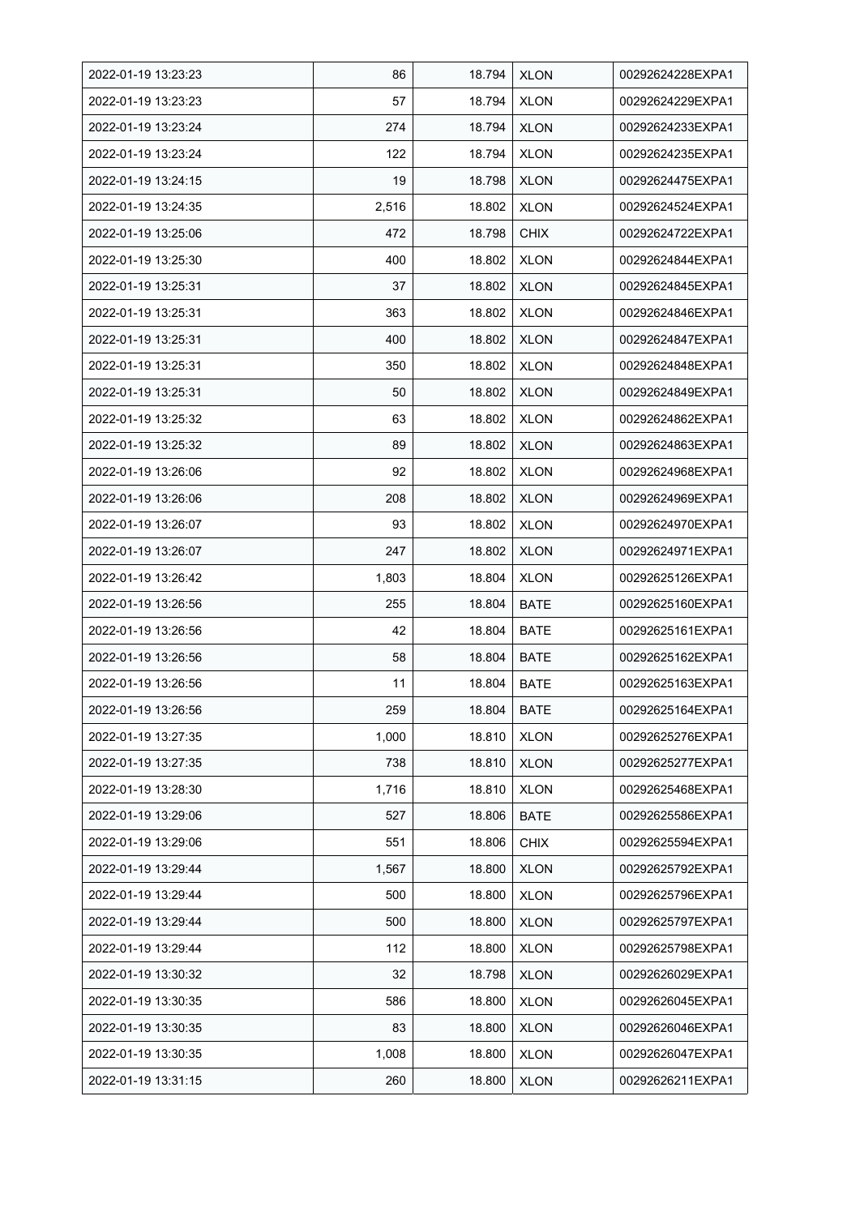| | | | | |
|---|---|---|---|---|
| 2022-01-19 13:23:23 | 86 | 18.794 | XLON | 00292624228EXPA1 |
| 2022-01-19 13:23:23 | 57 | 18.794 | XLON | 00292624229EXPA1 |
| 2022-01-19 13:23:24 | 274 | 18.794 | XLON | 00292624233EXPA1 |
| 2022-01-19 13:23:24 | 122 | 18.794 | XLON | 00292624235EXPA1 |
| 2022-01-19 13:24:15 | 19 | 18.798 | XLON | 00292624475EXPA1 |
| 2022-01-19 13:24:35 | 2,516 | 18.802 | XLON | 00292624524EXPA1 |
| 2022-01-19 13:25:06 | 472 | 18.798 | CHIX | 00292624722EXPA1 |
| 2022-01-19 13:25:30 | 400 | 18.802 | XLON | 00292624844EXPA1 |
| 2022-01-19 13:25:31 | 37 | 18.802 | XLON | 00292624845EXPA1 |
| 2022-01-19 13:25:31 | 363 | 18.802 | XLON | 00292624846EXPA1 |
| 2022-01-19 13:25:31 | 400 | 18.802 | XLON | 00292624847EXPA1 |
| 2022-01-19 13:25:31 | 350 | 18.802 | XLON | 00292624848EXPA1 |
| 2022-01-19 13:25:31 | 50 | 18.802 | XLON | 00292624849EXPA1 |
| 2022-01-19 13:25:32 | 63 | 18.802 | XLON | 00292624862EXPA1 |
| 2022-01-19 13:25:32 | 89 | 18.802 | XLON | 00292624863EXPA1 |
| 2022-01-19 13:26:06 | 92 | 18.802 | XLON | 00292624968EXPA1 |
| 2022-01-19 13:26:06 | 208 | 18.802 | XLON | 00292624969EXPA1 |
| 2022-01-19 13:26:07 | 93 | 18.802 | XLON | 00292624970EXPA1 |
| 2022-01-19 13:26:07 | 247 | 18.802 | XLON | 00292624971EXPA1 |
| 2022-01-19 13:26:42 | 1,803 | 18.804 | XLON | 00292625126EXPA1 |
| 2022-01-19 13:26:56 | 255 | 18.804 | BATE | 00292625160EXPA1 |
| 2022-01-19 13:26:56 | 42 | 18.804 | BATE | 00292625161EXPA1 |
| 2022-01-19 13:26:56 | 58 | 18.804 | BATE | 00292625162EXPA1 |
| 2022-01-19 13:26:56 | 11 | 18.804 | BATE | 00292625163EXPA1 |
| 2022-01-19 13:26:56 | 259 | 18.804 | BATE | 00292625164EXPA1 |
| 2022-01-19 13:27:35 | 1,000 | 18.810 | XLON | 00292625276EXPA1 |
| 2022-01-19 13:27:35 | 738 | 18.810 | XLON | 00292625277EXPA1 |
| 2022-01-19 13:28:30 | 1,716 | 18.810 | XLON | 00292625468EXPA1 |
| 2022-01-19 13:29:06 | 527 | 18.806 | BATE | 00292625586EXPA1 |
| 2022-01-19 13:29:06 | 551 | 18.806 | CHIX | 00292625594EXPA1 |
| 2022-01-19 13:29:44 | 1,567 | 18.800 | XLON | 00292625792EXPA1 |
| 2022-01-19 13:29:44 | 500 | 18.800 | XLON | 00292625796EXPA1 |
| 2022-01-19 13:29:44 | 500 | 18.800 | XLON | 00292625797EXPA1 |
| 2022-01-19 13:29:44 | 112 | 18.800 | XLON | 00292625798EXPA1 |
| 2022-01-19 13:30:32 | 32 | 18.798 | XLON | 00292626029EXPA1 |
| 2022-01-19 13:30:35 | 586 | 18.800 | XLON | 00292626045EXPA1 |
| 2022-01-19 13:30:35 | 83 | 18.800 | XLON | 00292626046EXPA1 |
| 2022-01-19 13:30:35 | 1,008 | 18.800 | XLON | 00292626047EXPA1 |
| 2022-01-19 13:31:15 | 260 | 18.800 | XLON | 00292626211EXPA1 |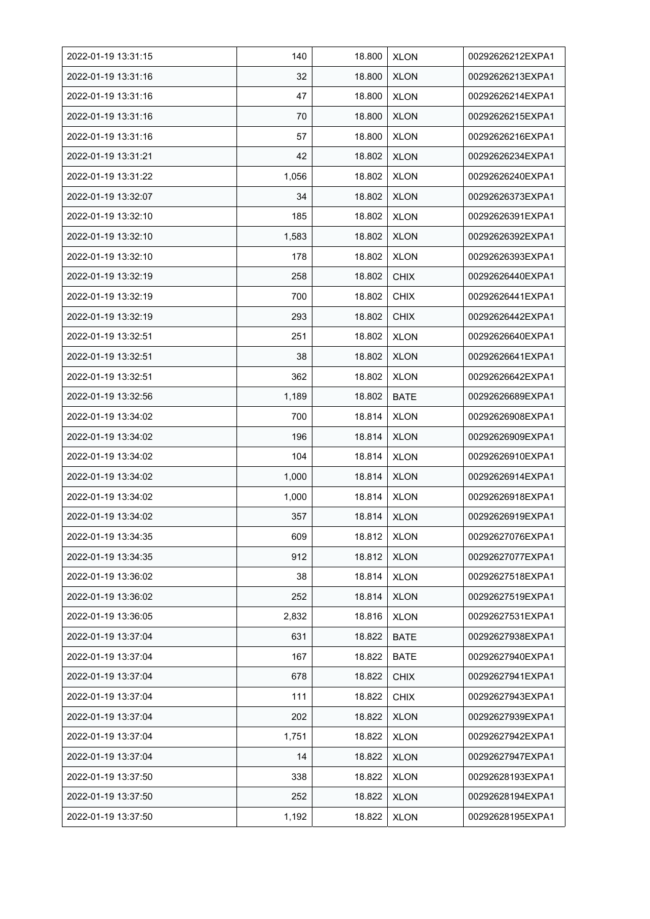| 2022-01-19 13:31:15 | 140 | 18.800 | XLON | 00292626212EXPA1 |
|---|---|---|---|---|
| 2022-01-19 13:31:16 | 32 | 18.800 | XLON | 00292626213EXPA1 |
| 2022-01-19 13:31:16 | 47 | 18.800 | XLON | 00292626214EXPA1 |
| 2022-01-19 13:31:16 | 70 | 18.800 | XLON | 00292626215EXPA1 |
| 2022-01-19 13:31:16 | 57 | 18.800 | XLON | 00292626216EXPA1 |
| 2022-01-19 13:31:21 | 42 | 18.802 | XLON | 00292626234EXPA1 |
| 2022-01-19 13:31:22 | 1,056 | 18.802 | XLON | 00292626240EXPA1 |
| 2022-01-19 13:32:07 | 34 | 18.802 | XLON | 00292626373EXPA1 |
| 2022-01-19 13:32:10 | 185 | 18.802 | XLON | 00292626391EXPA1 |
| 2022-01-19 13:32:10 | 1,583 | 18.802 | XLON | 00292626392EXPA1 |
| 2022-01-19 13:32:10 | 178 | 18.802 | XLON | 00292626393EXPA1 |
| 2022-01-19 13:32:19 | 258 | 18.802 | CHIX | 00292626440EXPA1 |
| 2022-01-19 13:32:19 | 700 | 18.802 | CHIX | 00292626441EXPA1 |
| 2022-01-19 13:32:19 | 293 | 18.802 | CHIX | 00292626442EXPA1 |
| 2022-01-19 13:32:51 | 251 | 18.802 | XLON | 00292626640EXPA1 |
| 2022-01-19 13:32:51 | 38 | 18.802 | XLON | 00292626641EXPA1 |
| 2022-01-19 13:32:51 | 362 | 18.802 | XLON | 00292626642EXPA1 |
| 2022-01-19 13:32:56 | 1,189 | 18.802 | BATE | 00292626689EXPA1 |
| 2022-01-19 13:34:02 | 700 | 18.814 | XLON | 00292626908EXPA1 |
| 2022-01-19 13:34:02 | 196 | 18.814 | XLON | 00292626909EXPA1 |
| 2022-01-19 13:34:02 | 104 | 18.814 | XLON | 00292626910EXPA1 |
| 2022-01-19 13:34:02 | 1,000 | 18.814 | XLON | 00292626914EXPA1 |
| 2022-01-19 13:34:02 | 1,000 | 18.814 | XLON | 00292626918EXPA1 |
| 2022-01-19 13:34:02 | 357 | 18.814 | XLON | 00292626919EXPA1 |
| 2022-01-19 13:34:35 | 609 | 18.812 | XLON | 00292627076EXPA1 |
| 2022-01-19 13:34:35 | 912 | 18.812 | XLON | 00292627077EXPA1 |
| 2022-01-19 13:36:02 | 38 | 18.814 | XLON | 00292627518EXPA1 |
| 2022-01-19 13:36:02 | 252 | 18.814 | XLON | 00292627519EXPA1 |
| 2022-01-19 13:36:05 | 2,832 | 18.816 | XLON | 00292627531EXPA1 |
| 2022-01-19 13:37:04 | 631 | 18.822 | BATE | 00292627938EXPA1 |
| 2022-01-19 13:37:04 | 167 | 18.822 | BATE | 00292627940EXPA1 |
| 2022-01-19 13:37:04 | 678 | 18.822 | CHIX | 00292627941EXPA1 |
| 2022-01-19 13:37:04 | 111 | 18.822 | CHIX | 00292627943EXPA1 |
| 2022-01-19 13:37:04 | 202 | 18.822 | XLON | 00292627939EXPA1 |
| 2022-01-19 13:37:04 | 1,751 | 18.822 | XLON | 00292627942EXPA1 |
| 2022-01-19 13:37:04 | 14 | 18.822 | XLON | 00292627947EXPA1 |
| 2022-01-19 13:37:50 | 338 | 18.822 | XLON | 00292628193EXPA1 |
| 2022-01-19 13:37:50 | 252 | 18.822 | XLON | 00292628194EXPA1 |
| 2022-01-19 13:37:50 | 1,192 | 18.822 | XLON | 00292628195EXPA1 |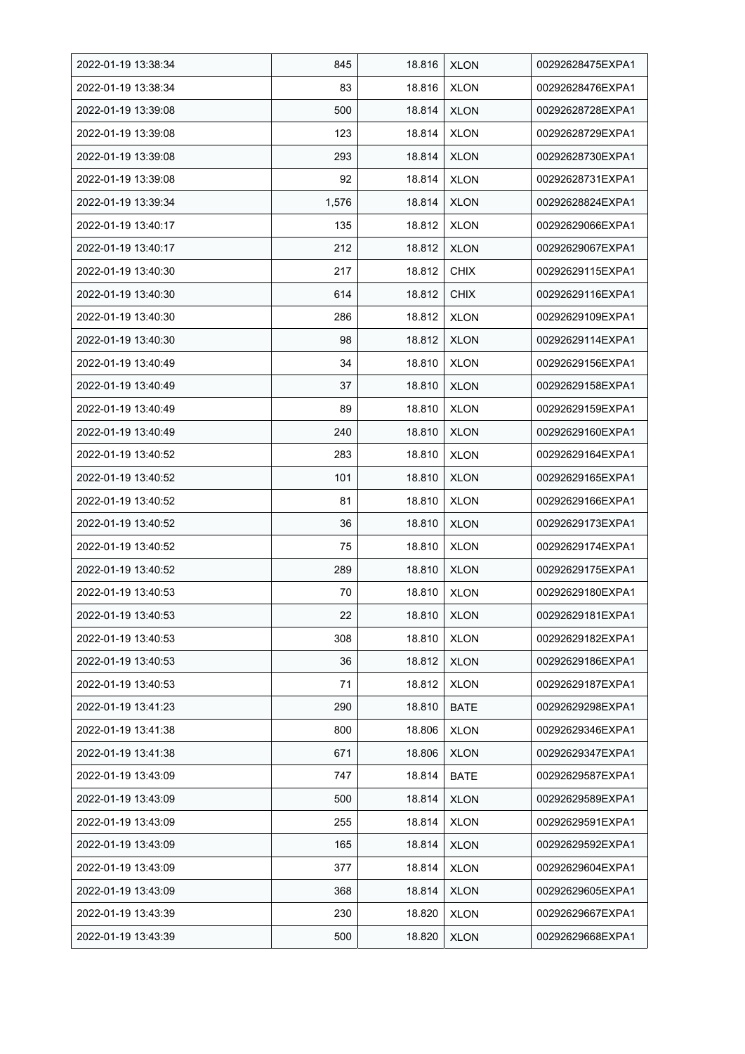| 2022-01-19 13:38:34 | 845 | 18.816 | XLON | 00292628475EXPA1 |
|---|---|---|---|---|
| 2022-01-19 13:38:34 | 83 | 18.816 | XLON | 00292628476EXPA1 |
| 2022-01-19 13:39:08 | 500 | 18.814 | XLON | 00292628728EXPA1 |
| 2022-01-19 13:39:08 | 123 | 18.814 | XLON | 00292628729EXPA1 |
| 2022-01-19 13:39:08 | 293 | 18.814 | XLON | 00292628730EXPA1 |
| 2022-01-19 13:39:08 | 92 | 18.814 | XLON | 00292628731EXPA1 |
| 2022-01-19 13:39:34 | 1,576 | 18.814 | XLON | 00292628824EXPA1 |
| 2022-01-19 13:40:17 | 135 | 18.812 | XLON | 00292629066EXPA1 |
| 2022-01-19 13:40:17 | 212 | 18.812 | XLON | 00292629067EXPA1 |
| 2022-01-19 13:40:30 | 217 | 18.812 | CHIX | 00292629115EXPA1 |
| 2022-01-19 13:40:30 | 614 | 18.812 | CHIX | 00292629116EXPA1 |
| 2022-01-19 13:40:30 | 286 | 18.812 | XLON | 00292629109EXPA1 |
| 2022-01-19 13:40:30 | 98 | 18.812 | XLON | 00292629114EXPA1 |
| 2022-01-19 13:40:49 | 34 | 18.810 | XLON | 00292629156EXPA1 |
| 2022-01-19 13:40:49 | 37 | 18.810 | XLON | 00292629158EXPA1 |
| 2022-01-19 13:40:49 | 89 | 18.810 | XLON | 00292629159EXPA1 |
| 2022-01-19 13:40:49 | 240 | 18.810 | XLON | 00292629160EXPA1 |
| 2022-01-19 13:40:52 | 283 | 18.810 | XLON | 00292629164EXPA1 |
| 2022-01-19 13:40:52 | 101 | 18.810 | XLON | 00292629165EXPA1 |
| 2022-01-19 13:40:52 | 81 | 18.810 | XLON | 00292629166EXPA1 |
| 2022-01-19 13:40:52 | 36 | 18.810 | XLON | 00292629173EXPA1 |
| 2022-01-19 13:40:52 | 75 | 18.810 | XLON | 00292629174EXPA1 |
| 2022-01-19 13:40:52 | 289 | 18.810 | XLON | 00292629175EXPA1 |
| 2022-01-19 13:40:53 | 70 | 18.810 | XLON | 00292629180EXPA1 |
| 2022-01-19 13:40:53 | 22 | 18.810 | XLON | 00292629181EXPA1 |
| 2022-01-19 13:40:53 | 308 | 18.810 | XLON | 00292629182EXPA1 |
| 2022-01-19 13:40:53 | 36 | 18.812 | XLON | 00292629186EXPA1 |
| 2022-01-19 13:40:53 | 71 | 18.812 | XLON | 00292629187EXPA1 |
| 2022-01-19 13:41:23 | 290 | 18.810 | BATE | 00292629298EXPA1 |
| 2022-01-19 13:41:38 | 800 | 18.806 | XLON | 00292629346EXPA1 |
| 2022-01-19 13:41:38 | 671 | 18.806 | XLON | 00292629347EXPA1 |
| 2022-01-19 13:43:09 | 747 | 18.814 | BATE | 00292629587EXPA1 |
| 2022-01-19 13:43:09 | 500 | 18.814 | XLON | 00292629589EXPA1 |
| 2022-01-19 13:43:09 | 255 | 18.814 | XLON | 00292629591EXPA1 |
| 2022-01-19 13:43:09 | 165 | 18.814 | XLON | 00292629592EXPA1 |
| 2022-01-19 13:43:09 | 377 | 18.814 | XLON | 00292629604EXPA1 |
| 2022-01-19 13:43:09 | 368 | 18.814 | XLON | 00292629605EXPA1 |
| 2022-01-19 13:43:39 | 230 | 18.820 | XLON | 00292629667EXPA1 |
| 2022-01-19 13:43:39 | 500 | 18.820 | XLON | 00292629668EXPA1 |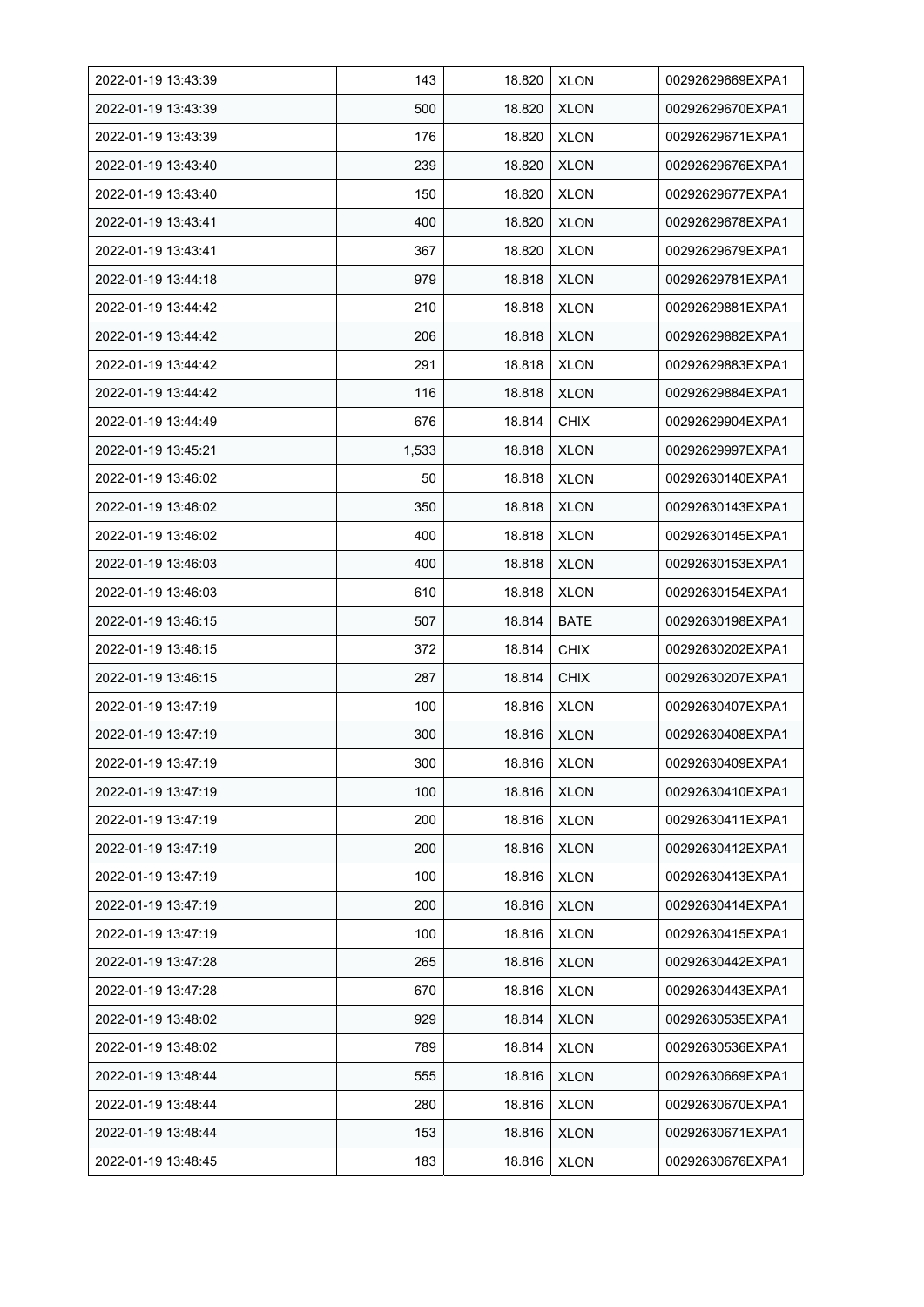| 2022-01-19 13:43:39 | 143 | 18.820 | XLON | 00292629669EXPA1 |
|---|---|---|---|---|
| 2022-01-19 13:43:39 | 500 | 18.820 | XLON | 00292629670EXPA1 |
| 2022-01-19 13:43:39 | 176 | 18.820 | XLON | 00292629671EXPA1 |
| 2022-01-19 13:43:40 | 239 | 18.820 | XLON | 00292629676EXPA1 |
| 2022-01-19 13:43:40 | 150 | 18.820 | XLON | 00292629677EXPA1 |
| 2022-01-19 13:43:41 | 400 | 18.820 | XLON | 00292629678EXPA1 |
| 2022-01-19 13:43:41 | 367 | 18.820 | XLON | 00292629679EXPA1 |
| 2022-01-19 13:44:18 | 979 | 18.818 | XLON | 00292629781EXPA1 |
| 2022-01-19 13:44:42 | 210 | 18.818 | XLON | 00292629881EXPA1 |
| 2022-01-19 13:44:42 | 206 | 18.818 | XLON | 00292629882EXPA1 |
| 2022-01-19 13:44:42 | 291 | 18.818 | XLON | 00292629883EXPA1 |
| 2022-01-19 13:44:42 | 116 | 18.818 | XLON | 00292629884EXPA1 |
| 2022-01-19 13:44:49 | 676 | 18.814 | CHIX | 00292629904EXPA1 |
| 2022-01-19 13:45:21 | 1,533 | 18.818 | XLON | 00292629997EXPA1 |
| 2022-01-19 13:46:02 | 50 | 18.818 | XLON | 00292630140EXPA1 |
| 2022-01-19 13:46:02 | 350 | 18.818 | XLON | 00292630143EXPA1 |
| 2022-01-19 13:46:02 | 400 | 18.818 | XLON | 00292630145EXPA1 |
| 2022-01-19 13:46:03 | 400 | 18.818 | XLON | 00292630153EXPA1 |
| 2022-01-19 13:46:03 | 610 | 18.818 | XLON | 00292630154EXPA1 |
| 2022-01-19 13:46:15 | 507 | 18.814 | BATE | 00292630198EXPA1 |
| 2022-01-19 13:46:15 | 372 | 18.814 | CHIX | 00292630202EXPA1 |
| 2022-01-19 13:46:15 | 287 | 18.814 | CHIX | 00292630207EXPA1 |
| 2022-01-19 13:47:19 | 100 | 18.816 | XLON | 00292630407EXPA1 |
| 2022-01-19 13:47:19 | 300 | 18.816 | XLON | 00292630408EXPA1 |
| 2022-01-19 13:47:19 | 300 | 18.816 | XLON | 00292630409EXPA1 |
| 2022-01-19 13:47:19 | 100 | 18.816 | XLON | 00292630410EXPA1 |
| 2022-01-19 13:47:19 | 200 | 18.816 | XLON | 00292630411EXPA1 |
| 2022-01-19 13:47:19 | 200 | 18.816 | XLON | 00292630412EXPA1 |
| 2022-01-19 13:47:19 | 100 | 18.816 | XLON | 00292630413EXPA1 |
| 2022-01-19 13:47:19 | 200 | 18.816 | XLON | 00292630414EXPA1 |
| 2022-01-19 13:47:19 | 100 | 18.816 | XLON | 00292630415EXPA1 |
| 2022-01-19 13:47:28 | 265 | 18.816 | XLON | 00292630442EXPA1 |
| 2022-01-19 13:47:28 | 670 | 18.816 | XLON | 00292630443EXPA1 |
| 2022-01-19 13:48:02 | 929 | 18.814 | XLON | 00292630535EXPA1 |
| 2022-01-19 13:48:02 | 789 | 18.814 | XLON | 00292630536EXPA1 |
| 2022-01-19 13:48:44 | 555 | 18.816 | XLON | 00292630669EXPA1 |
| 2022-01-19 13:48:44 | 280 | 18.816 | XLON | 00292630670EXPA1 |
| 2022-01-19 13:48:44 | 153 | 18.816 | XLON | 00292630671EXPA1 |
| 2022-01-19 13:48:45 | 183 | 18.816 | XLON | 00292630676EXPA1 |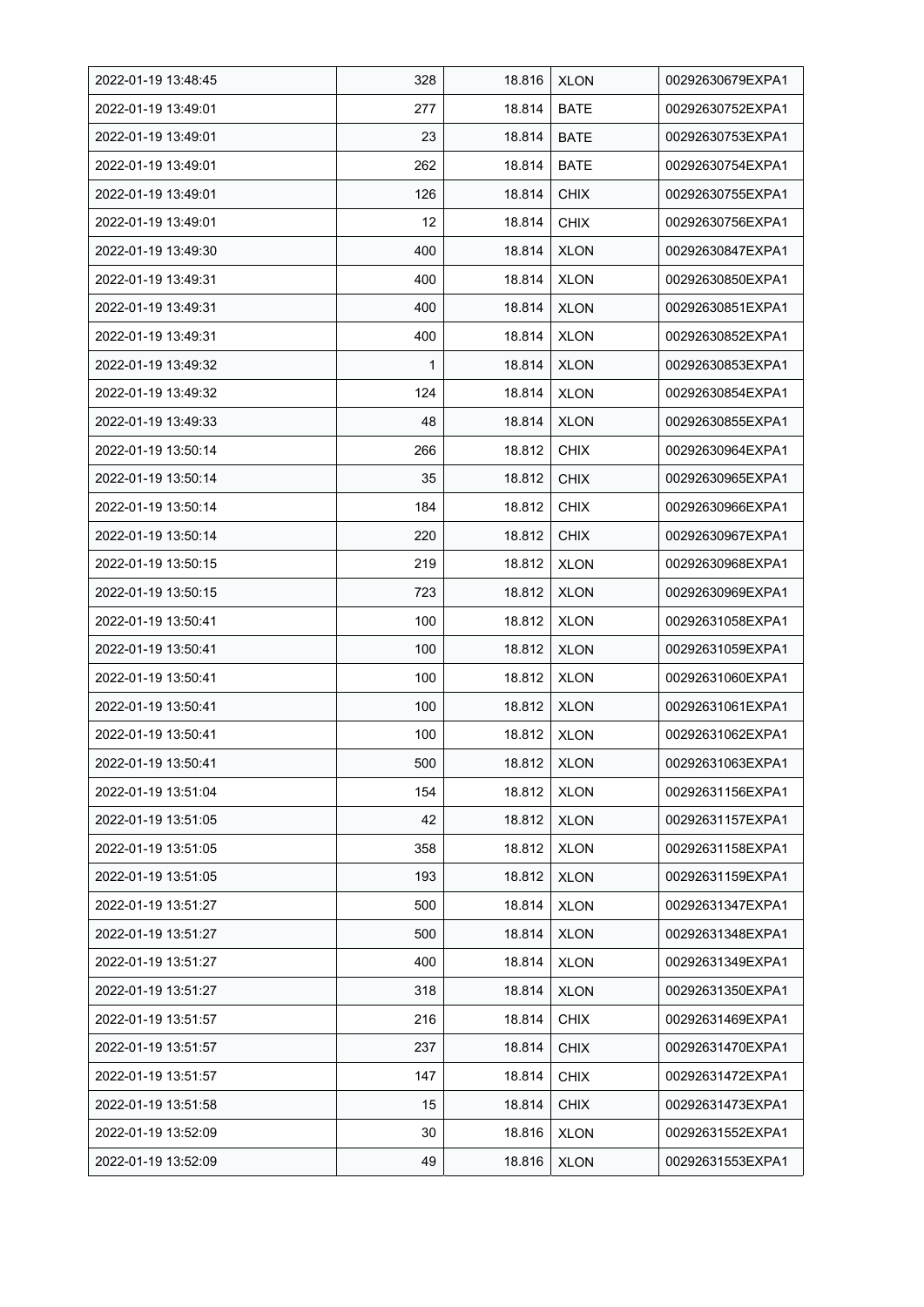| 2022-01-19 13:48:45 | 328 | 18.816 | XLON | 00292630679EXPA1 |
|---|---|---|---|---|
| 2022-01-19 13:49:01 | 277 | 18.814 | BATE | 00292630752EXPA1 |
| 2022-01-19 13:49:01 | 23 | 18.814 | BATE | 00292630753EXPA1 |
| 2022-01-19 13:49:01 | 262 | 18.814 | BATE | 00292630754EXPA1 |
| 2022-01-19 13:49:01 | 126 | 18.814 | CHIX | 00292630755EXPA1 |
| 2022-01-19 13:49:01 | 12 | 18.814 | CHIX | 00292630756EXPA1 |
| 2022-01-19 13:49:30 | 400 | 18.814 | XLON | 00292630847EXPA1 |
| 2022-01-19 13:49:31 | 400 | 18.814 | XLON | 00292630850EXPA1 |
| 2022-01-19 13:49:31 | 400 | 18.814 | XLON | 00292630851EXPA1 |
| 2022-01-19 13:49:31 | 400 | 18.814 | XLON | 00292630852EXPA1 |
| 2022-01-19 13:49:32 | 1 | 18.814 | XLON | 00292630853EXPA1 |
| 2022-01-19 13:49:32 | 124 | 18.814 | XLON | 00292630854EXPA1 |
| 2022-01-19 13:49:33 | 48 | 18.814 | XLON | 00292630855EXPA1 |
| 2022-01-19 13:50:14 | 266 | 18.812 | CHIX | 00292630964EXPA1 |
| 2022-01-19 13:50:14 | 35 | 18.812 | CHIX | 00292630965EXPA1 |
| 2022-01-19 13:50:14 | 184 | 18.812 | CHIX | 00292630966EXPA1 |
| 2022-01-19 13:50:14 | 220 | 18.812 | CHIX | 00292630967EXPA1 |
| 2022-01-19 13:50:15 | 219 | 18.812 | XLON | 00292630968EXPA1 |
| 2022-01-19 13:50:15 | 723 | 18.812 | XLON | 00292630969EXPA1 |
| 2022-01-19 13:50:41 | 100 | 18.812 | XLON | 00292631058EXPA1 |
| 2022-01-19 13:50:41 | 100 | 18.812 | XLON | 00292631059EXPA1 |
| 2022-01-19 13:50:41 | 100 | 18.812 | XLON | 00292631060EXPA1 |
| 2022-01-19 13:50:41 | 100 | 18.812 | XLON | 00292631061EXPA1 |
| 2022-01-19 13:50:41 | 100 | 18.812 | XLON | 00292631062EXPA1 |
| 2022-01-19 13:50:41 | 500 | 18.812 | XLON | 00292631063EXPA1 |
| 2022-01-19 13:51:04 | 154 | 18.812 | XLON | 00292631156EXPA1 |
| 2022-01-19 13:51:05 | 42 | 18.812 | XLON | 00292631157EXPA1 |
| 2022-01-19 13:51:05 | 358 | 18.812 | XLON | 00292631158EXPA1 |
| 2022-01-19 13:51:05 | 193 | 18.812 | XLON | 00292631159EXPA1 |
| 2022-01-19 13:51:27 | 500 | 18.814 | XLON | 00292631347EXPA1 |
| 2022-01-19 13:51:27 | 500 | 18.814 | XLON | 00292631348EXPA1 |
| 2022-01-19 13:51:27 | 400 | 18.814 | XLON | 00292631349EXPA1 |
| 2022-01-19 13:51:27 | 318 | 18.814 | XLON | 00292631350EXPA1 |
| 2022-01-19 13:51:57 | 216 | 18.814 | CHIX | 00292631469EXPA1 |
| 2022-01-19 13:51:57 | 237 | 18.814 | CHIX | 00292631470EXPA1 |
| 2022-01-19 13:51:57 | 147 | 18.814 | CHIX | 00292631472EXPA1 |
| 2022-01-19 13:51:58 | 15 | 18.814 | CHIX | 00292631473EXPA1 |
| 2022-01-19 13:52:09 | 30 | 18.816 | XLON | 00292631552EXPA1 |
| 2022-01-19 13:52:09 | 49 | 18.816 | XLON | 00292631553EXPA1 |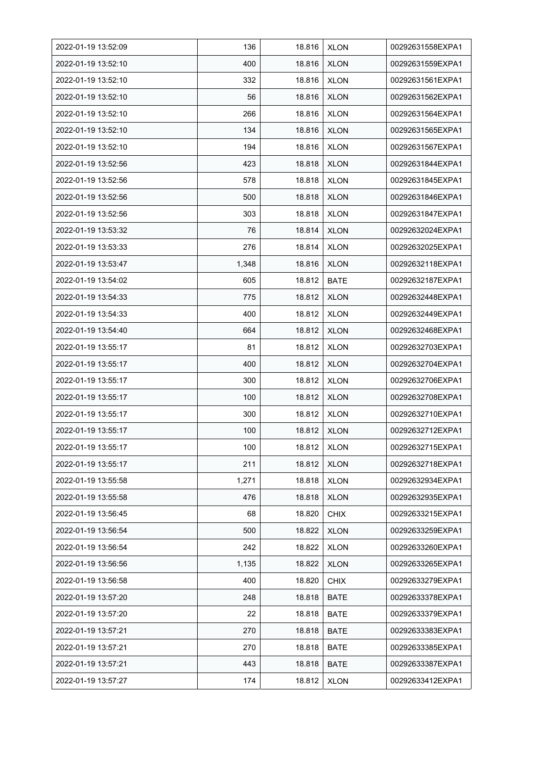| 2022-01-19 13:52:09 | 136 | 18.816 | XLON | 00292631558EXPA1 |
|---|---|---|---|---|
| 2022-01-19 13:52:10 | 400 | 18.816 | XLON | 00292631559EXPA1 |
| 2022-01-19 13:52:10 | 332 | 18.816 | XLON | 00292631561EXPA1 |
| 2022-01-19 13:52:10 | 56 | 18.816 | XLON | 00292631562EXPA1 |
| 2022-01-19 13:52:10 | 266 | 18.816 | XLON | 00292631564EXPA1 |
| 2022-01-19 13:52:10 | 134 | 18.816 | XLON | 00292631565EXPA1 |
| 2022-01-19 13:52:10 | 194 | 18.816 | XLON | 00292631567EXPA1 |
| 2022-01-19 13:52:56 | 423 | 18.818 | XLON | 00292631844EXPA1 |
| 2022-01-19 13:52:56 | 578 | 18.818 | XLON | 00292631845EXPA1 |
| 2022-01-19 13:52:56 | 500 | 18.818 | XLON | 00292631846EXPA1 |
| 2022-01-19 13:52:56 | 303 | 18.818 | XLON | 00292631847EXPA1 |
| 2022-01-19 13:53:32 | 76 | 18.814 | XLON | 00292632024EXPA1 |
| 2022-01-19 13:53:33 | 276 | 18.814 | XLON | 00292632025EXPA1 |
| 2022-01-19 13:53:47 | 1,348 | 18.816 | XLON | 00292632118EXPA1 |
| 2022-01-19 13:54:02 | 605 | 18.812 | BATE | 00292632187EXPA1 |
| 2022-01-19 13:54:33 | 775 | 18.812 | XLON | 00292632448EXPA1 |
| 2022-01-19 13:54:33 | 400 | 18.812 | XLON | 00292632449EXPA1 |
| 2022-01-19 13:54:40 | 664 | 18.812 | XLON | 00292632468EXPA1 |
| 2022-01-19 13:55:17 | 81 | 18.812 | XLON | 00292632703EXPA1 |
| 2022-01-19 13:55:17 | 400 | 18.812 | XLON | 00292632704EXPA1 |
| 2022-01-19 13:55:17 | 300 | 18.812 | XLON | 00292632706EXPA1 |
| 2022-01-19 13:55:17 | 100 | 18.812 | XLON | 00292632708EXPA1 |
| 2022-01-19 13:55:17 | 300 | 18.812 | XLON | 00292632710EXPA1 |
| 2022-01-19 13:55:17 | 100 | 18.812 | XLON | 00292632712EXPA1 |
| 2022-01-19 13:55:17 | 100 | 18.812 | XLON | 00292632715EXPA1 |
| 2022-01-19 13:55:17 | 211 | 18.812 | XLON | 00292632718EXPA1 |
| 2022-01-19 13:55:58 | 1,271 | 18.818 | XLON | 00292632934EXPA1 |
| 2022-01-19 13:55:58 | 476 | 18.818 | XLON | 00292632935EXPA1 |
| 2022-01-19 13:56:45 | 68 | 18.820 | CHIX | 00292633215EXPA1 |
| 2022-01-19 13:56:54 | 500 | 18.822 | XLON | 00292633259EXPA1 |
| 2022-01-19 13:56:54 | 242 | 18.822 | XLON | 00292633260EXPA1 |
| 2022-01-19 13:56:56 | 1,135 | 18.822 | XLON | 00292633265EXPA1 |
| 2022-01-19 13:56:58 | 400 | 18.820 | CHIX | 00292633279EXPA1 |
| 2022-01-19 13:57:20 | 248 | 18.818 | BATE | 00292633378EXPA1 |
| 2022-01-19 13:57:20 | 22 | 18.818 | BATE | 00292633379EXPA1 |
| 2022-01-19 13:57:21 | 270 | 18.818 | BATE | 00292633383EXPA1 |
| 2022-01-19 13:57:21 | 270 | 18.818 | BATE | 00292633385EXPA1 |
| 2022-01-19 13:57:21 | 443 | 18.818 | BATE | 00292633387EXPA1 |
| 2022-01-19 13:57:27 | 174 | 18.812 | XLON | 00292633412EXPA1 |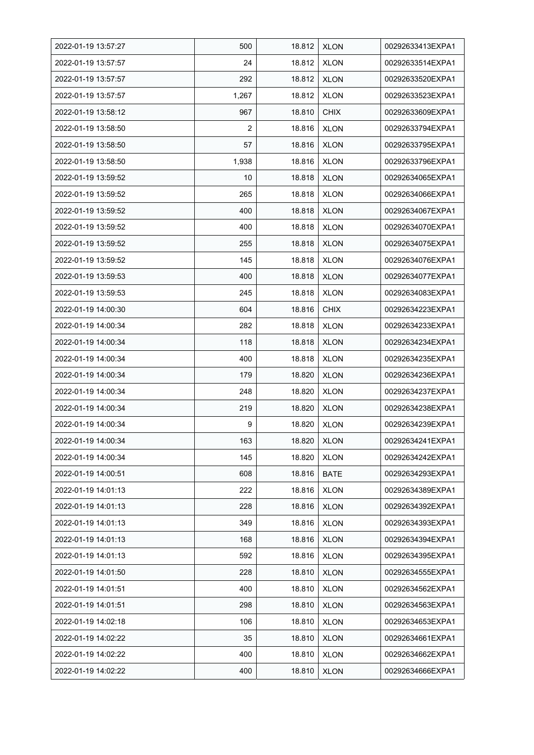| 2022-01-19 13:57:27 | 500 | 18.812 | XLON | 00292633413EXPA1 |
|---|---|---|---|---|
| 2022-01-19 13:57:57 | 24 | 18.812 | XLON | 00292633514EXPA1 |
| 2022-01-19 13:57:57 | 292 | 18.812 | XLON | 00292633520EXPA1 |
| 2022-01-19 13:57:57 | 1,267 | 18.812 | XLON | 00292633523EXPA1 |
| 2022-01-19 13:58:12 | 967 | 18.810 | CHIX | 00292633609EXPA1 |
| 2022-01-19 13:58:50 | 2 | 18.816 | XLON | 00292633794EXPA1 |
| 2022-01-19 13:58:50 | 57 | 18.816 | XLON | 00292633795EXPA1 |
| 2022-01-19 13:58:50 | 1,938 | 18.816 | XLON | 00292633796EXPA1 |
| 2022-01-19 13:59:52 | 10 | 18.818 | XLON | 00292634065EXPA1 |
| 2022-01-19 13:59:52 | 265 | 18.818 | XLON | 00292634066EXPA1 |
| 2022-01-19 13:59:52 | 400 | 18.818 | XLON | 00292634067EXPA1 |
| 2022-01-19 13:59:52 | 400 | 18.818 | XLON | 00292634070EXPA1 |
| 2022-01-19 13:59:52 | 255 | 18.818 | XLON | 00292634075EXPA1 |
| 2022-01-19 13:59:52 | 145 | 18.818 | XLON | 00292634076EXPA1 |
| 2022-01-19 13:59:53 | 400 | 18.818 | XLON | 00292634077EXPA1 |
| 2022-01-19 13:59:53 | 245 | 18.818 | XLON | 00292634083EXPA1 |
| 2022-01-19 14:00:30 | 604 | 18.816 | CHIX | 00292634223EXPA1 |
| 2022-01-19 14:00:34 | 282 | 18.818 | XLON | 00292634233EXPA1 |
| 2022-01-19 14:00:34 | 118 | 18.818 | XLON | 00292634234EXPA1 |
| 2022-01-19 14:00:34 | 400 | 18.818 | XLON | 00292634235EXPA1 |
| 2022-01-19 14:00:34 | 179 | 18.820 | XLON | 00292634236EXPA1 |
| 2022-01-19 14:00:34 | 248 | 18.820 | XLON | 00292634237EXPA1 |
| 2022-01-19 14:00:34 | 219 | 18.820 | XLON | 00292634238EXPA1 |
| 2022-01-19 14:00:34 | 9 | 18.820 | XLON | 00292634239EXPA1 |
| 2022-01-19 14:00:34 | 163 | 18.820 | XLON | 00292634241EXPA1 |
| 2022-01-19 14:00:34 | 145 | 18.820 | XLON | 00292634242EXPA1 |
| 2022-01-19 14:00:51 | 608 | 18.816 | BATE | 00292634293EXPA1 |
| 2022-01-19 14:01:13 | 222 | 18.816 | XLON | 00292634389EXPA1 |
| 2022-01-19 14:01:13 | 228 | 18.816 | XLON | 00292634392EXPA1 |
| 2022-01-19 14:01:13 | 349 | 18.816 | XLON | 00292634393EXPA1 |
| 2022-01-19 14:01:13 | 168 | 18.816 | XLON | 00292634394EXPA1 |
| 2022-01-19 14:01:13 | 592 | 18.816 | XLON | 00292634395EXPA1 |
| 2022-01-19 14:01:50 | 228 | 18.810 | XLON | 00292634555EXPA1 |
| 2022-01-19 14:01:51 | 400 | 18.810 | XLON | 00292634562EXPA1 |
| 2022-01-19 14:01:51 | 298 | 18.810 | XLON | 00292634563EXPA1 |
| 2022-01-19 14:02:18 | 106 | 18.810 | XLON | 00292634653EXPA1 |
| 2022-01-19 14:02:22 | 35 | 18.810 | XLON | 00292634661EXPA1 |
| 2022-01-19 14:02:22 | 400 | 18.810 | XLON | 00292634662EXPA1 |
| 2022-01-19 14:02:22 | 400 | 18.810 | XLON | 00292634666EXPA1 |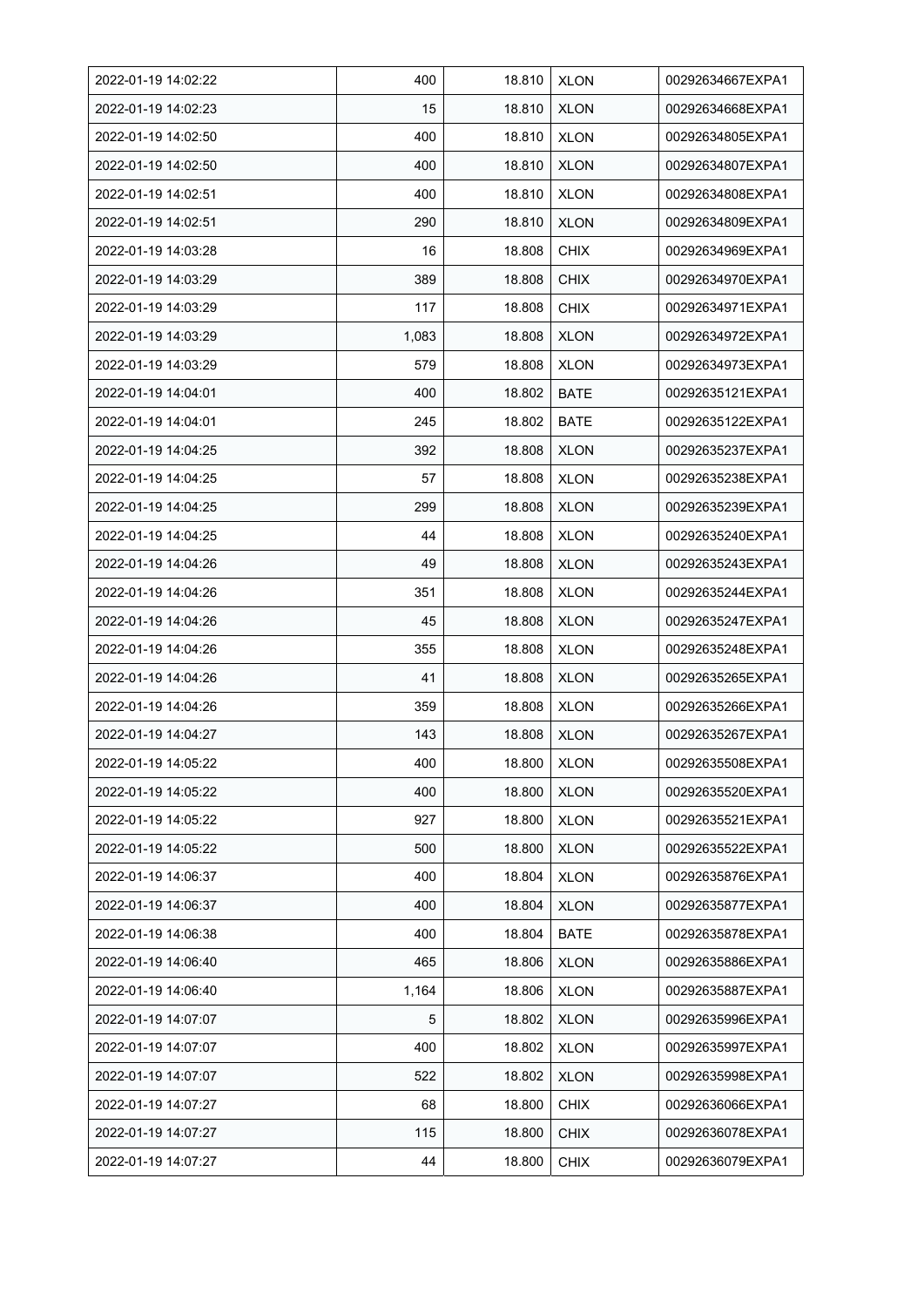| 2022-01-19 14:02:22 | 400 | 18.810 | XLON | 00292634667EXPA1 |
|---|---|---|---|---|
| 2022-01-19 14:02:23 | 15 | 18.810 | XLON | 00292634668EXPA1 |
| 2022-01-19 14:02:50 | 400 | 18.810 | XLON | 00292634805EXPA1 |
| 2022-01-19 14:02:50 | 400 | 18.810 | XLON | 00292634807EXPA1 |
| 2022-01-19 14:02:51 | 400 | 18.810 | XLON | 00292634808EXPA1 |
| 2022-01-19 14:02:51 | 290 | 18.810 | XLON | 00292634809EXPA1 |
| 2022-01-19 14:03:28 | 16 | 18.808 | CHIX | 00292634969EXPA1 |
| 2022-01-19 14:03:29 | 389 | 18.808 | CHIX | 00292634970EXPA1 |
| 2022-01-19 14:03:29 | 117 | 18.808 | CHIX | 00292634971EXPA1 |
| 2022-01-19 14:03:29 | 1,083 | 18.808 | XLON | 00292634972EXPA1 |
| 2022-01-19 14:03:29 | 579 | 18.808 | XLON | 00292634973EXPA1 |
| 2022-01-19 14:04:01 | 400 | 18.802 | BATE | 00292635121EXPA1 |
| 2022-01-19 14:04:01 | 245 | 18.802 | BATE | 00292635122EXPA1 |
| 2022-01-19 14:04:25 | 392 | 18.808 | XLON | 00292635237EXPA1 |
| 2022-01-19 14:04:25 | 57 | 18.808 | XLON | 00292635238EXPA1 |
| 2022-01-19 14:04:25 | 299 | 18.808 | XLON | 00292635239EXPA1 |
| 2022-01-19 14:04:25 | 44 | 18.808 | XLON | 00292635240EXPA1 |
| 2022-01-19 14:04:26 | 49 | 18.808 | XLON | 00292635243EXPA1 |
| 2022-01-19 14:04:26 | 351 | 18.808 | XLON | 00292635244EXPA1 |
| 2022-01-19 14:04:26 | 45 | 18.808 | XLON | 00292635247EXPA1 |
| 2022-01-19 14:04:26 | 355 | 18.808 | XLON | 00292635248EXPA1 |
| 2022-01-19 14:04:26 | 41 | 18.808 | XLON | 00292635265EXPA1 |
| 2022-01-19 14:04:26 | 359 | 18.808 | XLON | 00292635266EXPA1 |
| 2022-01-19 14:04:27 | 143 | 18.808 | XLON | 00292635267EXPA1 |
| 2022-01-19 14:05:22 | 400 | 18.800 | XLON | 00292635508EXPA1 |
| 2022-01-19 14:05:22 | 400 | 18.800 | XLON | 00292635520EXPA1 |
| 2022-01-19 14:05:22 | 927 | 18.800 | XLON | 00292635521EXPA1 |
| 2022-01-19 14:05:22 | 500 | 18.800 | XLON | 00292635522EXPA1 |
| 2022-01-19 14:06:37 | 400 | 18.804 | XLON | 00292635876EXPA1 |
| 2022-01-19 14:06:37 | 400 | 18.804 | XLON | 00292635877EXPA1 |
| 2022-01-19 14:06:38 | 400 | 18.804 | BATE | 00292635878EXPA1 |
| 2022-01-19 14:06:40 | 465 | 18.806 | XLON | 00292635886EXPA1 |
| 2022-01-19 14:06:40 | 1,164 | 18.806 | XLON | 00292635887EXPA1 |
| 2022-01-19 14:07:07 | 5 | 18.802 | XLON | 00292635996EXPA1 |
| 2022-01-19 14:07:07 | 400 | 18.802 | XLON | 00292635997EXPA1 |
| 2022-01-19 14:07:07 | 522 | 18.802 | XLON | 00292635998EXPA1 |
| 2022-01-19 14:07:27 | 68 | 18.800 | CHIX | 00292636066EXPA1 |
| 2022-01-19 14:07:27 | 115 | 18.800 | CHIX | 00292636078EXPA1 |
| 2022-01-19 14:07:27 | 44 | 18.800 | CHIX | 00292636079EXPA1 |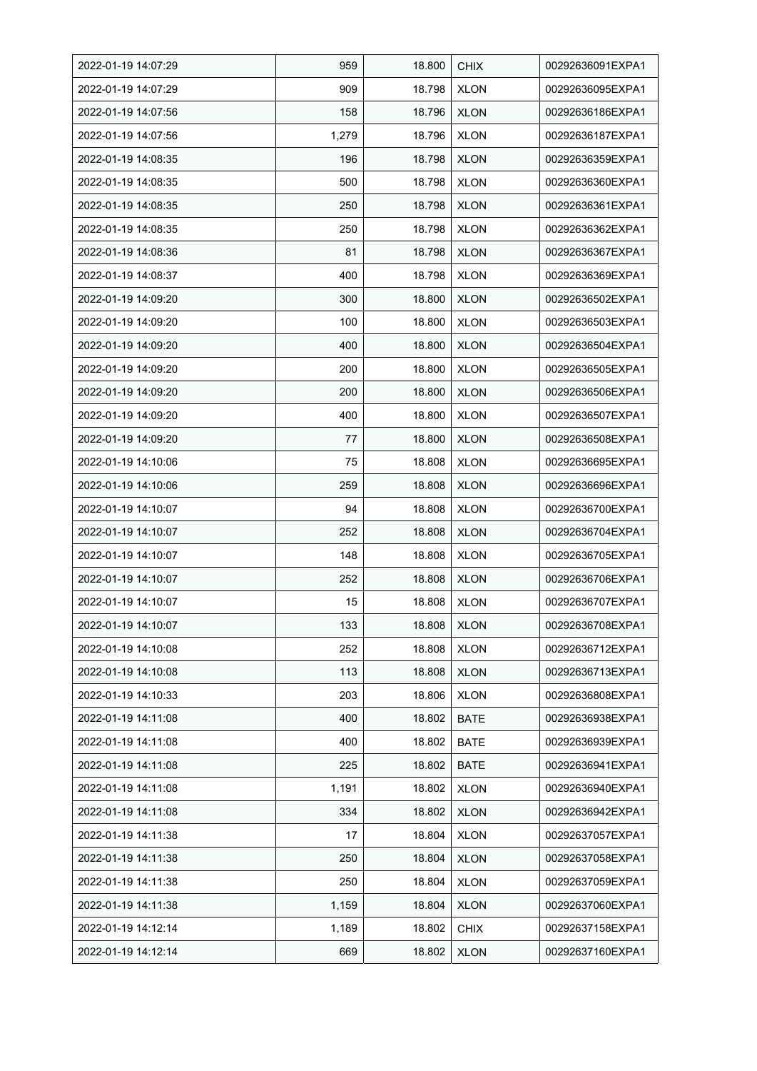| 2022-01-19 14:07:29 | 959 | 18.800 | CHIX | 00292636091EXPA1 |
|---|---|---|---|---|
| 2022-01-19 14:07:29 | 909 | 18.798 | XLON | 00292636095EXPA1 |
| 2022-01-19 14:07:56 | 158 | 18.796 | XLON | 00292636186EXPA1 |
| 2022-01-19 14:07:56 | 1,279 | 18.796 | XLON | 00292636187EXPA1 |
| 2022-01-19 14:08:35 | 196 | 18.798 | XLON | 00292636359EXPA1 |
| 2022-01-19 14:08:35 | 500 | 18.798 | XLON | 00292636360EXPA1 |
| 2022-01-19 14:08:35 | 250 | 18.798 | XLON | 00292636361EXPA1 |
| 2022-01-19 14:08:35 | 250 | 18.798 | XLON | 00292636362EXPA1 |
| 2022-01-19 14:08:36 | 81 | 18.798 | XLON | 00292636367EXPA1 |
| 2022-01-19 14:08:37 | 400 | 18.798 | XLON | 00292636369EXPA1 |
| 2022-01-19 14:09:20 | 300 | 18.800 | XLON | 00292636502EXPA1 |
| 2022-01-19 14:09:20 | 100 | 18.800 | XLON | 00292636503EXPA1 |
| 2022-01-19 14:09:20 | 400 | 18.800 | XLON | 00292636504EXPA1 |
| 2022-01-19 14:09:20 | 200 | 18.800 | XLON | 00292636505EXPA1 |
| 2022-01-19 14:09:20 | 200 | 18.800 | XLON | 00292636506EXPA1 |
| 2022-01-19 14:09:20 | 400 | 18.800 | XLON | 00292636507EXPA1 |
| 2022-01-19 14:09:20 | 77 | 18.800 | XLON | 00292636508EXPA1 |
| 2022-01-19 14:10:06 | 75 | 18.808 | XLON | 00292636695EXPA1 |
| 2022-01-19 14:10:06 | 259 | 18.808 | XLON | 00292636696EXPA1 |
| 2022-01-19 14:10:07 | 94 | 18.808 | XLON | 00292636700EXPA1 |
| 2022-01-19 14:10:07 | 252 | 18.808 | XLON | 00292636704EXPA1 |
| 2022-01-19 14:10:07 | 148 | 18.808 | XLON | 00292636705EXPA1 |
| 2022-01-19 14:10:07 | 252 | 18.808 | XLON | 00292636706EXPA1 |
| 2022-01-19 14:10:07 | 15 | 18.808 | XLON | 00292636707EXPA1 |
| 2022-01-19 14:10:07 | 133 | 18.808 | XLON | 00292636708EXPA1 |
| 2022-01-19 14:10:08 | 252 | 18.808 | XLON | 00292636712EXPA1 |
| 2022-01-19 14:10:08 | 113 | 18.808 | XLON | 00292636713EXPA1 |
| 2022-01-19 14:10:33 | 203 | 18.806 | XLON | 00292636808EXPA1 |
| 2022-01-19 14:11:08 | 400 | 18.802 | BATE | 00292636938EXPA1 |
| 2022-01-19 14:11:08 | 400 | 18.802 | BATE | 00292636939EXPA1 |
| 2022-01-19 14:11:08 | 225 | 18.802 | BATE | 00292636941EXPA1 |
| 2022-01-19 14:11:08 | 1,191 | 18.802 | XLON | 00292636940EXPA1 |
| 2022-01-19 14:11:08 | 334 | 18.802 | XLON | 00292636942EXPA1 |
| 2022-01-19 14:11:38 | 17 | 18.804 | XLON | 00292637057EXPA1 |
| 2022-01-19 14:11:38 | 250 | 18.804 | XLON | 00292637058EXPA1 |
| 2022-01-19 14:11:38 | 250 | 18.804 | XLON | 00292637059EXPA1 |
| 2022-01-19 14:11:38 | 1,159 | 18.804 | XLON | 00292637060EXPA1 |
| 2022-01-19 14:12:14 | 1,189 | 18.802 | CHIX | 00292637158EXPA1 |
| 2022-01-19 14:12:14 | 669 | 18.802 | XLON | 00292637160EXPA1 |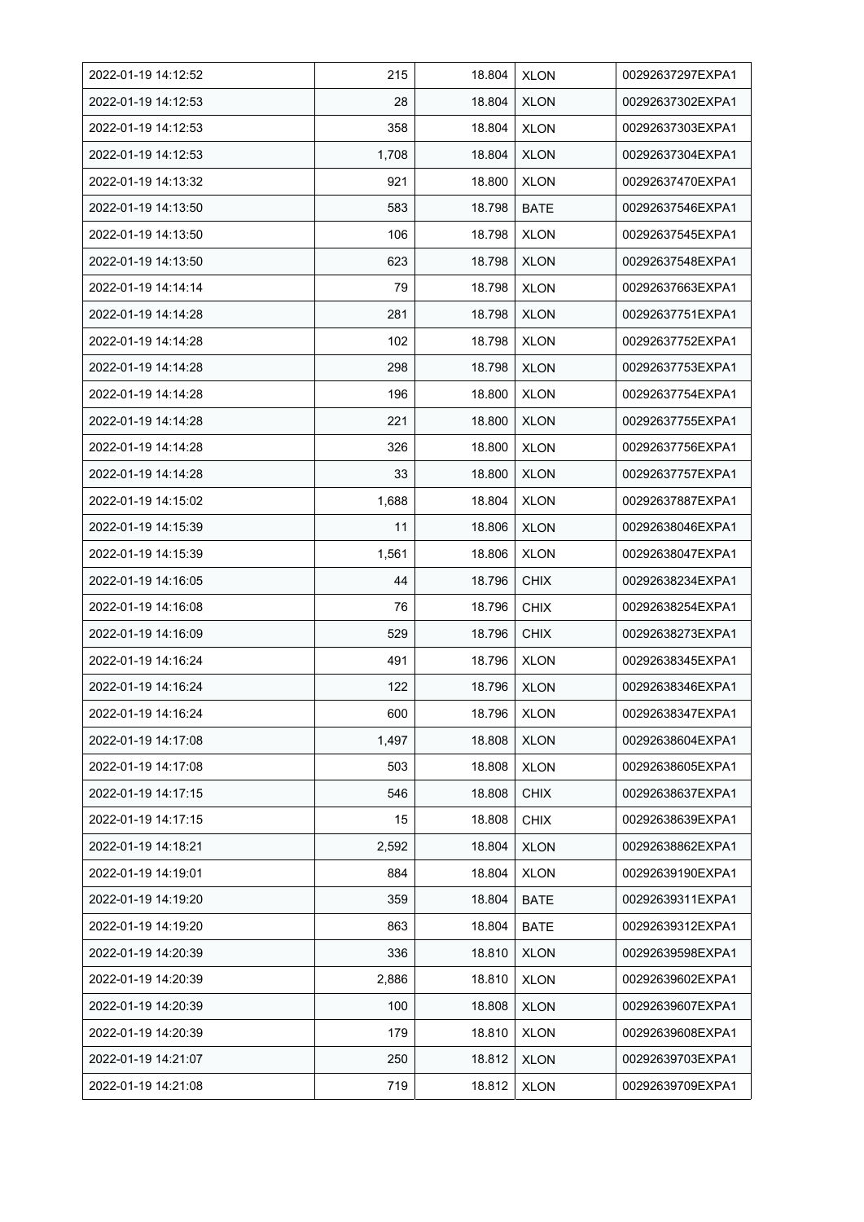| 2022-01-19 14:12:52 | 215 | 18.804 | XLON | 00292637297EXPA1 |
|---|---|---|---|---|
| 2022-01-19 14:12:53 | 28 | 18.804 | XLON | 00292637302EXPA1 |
| 2022-01-19 14:12:53 | 358 | 18.804 | XLON | 00292637303EXPA1 |
| 2022-01-19 14:12:53 | 1,708 | 18.804 | XLON | 00292637304EXPA1 |
| 2022-01-19 14:13:32 | 921 | 18.800 | XLON | 00292637470EXPA1 |
| 2022-01-19 14:13:50 | 583 | 18.798 | BATE | 00292637546EXPA1 |
| 2022-01-19 14:13:50 | 106 | 18.798 | XLON | 00292637545EXPA1 |
| 2022-01-19 14:13:50 | 623 | 18.798 | XLON | 00292637548EXPA1 |
| 2022-01-19 14:14:14 | 79 | 18.798 | XLON | 00292637663EXPA1 |
| 2022-01-19 14:14:28 | 281 | 18.798 | XLON | 00292637751EXPA1 |
| 2022-01-19 14:14:28 | 102 | 18.798 | XLON | 00292637752EXPA1 |
| 2022-01-19 14:14:28 | 298 | 18.798 | XLON | 00292637753EXPA1 |
| 2022-01-19 14:14:28 | 196 | 18.800 | XLON | 00292637754EXPA1 |
| 2022-01-19 14:14:28 | 221 | 18.800 | XLON | 00292637755EXPA1 |
| 2022-01-19 14:14:28 | 326 | 18.800 | XLON | 00292637756EXPA1 |
| 2022-01-19 14:14:28 | 33 | 18.800 | XLON | 00292637757EXPA1 |
| 2022-01-19 14:15:02 | 1,688 | 18.804 | XLON | 00292637887EXPA1 |
| 2022-01-19 14:15:39 | 11 | 18.806 | XLON | 00292638046EXPA1 |
| 2022-01-19 14:15:39 | 1,561 | 18.806 | XLON | 00292638047EXPA1 |
| 2022-01-19 14:16:05 | 44 | 18.796 | CHIX | 00292638234EXPA1 |
| 2022-01-19 14:16:08 | 76 | 18.796 | CHIX | 00292638254EXPA1 |
| 2022-01-19 14:16:09 | 529 | 18.796 | CHIX | 00292638273EXPA1 |
| 2022-01-19 14:16:24 | 491 | 18.796 | XLON | 00292638345EXPA1 |
| 2022-01-19 14:16:24 | 122 | 18.796 | XLON | 00292638346EXPA1 |
| 2022-01-19 14:16:24 | 600 | 18.796 | XLON | 00292638347EXPA1 |
| 2022-01-19 14:17:08 | 1,497 | 18.808 | XLON | 00292638604EXPA1 |
| 2022-01-19 14:17:08 | 503 | 18.808 | XLON | 00292638605EXPA1 |
| 2022-01-19 14:17:15 | 546 | 18.808 | CHIX | 00292638637EXPA1 |
| 2022-01-19 14:17:15 | 15 | 18.808 | CHIX | 00292638639EXPA1 |
| 2022-01-19 14:18:21 | 2,592 | 18.804 | XLON | 00292638862EXPA1 |
| 2022-01-19 14:19:01 | 884 | 18.804 | XLON | 00292639190EXPA1 |
| 2022-01-19 14:19:20 | 359 | 18.804 | BATE | 00292639311EXPA1 |
| 2022-01-19 14:19:20 | 863 | 18.804 | BATE | 00292639312EXPA1 |
| 2022-01-19 14:20:39 | 336 | 18.810 | XLON | 00292639598EXPA1 |
| 2022-01-19 14:20:39 | 2,886 | 18.810 | XLON | 00292639602EXPA1 |
| 2022-01-19 14:20:39 | 100 | 18.808 | XLON | 00292639607EXPA1 |
| 2022-01-19 14:20:39 | 179 | 18.810 | XLON | 00292639608EXPA1 |
| 2022-01-19 14:21:07 | 250 | 18.812 | XLON | 00292639703EXPA1 |
| 2022-01-19 14:21:08 | 719 | 18.812 | XLON | 00292639709EXPA1 |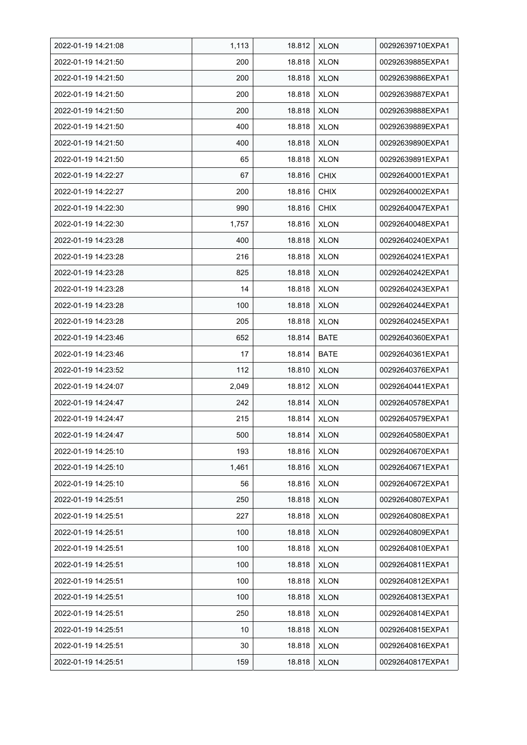| 2022-01-19 14:21:08 | 1,113 | 18.812 | XLON | 00292639710EXPA1 |
|---|---|---|---|---|
| 2022-01-19 14:21:50 | 200 | 18.818 | XLON | 00292639885EXPA1 |
| 2022-01-19 14:21:50 | 200 | 18.818 | XLON | 00292639886EXPA1 |
| 2022-01-19 14:21:50 | 200 | 18.818 | XLON | 00292639887EXPA1 |
| 2022-01-19 14:21:50 | 200 | 18.818 | XLON | 00292639888EXPA1 |
| 2022-01-19 14:21:50 | 400 | 18.818 | XLON | 00292639889EXPA1 |
| 2022-01-19 14:21:50 | 400 | 18.818 | XLON | 00292639890EXPA1 |
| 2022-01-19 14:21:50 | 65 | 18.818 | XLON | 00292639891EXPA1 |
| 2022-01-19 14:22:27 | 67 | 18.816 | CHIX | 00292640001EXPA1 |
| 2022-01-19 14:22:27 | 200 | 18.816 | CHIX | 00292640002EXPA1 |
| 2022-01-19 14:22:30 | 990 | 18.816 | CHIX | 00292640047EXPA1 |
| 2022-01-19 14:22:30 | 1,757 | 18.816 | XLON | 00292640048EXPA1 |
| 2022-01-19 14:23:28 | 400 | 18.818 | XLON | 00292640240EXPA1 |
| 2022-01-19 14:23:28 | 216 | 18.818 | XLON | 00292640241EXPA1 |
| 2022-01-19 14:23:28 | 825 | 18.818 | XLON | 00292640242EXPA1 |
| 2022-01-19 14:23:28 | 14 | 18.818 | XLON | 00292640243EXPA1 |
| 2022-01-19 14:23:28 | 100 | 18.818 | XLON | 00292640244EXPA1 |
| 2022-01-19 14:23:28 | 205 | 18.818 | XLON | 00292640245EXPA1 |
| 2022-01-19 14:23:46 | 652 | 18.814 | BATE | 00292640360EXPA1 |
| 2022-01-19 14:23:46 | 17 | 18.814 | BATE | 00292640361EXPA1 |
| 2022-01-19 14:23:52 | 112 | 18.810 | XLON | 00292640376EXPA1 |
| 2022-01-19 14:24:07 | 2,049 | 18.812 | XLON | 00292640441EXPA1 |
| 2022-01-19 14:24:47 | 242 | 18.814 | XLON | 00292640578EXPA1 |
| 2022-01-19 14:24:47 | 215 | 18.814 | XLON | 00292640579EXPA1 |
| 2022-01-19 14:24:47 | 500 | 18.814 | XLON | 00292640580EXPA1 |
| 2022-01-19 14:25:10 | 193 | 18.816 | XLON | 00292640670EXPA1 |
| 2022-01-19 14:25:10 | 1,461 | 18.816 | XLON | 00292640671EXPA1 |
| 2022-01-19 14:25:10 | 56 | 18.816 | XLON | 00292640672EXPA1 |
| 2022-01-19 14:25:51 | 250 | 18.818 | XLON | 00292640807EXPA1 |
| 2022-01-19 14:25:51 | 227 | 18.818 | XLON | 00292640808EXPA1 |
| 2022-01-19 14:25:51 | 100 | 18.818 | XLON | 00292640809EXPA1 |
| 2022-01-19 14:25:51 | 100 | 18.818 | XLON | 00292640810EXPA1 |
| 2022-01-19 14:25:51 | 100 | 18.818 | XLON | 00292640811EXPA1 |
| 2022-01-19 14:25:51 | 100 | 18.818 | XLON | 00292640812EXPA1 |
| 2022-01-19 14:25:51 | 100 | 18.818 | XLON | 00292640813EXPA1 |
| 2022-01-19 14:25:51 | 250 | 18.818 | XLON | 00292640814EXPA1 |
| 2022-01-19 14:25:51 | 10 | 18.818 | XLON | 00292640815EXPA1 |
| 2022-01-19 14:25:51 | 30 | 18.818 | XLON | 00292640816EXPA1 |
| 2022-01-19 14:25:51 | 159 | 18.818 | XLON | 00292640817EXPA1 |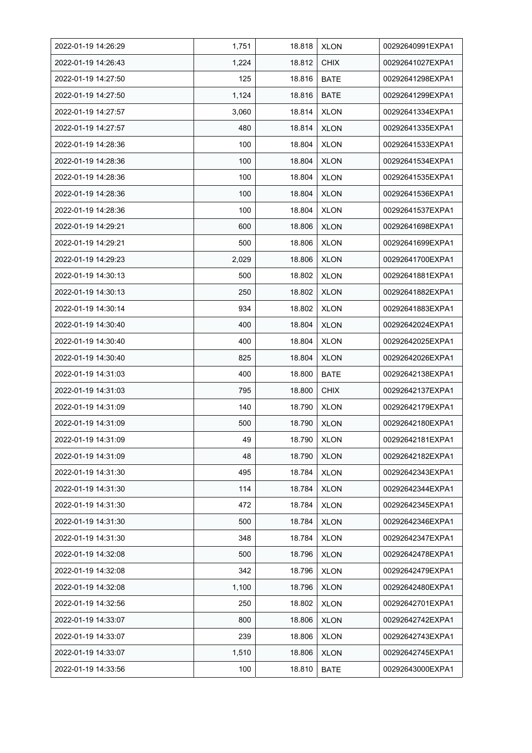| | | | | |
|---|---|---|---|---|
| 2022-01-19 14:26:29 | 1,751 | 18.818 | XLON | 00292640991EXPA1 |
| 2022-01-19 14:26:43 | 1,224 | 18.812 | CHIX | 00292641027EXPA1 |
| 2022-01-19 14:27:50 | 125 | 18.816 | BATE | 00292641298EXPA1 |
| 2022-01-19 14:27:50 | 1,124 | 18.816 | BATE | 00292641299EXPA1 |
| 2022-01-19 14:27:57 | 3,060 | 18.814 | XLON | 00292641334EXPA1 |
| 2022-01-19 14:27:57 | 480 | 18.814 | XLON | 00292641335EXPA1 |
| 2022-01-19 14:28:36 | 100 | 18.804 | XLON | 00292641533EXPA1 |
| 2022-01-19 14:28:36 | 100 | 18.804 | XLON | 00292641534EXPA1 |
| 2022-01-19 14:28:36 | 100 | 18.804 | XLON | 00292641535EXPA1 |
| 2022-01-19 14:28:36 | 100 | 18.804 | XLON | 00292641536EXPA1 |
| 2022-01-19 14:28:36 | 100 | 18.804 | XLON | 00292641537EXPA1 |
| 2022-01-19 14:29:21 | 600 | 18.806 | XLON | 00292641698EXPA1 |
| 2022-01-19 14:29:21 | 500 | 18.806 | XLON | 00292641699EXPA1 |
| 2022-01-19 14:29:23 | 2,029 | 18.806 | XLON | 00292641700EXPA1 |
| 2022-01-19 14:30:13 | 500 | 18.802 | XLON | 00292641881EXPA1 |
| 2022-01-19 14:30:13 | 250 | 18.802 | XLON | 00292641882EXPA1 |
| 2022-01-19 14:30:14 | 934 | 18.802 | XLON | 00292641883EXPA1 |
| 2022-01-19 14:30:40 | 400 | 18.804 | XLON | 00292642024EXPA1 |
| 2022-01-19 14:30:40 | 400 | 18.804 | XLON | 00292642025EXPA1 |
| 2022-01-19 14:30:40 | 825 | 18.804 | XLON | 00292642026EXPA1 |
| 2022-01-19 14:31:03 | 400 | 18.800 | BATE | 00292642138EXPA1 |
| 2022-01-19 14:31:03 | 795 | 18.800 | CHIX | 00292642137EXPA1 |
| 2022-01-19 14:31:09 | 140 | 18.790 | XLON | 00292642179EXPA1 |
| 2022-01-19 14:31:09 | 500 | 18.790 | XLON | 00292642180EXPA1 |
| 2022-01-19 14:31:09 | 49 | 18.790 | XLON | 00292642181EXPA1 |
| 2022-01-19 14:31:09 | 48 | 18.790 | XLON | 00292642182EXPA1 |
| 2022-01-19 14:31:30 | 495 | 18.784 | XLON | 00292642343EXPA1 |
| 2022-01-19 14:31:30 | 114 | 18.784 | XLON | 00292642344EXPA1 |
| 2022-01-19 14:31:30 | 472 | 18.784 | XLON | 00292642345EXPA1 |
| 2022-01-19 14:31:30 | 500 | 18.784 | XLON | 00292642346EXPA1 |
| 2022-01-19 14:31:30 | 348 | 18.784 | XLON | 00292642347EXPA1 |
| 2022-01-19 14:32:08 | 500 | 18.796 | XLON | 00292642478EXPA1 |
| 2022-01-19 14:32:08 | 342 | 18.796 | XLON | 00292642479EXPA1 |
| 2022-01-19 14:32:08 | 1,100 | 18.796 | XLON | 00292642480EXPA1 |
| 2022-01-19 14:32:56 | 250 | 18.802 | XLON | 00292642701EXPA1 |
| 2022-01-19 14:33:07 | 800 | 18.806 | XLON | 00292642742EXPA1 |
| 2022-01-19 14:33:07 | 239 | 18.806 | XLON | 00292642743EXPA1 |
| 2022-01-19 14:33:07 | 1,510 | 18.806 | XLON | 00292642745EXPA1 |
| 2022-01-19 14:33:56 | 100 | 18.810 | BATE | 00292643000EXPA1 |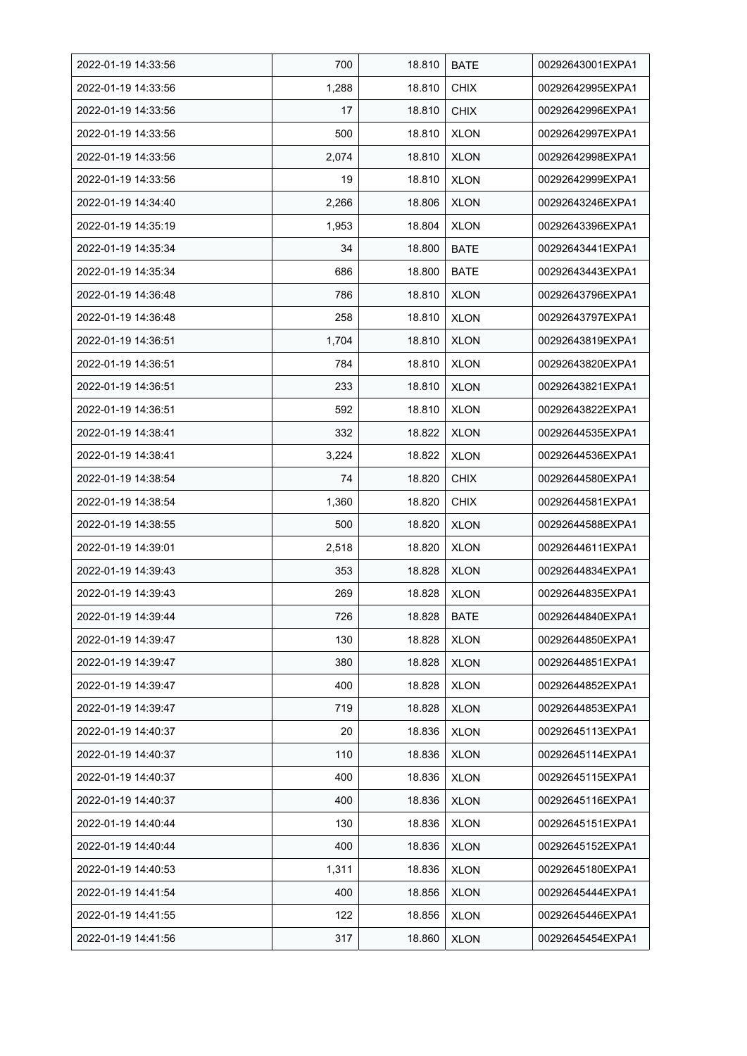| | | | | |
|---|---|---|---|---|
| 2022-01-19 14:33:56 | 700 | 18.810 | BATE | 00292643001EXPA1 |
| 2022-01-19 14:33:56 | 1,288 | 18.810 | CHIX | 00292642995EXPA1 |
| 2022-01-19 14:33:56 | 17 | 18.810 | CHIX | 00292642996EXPA1 |
| 2022-01-19 14:33:56 | 500 | 18.810 | XLON | 00292642997EXPA1 |
| 2022-01-19 14:33:56 | 2,074 | 18.810 | XLON | 00292642998EXPA1 |
| 2022-01-19 14:33:56 | 19 | 18.810 | XLON | 00292642999EXPA1 |
| 2022-01-19 14:34:40 | 2,266 | 18.806 | XLON | 00292643246EXPA1 |
| 2022-01-19 14:35:19 | 1,953 | 18.804 | XLON | 00292643396EXPA1 |
| 2022-01-19 14:35:34 | 34 | 18.800 | BATE | 00292643441EXPA1 |
| 2022-01-19 14:35:34 | 686 | 18.800 | BATE | 00292643443EXPA1 |
| 2022-01-19 14:36:48 | 786 | 18.810 | XLON | 00292643796EXPA1 |
| 2022-01-19 14:36:48 | 258 | 18.810 | XLON | 00292643797EXPA1 |
| 2022-01-19 14:36:51 | 1,704 | 18.810 | XLON | 00292643819EXPA1 |
| 2022-01-19 14:36:51 | 784 | 18.810 | XLON | 00292643820EXPA1 |
| 2022-01-19 14:36:51 | 233 | 18.810 | XLON | 00292643821EXPA1 |
| 2022-01-19 14:36:51 | 592 | 18.810 | XLON | 00292643822EXPA1 |
| 2022-01-19 14:38:41 | 332 | 18.822 | XLON | 00292644535EXPA1 |
| 2022-01-19 14:38:41 | 3,224 | 18.822 | XLON | 00292644536EXPA1 |
| 2022-01-19 14:38:54 | 74 | 18.820 | CHIX | 00292644580EXPA1 |
| 2022-01-19 14:38:54 | 1,360 | 18.820 | CHIX | 00292644581EXPA1 |
| 2022-01-19 14:38:55 | 500 | 18.820 | XLON | 00292644588EXPA1 |
| 2022-01-19 14:39:01 | 2,518 | 18.820 | XLON | 00292644611EXPA1 |
| 2022-01-19 14:39:43 | 353 | 18.828 | XLON | 00292644834EXPA1 |
| 2022-01-19 14:39:43 | 269 | 18.828 | XLON | 00292644835EXPA1 |
| 2022-01-19 14:39:44 | 726 | 18.828 | BATE | 00292644840EXPA1 |
| 2022-01-19 14:39:47 | 130 | 18.828 | XLON | 00292644850EXPA1 |
| 2022-01-19 14:39:47 | 380 | 18.828 | XLON | 00292644851EXPA1 |
| 2022-01-19 14:39:47 | 400 | 18.828 | XLON | 00292644852EXPA1 |
| 2022-01-19 14:39:47 | 719 | 18.828 | XLON | 00292644853EXPA1 |
| 2022-01-19 14:40:37 | 20 | 18.836 | XLON | 00292645113EXPA1 |
| 2022-01-19 14:40:37 | 110 | 18.836 | XLON | 00292645114EXPA1 |
| 2022-01-19 14:40:37 | 400 | 18.836 | XLON | 00292645115EXPA1 |
| 2022-01-19 14:40:37 | 400 | 18.836 | XLON | 00292645116EXPA1 |
| 2022-01-19 14:40:44 | 130 | 18.836 | XLON | 00292645151EXPA1 |
| 2022-01-19 14:40:44 | 400 | 18.836 | XLON | 00292645152EXPA1 |
| 2022-01-19 14:40:53 | 1,311 | 18.836 | XLON | 00292645180EXPA1 |
| 2022-01-19 14:41:54 | 400 | 18.856 | XLON | 00292645444EXPA1 |
| 2022-01-19 14:41:55 | 122 | 18.856 | XLON | 00292645446EXPA1 |
| 2022-01-19 14:41:56 | 317 | 18.860 | XLON | 00292645454EXPA1 |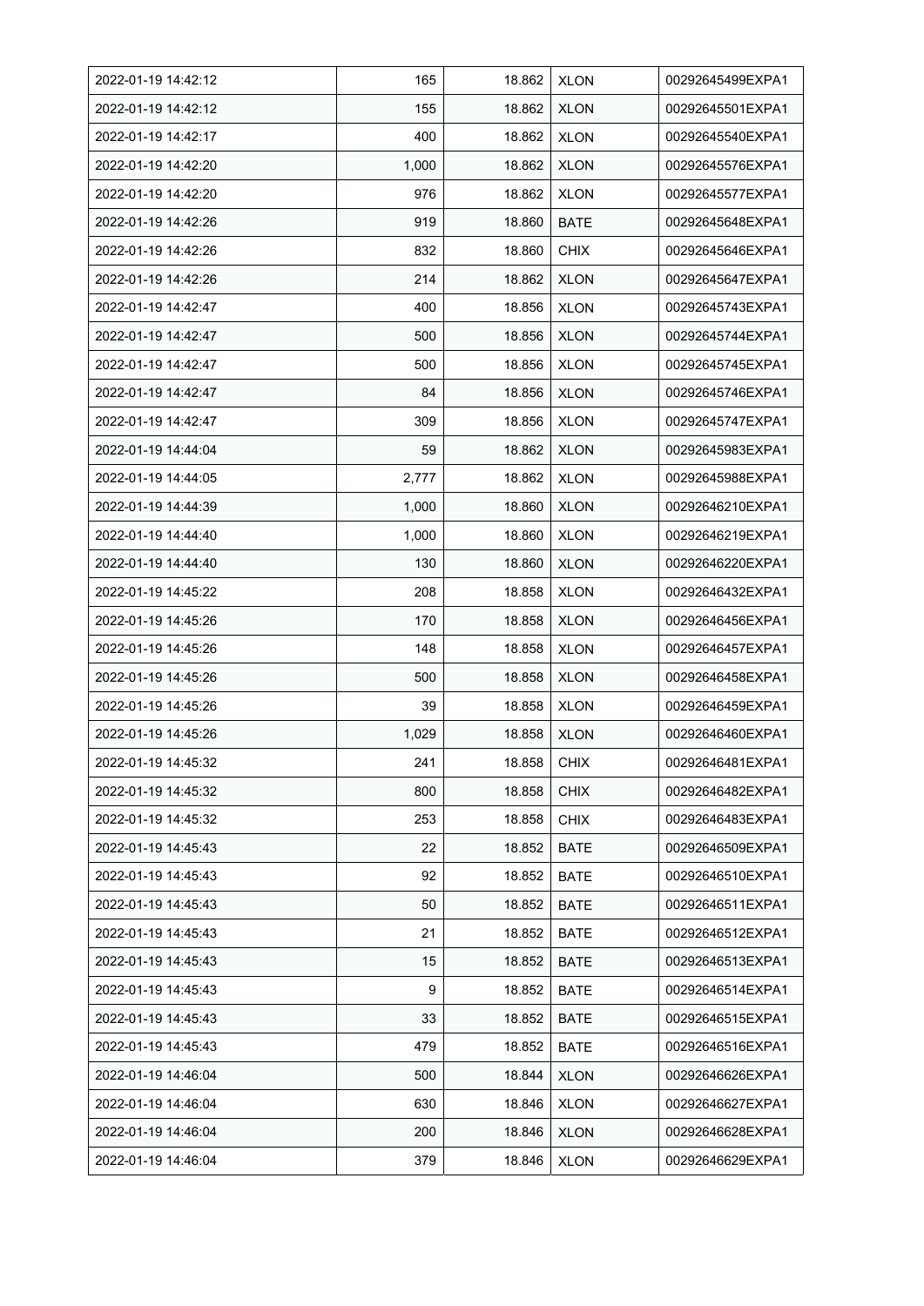| 2022-01-19 14:42:12 | 165 | 18.862 | XLON | 00292645499EXPA1 |
|---|---|---|---|---|
| 2022-01-19 14:42:12 | 155 | 18.862 | XLON | 00292645501EXPA1 |
| 2022-01-19 14:42:17 | 400 | 18.862 | XLON | 00292645540EXPA1 |
| 2022-01-19 14:42:20 | 1,000 | 18.862 | XLON | 00292645576EXPA1 |
| 2022-01-19 14:42:20 | 976 | 18.862 | XLON | 00292645577EXPA1 |
| 2022-01-19 14:42:26 | 919 | 18.860 | BATE | 00292645648EXPA1 |
| 2022-01-19 14:42:26 | 832 | 18.860 | CHIX | 00292645646EXPA1 |
| 2022-01-19 14:42:26 | 214 | 18.862 | XLON | 00292645647EXPA1 |
| 2022-01-19 14:42:47 | 400 | 18.856 | XLON | 00292645743EXPA1 |
| 2022-01-19 14:42:47 | 500 | 18.856 | XLON | 00292645744EXPA1 |
| 2022-01-19 14:42:47 | 500 | 18.856 | XLON | 00292645745EXPA1 |
| 2022-01-19 14:42:47 | 84 | 18.856 | XLON | 00292645746EXPA1 |
| 2022-01-19 14:42:47 | 309 | 18.856 | XLON | 00292645747EXPA1 |
| 2022-01-19 14:44:04 | 59 | 18.862 | XLON | 00292645983EXPA1 |
| 2022-01-19 14:44:05 | 2,777 | 18.862 | XLON | 00292645988EXPA1 |
| 2022-01-19 14:44:39 | 1,000 | 18.860 | XLON | 00292646210EXPA1 |
| 2022-01-19 14:44:40 | 1,000 | 18.860 | XLON | 00292646219EXPA1 |
| 2022-01-19 14:44:40 | 130 | 18.860 | XLON | 00292646220EXPA1 |
| 2022-01-19 14:45:22 | 208 | 18.858 | XLON | 00292646432EXPA1 |
| 2022-01-19 14:45:26 | 170 | 18.858 | XLON | 00292646456EXPA1 |
| 2022-01-19 14:45:26 | 148 | 18.858 | XLON | 00292646457EXPA1 |
| 2022-01-19 14:45:26 | 500 | 18.858 | XLON | 00292646458EXPA1 |
| 2022-01-19 14:45:26 | 39 | 18.858 | XLON | 00292646459EXPA1 |
| 2022-01-19 14:45:26 | 1,029 | 18.858 | XLON | 00292646460EXPA1 |
| 2022-01-19 14:45:32 | 241 | 18.858 | CHIX | 00292646481EXPA1 |
| 2022-01-19 14:45:32 | 800 | 18.858 | CHIX | 00292646482EXPA1 |
| 2022-01-19 14:45:32 | 253 | 18.858 | CHIX | 00292646483EXPA1 |
| 2022-01-19 14:45:43 | 22 | 18.852 | BATE | 00292646509EXPA1 |
| 2022-01-19 14:45:43 | 92 | 18.852 | BATE | 00292646510EXPA1 |
| 2022-01-19 14:45:43 | 50 | 18.852 | BATE | 00292646511EXPA1 |
| 2022-01-19 14:45:43 | 21 | 18.852 | BATE | 00292646512EXPA1 |
| 2022-01-19 14:45:43 | 15 | 18.852 | BATE | 00292646513EXPA1 |
| 2022-01-19 14:45:43 | 9 | 18.852 | BATE | 00292646514EXPA1 |
| 2022-01-19 14:45:43 | 33 | 18.852 | BATE | 00292646515EXPA1 |
| 2022-01-19 14:45:43 | 479 | 18.852 | BATE | 00292646516EXPA1 |
| 2022-01-19 14:46:04 | 500 | 18.844 | XLON | 00292646626EXPA1 |
| 2022-01-19 14:46:04 | 630 | 18.846 | XLON | 00292646627EXPA1 |
| 2022-01-19 14:46:04 | 200 | 18.846 | XLON | 00292646628EXPA1 |
| 2022-01-19 14:46:04 | 379 | 18.846 | XLON | 00292646629EXPA1 |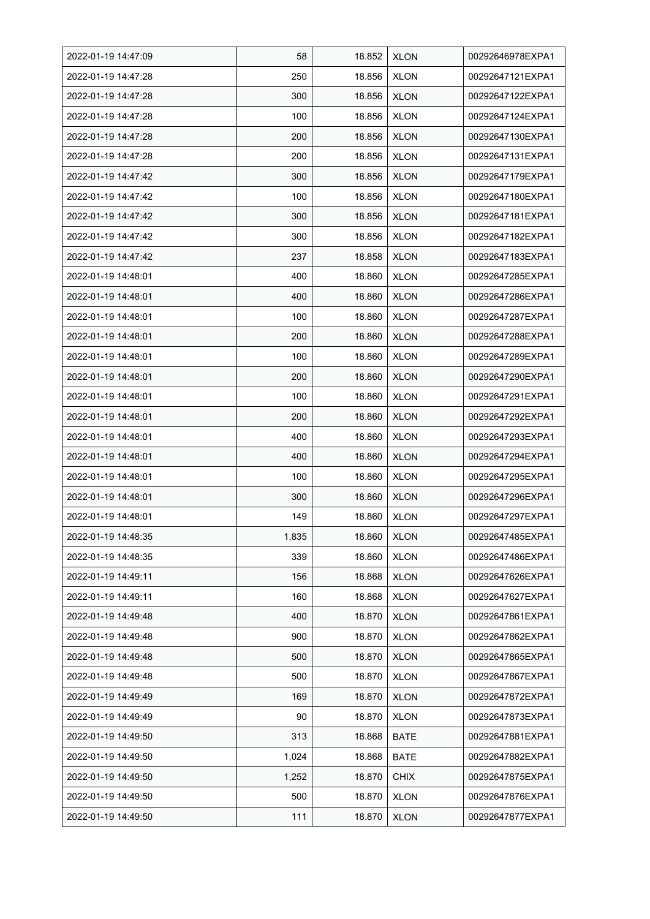| 2022-01-19 14:47:09 | 58 | 18.852 | XLON | 00292646978EXPA1 |
|---|---|---|---|---|
| 2022-01-19 14:47:28 | 250 | 18.856 | XLON | 00292647121EXPA1 |
| 2022-01-19 14:47:28 | 300 | 18.856 | XLON | 00292647122EXPA1 |
| 2022-01-19 14:47:28 | 100 | 18.856 | XLON | 00292647124EXPA1 |
| 2022-01-19 14:47:28 | 200 | 18.856 | XLON | 00292647130EXPA1 |
| 2022-01-19 14:47:28 | 200 | 18.856 | XLON | 00292647131EXPA1 |
| 2022-01-19 14:47:42 | 300 | 18.856 | XLON | 00292647179EXPA1 |
| 2022-01-19 14:47:42 | 100 | 18.856 | XLON | 00292647180EXPA1 |
| 2022-01-19 14:47:42 | 300 | 18.856 | XLON | 00292647181EXPA1 |
| 2022-01-19 14:47:42 | 300 | 18.856 | XLON | 00292647182EXPA1 |
| 2022-01-19 14:47:42 | 237 | 18.858 | XLON | 00292647183EXPA1 |
| 2022-01-19 14:48:01 | 400 | 18.860 | XLON | 00292647285EXPA1 |
| 2022-01-19 14:48:01 | 400 | 18.860 | XLON | 00292647286EXPA1 |
| 2022-01-19 14:48:01 | 100 | 18.860 | XLON | 00292647287EXPA1 |
| 2022-01-19 14:48:01 | 200 | 18.860 | XLON | 00292647288EXPA1 |
| 2022-01-19 14:48:01 | 100 | 18.860 | XLON | 00292647289EXPA1 |
| 2022-01-19 14:48:01 | 200 | 18.860 | XLON | 00292647290EXPA1 |
| 2022-01-19 14:48:01 | 100 | 18.860 | XLON | 00292647291EXPA1 |
| 2022-01-19 14:48:01 | 200 | 18.860 | XLON | 00292647292EXPA1 |
| 2022-01-19 14:48:01 | 400 | 18.860 | XLON | 00292647293EXPA1 |
| 2022-01-19 14:48:01 | 400 | 18.860 | XLON | 00292647294EXPA1 |
| 2022-01-19 14:48:01 | 100 | 18.860 | XLON | 00292647295EXPA1 |
| 2022-01-19 14:48:01 | 300 | 18.860 | XLON | 00292647296EXPA1 |
| 2022-01-19 14:48:01 | 149 | 18.860 | XLON | 00292647297EXPA1 |
| 2022-01-19 14:48:35 | 1,835 | 18.860 | XLON | 00292647485EXPA1 |
| 2022-01-19 14:48:35 | 339 | 18.860 | XLON | 00292647486EXPA1 |
| 2022-01-19 14:49:11 | 156 | 18.868 | XLON | 00292647626EXPA1 |
| 2022-01-19 14:49:11 | 160 | 18.868 | XLON | 00292647627EXPA1 |
| 2022-01-19 14:49:48 | 400 | 18.870 | XLON | 00292647861EXPA1 |
| 2022-01-19 14:49:48 | 900 | 18.870 | XLON | 00292647862EXPA1 |
| 2022-01-19 14:49:48 | 500 | 18.870 | XLON | 00292647865EXPA1 |
| 2022-01-19 14:49:48 | 500 | 18.870 | XLON | 00292647867EXPA1 |
| 2022-01-19 14:49:49 | 169 | 18.870 | XLON | 00292647872EXPA1 |
| 2022-01-19 14:49:49 | 90 | 18.870 | XLON | 00292647873EXPA1 |
| 2022-01-19 14:49:50 | 313 | 18.868 | BATE | 00292647881EXPA1 |
| 2022-01-19 14:49:50 | 1,024 | 18.868 | BATE | 00292647882EXPA1 |
| 2022-01-19 14:49:50 | 1,252 | 18.870 | CHIX | 00292647875EXPA1 |
| 2022-01-19 14:49:50 | 500 | 18.870 | XLON | 00292647876EXPA1 |
| 2022-01-19 14:49:50 | 111 | 18.870 | XLON | 00292647877EXPA1 |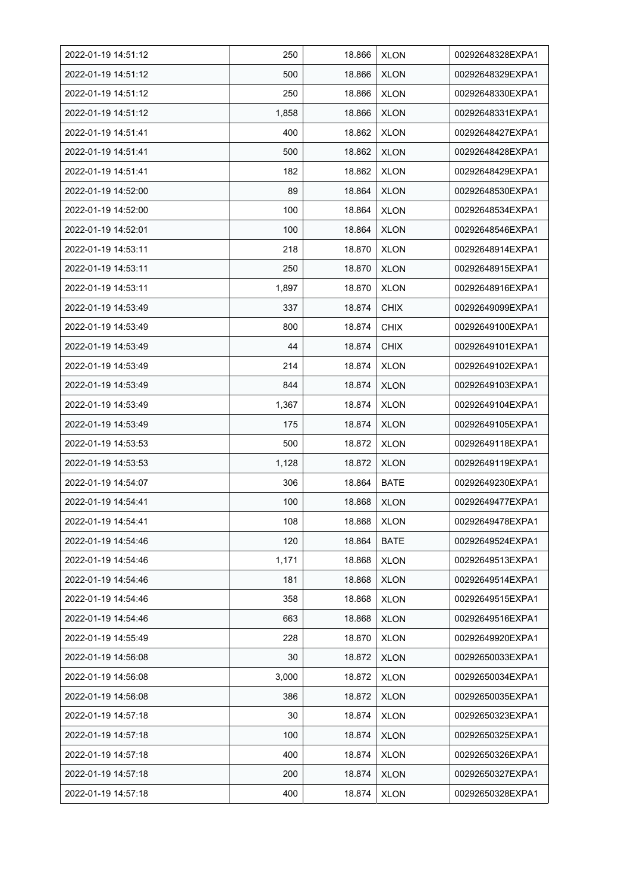| 2022-01-19 14:51:12 | 250 | 18.866 | XLON | 00292648328EXPA1 |
|---|---|---|---|---|
| 2022-01-19 14:51:12 | 500 | 18.866 | XLON | 00292648329EXPA1 |
| 2022-01-19 14:51:12 | 250 | 18.866 | XLON | 00292648330EXPA1 |
| 2022-01-19 14:51:12 | 1,858 | 18.866 | XLON | 00292648331EXPA1 |
| 2022-01-19 14:51:41 | 400 | 18.862 | XLON | 00292648427EXPA1 |
| 2022-01-19 14:51:41 | 500 | 18.862 | XLON | 00292648428EXPA1 |
| 2022-01-19 14:51:41 | 182 | 18.862 | XLON | 00292648429EXPA1 |
| 2022-01-19 14:52:00 | 89 | 18.864 | XLON | 00292648530EXPA1 |
| 2022-01-19 14:52:00 | 100 | 18.864 | XLON | 00292648534EXPA1 |
| 2022-01-19 14:52:01 | 100 | 18.864 | XLON | 00292648546EXPA1 |
| 2022-01-19 14:53:11 | 218 | 18.870 | XLON | 00292648914EXPA1 |
| 2022-01-19 14:53:11 | 250 | 18.870 | XLON | 00292648915EXPA1 |
| 2022-01-19 14:53:11 | 1,897 | 18.870 | XLON | 00292648916EXPA1 |
| 2022-01-19 14:53:49 | 337 | 18.874 | CHIX | 00292649099EXPA1 |
| 2022-01-19 14:53:49 | 800 | 18.874 | CHIX | 00292649100EXPA1 |
| 2022-01-19 14:53:49 | 44 | 18.874 | CHIX | 00292649101EXPA1 |
| 2022-01-19 14:53:49 | 214 | 18.874 | XLON | 00292649102EXPA1 |
| 2022-01-19 14:53:49 | 844 | 18.874 | XLON | 00292649103EXPA1 |
| 2022-01-19 14:53:49 | 1,367 | 18.874 | XLON | 00292649104EXPA1 |
| 2022-01-19 14:53:49 | 175 | 18.874 | XLON | 00292649105EXPA1 |
| 2022-01-19 14:53:53 | 500 | 18.872 | XLON | 00292649118EXPA1 |
| 2022-01-19 14:53:53 | 1,128 | 18.872 | XLON | 00292649119EXPA1 |
| 2022-01-19 14:54:07 | 306 | 18.864 | BATE | 00292649230EXPA1 |
| 2022-01-19 14:54:41 | 100 | 18.868 | XLON | 00292649477EXPA1 |
| 2022-01-19 14:54:41 | 108 | 18.868 | XLON | 00292649478EXPA1 |
| 2022-01-19 14:54:46 | 120 | 18.864 | BATE | 00292649524EXPA1 |
| 2022-01-19 14:54:46 | 1,171 | 18.868 | XLON | 00292649513EXPA1 |
| 2022-01-19 14:54:46 | 181 | 18.868 | XLON | 00292649514EXPA1 |
| 2022-01-19 14:54:46 | 358 | 18.868 | XLON | 00292649515EXPA1 |
| 2022-01-19 14:54:46 | 663 | 18.868 | XLON | 00292649516EXPA1 |
| 2022-01-19 14:55:49 | 228 | 18.870 | XLON | 00292649920EXPA1 |
| 2022-01-19 14:56:08 | 30 | 18.872 | XLON | 00292650033EXPA1 |
| 2022-01-19 14:56:08 | 3,000 | 18.872 | XLON | 00292650034EXPA1 |
| 2022-01-19 14:56:08 | 386 | 18.872 | XLON | 00292650035EXPA1 |
| 2022-01-19 14:57:18 | 30 | 18.874 | XLON | 00292650323EXPA1 |
| 2022-01-19 14:57:18 | 100 | 18.874 | XLON | 00292650325EXPA1 |
| 2022-01-19 14:57:18 | 400 | 18.874 | XLON | 00292650326EXPA1 |
| 2022-01-19 14:57:18 | 200 | 18.874 | XLON | 00292650327EXPA1 |
| 2022-01-19 14:57:18 | 400 | 18.874 | XLON | 00292650328EXPA1 |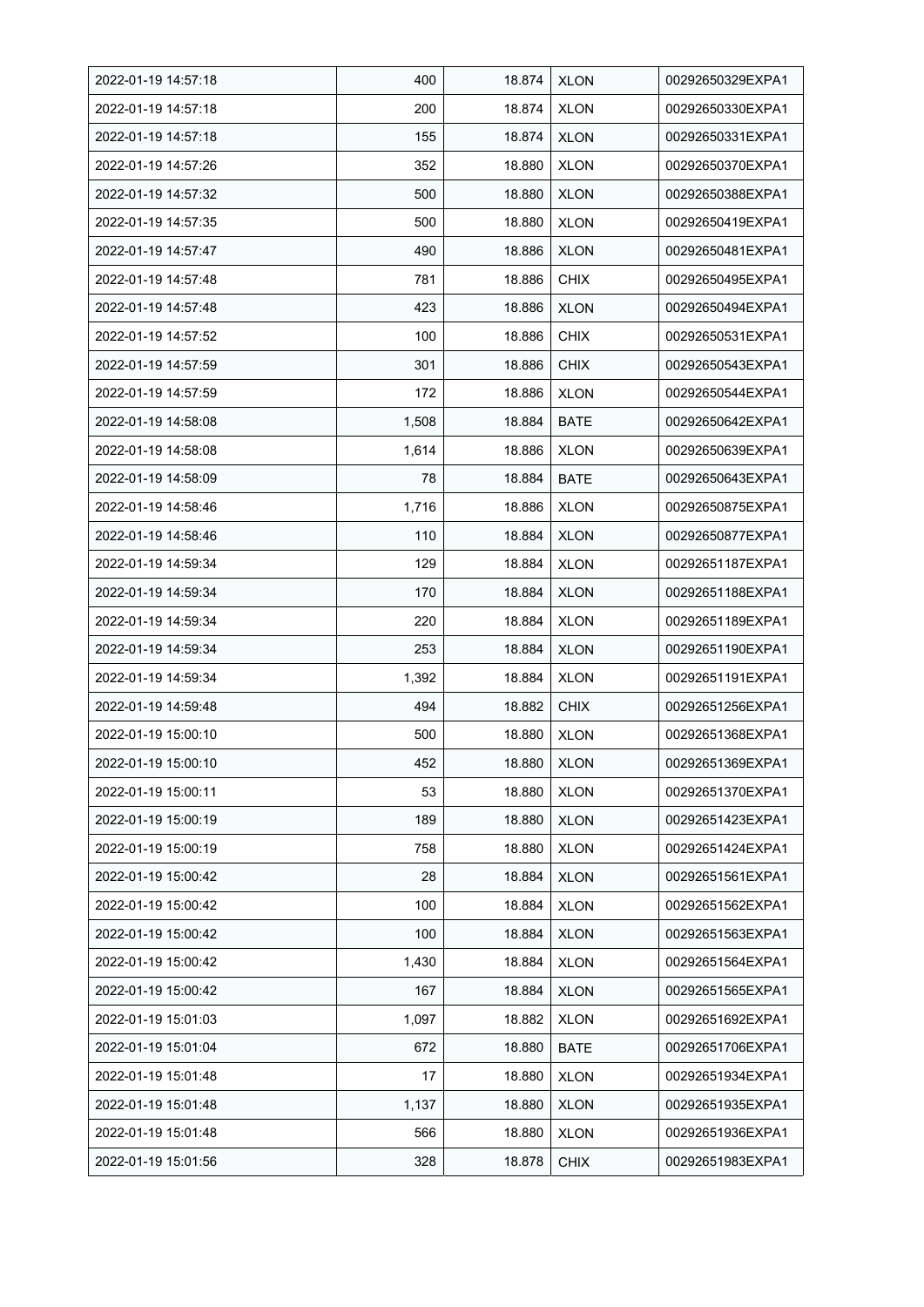| | | | | |
|---|---|---|---|---|
| 2022-01-19 14:57:18 | 400 | 18.874 | XLON | 00292650329EXPA1 |
| 2022-01-19 14:57:18 | 200 | 18.874 | XLON | 00292650330EXPA1 |
| 2022-01-19 14:57:18 | 155 | 18.874 | XLON | 00292650331EXPA1 |
| 2022-01-19 14:57:26 | 352 | 18.880 | XLON | 00292650370EXPA1 |
| 2022-01-19 14:57:32 | 500 | 18.880 | XLON | 00292650388EXPA1 |
| 2022-01-19 14:57:35 | 500 | 18.880 | XLON | 00292650419EXPA1 |
| 2022-01-19 14:57:47 | 490 | 18.886 | XLON | 00292650481EXPA1 |
| 2022-01-19 14:57:48 | 781 | 18.886 | CHIX | 00292650495EXPA1 |
| 2022-01-19 14:57:48 | 423 | 18.886 | XLON | 00292650494EXPA1 |
| 2022-01-19 14:57:52 | 100 | 18.886 | CHIX | 00292650531EXPA1 |
| 2022-01-19 14:57:59 | 301 | 18.886 | CHIX | 00292650543EXPA1 |
| 2022-01-19 14:57:59 | 172 | 18.886 | XLON | 00292650544EXPA1 |
| 2022-01-19 14:58:08 | 1,508 | 18.884 | BATE | 00292650642EXPA1 |
| 2022-01-19 14:58:08 | 1,614 | 18.886 | XLON | 00292650639EXPA1 |
| 2022-01-19 14:58:09 | 78 | 18.884 | BATE | 00292650643EXPA1 |
| 2022-01-19 14:58:46 | 1,716 | 18.886 | XLON | 00292650875EXPA1 |
| 2022-01-19 14:58:46 | 110 | 18.884 | XLON | 00292650877EXPA1 |
| 2022-01-19 14:59:34 | 129 | 18.884 | XLON | 00292651187EXPA1 |
| 2022-01-19 14:59:34 | 170 | 18.884 | XLON | 00292651188EXPA1 |
| 2022-01-19 14:59:34 | 220 | 18.884 | XLON | 00292651189EXPA1 |
| 2022-01-19 14:59:34 | 253 | 18.884 | XLON | 00292651190EXPA1 |
| 2022-01-19 14:59:34 | 1,392 | 18.884 | XLON | 00292651191EXPA1 |
| 2022-01-19 14:59:48 | 494 | 18.882 | CHIX | 00292651256EXPA1 |
| 2022-01-19 15:00:10 | 500 | 18.880 | XLON | 00292651368EXPA1 |
| 2022-01-19 15:00:10 | 452 | 18.880 | XLON | 00292651369EXPA1 |
| 2022-01-19 15:00:11 | 53 | 18.880 | XLON | 00292651370EXPA1 |
| 2022-01-19 15:00:19 | 189 | 18.880 | XLON | 00292651423EXPA1 |
| 2022-01-19 15:00:19 | 758 | 18.880 | XLON | 00292651424EXPA1 |
| 2022-01-19 15:00:42 | 28 | 18.884 | XLON | 00292651561EXPA1 |
| 2022-01-19 15:00:42 | 100 | 18.884 | XLON | 00292651562EXPA1 |
| 2022-01-19 15:00:42 | 100 | 18.884 | XLON | 00292651563EXPA1 |
| 2022-01-19 15:00:42 | 1,430 | 18.884 | XLON | 00292651564EXPA1 |
| 2022-01-19 15:00:42 | 167 | 18.884 | XLON | 00292651565EXPA1 |
| 2022-01-19 15:01:03 | 1,097 | 18.882 | XLON | 00292651692EXPA1 |
| 2022-01-19 15:01:04 | 672 | 18.880 | BATE | 00292651706EXPA1 |
| 2022-01-19 15:01:48 | 17 | 18.880 | XLON | 00292651934EXPA1 |
| 2022-01-19 15:01:48 | 1,137 | 18.880 | XLON | 00292651935EXPA1 |
| 2022-01-19 15:01:48 | 566 | 18.880 | XLON | 00292651936EXPA1 |
| 2022-01-19 15:01:56 | 328 | 18.878 | CHIX | 00292651983EXPA1 |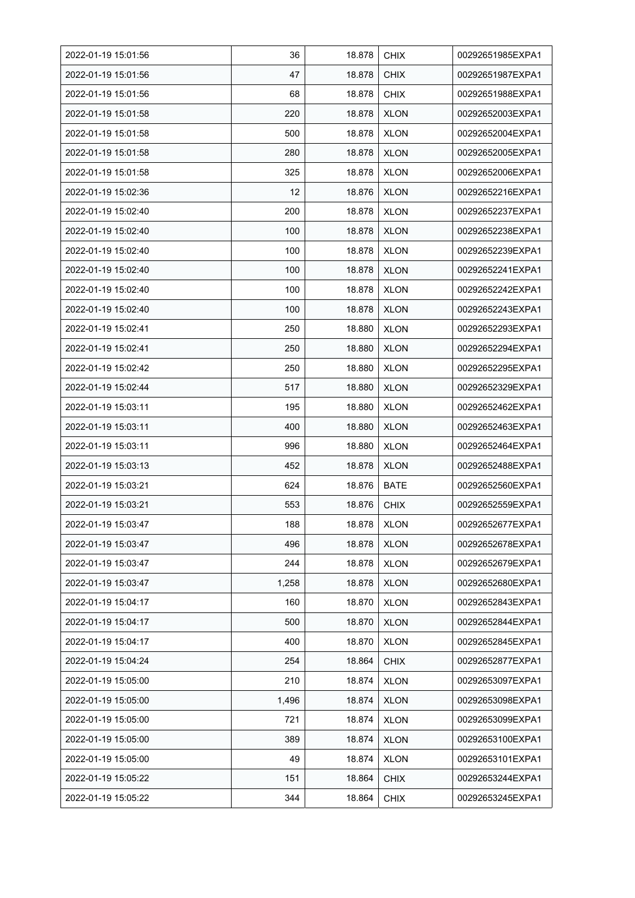| 2022-01-19 15:01:56 | 36 | 18.878 | CHIX | 00292651985EXPA1 |
|---|---|---|---|---|
| 2022-01-19 15:01:56 | 47 | 18.878 | CHIX | 00292651987EXPA1 |
| 2022-01-19 15:01:56 | 68 | 18.878 | CHIX | 00292651988EXPA1 |
| 2022-01-19 15:01:58 | 220 | 18.878 | XLON | 00292652003EXPA1 |
| 2022-01-19 15:01:58 | 500 | 18.878 | XLON | 00292652004EXPA1 |
| 2022-01-19 15:01:58 | 280 | 18.878 | XLON | 00292652005EXPA1 |
| 2022-01-19 15:01:58 | 325 | 18.878 | XLON | 00292652006EXPA1 |
| 2022-01-19 15:02:36 | 12 | 18.876 | XLON | 00292652216EXPA1 |
| 2022-01-19 15:02:40 | 200 | 18.878 | XLON | 00292652237EXPA1 |
| 2022-01-19 15:02:40 | 100 | 18.878 | XLON | 00292652238EXPA1 |
| 2022-01-19 15:02:40 | 100 | 18.878 | XLON | 00292652239EXPA1 |
| 2022-01-19 15:02:40 | 100 | 18.878 | XLON | 00292652241EXPA1 |
| 2022-01-19 15:02:40 | 100 | 18.878 | XLON | 00292652242EXPA1 |
| 2022-01-19 15:02:40 | 100 | 18.878 | XLON | 00292652243EXPA1 |
| 2022-01-19 15:02:41 | 250 | 18.880 | XLON | 00292652293EXPA1 |
| 2022-01-19 15:02:41 | 250 | 18.880 | XLON | 00292652294EXPA1 |
| 2022-01-19 15:02:42 | 250 | 18.880 | XLON | 00292652295EXPA1 |
| 2022-01-19 15:02:44 | 517 | 18.880 | XLON | 00292652329EXPA1 |
| 2022-01-19 15:03:11 | 195 | 18.880 | XLON | 00292652462EXPA1 |
| 2022-01-19 15:03:11 | 400 | 18.880 | XLON | 00292652463EXPA1 |
| 2022-01-19 15:03:11 | 996 | 18.880 | XLON | 00292652464EXPA1 |
| 2022-01-19 15:03:13 | 452 | 18.878 | XLON | 00292652488EXPA1 |
| 2022-01-19 15:03:21 | 624 | 18.876 | BATE | 00292652560EXPA1 |
| 2022-01-19 15:03:21 | 553 | 18.876 | CHIX | 00292652559EXPA1 |
| 2022-01-19 15:03:47 | 188 | 18.878 | XLON | 00292652677EXPA1 |
| 2022-01-19 15:03:47 | 496 | 18.878 | XLON | 00292652678EXPA1 |
| 2022-01-19 15:03:47 | 244 | 18.878 | XLON | 00292652679EXPA1 |
| 2022-01-19 15:03:47 | 1,258 | 18.878 | XLON | 00292652680EXPA1 |
| 2022-01-19 15:04:17 | 160 | 18.870 | XLON | 00292652843EXPA1 |
| 2022-01-19 15:04:17 | 500 | 18.870 | XLON | 00292652844EXPA1 |
| 2022-01-19 15:04:17 | 400 | 18.870 | XLON | 00292652845EXPA1 |
| 2022-01-19 15:04:24 | 254 | 18.864 | CHIX | 00292652877EXPA1 |
| 2022-01-19 15:05:00 | 210 | 18.874 | XLON | 00292653097EXPA1 |
| 2022-01-19 15:05:00 | 1,496 | 18.874 | XLON | 00292653098EXPA1 |
| 2022-01-19 15:05:00 | 721 | 18.874 | XLON | 00292653099EXPA1 |
| 2022-01-19 15:05:00 | 389 | 18.874 | XLON | 00292653100EXPA1 |
| 2022-01-19 15:05:00 | 49 | 18.874 | XLON | 00292653101EXPA1 |
| 2022-01-19 15:05:22 | 151 | 18.864 | CHIX | 00292653244EXPA1 |
| 2022-01-19 15:05:22 | 344 | 18.864 | CHIX | 00292653245EXPA1 |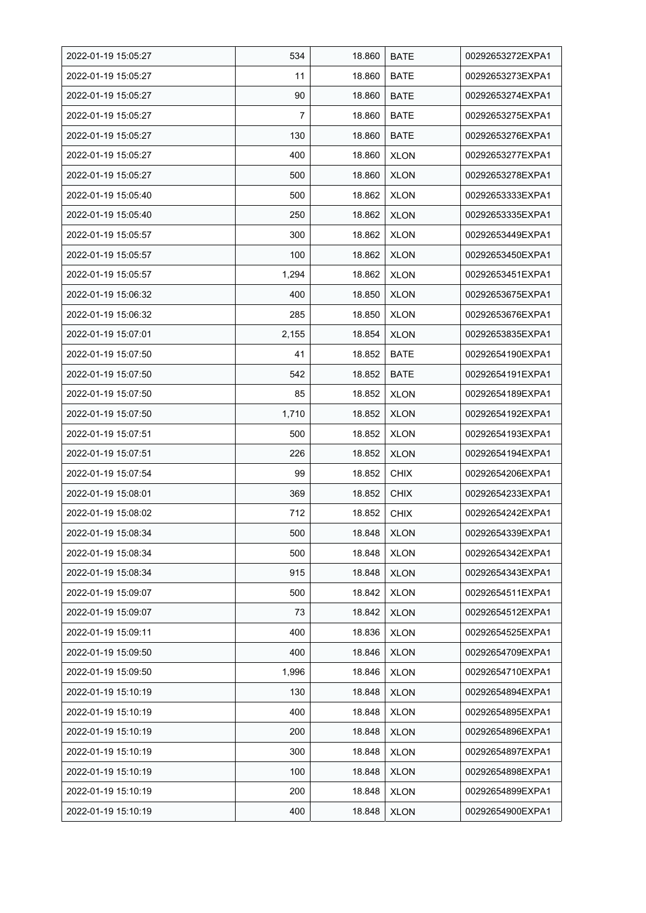| 2022-01-19 15:05:27 | 534 | 18.860 | BATE | 00292653272EXPA1 |
|---|---|---|---|---|
| 2022-01-19 15:05:27 | 11 | 18.860 | BATE | 00292653273EXPA1 |
| 2022-01-19 15:05:27 | 90 | 18.860 | BATE | 00292653274EXPA1 |
| 2022-01-19 15:05:27 | 7 | 18.860 | BATE | 00292653275EXPA1 |
| 2022-01-19 15:05:27 | 130 | 18.860 | BATE | 00292653276EXPA1 |
| 2022-01-19 15:05:27 | 400 | 18.860 | XLON | 00292653277EXPA1 |
| 2022-01-19 15:05:27 | 500 | 18.860 | XLON | 00292653278EXPA1 |
| 2022-01-19 15:05:40 | 500 | 18.862 | XLON | 00292653333EXPA1 |
| 2022-01-19 15:05:40 | 250 | 18.862 | XLON | 00292653335EXPA1 |
| 2022-01-19 15:05:57 | 300 | 18.862 | XLON | 00292653449EXPA1 |
| 2022-01-19 15:05:57 | 100 | 18.862 | XLON | 00292653450EXPA1 |
| 2022-01-19 15:05:57 | 1,294 | 18.862 | XLON | 00292653451EXPA1 |
| 2022-01-19 15:06:32 | 400 | 18.850 | XLON | 00292653675EXPA1 |
| 2022-01-19 15:06:32 | 285 | 18.850 | XLON | 00292653676EXPA1 |
| 2022-01-19 15:07:01 | 2,155 | 18.854 | XLON | 00292653835EXPA1 |
| 2022-01-19 15:07:50 | 41 | 18.852 | BATE | 00292654190EXPA1 |
| 2022-01-19 15:07:50 | 542 | 18.852 | BATE | 00292654191EXPA1 |
| 2022-01-19 15:07:50 | 85 | 18.852 | XLON | 00292654189EXPA1 |
| 2022-01-19 15:07:50 | 1,710 | 18.852 | XLON | 00292654192EXPA1 |
| 2022-01-19 15:07:51 | 500 | 18.852 | XLON | 00292654193EXPA1 |
| 2022-01-19 15:07:51 | 226 | 18.852 | XLON | 00292654194EXPA1 |
| 2022-01-19 15:07:54 | 99 | 18.852 | CHIX | 00292654206EXPA1 |
| 2022-01-19 15:08:01 | 369 | 18.852 | CHIX | 00292654233EXPA1 |
| 2022-01-19 15:08:02 | 712 | 18.852 | CHIX | 00292654242EXPA1 |
| 2022-01-19 15:08:34 | 500 | 18.848 | XLON | 00292654339EXPA1 |
| 2022-01-19 15:08:34 | 500 | 18.848 | XLON | 00292654342EXPA1 |
| 2022-01-19 15:08:34 | 915 | 18.848 | XLON | 00292654343EXPA1 |
| 2022-01-19 15:09:07 | 500 | 18.842 | XLON | 00292654511EXPA1 |
| 2022-01-19 15:09:07 | 73 | 18.842 | XLON | 00292654512EXPA1 |
| 2022-01-19 15:09:11 | 400 | 18.836 | XLON | 00292654525EXPA1 |
| 2022-01-19 15:09:50 | 400 | 18.846 | XLON | 00292654709EXPA1 |
| 2022-01-19 15:09:50 | 1,996 | 18.846 | XLON | 00292654710EXPA1 |
| 2022-01-19 15:10:19 | 130 | 18.848 | XLON | 00292654894EXPA1 |
| 2022-01-19 15:10:19 | 400 | 18.848 | XLON | 00292654895EXPA1 |
| 2022-01-19 15:10:19 | 200 | 18.848 | XLON | 00292654896EXPA1 |
| 2022-01-19 15:10:19 | 300 | 18.848 | XLON | 00292654897EXPA1 |
| 2022-01-19 15:10:19 | 100 | 18.848 | XLON | 00292654898EXPA1 |
| 2022-01-19 15:10:19 | 200 | 18.848 | XLON | 00292654899EXPA1 |
| 2022-01-19 15:10:19 | 400 | 18.848 | XLON | 00292654900EXPA1 |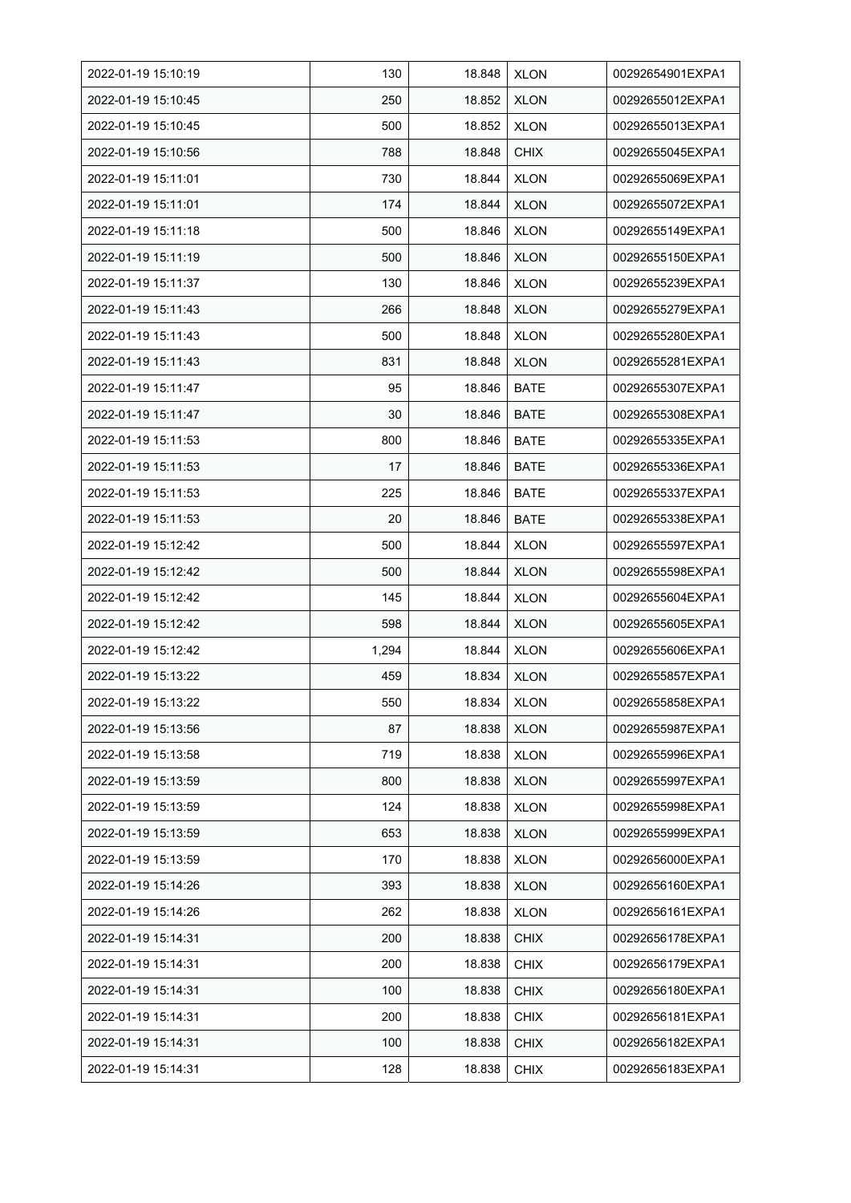| | | | | |
|---|---|---|---|---|
| 2022-01-19 15:10:19 | 130 | 18.848 | XLON | 00292654901EXPA1 |
| 2022-01-19 15:10:45 | 250 | 18.852 | XLON | 00292655012EXPA1 |
| 2022-01-19 15:10:45 | 500 | 18.852 | XLON | 00292655013EXPA1 |
| 2022-01-19 15:10:56 | 788 | 18.848 | CHIX | 00292655045EXPA1 |
| 2022-01-19 15:11:01 | 730 | 18.844 | XLON | 00292655069EXPA1 |
| 2022-01-19 15:11:01 | 174 | 18.844 | XLON | 00292655072EXPA1 |
| 2022-01-19 15:11:18 | 500 | 18.846 | XLON | 00292655149EXPA1 |
| 2022-01-19 15:11:19 | 500 | 18.846 | XLON | 00292655150EXPA1 |
| 2022-01-19 15:11:37 | 130 | 18.846 | XLON | 00292655239EXPA1 |
| 2022-01-19 15:11:43 | 266 | 18.848 | XLON | 00292655279EXPA1 |
| 2022-01-19 15:11:43 | 500 | 18.848 | XLON | 00292655280EXPA1 |
| 2022-01-19 15:11:43 | 831 | 18.848 | XLON | 00292655281EXPA1 |
| 2022-01-19 15:11:47 | 95 | 18.846 | BATE | 00292655307EXPA1 |
| 2022-01-19 15:11:47 | 30 | 18.846 | BATE | 00292655308EXPA1 |
| 2022-01-19 15:11:53 | 800 | 18.846 | BATE | 00292655335EXPA1 |
| 2022-01-19 15:11:53 | 17 | 18.846 | BATE | 00292655336EXPA1 |
| 2022-01-19 15:11:53 | 225 | 18.846 | BATE | 00292655337EXPA1 |
| 2022-01-19 15:11:53 | 20 | 18.846 | BATE | 00292655338EXPA1 |
| 2022-01-19 15:12:42 | 500 | 18.844 | XLON | 00292655597EXPA1 |
| 2022-01-19 15:12:42 | 500 | 18.844 | XLON | 00292655598EXPA1 |
| 2022-01-19 15:12:42 | 145 | 18.844 | XLON | 00292655604EXPA1 |
| 2022-01-19 15:12:42 | 598 | 18.844 | XLON | 00292655605EXPA1 |
| 2022-01-19 15:12:42 | 1,294 | 18.844 | XLON | 00292655606EXPA1 |
| 2022-01-19 15:13:22 | 459 | 18.834 | XLON | 00292655857EXPA1 |
| 2022-01-19 15:13:22 | 550 | 18.834 | XLON | 00292655858EXPA1 |
| 2022-01-19 15:13:56 | 87 | 18.838 | XLON | 00292655987EXPA1 |
| 2022-01-19 15:13:58 | 719 | 18.838 | XLON | 00292655996EXPA1 |
| 2022-01-19 15:13:59 | 800 | 18.838 | XLON | 00292655997EXPA1 |
| 2022-01-19 15:13:59 | 124 | 18.838 | XLON | 00292655998EXPA1 |
| 2022-01-19 15:13:59 | 653 | 18.838 | XLON | 00292655999EXPA1 |
| 2022-01-19 15:13:59 | 170 | 18.838 | XLON | 00292656000EXPA1 |
| 2022-01-19 15:14:26 | 393 | 18.838 | XLON | 00292656160EXPA1 |
| 2022-01-19 15:14:26 | 262 | 18.838 | XLON | 00292656161EXPA1 |
| 2022-01-19 15:14:31 | 200 | 18.838 | CHIX | 00292656178EXPA1 |
| 2022-01-19 15:14:31 | 200 | 18.838 | CHIX | 00292656179EXPA1 |
| 2022-01-19 15:14:31 | 100 | 18.838 | CHIX | 00292656180EXPA1 |
| 2022-01-19 15:14:31 | 200 | 18.838 | CHIX | 00292656181EXPA1 |
| 2022-01-19 15:14:31 | 100 | 18.838 | CHIX | 00292656182EXPA1 |
| 2022-01-19 15:14:31 | 128 | 18.838 | CHIX | 00292656183EXPA1 |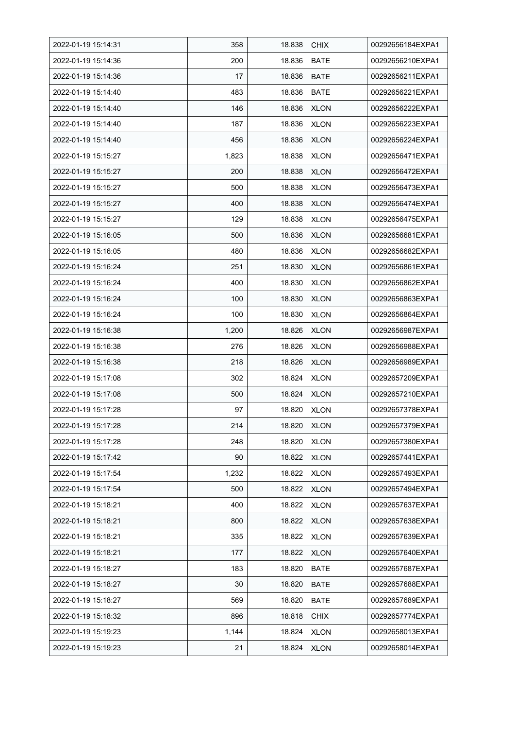| 2022-01-19 15:14:31 | 358 | 18.838 | CHIX | 00292656184EXPA1 |
|---|---|---|---|---|
| 2022-01-19 15:14:36 | 200 | 18.836 | BATE | 00292656210EXPA1 |
| 2022-01-19 15:14:36 | 17 | 18.836 | BATE | 00292656211EXPA1 |
| 2022-01-19 15:14:40 | 483 | 18.836 | BATE | 00292656221EXPA1 |
| 2022-01-19 15:14:40 | 146 | 18.836 | XLON | 00292656222EXPA1 |
| 2022-01-19 15:14:40 | 187 | 18.836 | XLON | 00292656223EXPA1 |
| 2022-01-19 15:14:40 | 456 | 18.836 | XLON | 00292656224EXPA1 |
| 2022-01-19 15:15:27 | 1,823 | 18.838 | XLON | 00292656471EXPA1 |
| 2022-01-19 15:15:27 | 200 | 18.838 | XLON | 00292656472EXPA1 |
| 2022-01-19 15:15:27 | 500 | 18.838 | XLON | 00292656473EXPA1 |
| 2022-01-19 15:15:27 | 400 | 18.838 | XLON | 00292656474EXPA1 |
| 2022-01-19 15:15:27 | 129 | 18.838 | XLON | 00292656475EXPA1 |
| 2022-01-19 15:16:05 | 500 | 18.836 | XLON | 00292656681EXPA1 |
| 2022-01-19 15:16:05 | 480 | 18.836 | XLON | 00292656682EXPA1 |
| 2022-01-19 15:16:24 | 251 | 18.830 | XLON | 00292656861EXPA1 |
| 2022-01-19 15:16:24 | 400 | 18.830 | XLON | 00292656862EXPA1 |
| 2022-01-19 15:16:24 | 100 | 18.830 | XLON | 00292656863EXPA1 |
| 2022-01-19 15:16:24 | 100 | 18.830 | XLON | 00292656864EXPA1 |
| 2022-01-19 15:16:38 | 1,200 | 18.826 | XLON | 00292656987EXPA1 |
| 2022-01-19 15:16:38 | 276 | 18.826 | XLON | 00292656988EXPA1 |
| 2022-01-19 15:16:38 | 218 | 18.826 | XLON | 00292656989EXPA1 |
| 2022-01-19 15:17:08 | 302 | 18.824 | XLON | 00292657209EXPA1 |
| 2022-01-19 15:17:08 | 500 | 18.824 | XLON | 00292657210EXPA1 |
| 2022-01-19 15:17:28 | 97 | 18.820 | XLON | 00292657378EXPA1 |
| 2022-01-19 15:17:28 | 214 | 18.820 | XLON | 00292657379EXPA1 |
| 2022-01-19 15:17:28 | 248 | 18.820 | XLON | 00292657380EXPA1 |
| 2022-01-19 15:17:42 | 90 | 18.822 | XLON | 00292657441EXPA1 |
| 2022-01-19 15:17:54 | 1,232 | 18.822 | XLON | 00292657493EXPA1 |
| 2022-01-19 15:17:54 | 500 | 18.822 | XLON | 00292657494EXPA1 |
| 2022-01-19 15:18:21 | 400 | 18.822 | XLON | 00292657637EXPA1 |
| 2022-01-19 15:18:21 | 800 | 18.822 | XLON | 00292657638EXPA1 |
| 2022-01-19 15:18:21 | 335 | 18.822 | XLON | 00292657639EXPA1 |
| 2022-01-19 15:18:21 | 177 | 18.822 | XLON | 00292657640EXPA1 |
| 2022-01-19 15:18:27 | 183 | 18.820 | BATE | 00292657687EXPA1 |
| 2022-01-19 15:18:27 | 30 | 18.820 | BATE | 00292657688EXPA1 |
| 2022-01-19 15:18:27 | 569 | 18.820 | BATE | 00292657689EXPA1 |
| 2022-01-19 15:18:32 | 896 | 18.818 | CHIX | 00292657774EXPA1 |
| 2022-01-19 15:19:23 | 1,144 | 18.824 | XLON | 00292658013EXPA1 |
| 2022-01-19 15:19:23 | 21 | 18.824 | XLON | 00292658014EXPA1 |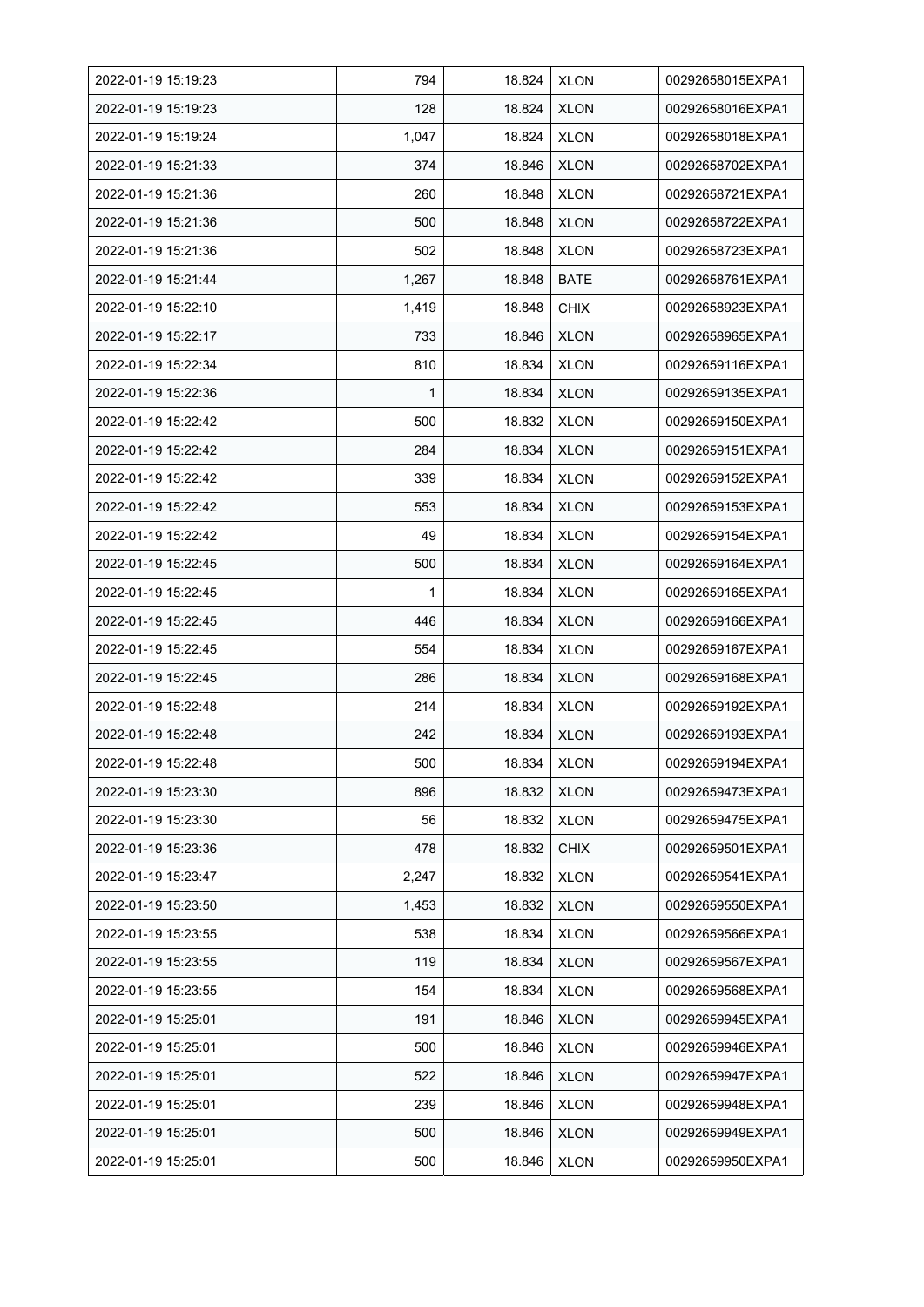| 2022-01-19 15:19:23 | 794 | 18.824 | XLON | 00292658015EXPA1 |
|---|---|---|---|---|
| 2022-01-19 15:19:23 | 128 | 18.824 | XLON | 00292658016EXPA1 |
| 2022-01-19 15:19:24 | 1,047 | 18.824 | XLON | 00292658018EXPA1 |
| 2022-01-19 15:21:33 | 374 | 18.846 | XLON | 00292658702EXPA1 |
| 2022-01-19 15:21:36 | 260 | 18.848 | XLON | 00292658721EXPA1 |
| 2022-01-19 15:21:36 | 500 | 18.848 | XLON | 00292658722EXPA1 |
| 2022-01-19 15:21:36 | 502 | 18.848 | XLON | 00292658723EXPA1 |
| 2022-01-19 15:21:44 | 1,267 | 18.848 | BATE | 00292658761EXPA1 |
| 2022-01-19 15:22:10 | 1,419 | 18.848 | CHIX | 00292658923EXPA1 |
| 2022-01-19 15:22:17 | 733 | 18.846 | XLON | 00292658965EXPA1 |
| 2022-01-19 15:22:34 | 810 | 18.834 | XLON | 00292659116EXPA1 |
| 2022-01-19 15:22:36 | 1 | 18.834 | XLON | 00292659135EXPA1 |
| 2022-01-19 15:22:42 | 500 | 18.832 | XLON | 00292659150EXPA1 |
| 2022-01-19 15:22:42 | 284 | 18.834 | XLON | 00292659151EXPA1 |
| 2022-01-19 15:22:42 | 339 | 18.834 | XLON | 00292659152EXPA1 |
| 2022-01-19 15:22:42 | 553 | 18.834 | XLON | 00292659153EXPA1 |
| 2022-01-19 15:22:42 | 49 | 18.834 | XLON | 00292659154EXPA1 |
| 2022-01-19 15:22:45 | 500 | 18.834 | XLON | 00292659164EXPA1 |
| 2022-01-19 15:22:45 | 1 | 18.834 | XLON | 00292659165EXPA1 |
| 2022-01-19 15:22:45 | 446 | 18.834 | XLON | 00292659166EXPA1 |
| 2022-01-19 15:22:45 | 554 | 18.834 | XLON | 00292659167EXPA1 |
| 2022-01-19 15:22:45 | 286 | 18.834 | XLON | 00292659168EXPA1 |
| 2022-01-19 15:22:48 | 214 | 18.834 | XLON | 00292659192EXPA1 |
| 2022-01-19 15:22:48 | 242 | 18.834 | XLON | 00292659193EXPA1 |
| 2022-01-19 15:22:48 | 500 | 18.834 | XLON | 00292659194EXPA1 |
| 2022-01-19 15:23:30 | 896 | 18.832 | XLON | 00292659473EXPA1 |
| 2022-01-19 15:23:30 | 56 | 18.832 | XLON | 00292659475EXPA1 |
| 2022-01-19 15:23:36 | 478 | 18.832 | CHIX | 00292659501EXPA1 |
| 2022-01-19 15:23:47 | 2,247 | 18.832 | XLON | 00292659541EXPA1 |
| 2022-01-19 15:23:50 | 1,453 | 18.832 | XLON | 00292659550EXPA1 |
| 2022-01-19 15:23:55 | 538 | 18.834 | XLON | 00292659566EXPA1 |
| 2022-01-19 15:23:55 | 119 | 18.834 | XLON | 00292659567EXPA1 |
| 2022-01-19 15:23:55 | 154 | 18.834 | XLON | 00292659568EXPA1 |
| 2022-01-19 15:25:01 | 191 | 18.846 | XLON | 00292659945EXPA1 |
| 2022-01-19 15:25:01 | 500 | 18.846 | XLON | 00292659946EXPA1 |
| 2022-01-19 15:25:01 | 522 | 18.846 | XLON | 00292659947EXPA1 |
| 2022-01-19 15:25:01 | 239 | 18.846 | XLON | 00292659948EXPA1 |
| 2022-01-19 15:25:01 | 500 | 18.846 | XLON | 00292659949EXPA1 |
| 2022-01-19 15:25:01 | 500 | 18.846 | XLON | 00292659950EXPA1 |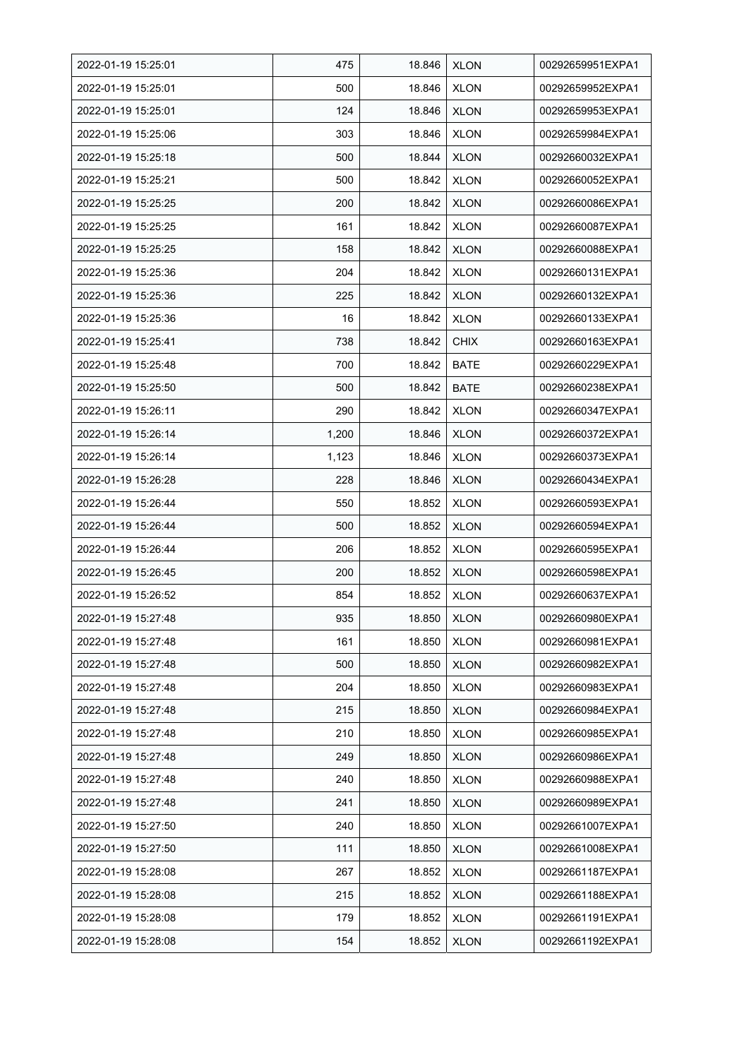| 2022-01-19 15:25:01 | 475 | 18.846 | XLON | 00292659951EXPA1 |
|---|---|---|---|---|
| 2022-01-19 15:25:01 | 500 | 18.846 | XLON | 00292659952EXPA1 |
| 2022-01-19 15:25:01 | 124 | 18.846 | XLON | 00292659953EXPA1 |
| 2022-01-19 15:25:06 | 303 | 18.846 | XLON | 00292659984EXPA1 |
| 2022-01-19 15:25:18 | 500 | 18.844 | XLON | 00292660032EXPA1 |
| 2022-01-19 15:25:21 | 500 | 18.842 | XLON | 00292660052EXPA1 |
| 2022-01-19 15:25:25 | 200 | 18.842 | XLON | 00292660086EXPA1 |
| 2022-01-19 15:25:25 | 161 | 18.842 | XLON | 00292660087EXPA1 |
| 2022-01-19 15:25:25 | 158 | 18.842 | XLON | 00292660088EXPA1 |
| 2022-01-19 15:25:36 | 204 | 18.842 | XLON | 00292660131EXPA1 |
| 2022-01-19 15:25:36 | 225 | 18.842 | XLON | 00292660132EXPA1 |
| 2022-01-19 15:25:36 | 16 | 18.842 | XLON | 00292660133EXPA1 |
| 2022-01-19 15:25:41 | 738 | 18.842 | CHIX | 00292660163EXPA1 |
| 2022-01-19 15:25:48 | 700 | 18.842 | BATE | 00292660229EXPA1 |
| 2022-01-19 15:25:50 | 500 | 18.842 | BATE | 00292660238EXPA1 |
| 2022-01-19 15:26:11 | 290 | 18.842 | XLON | 00292660347EXPA1 |
| 2022-01-19 15:26:14 | 1,200 | 18.846 | XLON | 00292660372EXPA1 |
| 2022-01-19 15:26:14 | 1,123 | 18.846 | XLON | 00292660373EXPA1 |
| 2022-01-19 15:26:28 | 228 | 18.846 | XLON | 00292660434EXPA1 |
| 2022-01-19 15:26:44 | 550 | 18.852 | XLON | 00292660593EXPA1 |
| 2022-01-19 15:26:44 | 500 | 18.852 | XLON | 00292660594EXPA1 |
| 2022-01-19 15:26:44 | 206 | 18.852 | XLON | 00292660595EXPA1 |
| 2022-01-19 15:26:45 | 200 | 18.852 | XLON | 00292660598EXPA1 |
| 2022-01-19 15:26:52 | 854 | 18.852 | XLON | 00292660637EXPA1 |
| 2022-01-19 15:27:48 | 935 | 18.850 | XLON | 00292660980EXPA1 |
| 2022-01-19 15:27:48 | 161 | 18.850 | XLON | 00292660981EXPA1 |
| 2022-01-19 15:27:48 | 500 | 18.850 | XLON | 00292660982EXPA1 |
| 2022-01-19 15:27:48 | 204 | 18.850 | XLON | 00292660983EXPA1 |
| 2022-01-19 15:27:48 | 215 | 18.850 | XLON | 00292660984EXPA1 |
| 2022-01-19 15:27:48 | 210 | 18.850 | XLON | 00292660985EXPA1 |
| 2022-01-19 15:27:48 | 249 | 18.850 | XLON | 00292660986EXPA1 |
| 2022-01-19 15:27:48 | 240 | 18.850 | XLON | 00292660988EXPA1 |
| 2022-01-19 15:27:48 | 241 | 18.850 | XLON | 00292660989EXPA1 |
| 2022-01-19 15:27:50 | 240 | 18.850 | XLON | 00292661007EXPA1 |
| 2022-01-19 15:27:50 | 111 | 18.850 | XLON | 00292661008EXPA1 |
| 2022-01-19 15:28:08 | 267 | 18.852 | XLON | 00292661187EXPA1 |
| 2022-01-19 15:28:08 | 215 | 18.852 | XLON | 00292661188EXPA1 |
| 2022-01-19 15:28:08 | 179 | 18.852 | XLON | 00292661191EXPA1 |
| 2022-01-19 15:28:08 | 154 | 18.852 | XLON | 00292661192EXPA1 |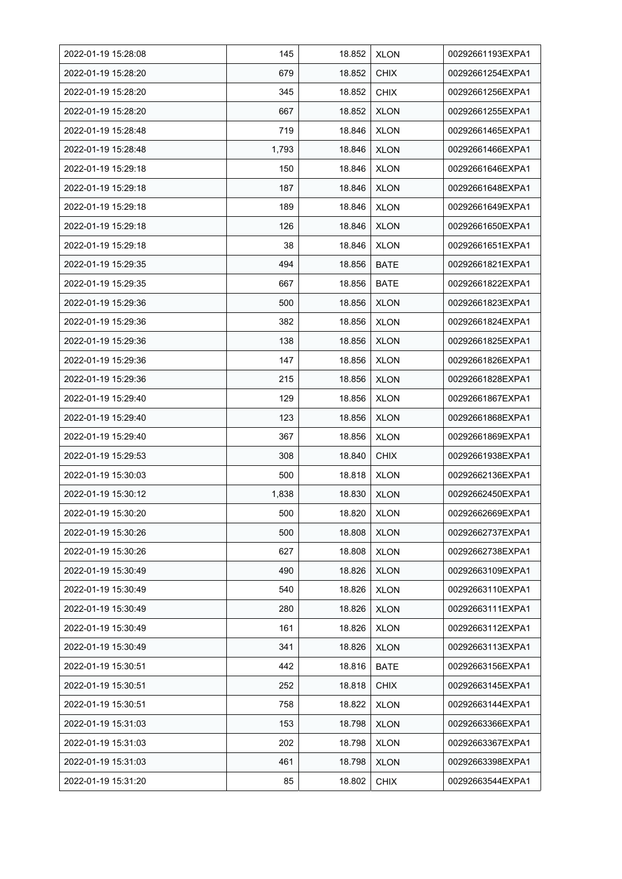| 2022-01-19 15:28:08 | 145 | 18.852 | XLON | 00292661193EXPA1 |
|---|---|---|---|---|
| 2022-01-19 15:28:20 | 679 | 18.852 | CHIX | 00292661254EXPA1 |
| 2022-01-19 15:28:20 | 345 | 18.852 | CHIX | 00292661256EXPA1 |
| 2022-01-19 15:28:20 | 667 | 18.852 | XLON | 00292661255EXPA1 |
| 2022-01-19 15:28:48 | 719 | 18.846 | XLON | 00292661465EXPA1 |
| 2022-01-19 15:28:48 | 1,793 | 18.846 | XLON | 00292661466EXPA1 |
| 2022-01-19 15:29:18 | 150 | 18.846 | XLON | 00292661646EXPA1 |
| 2022-01-19 15:29:18 | 187 | 18.846 | XLON | 00292661648EXPA1 |
| 2022-01-19 15:29:18 | 189 | 18.846 | XLON | 00292661649EXPA1 |
| 2022-01-19 15:29:18 | 126 | 18.846 | XLON | 00292661650EXPA1 |
| 2022-01-19 15:29:18 | 38 | 18.846 | XLON | 00292661651EXPA1 |
| 2022-01-19 15:29:35 | 494 | 18.856 | BATE | 00292661821EXPA1 |
| 2022-01-19 15:29:35 | 667 | 18.856 | BATE | 00292661822EXPA1 |
| 2022-01-19 15:29:36 | 500 | 18.856 | XLON | 00292661823EXPA1 |
| 2022-01-19 15:29:36 | 382 | 18.856 | XLON | 00292661824EXPA1 |
| 2022-01-19 15:29:36 | 138 | 18.856 | XLON | 00292661825EXPA1 |
| 2022-01-19 15:29:36 | 147 | 18.856 | XLON | 00292661826EXPA1 |
| 2022-01-19 15:29:36 | 215 | 18.856 | XLON | 00292661828EXPA1 |
| 2022-01-19 15:29:40 | 129 | 18.856 | XLON | 00292661867EXPA1 |
| 2022-01-19 15:29:40 | 123 | 18.856 | XLON | 00292661868EXPA1 |
| 2022-01-19 15:29:40 | 367 | 18.856 | XLON | 00292661869EXPA1 |
| 2022-01-19 15:29:53 | 308 | 18.840 | CHIX | 00292661938EXPA1 |
| 2022-01-19 15:30:03 | 500 | 18.818 | XLON | 00292662136EXPA1 |
| 2022-01-19 15:30:12 | 1,838 | 18.830 | XLON | 00292662450EXPA1 |
| 2022-01-19 15:30:20 | 500 | 18.820 | XLON | 00292662669EXPA1 |
| 2022-01-19 15:30:26 | 500 | 18.808 | XLON | 00292662737EXPA1 |
| 2022-01-19 15:30:26 | 627 | 18.808 | XLON | 00292662738EXPA1 |
| 2022-01-19 15:30:49 | 490 | 18.826 | XLON | 00292663109EXPA1 |
| 2022-01-19 15:30:49 | 540 | 18.826 | XLON | 00292663110EXPA1 |
| 2022-01-19 15:30:49 | 280 | 18.826 | XLON | 00292663111EXPA1 |
| 2022-01-19 15:30:49 | 161 | 18.826 | XLON | 00292663112EXPA1 |
| 2022-01-19 15:30:49 | 341 | 18.826 | XLON | 00292663113EXPA1 |
| 2022-01-19 15:30:51 | 442 | 18.816 | BATE | 00292663156EXPA1 |
| 2022-01-19 15:30:51 | 252 | 18.818 | CHIX | 00292663145EXPA1 |
| 2022-01-19 15:30:51 | 758 | 18.822 | XLON | 00292663144EXPA1 |
| 2022-01-19 15:31:03 | 153 | 18.798 | XLON | 00292663366EXPA1 |
| 2022-01-19 15:31:03 | 202 | 18.798 | XLON | 00292663367EXPA1 |
| 2022-01-19 15:31:03 | 461 | 18.798 | XLON | 00292663398EXPA1 |
| 2022-01-19 15:31:20 | 85 | 18.802 | CHIX | 00292663544EXPA1 |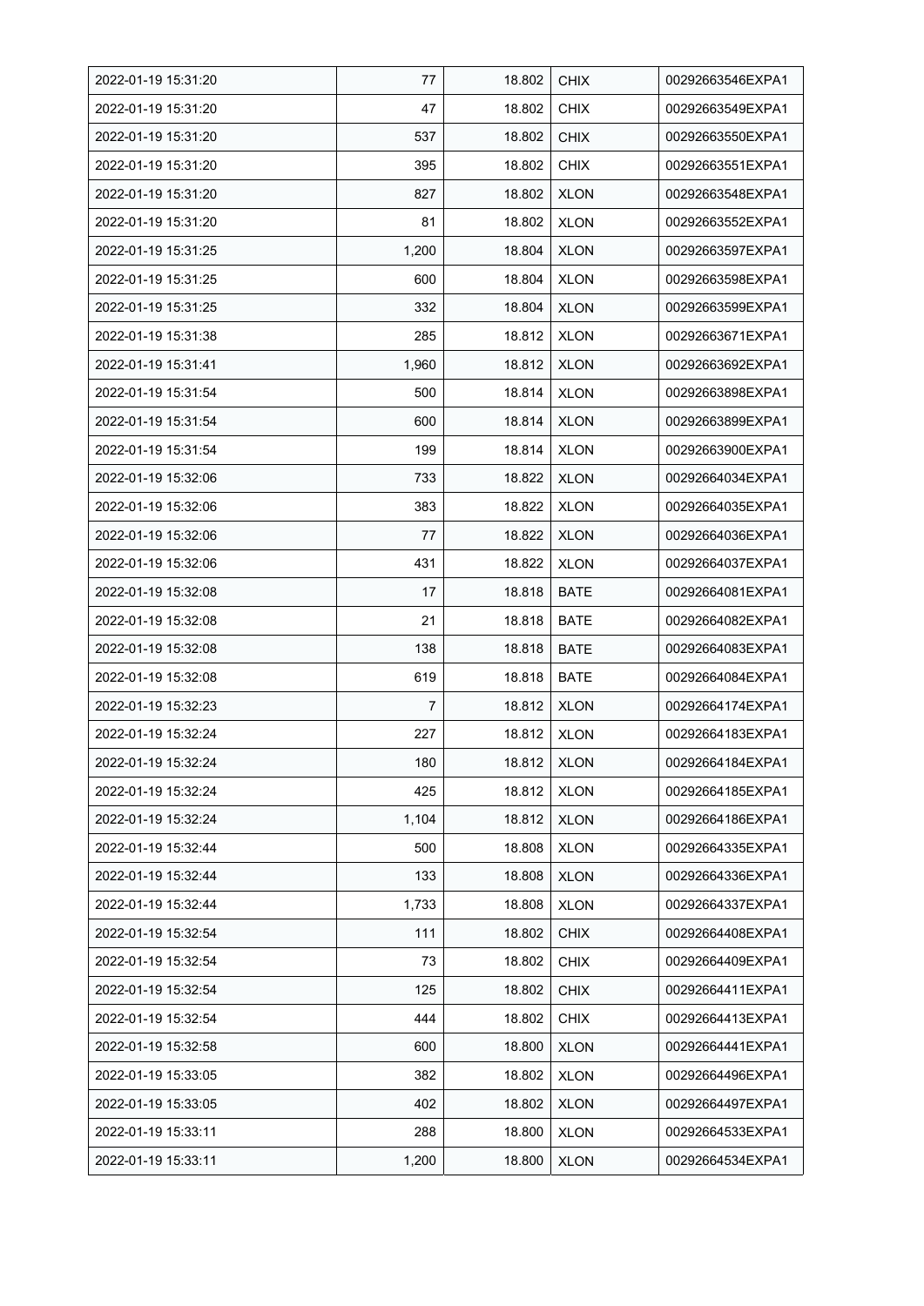| 2022-01-19 15:31:20 | 77 | 18.802 | CHIX | 00292663546EXPA1 |
|---|---|---|---|---|
| 2022-01-19 15:31:20 | 47 | 18.802 | CHIX | 00292663549EXPA1 |
| 2022-01-19 15:31:20 | 537 | 18.802 | CHIX | 00292663550EXPA1 |
| 2022-01-19 15:31:20 | 395 | 18.802 | CHIX | 00292663551EXPA1 |
| 2022-01-19 15:31:20 | 827 | 18.802 | XLON | 00292663548EXPA1 |
| 2022-01-19 15:31:20 | 81 | 18.802 | XLON | 00292663552EXPA1 |
| 2022-01-19 15:31:25 | 1,200 | 18.804 | XLON | 00292663597EXPA1 |
| 2022-01-19 15:31:25 | 600 | 18.804 | XLON | 00292663598EXPA1 |
| 2022-01-19 15:31:25 | 332 | 18.804 | XLON | 00292663599EXPA1 |
| 2022-01-19 15:31:38 | 285 | 18.812 | XLON | 00292663671EXPA1 |
| 2022-01-19 15:31:41 | 1,960 | 18.812 | XLON | 00292663692EXPA1 |
| 2022-01-19 15:31:54 | 500 | 18.814 | XLON | 00292663898EXPA1 |
| 2022-01-19 15:31:54 | 600 | 18.814 | XLON | 00292663899EXPA1 |
| 2022-01-19 15:31:54 | 199 | 18.814 | XLON | 00292663900EXPA1 |
| 2022-01-19 15:32:06 | 733 | 18.822 | XLON | 00292664034EXPA1 |
| 2022-01-19 15:32:06 | 383 | 18.822 | XLON | 00292664035EXPA1 |
| 2022-01-19 15:32:06 | 77 | 18.822 | XLON | 00292664036EXPA1 |
| 2022-01-19 15:32:06 | 431 | 18.822 | XLON | 00292664037EXPA1 |
| 2022-01-19 15:32:08 | 17 | 18.818 | BATE | 00292664081EXPA1 |
| 2022-01-19 15:32:08 | 21 | 18.818 | BATE | 00292664082EXPA1 |
| 2022-01-19 15:32:08 | 138 | 18.818 | BATE | 00292664083EXPA1 |
| 2022-01-19 15:32:08 | 619 | 18.818 | BATE | 00292664084EXPA1 |
| 2022-01-19 15:32:23 | 7 | 18.812 | XLON | 00292664174EXPA1 |
| 2022-01-19 15:32:24 | 227 | 18.812 | XLON | 00292664183EXPA1 |
| 2022-01-19 15:32:24 | 180 | 18.812 | XLON | 00292664184EXPA1 |
| 2022-01-19 15:32:24 | 425 | 18.812 | XLON | 00292664185EXPA1 |
| 2022-01-19 15:32:24 | 1,104 | 18.812 | XLON | 00292664186EXPA1 |
| 2022-01-19 15:32:44 | 500 | 18.808 | XLON | 00292664335EXPA1 |
| 2022-01-19 15:32:44 | 133 | 18.808 | XLON | 00292664336EXPA1 |
| 2022-01-19 15:32:44 | 1,733 | 18.808 | XLON | 00292664337EXPA1 |
| 2022-01-19 15:32:54 | 111 | 18.802 | CHIX | 00292664408EXPA1 |
| 2022-01-19 15:32:54 | 73 | 18.802 | CHIX | 00292664409EXPA1 |
| 2022-01-19 15:32:54 | 125 | 18.802 | CHIX | 00292664411EXPA1 |
| 2022-01-19 15:32:54 | 444 | 18.802 | CHIX | 00292664413EXPA1 |
| 2022-01-19 15:32:58 | 600 | 18.800 | XLON | 00292664441EXPA1 |
| 2022-01-19 15:33:05 | 382 | 18.802 | XLON | 00292664496EXPA1 |
| 2022-01-19 15:33:05 | 402 | 18.802 | XLON | 00292664497EXPA1 |
| 2022-01-19 15:33:11 | 288 | 18.800 | XLON | 00292664533EXPA1 |
| 2022-01-19 15:33:11 | 1,200 | 18.800 | XLON | 00292664534EXPA1 |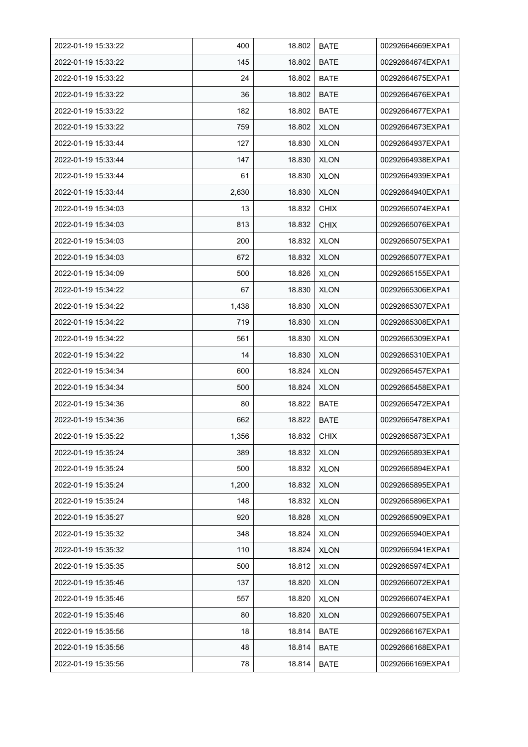| 2022-01-19 15:33:22 | 400 | 18.802 | BATE | 00292664669EXPA1 |
|---|---|---|---|---|
| 2022-01-19 15:33:22 | 145 | 18.802 | BATE | 00292664674EXPA1 |
| 2022-01-19 15:33:22 | 24 | 18.802 | BATE | 00292664675EXPA1 |
| 2022-01-19 15:33:22 | 36 | 18.802 | BATE | 00292664676EXPA1 |
| 2022-01-19 15:33:22 | 182 | 18.802 | BATE | 00292664677EXPA1 |
| 2022-01-19 15:33:22 | 759 | 18.802 | XLON | 00292664673EXPA1 |
| 2022-01-19 15:33:44 | 127 | 18.830 | XLON | 00292664937EXPA1 |
| 2022-01-19 15:33:44 | 147 | 18.830 | XLON | 00292664938EXPA1 |
| 2022-01-19 15:33:44 | 61 | 18.830 | XLON | 00292664939EXPA1 |
| 2022-01-19 15:33:44 | 2,630 | 18.830 | XLON | 00292664940EXPA1 |
| 2022-01-19 15:34:03 | 13 | 18.832 | CHIX | 00292665074EXPA1 |
| 2022-01-19 15:34:03 | 813 | 18.832 | CHIX | 00292665076EXPA1 |
| 2022-01-19 15:34:03 | 200 | 18.832 | XLON | 00292665075EXPA1 |
| 2022-01-19 15:34:03 | 672 | 18.832 | XLON | 00292665077EXPA1 |
| 2022-01-19 15:34:09 | 500 | 18.826 | XLON | 00292665155EXPA1 |
| 2022-01-19 15:34:22 | 67 | 18.830 | XLON | 00292665306EXPA1 |
| 2022-01-19 15:34:22 | 1,438 | 18.830 | XLON | 00292665307EXPA1 |
| 2022-01-19 15:34:22 | 719 | 18.830 | XLON | 00292665308EXPA1 |
| 2022-01-19 15:34:22 | 561 | 18.830 | XLON | 00292665309EXPA1 |
| 2022-01-19 15:34:22 | 14 | 18.830 | XLON | 00292665310EXPA1 |
| 2022-01-19 15:34:34 | 600 | 18.824 | XLON | 00292665457EXPA1 |
| 2022-01-19 15:34:34 | 500 | 18.824 | XLON | 00292665458EXPA1 |
| 2022-01-19 15:34:36 | 80 | 18.822 | BATE | 00292665472EXPA1 |
| 2022-01-19 15:34:36 | 662 | 18.822 | BATE | 00292665478EXPA1 |
| 2022-01-19 15:35:22 | 1,356 | 18.832 | CHIX | 00292665873EXPA1 |
| 2022-01-19 15:35:24 | 389 | 18.832 | XLON | 00292665893EXPA1 |
| 2022-01-19 15:35:24 | 500 | 18.832 | XLON | 00292665894EXPA1 |
| 2022-01-19 15:35:24 | 1,200 | 18.832 | XLON | 00292665895EXPA1 |
| 2022-01-19 15:35:24 | 148 | 18.832 | XLON | 00292665896EXPA1 |
| 2022-01-19 15:35:27 | 920 | 18.828 | XLON | 00292665909EXPA1 |
| 2022-01-19 15:35:32 | 348 | 18.824 | XLON | 00292665940EXPA1 |
| 2022-01-19 15:35:32 | 110 | 18.824 | XLON | 00292665941EXPA1 |
| 2022-01-19 15:35:35 | 500 | 18.812 | XLON | 00292665974EXPA1 |
| 2022-01-19 15:35:46 | 137 | 18.820 | XLON | 00292666072EXPA1 |
| 2022-01-19 15:35:46 | 557 | 18.820 | XLON | 00292666074EXPA1 |
| 2022-01-19 15:35:46 | 80 | 18.820 | XLON | 00292666075EXPA1 |
| 2022-01-19 15:35:56 | 18 | 18.814 | BATE | 00292666167EXPA1 |
| 2022-01-19 15:35:56 | 48 | 18.814 | BATE | 00292666168EXPA1 |
| 2022-01-19 15:35:56 | 78 | 18.814 | BATE | 00292666169EXPA1 |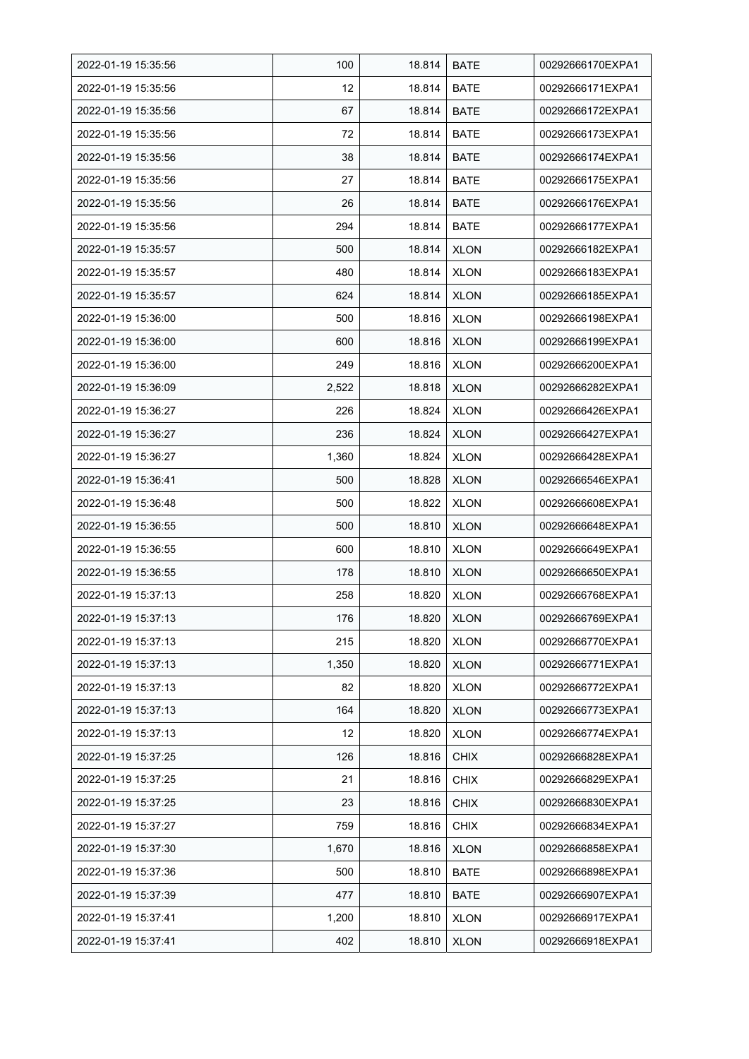| 2022-01-19 15:35:56 | 100 | 18.814 | BATE | 00292666170EXPA1 |
|---|---|---|---|---|
| 2022-01-19 15:35:56 | 12 | 18.814 | BATE | 00292666171EXPA1 |
| 2022-01-19 15:35:56 | 67 | 18.814 | BATE | 00292666172EXPA1 |
| 2022-01-19 15:35:56 | 72 | 18.814 | BATE | 00292666173EXPA1 |
| 2022-01-19 15:35:56 | 38 | 18.814 | BATE | 00292666174EXPA1 |
| 2022-01-19 15:35:56 | 27 | 18.814 | BATE | 00292666175EXPA1 |
| 2022-01-19 15:35:56 | 26 | 18.814 | BATE | 00292666176EXPA1 |
| 2022-01-19 15:35:56 | 294 | 18.814 | BATE | 00292666177EXPA1 |
| 2022-01-19 15:35:57 | 500 | 18.814 | XLON | 00292666182EXPA1 |
| 2022-01-19 15:35:57 | 480 | 18.814 | XLON | 00292666183EXPA1 |
| 2022-01-19 15:35:57 | 624 | 18.814 | XLON | 00292666185EXPA1 |
| 2022-01-19 15:36:00 | 500 | 18.816 | XLON | 00292666198EXPA1 |
| 2022-01-19 15:36:00 | 600 | 18.816 | XLON | 00292666199EXPA1 |
| 2022-01-19 15:36:00 | 249 | 18.816 | XLON | 00292666200EXPA1 |
| 2022-01-19 15:36:09 | 2,522 | 18.818 | XLON | 00292666282EXPA1 |
| 2022-01-19 15:36:27 | 226 | 18.824 | XLON | 00292666426EXPA1 |
| 2022-01-19 15:36:27 | 236 | 18.824 | XLON | 00292666427EXPA1 |
| 2022-01-19 15:36:27 | 1,360 | 18.824 | XLON | 00292666428EXPA1 |
| 2022-01-19 15:36:41 | 500 | 18.828 | XLON | 00292666546EXPA1 |
| 2022-01-19 15:36:48 | 500 | 18.822 | XLON | 00292666608EXPA1 |
| 2022-01-19 15:36:55 | 500 | 18.810 | XLON | 00292666648EXPA1 |
| 2022-01-19 15:36:55 | 600 | 18.810 | XLON | 00292666649EXPA1 |
| 2022-01-19 15:36:55 | 178 | 18.810 | XLON | 00292666650EXPA1 |
| 2022-01-19 15:37:13 | 258 | 18.820 | XLON | 00292666768EXPA1 |
| 2022-01-19 15:37:13 | 176 | 18.820 | XLON | 00292666769EXPA1 |
| 2022-01-19 15:37:13 | 215 | 18.820 | XLON | 00292666770EXPA1 |
| 2022-01-19 15:37:13 | 1,350 | 18.820 | XLON | 00292666771EXPA1 |
| 2022-01-19 15:37:13 | 82 | 18.820 | XLON | 00292666772EXPA1 |
| 2022-01-19 15:37:13 | 164 | 18.820 | XLON | 00292666773EXPA1 |
| 2022-01-19 15:37:13 | 12 | 18.820 | XLON | 00292666774EXPA1 |
| 2022-01-19 15:37:25 | 126 | 18.816 | CHIX | 00292666828EXPA1 |
| 2022-01-19 15:37:25 | 21 | 18.816 | CHIX | 00292666829EXPA1 |
| 2022-01-19 15:37:25 | 23 | 18.816 | CHIX | 00292666830EXPA1 |
| 2022-01-19 15:37:27 | 759 | 18.816 | CHIX | 00292666834EXPA1 |
| 2022-01-19 15:37:30 | 1,670 | 18.816 | XLON | 00292666858EXPA1 |
| 2022-01-19 15:37:36 | 500 | 18.810 | BATE | 00292666898EXPA1 |
| 2022-01-19 15:37:39 | 477 | 18.810 | BATE | 00292666907EXPA1 |
| 2022-01-19 15:37:41 | 1,200 | 18.810 | XLON | 00292666917EXPA1 |
| 2022-01-19 15:37:41 | 402 | 18.810 | XLON | 00292666918EXPA1 |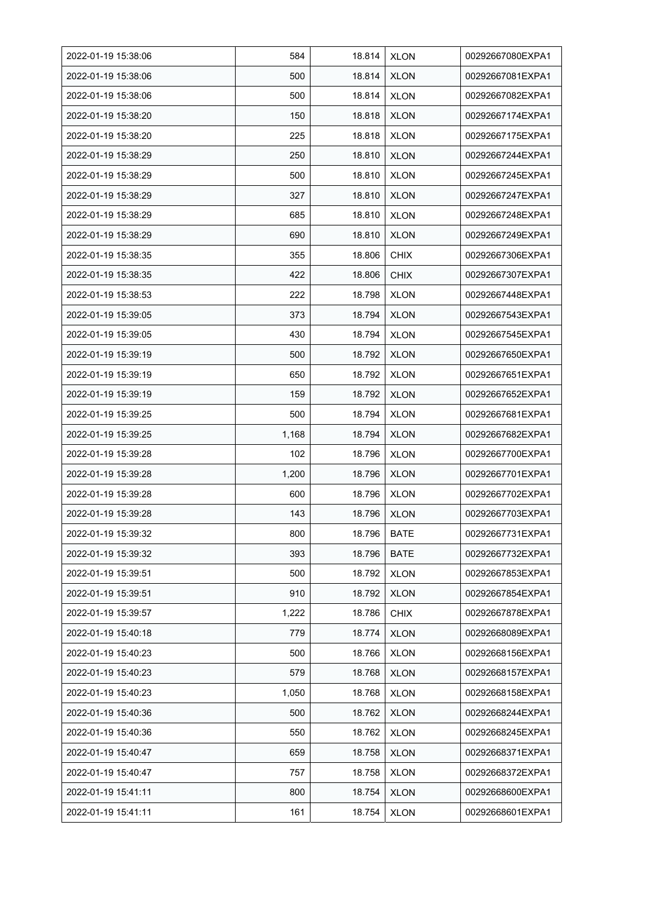| 2022-01-19 15:38:06 | 584 | 18.814 | XLON | 00292667080EXPA1 |
|---|---|---|---|---|
| 2022-01-19 15:38:06 | 500 | 18.814 | XLON | 00292667081EXPA1 |
| 2022-01-19 15:38:06 | 500 | 18.814 | XLON | 00292667082EXPA1 |
| 2022-01-19 15:38:20 | 150 | 18.818 | XLON | 00292667174EXPA1 |
| 2022-01-19 15:38:20 | 225 | 18.818 | XLON | 00292667175EXPA1 |
| 2022-01-19 15:38:29 | 250 | 18.810 | XLON | 00292667244EXPA1 |
| 2022-01-19 15:38:29 | 500 | 18.810 | XLON | 00292667245EXPA1 |
| 2022-01-19 15:38:29 | 327 | 18.810 | XLON | 00292667247EXPA1 |
| 2022-01-19 15:38:29 | 685 | 18.810 | XLON | 00292667248EXPA1 |
| 2022-01-19 15:38:29 | 690 | 18.810 | XLON | 00292667249EXPA1 |
| 2022-01-19 15:38:35 | 355 | 18.806 | CHIX | 00292667306EXPA1 |
| 2022-01-19 15:38:35 | 422 | 18.806 | CHIX | 00292667307EXPA1 |
| 2022-01-19 15:38:53 | 222 | 18.798 | XLON | 00292667448EXPA1 |
| 2022-01-19 15:39:05 | 373 | 18.794 | XLON | 00292667543EXPA1 |
| 2022-01-19 15:39:05 | 430 | 18.794 | XLON | 00292667545EXPA1 |
| 2022-01-19 15:39:19 | 500 | 18.792 | XLON | 00292667650EXPA1 |
| 2022-01-19 15:39:19 | 650 | 18.792 | XLON | 00292667651EXPA1 |
| 2022-01-19 15:39:19 | 159 | 18.792 | XLON | 00292667652EXPA1 |
| 2022-01-19 15:39:25 | 500 | 18.794 | XLON | 00292667681EXPA1 |
| 2022-01-19 15:39:25 | 1,168 | 18.794 | XLON | 00292667682EXPA1 |
| 2022-01-19 15:39:28 | 102 | 18.796 | XLON | 00292667700EXPA1 |
| 2022-01-19 15:39:28 | 1,200 | 18.796 | XLON | 00292667701EXPA1 |
| 2022-01-19 15:39:28 | 600 | 18.796 | XLON | 00292667702EXPA1 |
| 2022-01-19 15:39:28 | 143 | 18.796 | XLON | 00292667703EXPA1 |
| 2022-01-19 15:39:32 | 800 | 18.796 | BATE | 00292667731EXPA1 |
| 2022-01-19 15:39:32 | 393 | 18.796 | BATE | 00292667732EXPA1 |
| 2022-01-19 15:39:51 | 500 | 18.792 | XLON | 00292667853EXPA1 |
| 2022-01-19 15:39:51 | 910 | 18.792 | XLON | 00292667854EXPA1 |
| 2022-01-19 15:39:57 | 1,222 | 18.786 | CHIX | 00292667878EXPA1 |
| 2022-01-19 15:40:18 | 779 | 18.774 | XLON | 00292668089EXPA1 |
| 2022-01-19 15:40:23 | 500 | 18.766 | XLON | 00292668156EXPA1 |
| 2022-01-19 15:40:23 | 579 | 18.768 | XLON | 00292668157EXPA1 |
| 2022-01-19 15:40:23 | 1,050 | 18.768 | XLON | 00292668158EXPA1 |
| 2022-01-19 15:40:36 | 500 | 18.762 | XLON | 00292668244EXPA1 |
| 2022-01-19 15:40:36 | 550 | 18.762 | XLON | 00292668245EXPA1 |
| 2022-01-19 15:40:47 | 659 | 18.758 | XLON | 00292668371EXPA1 |
| 2022-01-19 15:40:47 | 757 | 18.758 | XLON | 00292668372EXPA1 |
| 2022-01-19 15:41:11 | 800 | 18.754 | XLON | 00292668600EXPA1 |
| 2022-01-19 15:41:11 | 161 | 18.754 | XLON | 00292668601EXPA1 |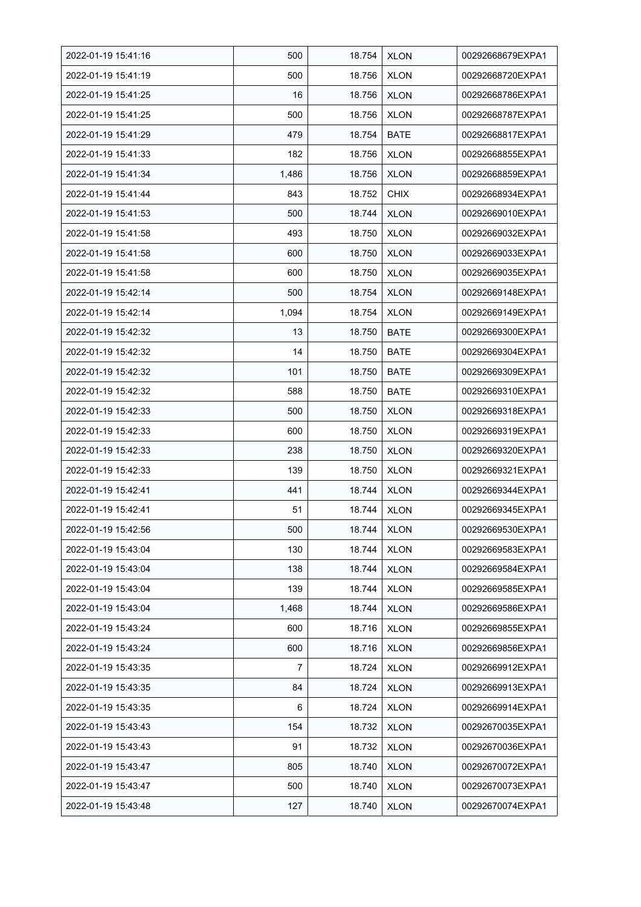| 2022-01-19 15:41:16 | 500 | 18.754 | XLON | 00292668679EXPA1 |
|---|---|---|---|---|
| 2022-01-19 15:41:19 | 500 | 18.756 | XLON | 00292668720EXPA1 |
| 2022-01-19 15:41:25 | 16 | 18.756 | XLON | 00292668786EXPA1 |
| 2022-01-19 15:41:25 | 500 | 18.756 | XLON | 00292668787EXPA1 |
| 2022-01-19 15:41:29 | 479 | 18.754 | BATE | 00292668817EXPA1 |
| 2022-01-19 15:41:33 | 182 | 18.756 | XLON | 00292668855EXPA1 |
| 2022-01-19 15:41:34 | 1,486 | 18.756 | XLON | 00292668859EXPA1 |
| 2022-01-19 15:41:44 | 843 | 18.752 | CHIX | 00292668934EXPA1 |
| 2022-01-19 15:41:53 | 500 | 18.744 | XLON | 00292669010EXPA1 |
| 2022-01-19 15:41:58 | 493 | 18.750 | XLON | 00292669032EXPA1 |
| 2022-01-19 15:41:58 | 600 | 18.750 | XLON | 00292669033EXPA1 |
| 2022-01-19 15:41:58 | 600 | 18.750 | XLON | 00292669035EXPA1 |
| 2022-01-19 15:42:14 | 500 | 18.754 | XLON | 00292669148EXPA1 |
| 2022-01-19 15:42:14 | 1,094 | 18.754 | XLON | 00292669149EXPA1 |
| 2022-01-19 15:42:32 | 13 | 18.750 | BATE | 00292669300EXPA1 |
| 2022-01-19 15:42:32 | 14 | 18.750 | BATE | 00292669304EXPA1 |
| 2022-01-19 15:42:32 | 101 | 18.750 | BATE | 00292669309EXPA1 |
| 2022-01-19 15:42:32 | 588 | 18.750 | BATE | 00292669310EXPA1 |
| 2022-01-19 15:42:33 | 500 | 18.750 | XLON | 00292669318EXPA1 |
| 2022-01-19 15:42:33 | 600 | 18.750 | XLON | 00292669319EXPA1 |
| 2022-01-19 15:42:33 | 238 | 18.750 | XLON | 00292669320EXPA1 |
| 2022-01-19 15:42:33 | 139 | 18.750 | XLON | 00292669321EXPA1 |
| 2022-01-19 15:42:41 | 441 | 18.744 | XLON | 00292669344EXPA1 |
| 2022-01-19 15:42:41 | 51 | 18.744 | XLON | 00292669345EXPA1 |
| 2022-01-19 15:42:56 | 500 | 18.744 | XLON | 00292669530EXPA1 |
| 2022-01-19 15:43:04 | 130 | 18.744 | XLON | 00292669583EXPA1 |
| 2022-01-19 15:43:04 | 138 | 18.744 | XLON | 00292669584EXPA1 |
| 2022-01-19 15:43:04 | 139 | 18.744 | XLON | 00292669585EXPA1 |
| 2022-01-19 15:43:04 | 1,468 | 18.744 | XLON | 00292669586EXPA1 |
| 2022-01-19 15:43:24 | 600 | 18.716 | XLON | 00292669855EXPA1 |
| 2022-01-19 15:43:24 | 600 | 18.716 | XLON | 00292669856EXPA1 |
| 2022-01-19 15:43:35 | 7 | 18.724 | XLON | 00292669912EXPA1 |
| 2022-01-19 15:43:35 | 84 | 18.724 | XLON | 00292669913EXPA1 |
| 2022-01-19 15:43:35 | 6 | 18.724 | XLON | 00292669914EXPA1 |
| 2022-01-19 15:43:43 | 154 | 18.732 | XLON | 00292670035EXPA1 |
| 2022-01-19 15:43:43 | 91 | 18.732 | XLON | 00292670036EXPA1 |
| 2022-01-19 15:43:47 | 805 | 18.740 | XLON | 00292670072EXPA1 |
| 2022-01-19 15:43:47 | 500 | 18.740 | XLON | 00292670073EXPA1 |
| 2022-01-19 15:43:48 | 127 | 18.740 | XLON | 00292670074EXPA1 |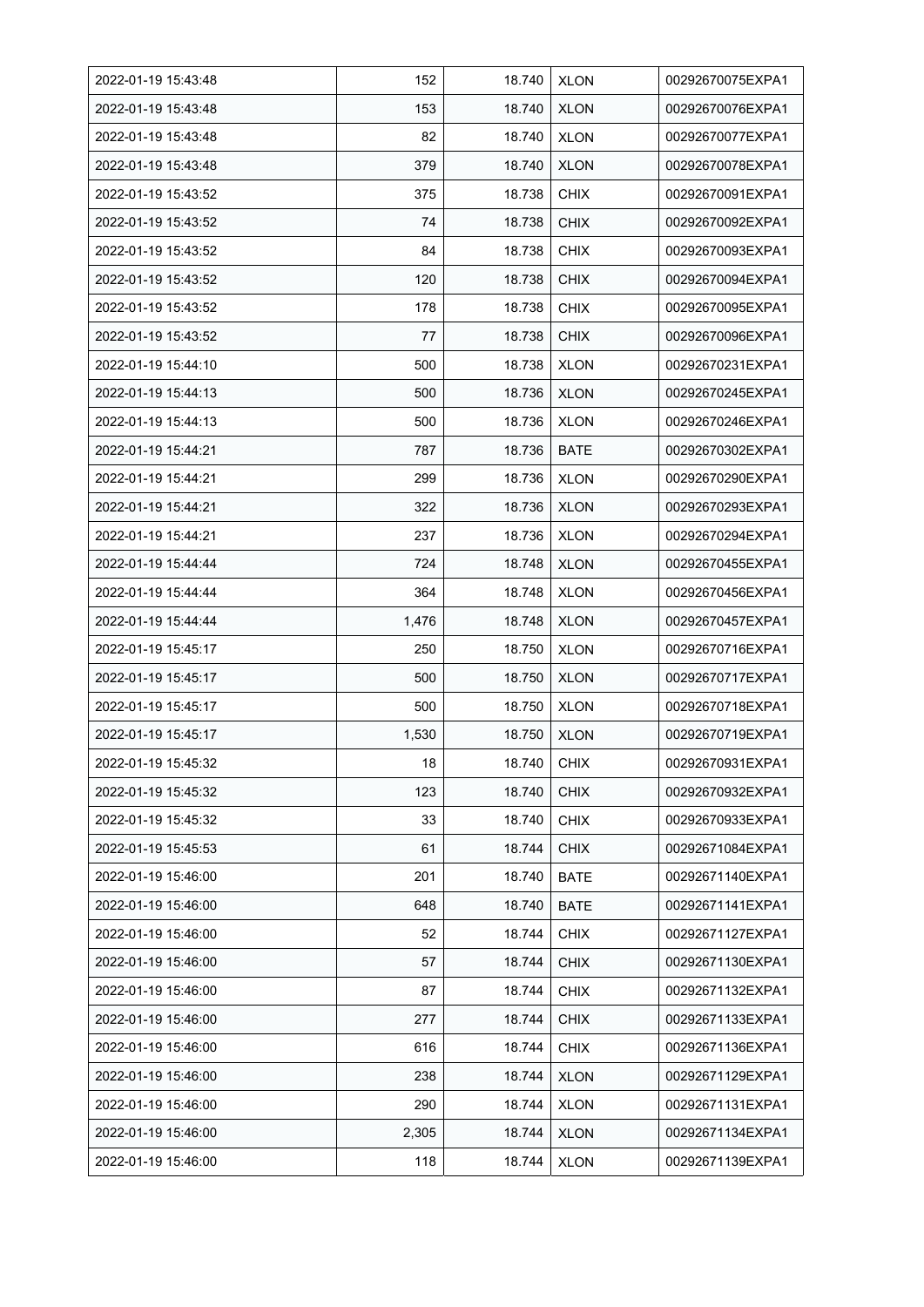| 2022-01-19 15:43:48 | 152 | 18.740 | XLON | 00292670075EXPA1 |
|---|---|---|---|---|
| 2022-01-19 15:43:48 | 153 | 18.740 | XLON | 00292670076EXPA1 |
| 2022-01-19 15:43:48 | 82 | 18.740 | XLON | 00292670077EXPA1 |
| 2022-01-19 15:43:48 | 379 | 18.740 | XLON | 00292670078EXPA1 |
| 2022-01-19 15:43:52 | 375 | 18.738 | CHIX | 00292670091EXPA1 |
| 2022-01-19 15:43:52 | 74 | 18.738 | CHIX | 00292670092EXPA1 |
| 2022-01-19 15:43:52 | 84 | 18.738 | CHIX | 00292670093EXPA1 |
| 2022-01-19 15:43:52 | 120 | 18.738 | CHIX | 00292670094EXPA1 |
| 2022-01-19 15:43:52 | 178 | 18.738 | CHIX | 00292670095EXPA1 |
| 2022-01-19 15:43:52 | 77 | 18.738 | CHIX | 00292670096EXPA1 |
| 2022-01-19 15:44:10 | 500 | 18.738 | XLON | 00292670231EXPA1 |
| 2022-01-19 15:44:13 | 500 | 18.736 | XLON | 00292670245EXPA1 |
| 2022-01-19 15:44:13 | 500 | 18.736 | XLON | 00292670246EXPA1 |
| 2022-01-19 15:44:21 | 787 | 18.736 | BATE | 00292670302EXPA1 |
| 2022-01-19 15:44:21 | 299 | 18.736 | XLON | 00292670290EXPA1 |
| 2022-01-19 15:44:21 | 322 | 18.736 | XLON | 00292670293EXPA1 |
| 2022-01-19 15:44:21 | 237 | 18.736 | XLON | 00292670294EXPA1 |
| 2022-01-19 15:44:44 | 724 | 18.748 | XLON | 00292670455EXPA1 |
| 2022-01-19 15:44:44 | 364 | 18.748 | XLON | 00292670456EXPA1 |
| 2022-01-19 15:44:44 | 1,476 | 18.748 | XLON | 00292670457EXPA1 |
| 2022-01-19 15:45:17 | 250 | 18.750 | XLON | 00292670716EXPA1 |
| 2022-01-19 15:45:17 | 500 | 18.750 | XLON | 00292670717EXPA1 |
| 2022-01-19 15:45:17 | 500 | 18.750 | XLON | 00292670718EXPA1 |
| 2022-01-19 15:45:17 | 1,530 | 18.750 | XLON | 00292670719EXPA1 |
| 2022-01-19 15:45:32 | 18 | 18.740 | CHIX | 00292670931EXPA1 |
| 2022-01-19 15:45:32 | 123 | 18.740 | CHIX | 00292670932EXPA1 |
| 2022-01-19 15:45:32 | 33 | 18.740 | CHIX | 00292670933EXPA1 |
| 2022-01-19 15:45:53 | 61 | 18.744 | CHIX | 00292671084EXPA1 |
| 2022-01-19 15:46:00 | 201 | 18.740 | BATE | 00292671140EXPA1 |
| 2022-01-19 15:46:00 | 648 | 18.740 | BATE | 00292671141EXPA1 |
| 2022-01-19 15:46:00 | 52 | 18.744 | CHIX | 00292671127EXPA1 |
| 2022-01-19 15:46:00 | 57 | 18.744 | CHIX | 00292671130EXPA1 |
| 2022-01-19 15:46:00 | 87 | 18.744 | CHIX | 00292671132EXPA1 |
| 2022-01-19 15:46:00 | 277 | 18.744 | CHIX | 00292671133EXPA1 |
| 2022-01-19 15:46:00 | 616 | 18.744 | CHIX | 00292671136EXPA1 |
| 2022-01-19 15:46:00 | 238 | 18.744 | XLON | 00292671129EXPA1 |
| 2022-01-19 15:46:00 | 290 | 18.744 | XLON | 00292671131EXPA1 |
| 2022-01-19 15:46:00 | 2,305 | 18.744 | XLON | 00292671134EXPA1 |
| 2022-01-19 15:46:00 | 118 | 18.744 | XLON | 00292671139EXPA1 |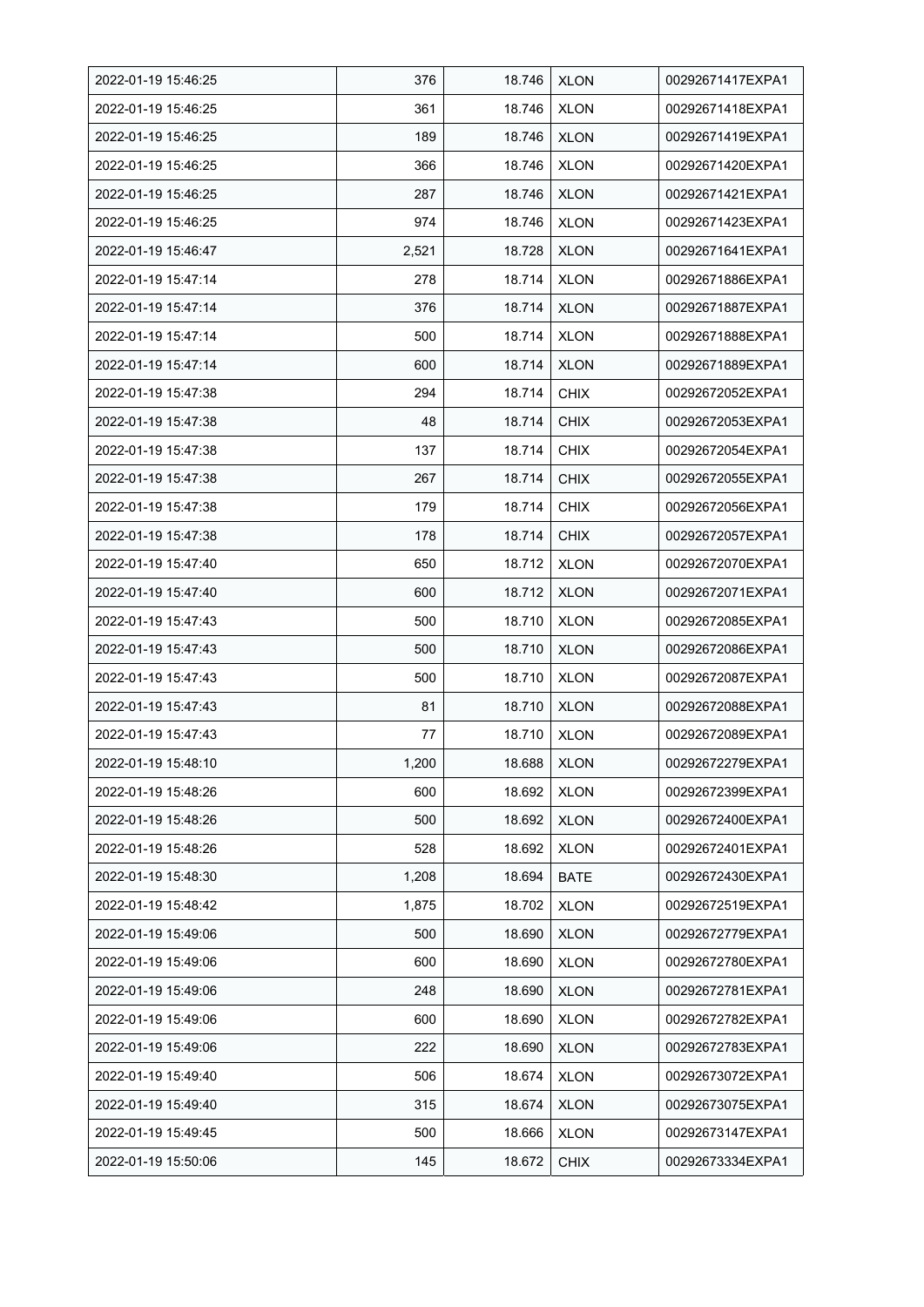| | | | | |
|---|---|---|---|---|
| 2022-01-19 15:46:25 | 376 | 18.746 | XLON | 00292671417EXPA1 |
| 2022-01-19 15:46:25 | 361 | 18.746 | XLON | 00292671418EXPA1 |
| 2022-01-19 15:46:25 | 189 | 18.746 | XLON | 00292671419EXPA1 |
| 2022-01-19 15:46:25 | 366 | 18.746 | XLON | 00292671420EXPA1 |
| 2022-01-19 15:46:25 | 287 | 18.746 | XLON | 00292671421EXPA1 |
| 2022-01-19 15:46:25 | 974 | 18.746 | XLON | 00292671423EXPA1 |
| 2022-01-19 15:46:47 | 2,521 | 18.728 | XLON | 00292671641EXPA1 |
| 2022-01-19 15:47:14 | 278 | 18.714 | XLON | 00292671886EXPA1 |
| 2022-01-19 15:47:14 | 376 | 18.714 | XLON | 00292671887EXPA1 |
| 2022-01-19 15:47:14 | 500 | 18.714 | XLON | 00292671888EXPA1 |
| 2022-01-19 15:47:14 | 600 | 18.714 | XLON | 00292671889EXPA1 |
| 2022-01-19 15:47:38 | 294 | 18.714 | CHIX | 00292672052EXPA1 |
| 2022-01-19 15:47:38 | 48 | 18.714 | CHIX | 00292672053EXPA1 |
| 2022-01-19 15:47:38 | 137 | 18.714 | CHIX | 00292672054EXPA1 |
| 2022-01-19 15:47:38 | 267 | 18.714 | CHIX | 00292672055EXPA1 |
| 2022-01-19 15:47:38 | 179 | 18.714 | CHIX | 00292672056EXPA1 |
| 2022-01-19 15:47:38 | 178 | 18.714 | CHIX | 00292672057EXPA1 |
| 2022-01-19 15:47:40 | 650 | 18.712 | XLON | 00292672070EXPA1 |
| 2022-01-19 15:47:40 | 600 | 18.712 | XLON | 00292672071EXPA1 |
| 2022-01-19 15:47:43 | 500 | 18.710 | XLON | 00292672085EXPA1 |
| 2022-01-19 15:47:43 | 500 | 18.710 | XLON | 00292672086EXPA1 |
| 2022-01-19 15:47:43 | 500 | 18.710 | XLON | 00292672087EXPA1 |
| 2022-01-19 15:47:43 | 81 | 18.710 | XLON | 00292672088EXPA1 |
| 2022-01-19 15:47:43 | 77 | 18.710 | XLON | 00292672089EXPA1 |
| 2022-01-19 15:48:10 | 1,200 | 18.688 | XLON | 00292672279EXPA1 |
| 2022-01-19 15:48:26 | 600 | 18.692 | XLON | 00292672399EXPA1 |
| 2022-01-19 15:48:26 | 500 | 18.692 | XLON | 00292672400EXPA1 |
| 2022-01-19 15:48:26 | 528 | 18.692 | XLON | 00292672401EXPA1 |
| 2022-01-19 15:48:30 | 1,208 | 18.694 | BATE | 00292672430EXPA1 |
| 2022-01-19 15:48:42 | 1,875 | 18.702 | XLON | 00292672519EXPA1 |
| 2022-01-19 15:49:06 | 500 | 18.690 | XLON | 00292672779EXPA1 |
| 2022-01-19 15:49:06 | 600 | 18.690 | XLON | 00292672780EXPA1 |
| 2022-01-19 15:49:06 | 248 | 18.690 | XLON | 00292672781EXPA1 |
| 2022-01-19 15:49:06 | 600 | 18.690 | XLON | 00292672782EXPA1 |
| 2022-01-19 15:49:06 | 222 | 18.690 | XLON | 00292672783EXPA1 |
| 2022-01-19 15:49:40 | 506 | 18.674 | XLON | 00292673072EXPA1 |
| 2022-01-19 15:49:40 | 315 | 18.674 | XLON | 00292673075EXPA1 |
| 2022-01-19 15:49:45 | 500 | 18.666 | XLON | 00292673147EXPA1 |
| 2022-01-19 15:50:06 | 145 | 18.672 | CHIX | 00292673334EXPA1 |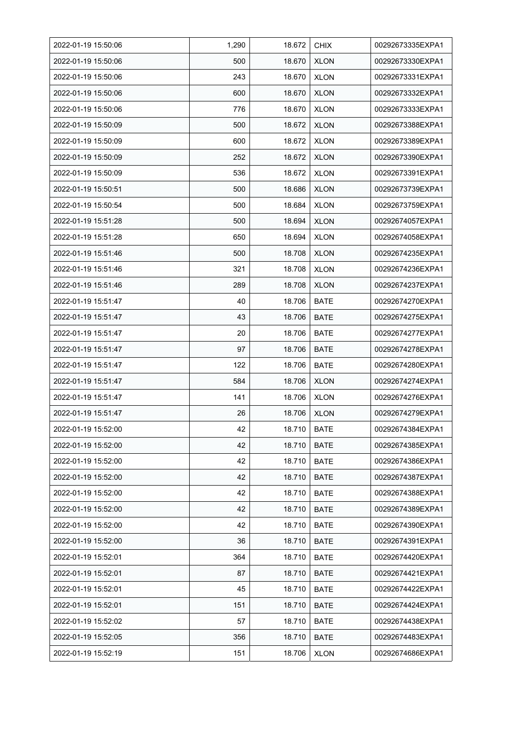| 2022-01-19 15:50:06 | 1,290 | 18.672 | CHIX | 00292673335EXPA1 |
|---|---|---|---|---|
| 2022-01-19 15:50:06 | 500 | 18.670 | XLON | 00292673330EXPA1 |
| 2022-01-19 15:50:06 | 243 | 18.670 | XLON | 00292673331EXPA1 |
| 2022-01-19 15:50:06 | 600 | 18.670 | XLON | 00292673332EXPA1 |
| 2022-01-19 15:50:06 | 776 | 18.670 | XLON | 00292673333EXPA1 |
| 2022-01-19 15:50:09 | 500 | 18.672 | XLON | 00292673388EXPA1 |
| 2022-01-19 15:50:09 | 600 | 18.672 | XLON | 00292673389EXPA1 |
| 2022-01-19 15:50:09 | 252 | 18.672 | XLON | 00292673390EXPA1 |
| 2022-01-19 15:50:09 | 536 | 18.672 | XLON | 00292673391EXPA1 |
| 2022-01-19 15:50:51 | 500 | 18.686 | XLON | 00292673739EXPA1 |
| 2022-01-19 15:50:54 | 500 | 18.684 | XLON | 00292673759EXPA1 |
| 2022-01-19 15:51:28 | 500 | 18.694 | XLON | 00292674057EXPA1 |
| 2022-01-19 15:51:28 | 650 | 18.694 | XLON | 00292674058EXPA1 |
| 2022-01-19 15:51:46 | 500 | 18.708 | XLON | 00292674235EXPA1 |
| 2022-01-19 15:51:46 | 321 | 18.708 | XLON | 00292674236EXPA1 |
| 2022-01-19 15:51:46 | 289 | 18.708 | XLON | 00292674237EXPA1 |
| 2022-01-19 15:51:47 | 40 | 18.706 | BATE | 00292674270EXPA1 |
| 2022-01-19 15:51:47 | 43 | 18.706 | BATE | 00292674275EXPA1 |
| 2022-01-19 15:51:47 | 20 | 18.706 | BATE | 00292674277EXPA1 |
| 2022-01-19 15:51:47 | 97 | 18.706 | BATE | 00292674278EXPA1 |
| 2022-01-19 15:51:47 | 122 | 18.706 | BATE | 00292674280EXPA1 |
| 2022-01-19 15:51:47 | 584 | 18.706 | XLON | 00292674274EXPA1 |
| 2022-01-19 15:51:47 | 141 | 18.706 | XLON | 00292674276EXPA1 |
| 2022-01-19 15:51:47 | 26 | 18.706 | XLON | 00292674279EXPA1 |
| 2022-01-19 15:52:00 | 42 | 18.710 | BATE | 00292674384EXPA1 |
| 2022-01-19 15:52:00 | 42 | 18.710 | BATE | 00292674385EXPA1 |
| 2022-01-19 15:52:00 | 42 | 18.710 | BATE | 00292674386EXPA1 |
| 2022-01-19 15:52:00 | 42 | 18.710 | BATE | 00292674387EXPA1 |
| 2022-01-19 15:52:00 | 42 | 18.710 | BATE | 00292674388EXPA1 |
| 2022-01-19 15:52:00 | 42 | 18.710 | BATE | 00292674389EXPA1 |
| 2022-01-19 15:52:00 | 42 | 18.710 | BATE | 00292674390EXPA1 |
| 2022-01-19 15:52:00 | 36 | 18.710 | BATE | 00292674391EXPA1 |
| 2022-01-19 15:52:01 | 364 | 18.710 | BATE | 00292674420EXPA1 |
| 2022-01-19 15:52:01 | 87 | 18.710 | BATE | 00292674421EXPA1 |
| 2022-01-19 15:52:01 | 45 | 18.710 | BATE | 00292674422EXPA1 |
| 2022-01-19 15:52:01 | 151 | 18.710 | BATE | 00292674424EXPA1 |
| 2022-01-19 15:52:02 | 57 | 18.710 | BATE | 00292674438EXPA1 |
| 2022-01-19 15:52:05 | 356 | 18.710 | BATE | 00292674483EXPA1 |
| 2022-01-19 15:52:19 | 151 | 18.706 | XLON | 00292674686EXPA1 |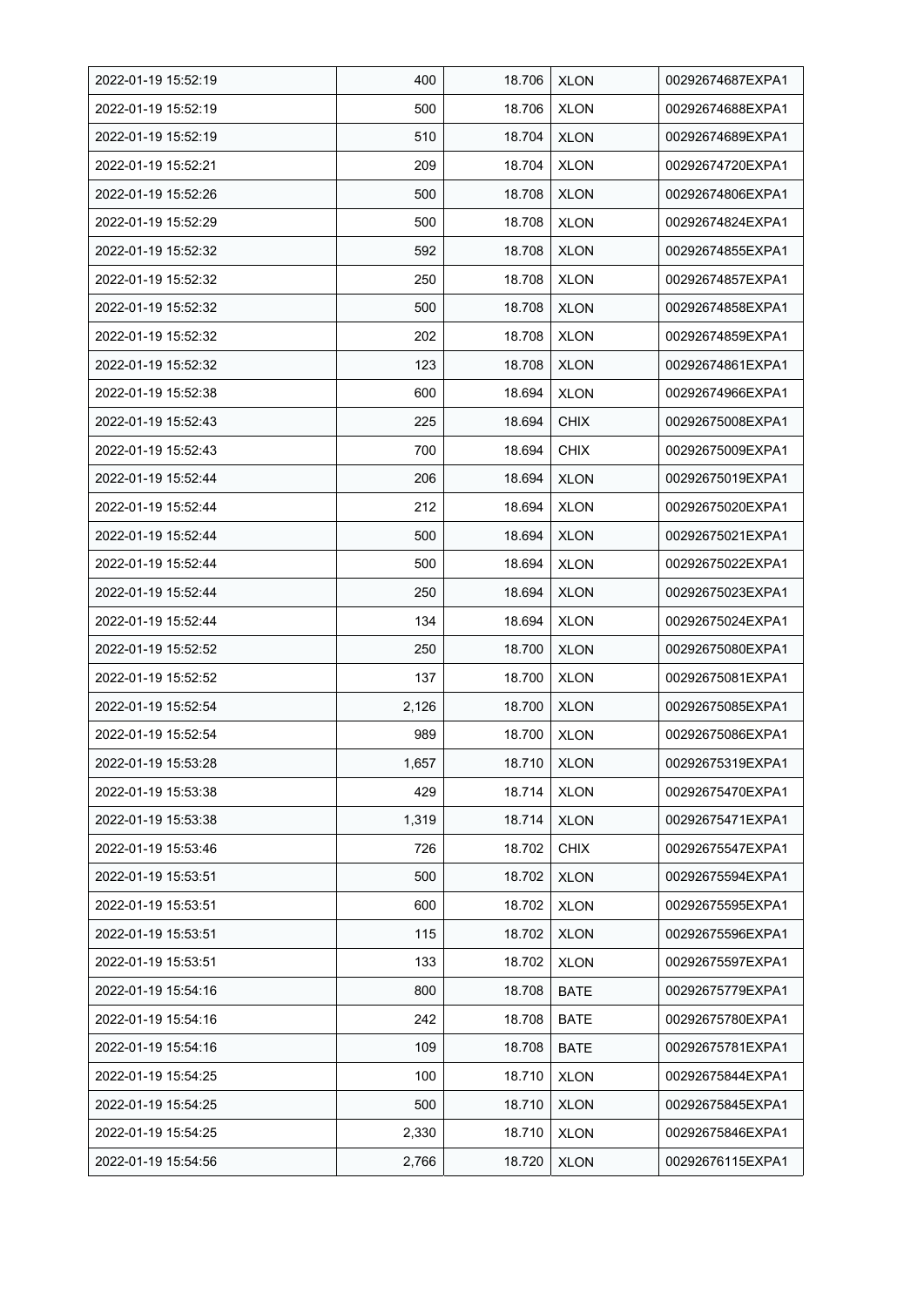| 2022-01-19 15:52:19 | 400 | 18.706 | XLON | 00292674687EXPA1 |
|---|---|---|---|---|
| 2022-01-19 15:52:19 | 500 | 18.706 | XLON | 00292674688EXPA1 |
| 2022-01-19 15:52:19 | 510 | 18.704 | XLON | 00292674689EXPA1 |
| 2022-01-19 15:52:21 | 209 | 18.704 | XLON | 00292674720EXPA1 |
| 2022-01-19 15:52:26 | 500 | 18.708 | XLON | 00292674806EXPA1 |
| 2022-01-19 15:52:29 | 500 | 18.708 | XLON | 00292674824EXPA1 |
| 2022-01-19 15:52:32 | 592 | 18.708 | XLON | 00292674855EXPA1 |
| 2022-01-19 15:52:32 | 250 | 18.708 | XLON | 00292674857EXPA1 |
| 2022-01-19 15:52:32 | 500 | 18.708 | XLON | 00292674858EXPA1 |
| 2022-01-19 15:52:32 | 202 | 18.708 | XLON | 00292674859EXPA1 |
| 2022-01-19 15:52:32 | 123 | 18.708 | XLON | 00292674861EXPA1 |
| 2022-01-19 15:52:38 | 600 | 18.694 | XLON | 00292674966EXPA1 |
| 2022-01-19 15:52:43 | 225 | 18.694 | CHIX | 00292675008EXPA1 |
| 2022-01-19 15:52:43 | 700 | 18.694 | CHIX | 00292675009EXPA1 |
| 2022-01-19 15:52:44 | 206 | 18.694 | XLON | 00292675019EXPA1 |
| 2022-01-19 15:52:44 | 212 | 18.694 | XLON | 00292675020EXPA1 |
| 2022-01-19 15:52:44 | 500 | 18.694 | XLON | 00292675021EXPA1 |
| 2022-01-19 15:52:44 | 500 | 18.694 | XLON | 00292675022EXPA1 |
| 2022-01-19 15:52:44 | 250 | 18.694 | XLON | 00292675023EXPA1 |
| 2022-01-19 15:52:44 | 134 | 18.694 | XLON | 00292675024EXPA1 |
| 2022-01-19 15:52:52 | 250 | 18.700 | XLON | 00292675080EXPA1 |
| 2022-01-19 15:52:52 | 137 | 18.700 | XLON | 00292675081EXPA1 |
| 2022-01-19 15:52:54 | 2,126 | 18.700 | XLON | 00292675085EXPA1 |
| 2022-01-19 15:52:54 | 989 | 18.700 | XLON | 00292675086EXPA1 |
| 2022-01-19 15:53:28 | 1,657 | 18.710 | XLON | 00292675319EXPA1 |
| 2022-01-19 15:53:38 | 429 | 18.714 | XLON | 00292675470EXPA1 |
| 2022-01-19 15:53:38 | 1,319 | 18.714 | XLON | 00292675471EXPA1 |
| 2022-01-19 15:53:46 | 726 | 18.702 | CHIX | 00292675547EXPA1 |
| 2022-01-19 15:53:51 | 500 | 18.702 | XLON | 00292675594EXPA1 |
| 2022-01-19 15:53:51 | 600 | 18.702 | XLON | 00292675595EXPA1 |
| 2022-01-19 15:53:51 | 115 | 18.702 | XLON | 00292675596EXPA1 |
| 2022-01-19 15:53:51 | 133 | 18.702 | XLON | 00292675597EXPA1 |
| 2022-01-19 15:54:16 | 800 | 18.708 | BATE | 00292675779EXPA1 |
| 2022-01-19 15:54:16 | 242 | 18.708 | BATE | 00292675780EXPA1 |
| 2022-01-19 15:54:16 | 109 | 18.708 | BATE | 00292675781EXPA1 |
| 2022-01-19 15:54:25 | 100 | 18.710 | XLON | 00292675844EXPA1 |
| 2022-01-19 15:54:25 | 500 | 18.710 | XLON | 00292675845EXPA1 |
| 2022-01-19 15:54:25 | 2,330 | 18.710 | XLON | 00292675846EXPA1 |
| 2022-01-19 15:54:56 | 2,766 | 18.720 | XLON | 00292676115EXPA1 |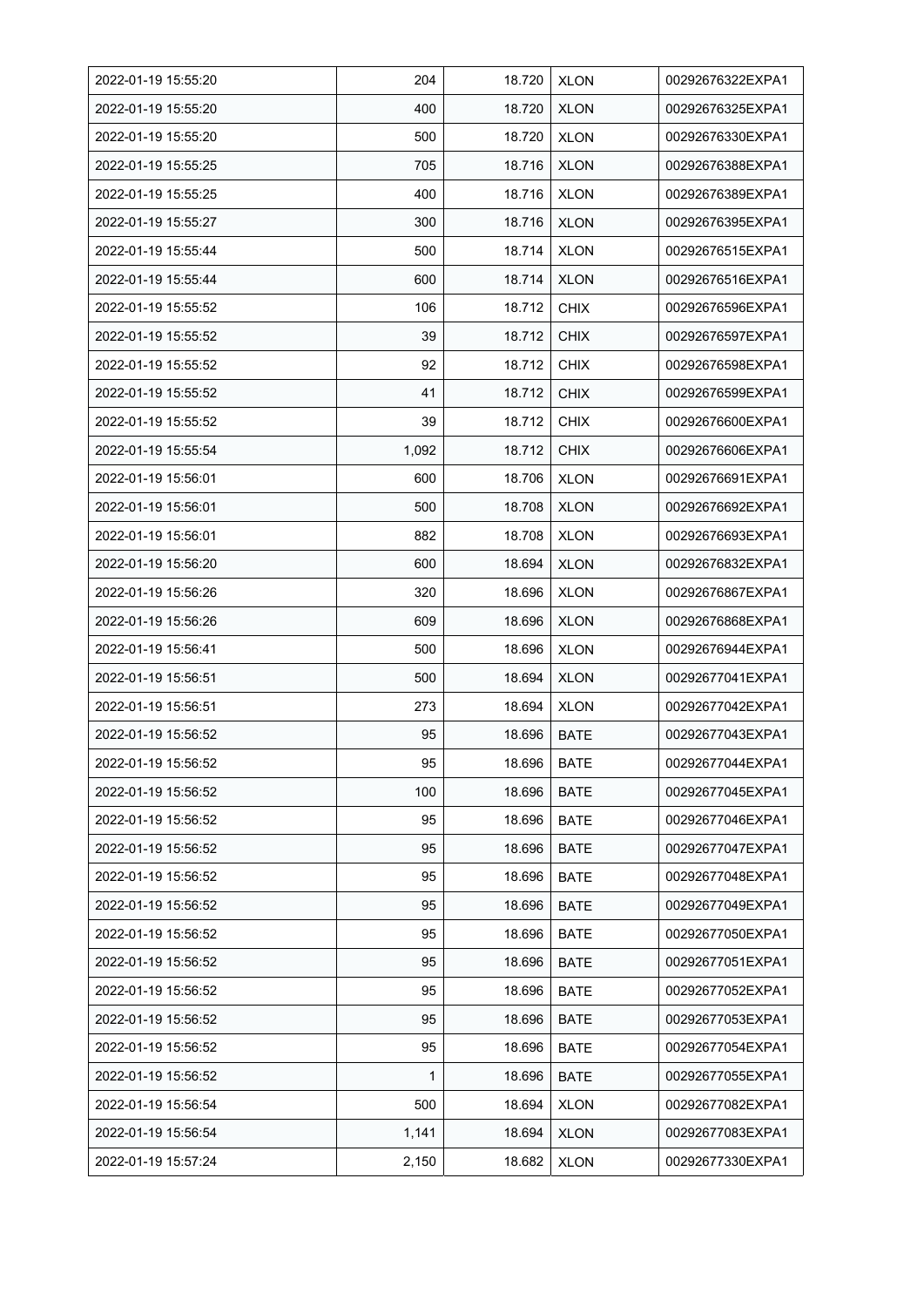| 2022-01-19 15:55:20 | 204 | 18.720 | XLON | 00292676322EXPA1 |
|---|---|---|---|---|
| 2022-01-19 15:55:20 | 400 | 18.720 | XLON | 00292676325EXPA1 |
| 2022-01-19 15:55:20 | 500 | 18.720 | XLON | 00292676330EXPA1 |
| 2022-01-19 15:55:25 | 705 | 18.716 | XLON | 00292676388EXPA1 |
| 2022-01-19 15:55:25 | 400 | 18.716 | XLON | 00292676389EXPA1 |
| 2022-01-19 15:55:27 | 300 | 18.716 | XLON | 00292676395EXPA1 |
| 2022-01-19 15:55:44 | 500 | 18.714 | XLON | 00292676515EXPA1 |
| 2022-01-19 15:55:44 | 600 | 18.714 | XLON | 00292676516EXPA1 |
| 2022-01-19 15:55:52 | 106 | 18.712 | CHIX | 00292676596EXPA1 |
| 2022-01-19 15:55:52 | 39 | 18.712 | CHIX | 00292676597EXPA1 |
| 2022-01-19 15:55:52 | 92 | 18.712 | CHIX | 00292676598EXPA1 |
| 2022-01-19 15:55:52 | 41 | 18.712 | CHIX | 00292676599EXPA1 |
| 2022-01-19 15:55:52 | 39 | 18.712 | CHIX | 00292676600EXPA1 |
| 2022-01-19 15:55:54 | 1,092 | 18.712 | CHIX | 00292676606EXPA1 |
| 2022-01-19 15:56:01 | 600 | 18.706 | XLON | 00292676691EXPA1 |
| 2022-01-19 15:56:01 | 500 | 18.708 | XLON | 00292676692EXPA1 |
| 2022-01-19 15:56:01 | 882 | 18.708 | XLON | 00292676693EXPA1 |
| 2022-01-19 15:56:20 | 600 | 18.694 | XLON | 00292676832EXPA1 |
| 2022-01-19 15:56:26 | 320 | 18.696 | XLON | 00292676867EXPA1 |
| 2022-01-19 15:56:26 | 609 | 18.696 | XLON | 00292676868EXPA1 |
| 2022-01-19 15:56:41 | 500 | 18.696 | XLON | 00292676944EXPA1 |
| 2022-01-19 15:56:51 | 500 | 18.694 | XLON | 00292677041EXPA1 |
| 2022-01-19 15:56:51 | 273 | 18.694 | XLON | 00292677042EXPA1 |
| 2022-01-19 15:56:52 | 95 | 18.696 | BATE | 00292677043EXPA1 |
| 2022-01-19 15:56:52 | 95 | 18.696 | BATE | 00292677044EXPA1 |
| 2022-01-19 15:56:52 | 100 | 18.696 | BATE | 00292677045EXPA1 |
| 2022-01-19 15:56:52 | 95 | 18.696 | BATE | 00292677046EXPA1 |
| 2022-01-19 15:56:52 | 95 | 18.696 | BATE | 00292677047EXPA1 |
| 2022-01-19 15:56:52 | 95 | 18.696 | BATE | 00292677048EXPA1 |
| 2022-01-19 15:56:52 | 95 | 18.696 | BATE | 00292677049EXPA1 |
| 2022-01-19 15:56:52 | 95 | 18.696 | BATE | 00292677050EXPA1 |
| 2022-01-19 15:56:52 | 95 | 18.696 | BATE | 00292677051EXPA1 |
| 2022-01-19 15:56:52 | 95 | 18.696 | BATE | 00292677052EXPA1 |
| 2022-01-19 15:56:52 | 95 | 18.696 | BATE | 00292677053EXPA1 |
| 2022-01-19 15:56:52 | 95 | 18.696 | BATE | 00292677054EXPA1 |
| 2022-01-19 15:56:52 | 1 | 18.696 | BATE | 00292677055EXPA1 |
| 2022-01-19 15:56:54 | 500 | 18.694 | XLON | 00292677082EXPA1 |
| 2022-01-19 15:56:54 | 1,141 | 18.694 | XLON | 00292677083EXPA1 |
| 2022-01-19 15:57:24 | 2,150 | 18.682 | XLON | 00292677330EXPA1 |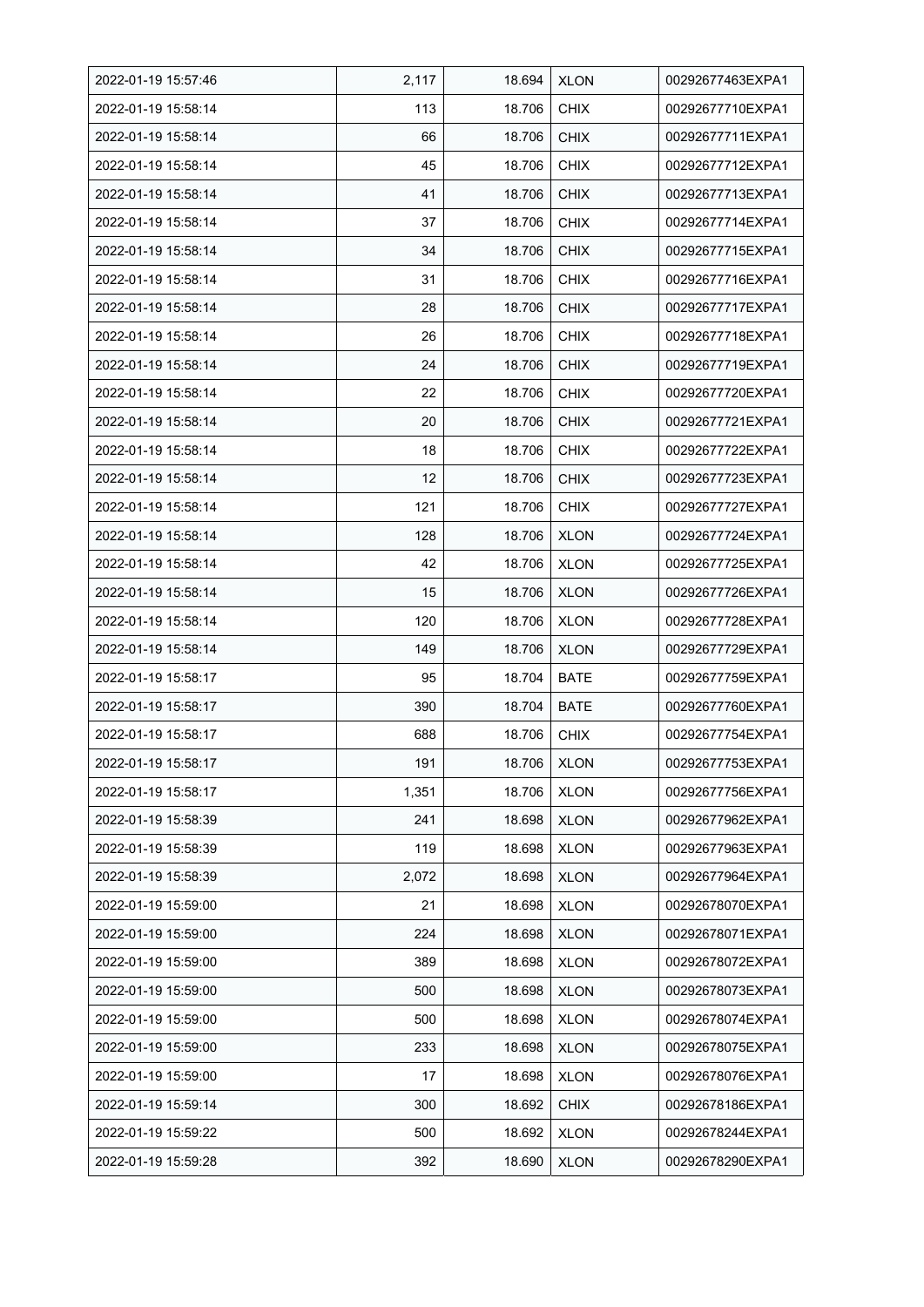| 2022-01-19 15:57:46 | 2,117 | 18.694 | XLON | 00292677463EXPA1 |
|---|---|---|---|---|
| 2022-01-19 15:58:14 | 113 | 18.706 | CHIX | 00292677710EXPA1 |
| 2022-01-19 15:58:14 | 66 | 18.706 | CHIX | 00292677711EXPA1 |
| 2022-01-19 15:58:14 | 45 | 18.706 | CHIX | 00292677712EXPA1 |
| 2022-01-19 15:58:14 | 41 | 18.706 | CHIX | 00292677713EXPA1 |
| 2022-01-19 15:58:14 | 37 | 18.706 | CHIX | 00292677714EXPA1 |
| 2022-01-19 15:58:14 | 34 | 18.706 | CHIX | 00292677715EXPA1 |
| 2022-01-19 15:58:14 | 31 | 18.706 | CHIX | 00292677716EXPA1 |
| 2022-01-19 15:58:14 | 28 | 18.706 | CHIX | 00292677717EXPA1 |
| 2022-01-19 15:58:14 | 26 | 18.706 | CHIX | 00292677718EXPA1 |
| 2022-01-19 15:58:14 | 24 | 18.706 | CHIX | 00292677719EXPA1 |
| 2022-01-19 15:58:14 | 22 | 18.706 | CHIX | 00292677720EXPA1 |
| 2022-01-19 15:58:14 | 20 | 18.706 | CHIX | 00292677721EXPA1 |
| 2022-01-19 15:58:14 | 18 | 18.706 | CHIX | 00292677722EXPA1 |
| 2022-01-19 15:58:14 | 12 | 18.706 | CHIX | 00292677723EXPA1 |
| 2022-01-19 15:58:14 | 121 | 18.706 | CHIX | 00292677727EXPA1 |
| 2022-01-19 15:58:14 | 128 | 18.706 | XLON | 00292677724EXPA1 |
| 2022-01-19 15:58:14 | 42 | 18.706 | XLON | 00292677725EXPA1 |
| 2022-01-19 15:58:14 | 15 | 18.706 | XLON | 00292677726EXPA1 |
| 2022-01-19 15:58:14 | 120 | 18.706 | XLON | 00292677728EXPA1 |
| 2022-01-19 15:58:14 | 149 | 18.706 | XLON | 00292677729EXPA1 |
| 2022-01-19 15:58:17 | 95 | 18.704 | BATE | 00292677759EXPA1 |
| 2022-01-19 15:58:17 | 390 | 18.704 | BATE | 00292677760EXPA1 |
| 2022-01-19 15:58:17 | 688 | 18.706 | CHIX | 00292677754EXPA1 |
| 2022-01-19 15:58:17 | 191 | 18.706 | XLON | 00292677753EXPA1 |
| 2022-01-19 15:58:17 | 1,351 | 18.706 | XLON | 00292677756EXPA1 |
| 2022-01-19 15:58:39 | 241 | 18.698 | XLON | 00292677962EXPA1 |
| 2022-01-19 15:58:39 | 119 | 18.698 | XLON | 00292677963EXPA1 |
| 2022-01-19 15:58:39 | 2,072 | 18.698 | XLON | 00292677964EXPA1 |
| 2022-01-19 15:59:00 | 21 | 18.698 | XLON | 00292678070EXPA1 |
| 2022-01-19 15:59:00 | 224 | 18.698 | XLON | 00292678071EXPA1 |
| 2022-01-19 15:59:00 | 389 | 18.698 | XLON | 00292678072EXPA1 |
| 2022-01-19 15:59:00 | 500 | 18.698 | XLON | 00292678073EXPA1 |
| 2022-01-19 15:59:00 | 500 | 18.698 | XLON | 00292678074EXPA1 |
| 2022-01-19 15:59:00 | 233 | 18.698 | XLON | 00292678075EXPA1 |
| 2022-01-19 15:59:00 | 17 | 18.698 | XLON | 00292678076EXPA1 |
| 2022-01-19 15:59:14 | 300 | 18.692 | CHIX | 00292678186EXPA1 |
| 2022-01-19 15:59:22 | 500 | 18.692 | XLON | 00292678244EXPA1 |
| 2022-01-19 15:59:28 | 392 | 18.690 | XLON | 00292678290EXPA1 |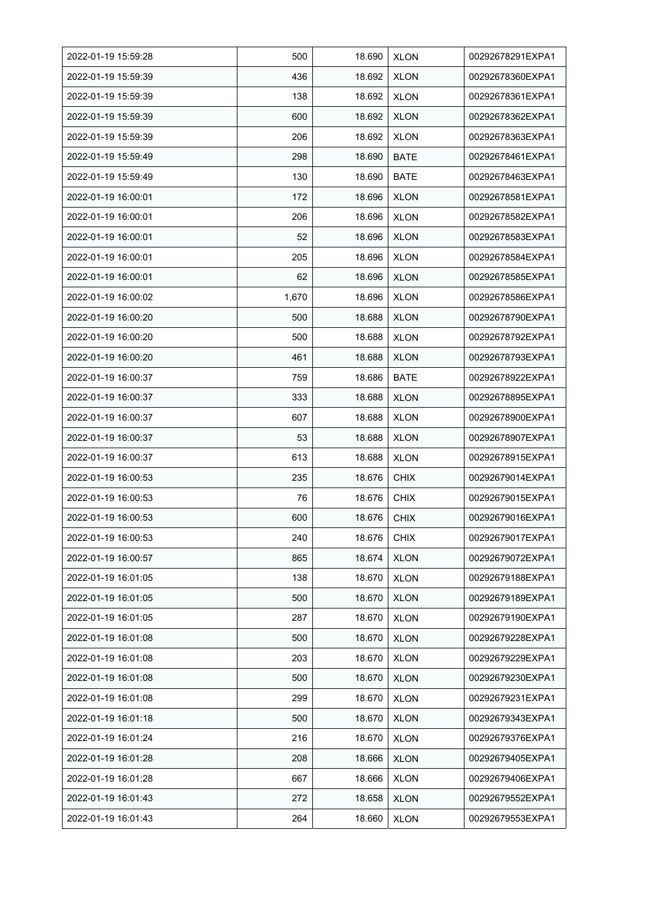| 2022-01-19 15:59:28 | 500 | 18.690 | XLON | 00292678291EXPA1 |
|---|---|---|---|---|
| 2022-01-19 15:59:39 | 436 | 18.692 | XLON | 00292678360EXPA1 |
| 2022-01-19 15:59:39 | 138 | 18.692 | XLON | 00292678361EXPA1 |
| 2022-01-19 15:59:39 | 600 | 18.692 | XLON | 00292678362EXPA1 |
| 2022-01-19 15:59:39 | 206 | 18.692 | XLON | 00292678363EXPA1 |
| 2022-01-19 15:59:49 | 298 | 18.690 | BATE | 00292678461EXPA1 |
| 2022-01-19 15:59:49 | 130 | 18.690 | BATE | 00292678463EXPA1 |
| 2022-01-19 16:00:01 | 172 | 18.696 | XLON | 00292678581EXPA1 |
| 2022-01-19 16:00:01 | 206 | 18.696 | XLON | 00292678582EXPA1 |
| 2022-01-19 16:00:01 | 52 | 18.696 | XLON | 00292678583EXPA1 |
| 2022-01-19 16:00:01 | 205 | 18.696 | XLON | 00292678584EXPA1 |
| 2022-01-19 16:00:01 | 62 | 18.696 | XLON | 00292678585EXPA1 |
| 2022-01-19 16:00:02 | 1,670 | 18.696 | XLON | 00292678586EXPA1 |
| 2022-01-19 16:00:20 | 500 | 18.688 | XLON | 00292678790EXPA1 |
| 2022-01-19 16:00:20 | 500 | 18.688 | XLON | 00292678792EXPA1 |
| 2022-01-19 16:00:20 | 461 | 18.688 | XLON | 00292678793EXPA1 |
| 2022-01-19 16:00:37 | 759 | 18.686 | BATE | 00292678922EXPA1 |
| 2022-01-19 16:00:37 | 333 | 18.688 | XLON | 00292678895EXPA1 |
| 2022-01-19 16:00:37 | 607 | 18.688 | XLON | 00292678900EXPA1 |
| 2022-01-19 16:00:37 | 53 | 18.688 | XLON | 00292678907EXPA1 |
| 2022-01-19 16:00:37 | 613 | 18.688 | XLON | 00292678915EXPA1 |
| 2022-01-19 16:00:53 | 235 | 18.676 | CHIX | 00292679014EXPA1 |
| 2022-01-19 16:00:53 | 76 | 18.676 | CHIX | 00292679015EXPA1 |
| 2022-01-19 16:00:53 | 600 | 18.676 | CHIX | 00292679016EXPA1 |
| 2022-01-19 16:00:53 | 240 | 18.676 | CHIX | 00292679017EXPA1 |
| 2022-01-19 16:00:57 | 865 | 18.674 | XLON | 00292679072EXPA1 |
| 2022-01-19 16:01:05 | 138 | 18.670 | XLON | 00292679188EXPA1 |
| 2022-01-19 16:01:05 | 500 | 18.670 | XLON | 00292679189EXPA1 |
| 2022-01-19 16:01:05 | 287 | 18.670 | XLON | 00292679190EXPA1 |
| 2022-01-19 16:01:08 | 500 | 18.670 | XLON | 00292679228EXPA1 |
| 2022-01-19 16:01:08 | 203 | 18.670 | XLON | 00292679229EXPA1 |
| 2022-01-19 16:01:08 | 500 | 18.670 | XLON | 00292679230EXPA1 |
| 2022-01-19 16:01:08 | 299 | 18.670 | XLON | 00292679231EXPA1 |
| 2022-01-19 16:01:18 | 500 | 18.670 | XLON | 00292679343EXPA1 |
| 2022-01-19 16:01:24 | 216 | 18.670 | XLON | 00292679376EXPA1 |
| 2022-01-19 16:01:28 | 208 | 18.666 | XLON | 00292679405EXPA1 |
| 2022-01-19 16:01:28 | 667 | 18.666 | XLON | 00292679406EXPA1 |
| 2022-01-19 16:01:43 | 272 | 18.658 | XLON | 00292679552EXPA1 |
| 2022-01-19 16:01:43 | 264 | 18.660 | XLON | 00292679553EXPA1 |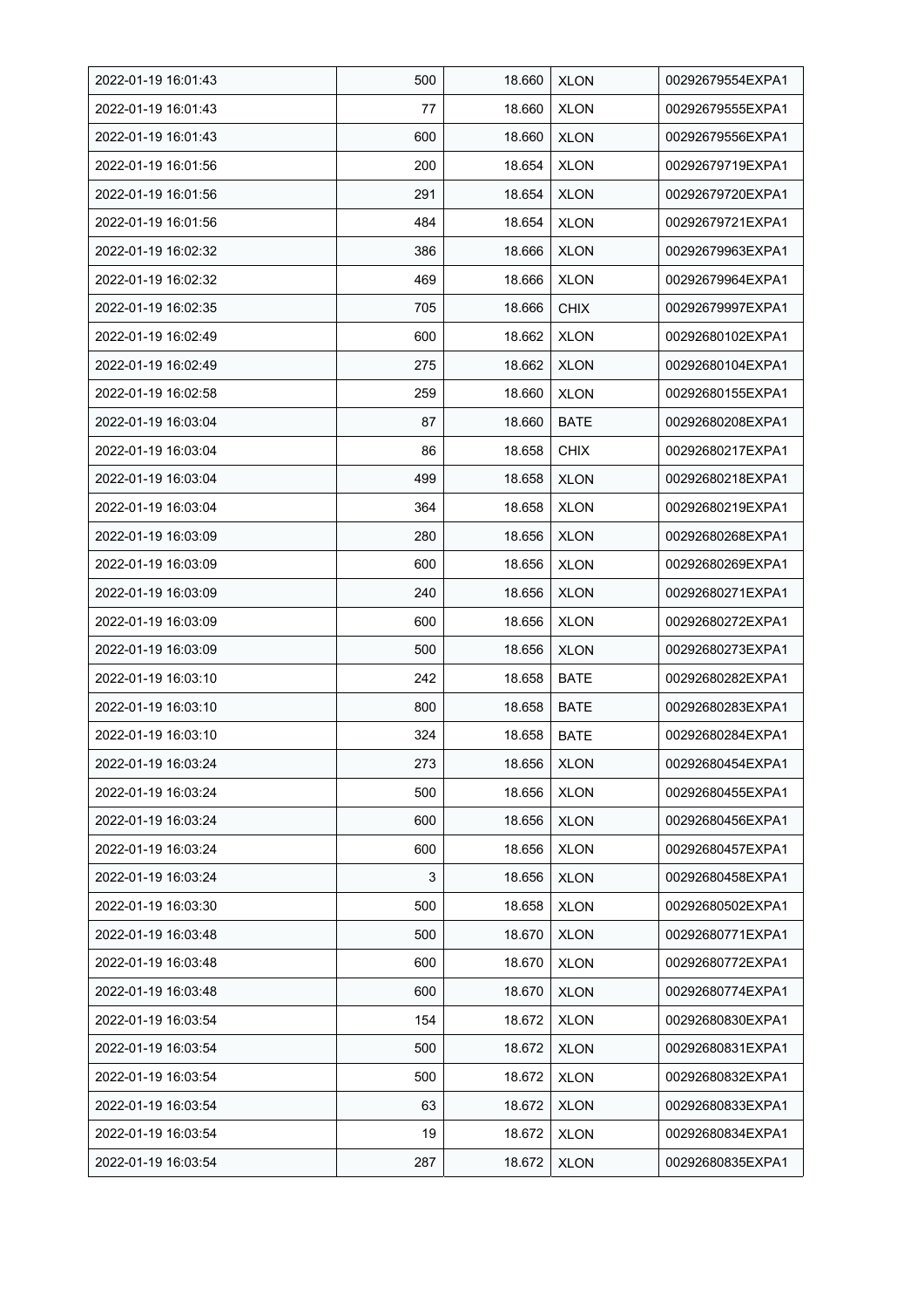| 2022-01-19 16:01:43 | 500 | 18.660 | XLON | 00292679554EXPA1 |
|---|---|---|---|---|
| 2022-01-19 16:01:43 | 77 | 18.660 | XLON | 00292679555EXPA1 |
| 2022-01-19 16:01:43 | 600 | 18.660 | XLON | 00292679556EXPA1 |
| 2022-01-19 16:01:56 | 200 | 18.654 | XLON | 00292679719EXPA1 |
| 2022-01-19 16:01:56 | 291 | 18.654 | XLON | 00292679720EXPA1 |
| 2022-01-19 16:01:56 | 484 | 18.654 | XLON | 00292679721EXPA1 |
| 2022-01-19 16:02:32 | 386 | 18.666 | XLON | 00292679963EXPA1 |
| 2022-01-19 16:02:32 | 469 | 18.666 | XLON | 00292679964EXPA1 |
| 2022-01-19 16:02:35 | 705 | 18.666 | CHIX | 00292679997EXPA1 |
| 2022-01-19 16:02:49 | 600 | 18.662 | XLON | 00292680102EXPA1 |
| 2022-01-19 16:02:49 | 275 | 18.662 | XLON | 00292680104EXPA1 |
| 2022-01-19 16:02:58 | 259 | 18.660 | XLON | 00292680155EXPA1 |
| 2022-01-19 16:03:04 | 87 | 18.660 | BATE | 00292680208EXPA1 |
| 2022-01-19 16:03:04 | 86 | 18.658 | CHIX | 00292680217EXPA1 |
| 2022-01-19 16:03:04 | 499 | 18.658 | XLON | 00292680218EXPA1 |
| 2022-01-19 16:03:04 | 364 | 18.658 | XLON | 00292680219EXPA1 |
| 2022-01-19 16:03:09 | 280 | 18.656 | XLON | 00292680268EXPA1 |
| 2022-01-19 16:03:09 | 600 | 18.656 | XLON | 00292680269EXPA1 |
| 2022-01-19 16:03:09 | 240 | 18.656 | XLON | 00292680271EXPA1 |
| 2022-01-19 16:03:09 | 600 | 18.656 | XLON | 00292680272EXPA1 |
| 2022-01-19 16:03:09 | 500 | 18.656 | XLON | 00292680273EXPA1 |
| 2022-01-19 16:03:10 | 242 | 18.658 | BATE | 00292680282EXPA1 |
| 2022-01-19 16:03:10 | 800 | 18.658 | BATE | 00292680283EXPA1 |
| 2022-01-19 16:03:10 | 324 | 18.658 | BATE | 00292680284EXPA1 |
| 2022-01-19 16:03:24 | 273 | 18.656 | XLON | 00292680454EXPA1 |
| 2022-01-19 16:03:24 | 500 | 18.656 | XLON | 00292680455EXPA1 |
| 2022-01-19 16:03:24 | 600 | 18.656 | XLON | 00292680456EXPA1 |
| 2022-01-19 16:03:24 | 600 | 18.656 | XLON | 00292680457EXPA1 |
| 2022-01-19 16:03:24 | 3 | 18.656 | XLON | 00292680458EXPA1 |
| 2022-01-19 16:03:30 | 500 | 18.658 | XLON | 00292680502EXPA1 |
| 2022-01-19 16:03:48 | 500 | 18.670 | XLON | 00292680771EXPA1 |
| 2022-01-19 16:03:48 | 600 | 18.670 | XLON | 00292680772EXPA1 |
| 2022-01-19 16:03:48 | 600 | 18.670 | XLON | 00292680774EXPA1 |
| 2022-01-19 16:03:54 | 154 | 18.672 | XLON | 00292680830EXPA1 |
| 2022-01-19 16:03:54 | 500 | 18.672 | XLON | 00292680831EXPA1 |
| 2022-01-19 16:03:54 | 500 | 18.672 | XLON | 00292680832EXPA1 |
| 2022-01-19 16:03:54 | 63 | 18.672 | XLON | 00292680833EXPA1 |
| 2022-01-19 16:03:54 | 19 | 18.672 | XLON | 00292680834EXPA1 |
| 2022-01-19 16:03:54 | 287 | 18.672 | XLON | 00292680835EXPA1 |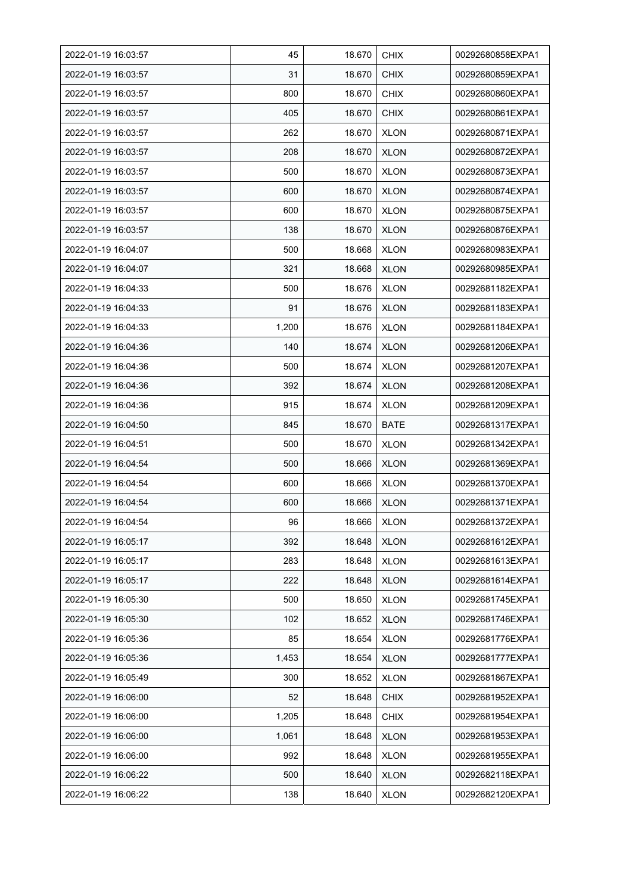| 2022-01-19 16:03:57 | 45 | 18.670 | CHIX | 00292680858EXPA1 |
|---|---|---|---|---|
| 2022-01-19 16:03:57 | 31 | 18.670 | CHIX | 00292680859EXPA1 |
| 2022-01-19 16:03:57 | 800 | 18.670 | CHIX | 00292680860EXPA1 |
| 2022-01-19 16:03:57 | 405 | 18.670 | CHIX | 00292680861EXPA1 |
| 2022-01-19 16:03:57 | 262 | 18.670 | XLON | 00292680871EXPA1 |
| 2022-01-19 16:03:57 | 208 | 18.670 | XLON | 00292680872EXPA1 |
| 2022-01-19 16:03:57 | 500 | 18.670 | XLON | 00292680873EXPA1 |
| 2022-01-19 16:03:57 | 600 | 18.670 | XLON | 00292680874EXPA1 |
| 2022-01-19 16:03:57 | 600 | 18.670 | XLON | 00292680875EXPA1 |
| 2022-01-19 16:03:57 | 138 | 18.670 | XLON | 00292680876EXPA1 |
| 2022-01-19 16:04:07 | 500 | 18.668 | XLON | 00292680983EXPA1 |
| 2022-01-19 16:04:07 | 321 | 18.668 | XLON | 00292680985EXPA1 |
| 2022-01-19 16:04:33 | 500 | 18.676 | XLON | 00292681182EXPA1 |
| 2022-01-19 16:04:33 | 91 | 18.676 | XLON | 00292681183EXPA1 |
| 2022-01-19 16:04:33 | 1,200 | 18.676 | XLON | 00292681184EXPA1 |
| 2022-01-19 16:04:36 | 140 | 18.674 | XLON | 00292681206EXPA1 |
| 2022-01-19 16:04:36 | 500 | 18.674 | XLON | 00292681207EXPA1 |
| 2022-01-19 16:04:36 | 392 | 18.674 | XLON | 00292681208EXPA1 |
| 2022-01-19 16:04:36 | 915 | 18.674 | XLON | 00292681209EXPA1 |
| 2022-01-19 16:04:50 | 845 | 18.670 | BATE | 00292681317EXPA1 |
| 2022-01-19 16:04:51 | 500 | 18.670 | XLON | 00292681342EXPA1 |
| 2022-01-19 16:04:54 | 500 | 18.666 | XLON | 00292681369EXPA1 |
| 2022-01-19 16:04:54 | 600 | 18.666 | XLON | 00292681370EXPA1 |
| 2022-01-19 16:04:54 | 600 | 18.666 | XLON | 00292681371EXPA1 |
| 2022-01-19 16:04:54 | 96 | 18.666 | XLON | 00292681372EXPA1 |
| 2022-01-19 16:05:17 | 392 | 18.648 | XLON | 00292681612EXPA1 |
| 2022-01-19 16:05:17 | 283 | 18.648 | XLON | 00292681613EXPA1 |
| 2022-01-19 16:05:17 | 222 | 18.648 | XLON | 00292681614EXPA1 |
| 2022-01-19 16:05:30 | 500 | 18.650 | XLON | 00292681745EXPA1 |
| 2022-01-19 16:05:30 | 102 | 18.652 | XLON | 00292681746EXPA1 |
| 2022-01-19 16:05:36 | 85 | 18.654 | XLON | 00292681776EXPA1 |
| 2022-01-19 16:05:36 | 1,453 | 18.654 | XLON | 00292681777EXPA1 |
| 2022-01-19 16:05:49 | 300 | 18.652 | XLON | 00292681867EXPA1 |
| 2022-01-19 16:06:00 | 52 | 18.648 | CHIX | 00292681952EXPA1 |
| 2022-01-19 16:06:00 | 1,205 | 18.648 | CHIX | 00292681954EXPA1 |
| 2022-01-19 16:06:00 | 1,061 | 18.648 | XLON | 00292681953EXPA1 |
| 2022-01-19 16:06:00 | 992 | 18.648 | XLON | 00292681955EXPA1 |
| 2022-01-19 16:06:22 | 500 | 18.640 | XLON | 00292682118EXPA1 |
| 2022-01-19 16:06:22 | 138 | 18.640 | XLON | 00292682120EXPA1 |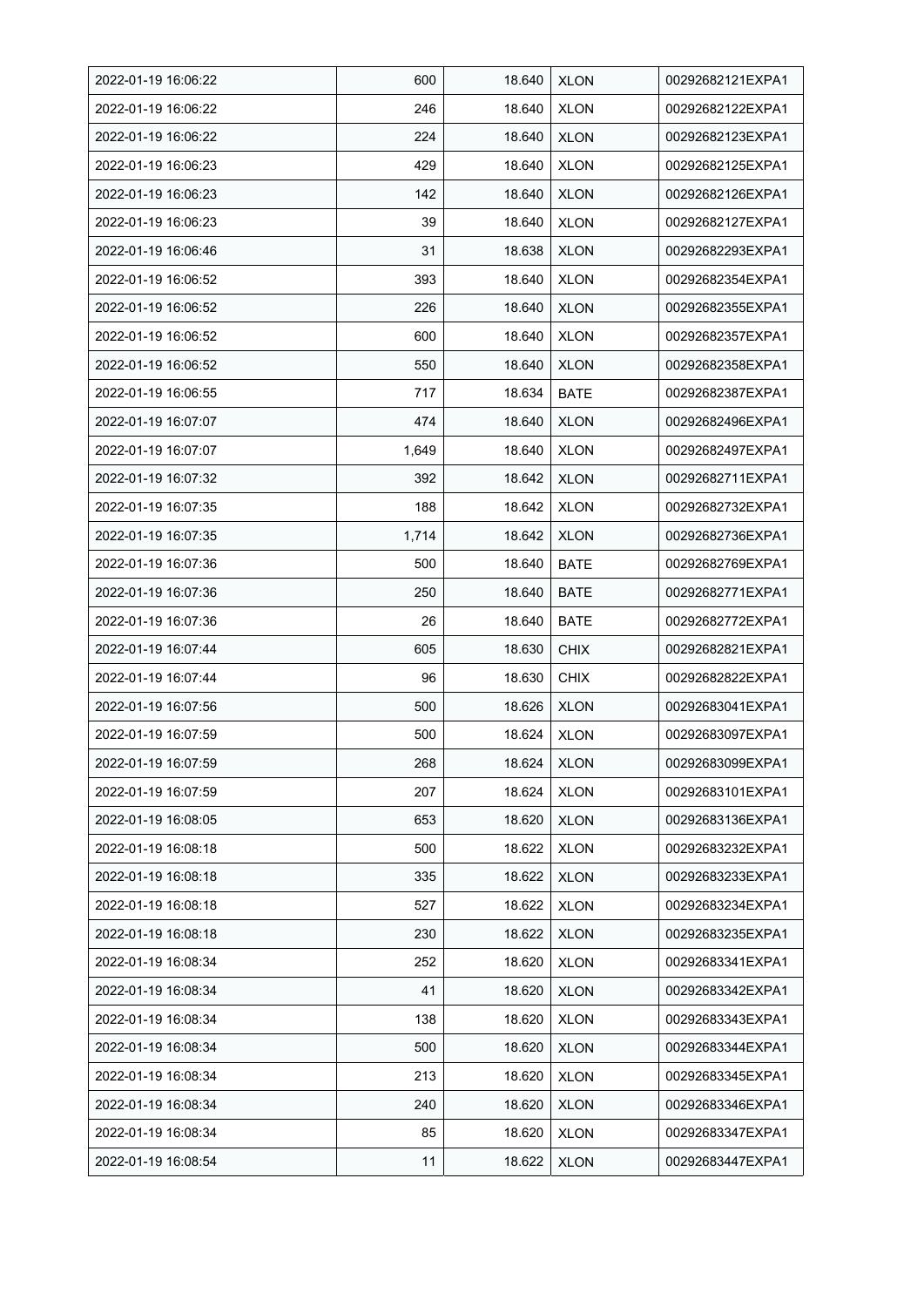| | | | | |
|---|---|---|---|---|
| 2022-01-19 16:06:22 | 600 | 18.640 | XLON | 00292682121EXPA1 |
| 2022-01-19 16:06:22 | 246 | 18.640 | XLON | 00292682122EXPA1 |
| 2022-01-19 16:06:22 | 224 | 18.640 | XLON | 00292682123EXPA1 |
| 2022-01-19 16:06:23 | 429 | 18.640 | XLON | 00292682125EXPA1 |
| 2022-01-19 16:06:23 | 142 | 18.640 | XLON | 00292682126EXPA1 |
| 2022-01-19 16:06:23 | 39 | 18.640 | XLON | 00292682127EXPA1 |
| 2022-01-19 16:06:46 | 31 | 18.638 | XLON | 00292682293EXPA1 |
| 2022-01-19 16:06:52 | 393 | 18.640 | XLON | 00292682354EXPA1 |
| 2022-01-19 16:06:52 | 226 | 18.640 | XLON | 00292682355EXPA1 |
| 2022-01-19 16:06:52 | 600 | 18.640 | XLON | 00292682357EXPA1 |
| 2022-01-19 16:06:52 | 550 | 18.640 | XLON | 00292682358EXPA1 |
| 2022-01-19 16:06:55 | 717 | 18.634 | BATE | 00292682387EXPA1 |
| 2022-01-19 16:07:07 | 474 | 18.640 | XLON | 00292682496EXPA1 |
| 2022-01-19 16:07:07 | 1,649 | 18.640 | XLON | 00292682497EXPA1 |
| 2022-01-19 16:07:32 | 392 | 18.642 | XLON | 00292682711EXPA1 |
| 2022-01-19 16:07:35 | 188 | 18.642 | XLON | 00292682732EXPA1 |
| 2022-01-19 16:07:35 | 1,714 | 18.642 | XLON | 00292682736EXPA1 |
| 2022-01-19 16:07:36 | 500 | 18.640 | BATE | 00292682769EXPA1 |
| 2022-01-19 16:07:36 | 250 | 18.640 | BATE | 00292682771EXPA1 |
| 2022-01-19 16:07:36 | 26 | 18.640 | BATE | 00292682772EXPA1 |
| 2022-01-19 16:07:44 | 605 | 18.630 | CHIX | 00292682821EXPA1 |
| 2022-01-19 16:07:44 | 96 | 18.630 | CHIX | 00292682822EXPA1 |
| 2022-01-19 16:07:56 | 500 | 18.626 | XLON | 00292683041EXPA1 |
| 2022-01-19 16:07:59 | 500 | 18.624 | XLON | 00292683097EXPA1 |
| 2022-01-19 16:07:59 | 268 | 18.624 | XLON | 00292683099EXPA1 |
| 2022-01-19 16:07:59 | 207 | 18.624 | XLON | 00292683101EXPA1 |
| 2022-01-19 16:08:05 | 653 | 18.620 | XLON | 00292683136EXPA1 |
| 2022-01-19 16:08:18 | 500 | 18.622 | XLON | 00292683232EXPA1 |
| 2022-01-19 16:08:18 | 335 | 18.622 | XLON | 00292683233EXPA1 |
| 2022-01-19 16:08:18 | 527 | 18.622 | XLON | 00292683234EXPA1 |
| 2022-01-19 16:08:18 | 230 | 18.622 | XLON | 00292683235EXPA1 |
| 2022-01-19 16:08:34 | 252 | 18.620 | XLON | 00292683341EXPA1 |
| 2022-01-19 16:08:34 | 41 | 18.620 | XLON | 00292683342EXPA1 |
| 2022-01-19 16:08:34 | 138 | 18.620 | XLON | 00292683343EXPA1 |
| 2022-01-19 16:08:34 | 500 | 18.620 | XLON | 00292683344EXPA1 |
| 2022-01-19 16:08:34 | 213 | 18.620 | XLON | 00292683345EXPA1 |
| 2022-01-19 16:08:34 | 240 | 18.620 | XLON | 00292683346EXPA1 |
| 2022-01-19 16:08:34 | 85 | 18.620 | XLON | 00292683347EXPA1 |
| 2022-01-19 16:08:54 | 11 | 18.622 | XLON | 00292683447EXPA1 |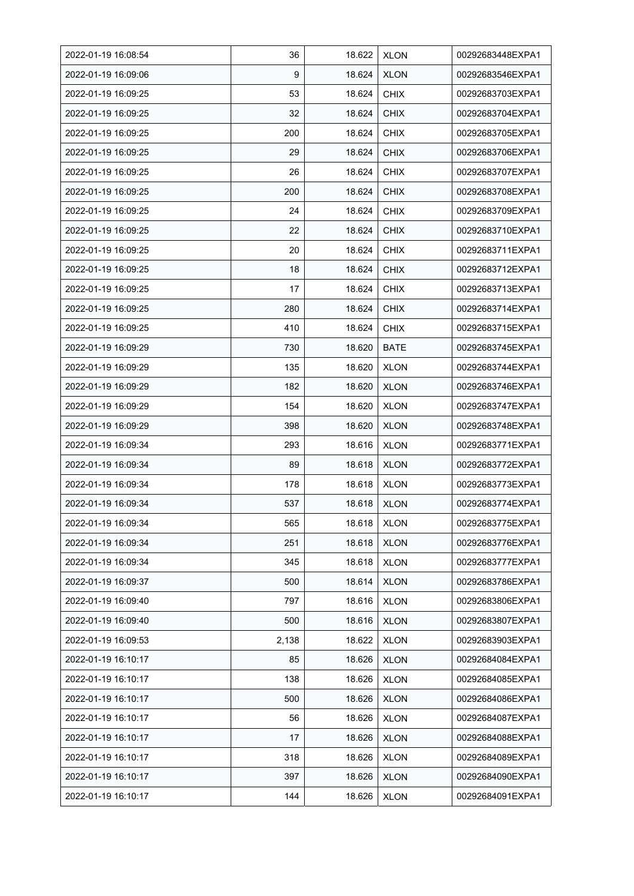| 2022-01-19 16:08:54 | 36 | 18.622 | XLON | 00292683448EXPA1 |
|---|---|---|---|---|
| 2022-01-19 16:09:06 | 9 | 18.624 | XLON | 00292683546EXPA1 |
| 2022-01-19 16:09:25 | 53 | 18.624 | CHIX | 00292683703EXPA1 |
| 2022-01-19 16:09:25 | 32 | 18.624 | CHIX | 00292683704EXPA1 |
| 2022-01-19 16:09:25 | 200 | 18.624 | CHIX | 00292683705EXPA1 |
| 2022-01-19 16:09:25 | 29 | 18.624 | CHIX | 00292683706EXPA1 |
| 2022-01-19 16:09:25 | 26 | 18.624 | CHIX | 00292683707EXPA1 |
| 2022-01-19 16:09:25 | 200 | 18.624 | CHIX | 00292683708EXPA1 |
| 2022-01-19 16:09:25 | 24 | 18.624 | CHIX | 00292683709EXPA1 |
| 2022-01-19 16:09:25 | 22 | 18.624 | CHIX | 00292683710EXPA1 |
| 2022-01-19 16:09:25 | 20 | 18.624 | CHIX | 00292683711EXPA1 |
| 2022-01-19 16:09:25 | 18 | 18.624 | CHIX | 00292683712EXPA1 |
| 2022-01-19 16:09:25 | 17 | 18.624 | CHIX | 00292683713EXPA1 |
| 2022-01-19 16:09:25 | 280 | 18.624 | CHIX | 00292683714EXPA1 |
| 2022-01-19 16:09:25 | 410 | 18.624 | CHIX | 00292683715EXPA1 |
| 2022-01-19 16:09:29 | 730 | 18.620 | BATE | 00292683745EXPA1 |
| 2022-01-19 16:09:29 | 135 | 18.620 | XLON | 00292683744EXPA1 |
| 2022-01-19 16:09:29 | 182 | 18.620 | XLON | 00292683746EXPA1 |
| 2022-01-19 16:09:29 | 154 | 18.620 | XLON | 00292683747EXPA1 |
| 2022-01-19 16:09:29 | 398 | 18.620 | XLON | 00292683748EXPA1 |
| 2022-01-19 16:09:34 | 293 | 18.616 | XLON | 00292683771EXPA1 |
| 2022-01-19 16:09:34 | 89 | 18.618 | XLON | 00292683772EXPA1 |
| 2022-01-19 16:09:34 | 178 | 18.618 | XLON | 00292683773EXPA1 |
| 2022-01-19 16:09:34 | 537 | 18.618 | XLON | 00292683774EXPA1 |
| 2022-01-19 16:09:34 | 565 | 18.618 | XLON | 00292683775EXPA1 |
| 2022-01-19 16:09:34 | 251 | 18.618 | XLON | 00292683776EXPA1 |
| 2022-01-19 16:09:34 | 345 | 18.618 | XLON | 00292683777EXPA1 |
| 2022-01-19 16:09:37 | 500 | 18.614 | XLON | 00292683786EXPA1 |
| 2022-01-19 16:09:40 | 797 | 18.616 | XLON | 00292683806EXPA1 |
| 2022-01-19 16:09:40 | 500 | 18.616 | XLON | 00292683807EXPA1 |
| 2022-01-19 16:09:53 | 2,138 | 18.622 | XLON | 00292683903EXPA1 |
| 2022-01-19 16:10:17 | 85 | 18.626 | XLON | 00292684084EXPA1 |
| 2022-01-19 16:10:17 | 138 | 18.626 | XLON | 00292684085EXPA1 |
| 2022-01-19 16:10:17 | 500 | 18.626 | XLON | 00292684086EXPA1 |
| 2022-01-19 16:10:17 | 56 | 18.626 | XLON | 00292684087EXPA1 |
| 2022-01-19 16:10:17 | 17 | 18.626 | XLON | 00292684088EXPA1 |
| 2022-01-19 16:10:17 | 318 | 18.626 | XLON | 00292684089EXPA1 |
| 2022-01-19 16:10:17 | 397 | 18.626 | XLON | 00292684090EXPA1 |
| 2022-01-19 16:10:17 | 144 | 18.626 | XLON | 00292684091EXPA1 |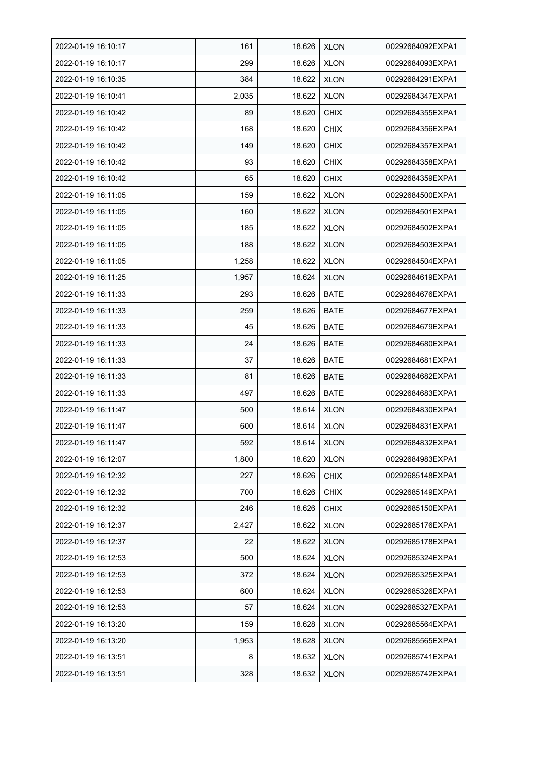| 2022-01-19 16:10:17 | 161 | 18.626 | XLON | 00292684092EXPA1 |
|---|---|---|---|---|
| 2022-01-19 16:10:17 | 299 | 18.626 | XLON | 00292684093EXPA1 |
| 2022-01-19 16:10:35 | 384 | 18.622 | XLON | 00292684291EXPA1 |
| 2022-01-19 16:10:41 | 2,035 | 18.622 | XLON | 00292684347EXPA1 |
| 2022-01-19 16:10:42 | 89 | 18.620 | CHIX | 00292684355EXPA1 |
| 2022-01-19 16:10:42 | 168 | 18.620 | CHIX | 00292684356EXPA1 |
| 2022-01-19 16:10:42 | 149 | 18.620 | CHIX | 00292684357EXPA1 |
| 2022-01-19 16:10:42 | 93 | 18.620 | CHIX | 00292684358EXPA1 |
| 2022-01-19 16:10:42 | 65 | 18.620 | CHIX | 00292684359EXPA1 |
| 2022-01-19 16:11:05 | 159 | 18.622 | XLON | 00292684500EXPA1 |
| 2022-01-19 16:11:05 | 160 | 18.622 | XLON | 00292684501EXPA1 |
| 2022-01-19 16:11:05 | 185 | 18.622 | XLON | 00292684502EXPA1 |
| 2022-01-19 16:11:05 | 188 | 18.622 | XLON | 00292684503EXPA1 |
| 2022-01-19 16:11:05 | 1,258 | 18.622 | XLON | 00292684504EXPA1 |
| 2022-01-19 16:11:25 | 1,957 | 18.624 | XLON | 00292684619EXPA1 |
| 2022-01-19 16:11:33 | 293 | 18.626 | BATE | 00292684676EXPA1 |
| 2022-01-19 16:11:33 | 259 | 18.626 | BATE | 00292684677EXPA1 |
| 2022-01-19 16:11:33 | 45 | 18.626 | BATE | 00292684679EXPA1 |
| 2022-01-19 16:11:33 | 24 | 18.626 | BATE | 00292684680EXPA1 |
| 2022-01-19 16:11:33 | 37 | 18.626 | BATE | 00292684681EXPA1 |
| 2022-01-19 16:11:33 | 81 | 18.626 | BATE | 00292684682EXPA1 |
| 2022-01-19 16:11:33 | 497 | 18.626 | BATE | 00292684683EXPA1 |
| 2022-01-19 16:11:47 | 500 | 18.614 | XLON | 00292684830EXPA1 |
| 2022-01-19 16:11:47 | 600 | 18.614 | XLON | 00292684831EXPA1 |
| 2022-01-19 16:11:47 | 592 | 18.614 | XLON | 00292684832EXPA1 |
| 2022-01-19 16:12:07 | 1,800 | 18.620 | XLON | 00292684983EXPA1 |
| 2022-01-19 16:12:32 | 227 | 18.626 | CHIX | 00292685148EXPA1 |
| 2022-01-19 16:12:32 | 700 | 18.626 | CHIX | 00292685149EXPA1 |
| 2022-01-19 16:12:32 | 246 | 18.626 | CHIX | 00292685150EXPA1 |
| 2022-01-19 16:12:37 | 2,427 | 18.622 | XLON | 00292685176EXPA1 |
| 2022-01-19 16:12:37 | 22 | 18.622 | XLON | 00292685178EXPA1 |
| 2022-01-19 16:12:53 | 500 | 18.624 | XLON | 00292685324EXPA1 |
| 2022-01-19 16:12:53 | 372 | 18.624 | XLON | 00292685325EXPA1 |
| 2022-01-19 16:12:53 | 600 | 18.624 | XLON | 00292685326EXPA1 |
| 2022-01-19 16:12:53 | 57 | 18.624 | XLON | 00292685327EXPA1 |
| 2022-01-19 16:13:20 | 159 | 18.628 | XLON | 00292685564EXPA1 |
| 2022-01-19 16:13:20 | 1,953 | 18.628 | XLON | 00292685565EXPA1 |
| 2022-01-19 16:13:51 | 8 | 18.632 | XLON | 00292685741EXPA1 |
| 2022-01-19 16:13:51 | 328 | 18.632 | XLON | 00292685742EXPA1 |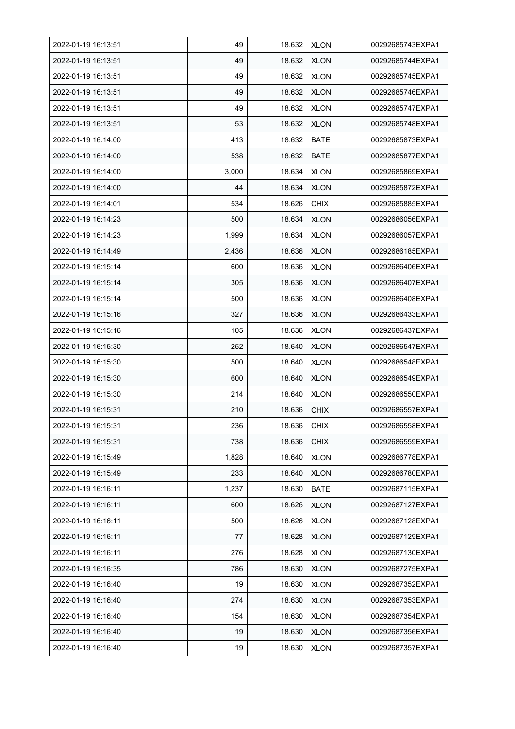| 2022-01-19 16:13:51 | 49 | 18.632 | XLON | 00292685743EXPA1 |
|---|---|---|---|---|
| 2022-01-19 16:13:51 | 49 | 18.632 | XLON | 00292685744EXPA1 |
| 2022-01-19 16:13:51 | 49 | 18.632 | XLON | 00292685745EXPA1 |
| 2022-01-19 16:13:51 | 49 | 18.632 | XLON | 00292685746EXPA1 |
| 2022-01-19 16:13:51 | 49 | 18.632 | XLON | 00292685747EXPA1 |
| 2022-01-19 16:13:51 | 53 | 18.632 | XLON | 00292685748EXPA1 |
| 2022-01-19 16:14:00 | 413 | 18.632 | BATE | 00292685873EXPA1 |
| 2022-01-19 16:14:00 | 538 | 18.632 | BATE | 00292685877EXPA1 |
| 2022-01-19 16:14:00 | 3,000 | 18.634 | XLON | 00292685869EXPA1 |
| 2022-01-19 16:14:00 | 44 | 18.634 | XLON | 00292685872EXPA1 |
| 2022-01-19 16:14:01 | 534 | 18.626 | CHIX | 00292685885EXPA1 |
| 2022-01-19 16:14:23 | 500 | 18.634 | XLON | 00292686056EXPA1 |
| 2022-01-19 16:14:23 | 1,999 | 18.634 | XLON | 00292686057EXPA1 |
| 2022-01-19 16:14:49 | 2,436 | 18.636 | XLON | 00292686185EXPA1 |
| 2022-01-19 16:15:14 | 600 | 18.636 | XLON | 00292686406EXPA1 |
| 2022-01-19 16:15:14 | 305 | 18.636 | XLON | 00292686407EXPA1 |
| 2022-01-19 16:15:14 | 500 | 18.636 | XLON | 00292686408EXPA1 |
| 2022-01-19 16:15:16 | 327 | 18.636 | XLON | 00292686433EXPA1 |
| 2022-01-19 16:15:16 | 105 | 18.636 | XLON | 00292686437EXPA1 |
| 2022-01-19 16:15:30 | 252 | 18.640 | XLON | 00292686547EXPA1 |
| 2022-01-19 16:15:30 | 500 | 18.640 | XLON | 00292686548EXPA1 |
| 2022-01-19 16:15:30 | 600 | 18.640 | XLON | 00292686549EXPA1 |
| 2022-01-19 16:15:30 | 214 | 18.640 | XLON | 00292686550EXPA1 |
| 2022-01-19 16:15:31 | 210 | 18.636 | CHIX | 00292686557EXPA1 |
| 2022-01-19 16:15:31 | 236 | 18.636 | CHIX | 00292686558EXPA1 |
| 2022-01-19 16:15:31 | 738 | 18.636 | CHIX | 00292686559EXPA1 |
| 2022-01-19 16:15:49 | 1,828 | 18.640 | XLON | 00292686778EXPA1 |
| 2022-01-19 16:15:49 | 233 | 18.640 | XLON | 00292686780EXPA1 |
| 2022-01-19 16:16:11 | 1,237 | 18.630 | BATE | 00292687115EXPA1 |
| 2022-01-19 16:16:11 | 600 | 18.626 | XLON | 00292687127EXPA1 |
| 2022-01-19 16:16:11 | 500 | 18.626 | XLON | 00292687128EXPA1 |
| 2022-01-19 16:16:11 | 77 | 18.628 | XLON | 00292687129EXPA1 |
| 2022-01-19 16:16:11 | 276 | 18.628 | XLON | 00292687130EXPA1 |
| 2022-01-19 16:16:35 | 786 | 18.630 | XLON | 00292687275EXPA1 |
| 2022-01-19 16:16:40 | 19 | 18.630 | XLON | 00292687352EXPA1 |
| 2022-01-19 16:16:40 | 274 | 18.630 | XLON | 00292687353EXPA1 |
| 2022-01-19 16:16:40 | 154 | 18.630 | XLON | 00292687354EXPA1 |
| 2022-01-19 16:16:40 | 19 | 18.630 | XLON | 00292687356EXPA1 |
| 2022-01-19 16:16:40 | 19 | 18.630 | XLON | 00292687357EXPA1 |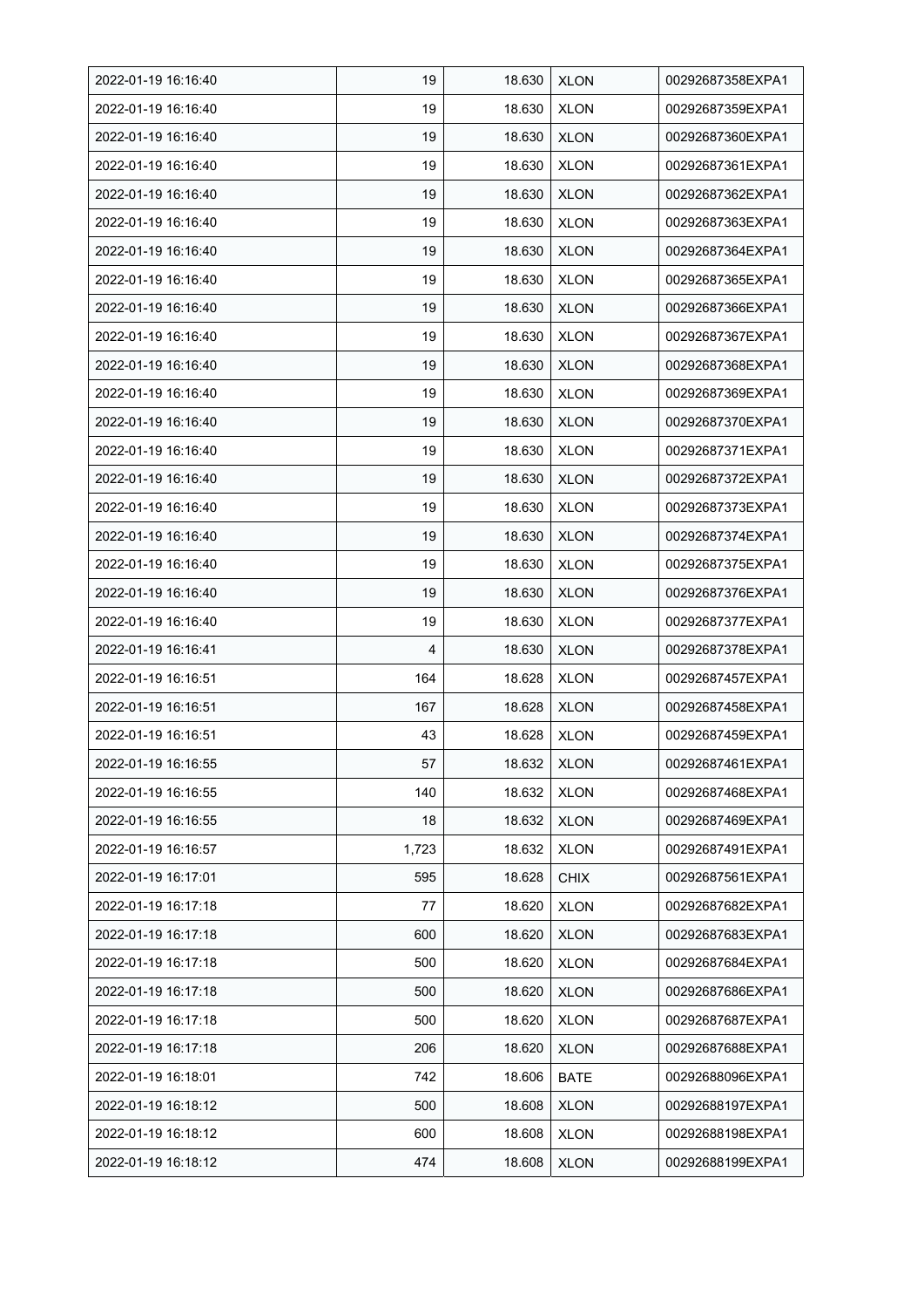| 2022-01-19 16:16:40 | 19 | 18.630 | XLON | 00292687358EXPA1 |
|---|---|---|---|---|
| 2022-01-19 16:16:40 | 19 | 18.630 | XLON | 00292687359EXPA1 |
| 2022-01-19 16:16:40 | 19 | 18.630 | XLON | 00292687360EXPA1 |
| 2022-01-19 16:16:40 | 19 | 18.630 | XLON | 00292687361EXPA1 |
| 2022-01-19 16:16:40 | 19 | 18.630 | XLON | 00292687362EXPA1 |
| 2022-01-19 16:16:40 | 19 | 18.630 | XLON | 00292687363EXPA1 |
| 2022-01-19 16:16:40 | 19 | 18.630 | XLON | 00292687364EXPA1 |
| 2022-01-19 16:16:40 | 19 | 18.630 | XLON | 00292687365EXPA1 |
| 2022-01-19 16:16:40 | 19 | 18.630 | XLON | 00292687366EXPA1 |
| 2022-01-19 16:16:40 | 19 | 18.630 | XLON | 00292687367EXPA1 |
| 2022-01-19 16:16:40 | 19 | 18.630 | XLON | 00292687368EXPA1 |
| 2022-01-19 16:16:40 | 19 | 18.630 | XLON | 00292687369EXPA1 |
| 2022-01-19 16:16:40 | 19 | 18.630 | XLON | 00292687370EXPA1 |
| 2022-01-19 16:16:40 | 19 | 18.630 | XLON | 00292687371EXPA1 |
| 2022-01-19 16:16:40 | 19 | 18.630 | XLON | 00292687372EXPA1 |
| 2022-01-19 16:16:40 | 19 | 18.630 | XLON | 00292687373EXPA1 |
| 2022-01-19 16:16:40 | 19 | 18.630 | XLON | 00292687374EXPA1 |
| 2022-01-19 16:16:40 | 19 | 18.630 | XLON | 00292687375EXPA1 |
| 2022-01-19 16:16:40 | 19 | 18.630 | XLON | 00292687376EXPA1 |
| 2022-01-19 16:16:40 | 19 | 18.630 | XLON | 00292687377EXPA1 |
| 2022-01-19 16:16:41 | 4 | 18.630 | XLON | 00292687378EXPA1 |
| 2022-01-19 16:16:51 | 164 | 18.628 | XLON | 00292687457EXPA1 |
| 2022-01-19 16:16:51 | 167 | 18.628 | XLON | 00292687458EXPA1 |
| 2022-01-19 16:16:51 | 43 | 18.628 | XLON | 00292687459EXPA1 |
| 2022-01-19 16:16:55 | 57 | 18.632 | XLON | 00292687461EXPA1 |
| 2022-01-19 16:16:55 | 140 | 18.632 | XLON | 00292687468EXPA1 |
| 2022-01-19 16:16:55 | 18 | 18.632 | XLON | 00292687469EXPA1 |
| 2022-01-19 16:16:57 | 1,723 | 18.632 | XLON | 00292687491EXPA1 |
| 2022-01-19 16:17:01 | 595 | 18.628 | CHIX | 00292687561EXPA1 |
| 2022-01-19 16:17:18 | 77 | 18.620 | XLON | 00292687682EXPA1 |
| 2022-01-19 16:17:18 | 600 | 18.620 | XLON | 00292687683EXPA1 |
| 2022-01-19 16:17:18 | 500 | 18.620 | XLON | 00292687684EXPA1 |
| 2022-01-19 16:17:18 | 500 | 18.620 | XLON | 00292687686EXPA1 |
| 2022-01-19 16:17:18 | 500 | 18.620 | XLON | 00292687687EXPA1 |
| 2022-01-19 16:17:18 | 206 | 18.620 | XLON | 00292687688EXPA1 |
| 2022-01-19 16:18:01 | 742 | 18.606 | BATE | 00292688096EXPA1 |
| 2022-01-19 16:18:12 | 500 | 18.608 | XLON | 00292688197EXPA1 |
| 2022-01-19 16:18:12 | 600 | 18.608 | XLON | 00292688198EXPA1 |
| 2022-01-19 16:18:12 | 474 | 18.608 | XLON | 00292688199EXPA1 |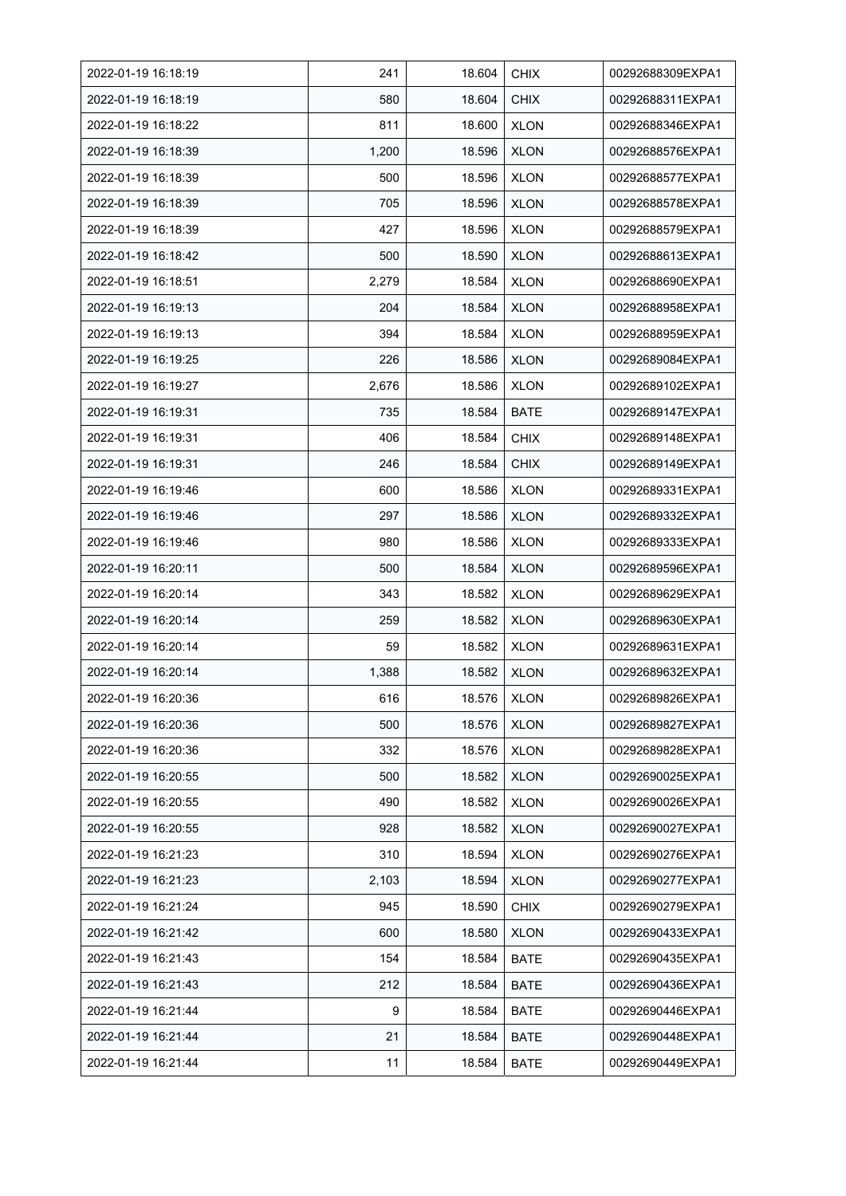| 2022-01-19 16:18:19 | 241 | 18.604 | CHIX | 00292688309EXPA1 |
|---|---|---|---|---|
| 2022-01-19 16:18:19 | 580 | 18.604 | CHIX | 00292688311EXPA1 |
| 2022-01-19 16:18:22 | 811 | 18.600 | XLON | 00292688346EXPA1 |
| 2022-01-19 16:18:39 | 1,200 | 18.596 | XLON | 00292688576EXPA1 |
| 2022-01-19 16:18:39 | 500 | 18.596 | XLON | 00292688577EXPA1 |
| 2022-01-19 16:18:39 | 705 | 18.596 | XLON | 00292688578EXPA1 |
| 2022-01-19 16:18:39 | 427 | 18.596 | XLON | 00292688579EXPA1 |
| 2022-01-19 16:18:42 | 500 | 18.590 | XLON | 00292688613EXPA1 |
| 2022-01-19 16:18:51 | 2,279 | 18.584 | XLON | 00292688690EXPA1 |
| 2022-01-19 16:19:13 | 204 | 18.584 | XLON | 00292688958EXPA1 |
| 2022-01-19 16:19:13 | 394 | 18.584 | XLON | 00292688959EXPA1 |
| 2022-01-19 16:19:25 | 226 | 18.586 | XLON | 00292689084EXPA1 |
| 2022-01-19 16:19:27 | 2,676 | 18.586 | XLON | 00292689102EXPA1 |
| 2022-01-19 16:19:31 | 735 | 18.584 | BATE | 00292689147EXPA1 |
| 2022-01-19 16:19:31 | 406 | 18.584 | CHIX | 00292689148EXPA1 |
| 2022-01-19 16:19:31 | 246 | 18.584 | CHIX | 00292689149EXPA1 |
| 2022-01-19 16:19:46 | 600 | 18.586 | XLON | 00292689331EXPA1 |
| 2022-01-19 16:19:46 | 297 | 18.586 | XLON | 00292689332EXPA1 |
| 2022-01-19 16:19:46 | 980 | 18.586 | XLON | 00292689333EXPA1 |
| 2022-01-19 16:20:11 | 500 | 18.584 | XLON | 00292689596EXPA1 |
| 2022-01-19 16:20:14 | 343 | 18.582 | XLON | 00292689629EXPA1 |
| 2022-01-19 16:20:14 | 259 | 18.582 | XLON | 00292689630EXPA1 |
| 2022-01-19 16:20:14 | 59 | 18.582 | XLON | 00292689631EXPA1 |
| 2022-01-19 16:20:14 | 1,388 | 18.582 | XLON | 00292689632EXPA1 |
| 2022-01-19 16:20:36 | 616 | 18.576 | XLON | 00292689826EXPA1 |
| 2022-01-19 16:20:36 | 500 | 18.576 | XLON | 00292689827EXPA1 |
| 2022-01-19 16:20:36 | 332 | 18.576 | XLON | 00292689828EXPA1 |
| 2022-01-19 16:20:55 | 500 | 18.582 | XLON | 00292690025EXPA1 |
| 2022-01-19 16:20:55 | 490 | 18.582 | XLON | 00292690026EXPA1 |
| 2022-01-19 16:20:55 | 928 | 18.582 | XLON | 00292690027EXPA1 |
| 2022-01-19 16:21:23 | 310 | 18.594 | XLON | 00292690276EXPA1 |
| 2022-01-19 16:21:23 | 2,103 | 18.594 | XLON | 00292690277EXPA1 |
| 2022-01-19 16:21:24 | 945 | 18.590 | CHIX | 00292690279EXPA1 |
| 2022-01-19 16:21:42 | 600 | 18.580 | XLON | 00292690433EXPA1 |
| 2022-01-19 16:21:43 | 154 | 18.584 | BATE | 00292690435EXPA1 |
| 2022-01-19 16:21:43 | 212 | 18.584 | BATE | 00292690436EXPA1 |
| 2022-01-19 16:21:44 | 9 | 18.584 | BATE | 00292690446EXPA1 |
| 2022-01-19 16:21:44 | 21 | 18.584 | BATE | 00292690448EXPA1 |
| 2022-01-19 16:21:44 | 11 | 18.584 | BATE | 00292690449EXPA1 |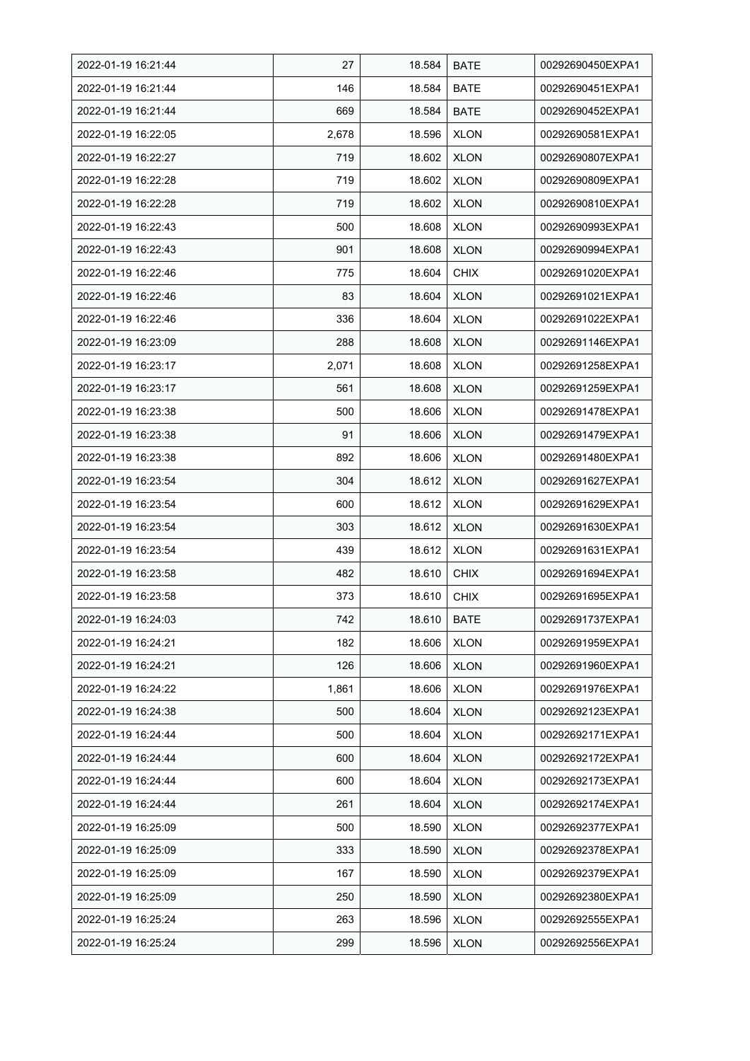| 2022-01-19 16:21:44 | 27 | 18.584 | BATE | 00292690450EXPA1 |
|---|---|---|---|---|
| 2022-01-19 16:21:44 | 146 | 18.584 | BATE | 00292690451EXPA1 |
| 2022-01-19 16:21:44 | 669 | 18.584 | BATE | 00292690452EXPA1 |
| 2022-01-19 16:22:05 | 2,678 | 18.596 | XLON | 00292690581EXPA1 |
| 2022-01-19 16:22:27 | 719 | 18.602 | XLON | 00292690807EXPA1 |
| 2022-01-19 16:22:28 | 719 | 18.602 | XLON | 00292690809EXPA1 |
| 2022-01-19 16:22:28 | 719 | 18.602 | XLON | 00292690810EXPA1 |
| 2022-01-19 16:22:43 | 500 | 18.608 | XLON | 00292690993EXPA1 |
| 2022-01-19 16:22:43 | 901 | 18.608 | XLON | 00292690994EXPA1 |
| 2022-01-19 16:22:46 | 775 | 18.604 | CHIX | 00292691020EXPA1 |
| 2022-01-19 16:22:46 | 83 | 18.604 | XLON | 00292691021EXPA1 |
| 2022-01-19 16:22:46 | 336 | 18.604 | XLON | 00292691022EXPA1 |
| 2022-01-19 16:23:09 | 288 | 18.608 | XLON | 00292691146EXPA1 |
| 2022-01-19 16:23:17 | 2,071 | 18.608 | XLON | 00292691258EXPA1 |
| 2022-01-19 16:23:17 | 561 | 18.608 | XLON | 00292691259EXPA1 |
| 2022-01-19 16:23:38 | 500 | 18.606 | XLON | 00292691478EXPA1 |
| 2022-01-19 16:23:38 | 91 | 18.606 | XLON | 00292691479EXPA1 |
| 2022-01-19 16:23:38 | 892 | 18.606 | XLON | 00292691480EXPA1 |
| 2022-01-19 16:23:54 | 304 | 18.612 | XLON | 00292691627EXPA1 |
| 2022-01-19 16:23:54 | 600 | 18.612 | XLON | 00292691629EXPA1 |
| 2022-01-19 16:23:54 | 303 | 18.612 | XLON | 00292691630EXPA1 |
| 2022-01-19 16:23:54 | 439 | 18.612 | XLON | 00292691631EXPA1 |
| 2022-01-19 16:23:58 | 482 | 18.610 | CHIX | 00292691694EXPA1 |
| 2022-01-19 16:23:58 | 373 | 18.610 | CHIX | 00292691695EXPA1 |
| 2022-01-19 16:24:03 | 742 | 18.610 | BATE | 00292691737EXPA1 |
| 2022-01-19 16:24:21 | 182 | 18.606 | XLON | 00292691959EXPA1 |
| 2022-01-19 16:24:21 | 126 | 18.606 | XLON | 00292691960EXPA1 |
| 2022-01-19 16:24:22 | 1,861 | 18.606 | XLON | 00292691976EXPA1 |
| 2022-01-19 16:24:38 | 500 | 18.604 | XLON | 00292692123EXPA1 |
| 2022-01-19 16:24:44 | 500 | 18.604 | XLON | 00292692171EXPA1 |
| 2022-01-19 16:24:44 | 600 | 18.604 | XLON | 00292692172EXPA1 |
| 2022-01-19 16:24:44 | 600 | 18.604 | XLON | 00292692173EXPA1 |
| 2022-01-19 16:24:44 | 261 | 18.604 | XLON | 00292692174EXPA1 |
| 2022-01-19 16:25:09 | 500 | 18.590 | XLON | 00292692377EXPA1 |
| 2022-01-19 16:25:09 | 333 | 18.590 | XLON | 00292692378EXPA1 |
| 2022-01-19 16:25:09 | 167 | 18.590 | XLON | 00292692379EXPA1 |
| 2022-01-19 16:25:09 | 250 | 18.590 | XLON | 00292692380EXPA1 |
| 2022-01-19 16:25:24 | 263 | 18.596 | XLON | 00292692555EXPA1 |
| 2022-01-19 16:25:24 | 299 | 18.596 | XLON | 00292692556EXPA1 |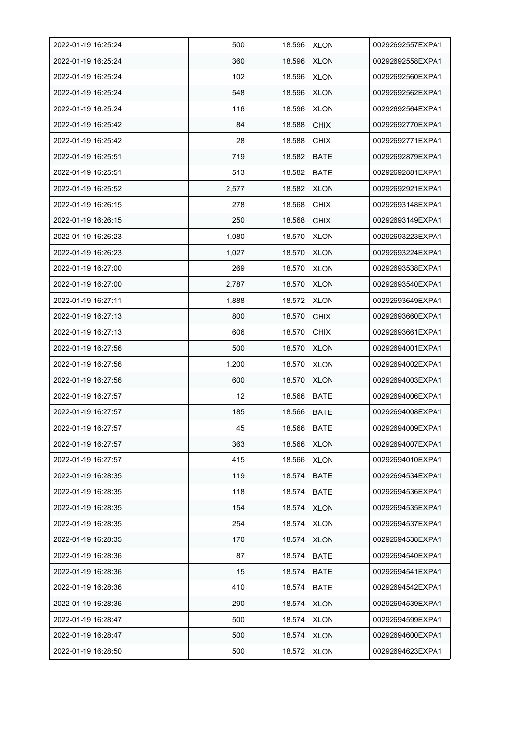| | | | | |
|---|---|---|---|---|
| 2022-01-19 16:25:24 | 500 | 18.596 | XLON | 00292692557EXPA1 |
| 2022-01-19 16:25:24 | 360 | 18.596 | XLON | 00292692558EXPA1 |
| 2022-01-19 16:25:24 | 102 | 18.596 | XLON | 00292692560EXPA1 |
| 2022-01-19 16:25:24 | 548 | 18.596 | XLON | 00292692562EXPA1 |
| 2022-01-19 16:25:24 | 116 | 18.596 | XLON | 00292692564EXPA1 |
| 2022-01-19 16:25:42 | 84 | 18.588 | CHIX | 00292692770EXPA1 |
| 2022-01-19 16:25:42 | 28 | 18.588 | CHIX | 00292692771EXPA1 |
| 2022-01-19 16:25:51 | 719 | 18.582 | BATE | 00292692879EXPA1 |
| 2022-01-19 16:25:51 | 513 | 18.582 | BATE | 00292692881EXPA1 |
| 2022-01-19 16:25:52 | 2,577 | 18.582 | XLON | 00292692921EXPA1 |
| 2022-01-19 16:26:15 | 278 | 18.568 | CHIX | 00292693148EXPA1 |
| 2022-01-19 16:26:15 | 250 | 18.568 | CHIX | 00292693149EXPA1 |
| 2022-01-19 16:26:23 | 1,080 | 18.570 | XLON | 00292693223EXPA1 |
| 2022-01-19 16:26:23 | 1,027 | 18.570 | XLON | 00292693224EXPA1 |
| 2022-01-19 16:27:00 | 269 | 18.570 | XLON | 00292693538EXPA1 |
| 2022-01-19 16:27:00 | 2,787 | 18.570 | XLON | 00292693540EXPA1 |
| 2022-01-19 16:27:11 | 1,888 | 18.572 | XLON | 00292693649EXPA1 |
| 2022-01-19 16:27:13 | 800 | 18.570 | CHIX | 00292693660EXPA1 |
| 2022-01-19 16:27:13 | 606 | 18.570 | CHIX | 00292693661EXPA1 |
| 2022-01-19 16:27:56 | 500 | 18.570 | XLON | 00292694001EXPA1 |
| 2022-01-19 16:27:56 | 1,200 | 18.570 | XLON | 00292694002EXPA1 |
| 2022-01-19 16:27:56 | 600 | 18.570 | XLON | 00292694003EXPA1 |
| 2022-01-19 16:27:57 | 12 | 18.566 | BATE | 00292694006EXPA1 |
| 2022-01-19 16:27:57 | 185 | 18.566 | BATE | 00292694008EXPA1 |
| 2022-01-19 16:27:57 | 45 | 18.566 | BATE | 00292694009EXPA1 |
| 2022-01-19 16:27:57 | 363 | 18.566 | XLON | 00292694007EXPA1 |
| 2022-01-19 16:27:57 | 415 | 18.566 | XLON | 00292694010EXPA1 |
| 2022-01-19 16:28:35 | 119 | 18.574 | BATE | 00292694534EXPA1 |
| 2022-01-19 16:28:35 | 118 | 18.574 | BATE | 00292694536EXPA1 |
| 2022-01-19 16:28:35 | 154 | 18.574 | XLON | 00292694535EXPA1 |
| 2022-01-19 16:28:35 | 254 | 18.574 | XLON | 00292694537EXPA1 |
| 2022-01-19 16:28:35 | 170 | 18.574 | XLON | 00292694538EXPA1 |
| 2022-01-19 16:28:36 | 87 | 18.574 | BATE | 00292694540EXPA1 |
| 2022-01-19 16:28:36 | 15 | 18.574 | BATE | 00292694541EXPA1 |
| 2022-01-19 16:28:36 | 410 | 18.574 | BATE | 00292694542EXPA1 |
| 2022-01-19 16:28:36 | 290 | 18.574 | XLON | 00292694539EXPA1 |
| 2022-01-19 16:28:47 | 500 | 18.574 | XLON | 00292694599EXPA1 |
| 2022-01-19 16:28:47 | 500 | 18.574 | XLON | 00292694600EXPA1 |
| 2022-01-19 16:28:50 | 500 | 18.572 | XLON | 00292694623EXPA1 |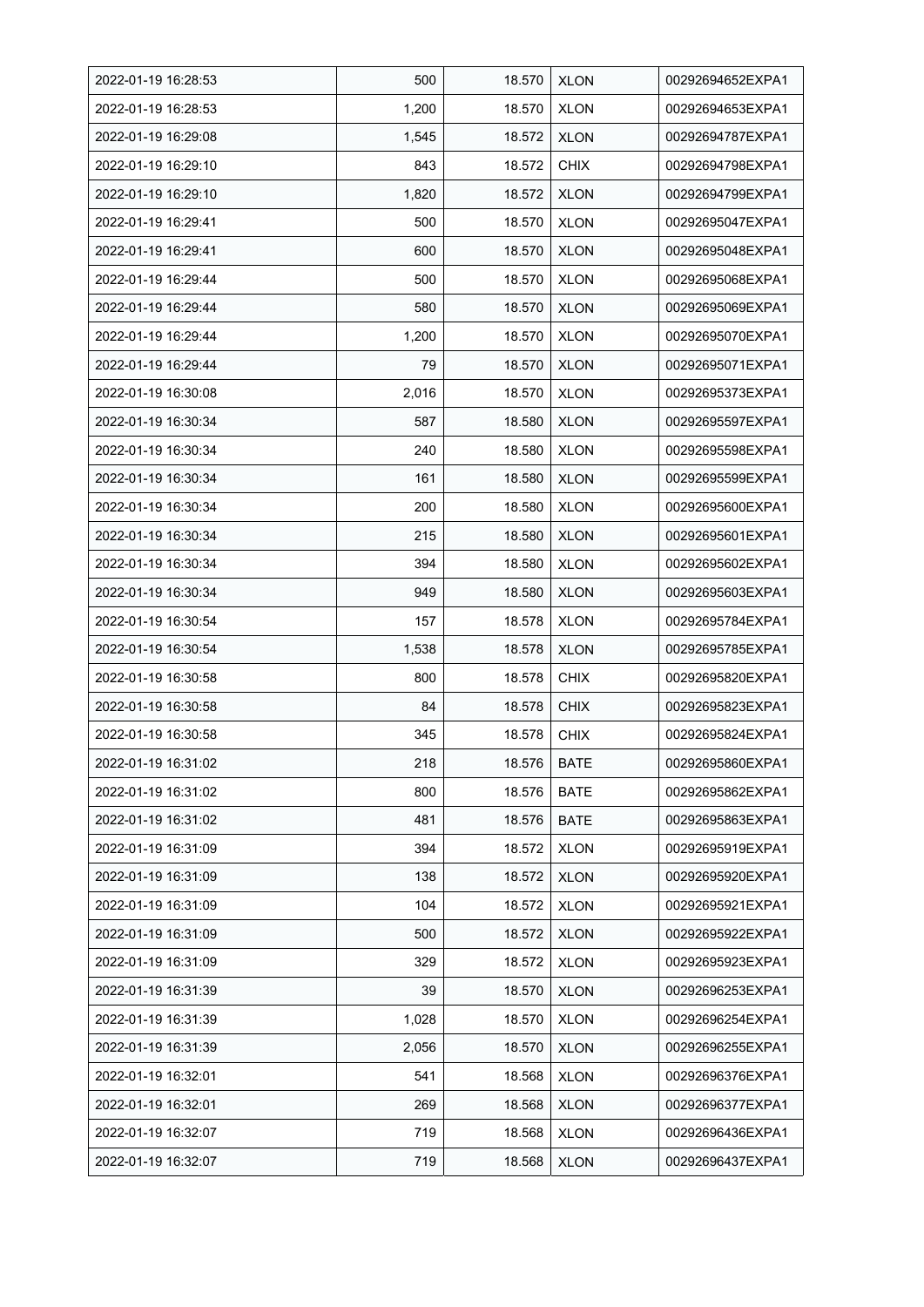| 2022-01-19 16:28:53 | 500 | 18.570 | XLON | 00292694652EXPA1 |
|---|---|---|---|---|
| 2022-01-19 16:28:53 | 1,200 | 18.570 | XLON | 00292694653EXPA1 |
| 2022-01-19 16:29:08 | 1,545 | 18.572 | XLON | 00292694787EXPA1 |
| 2022-01-19 16:29:10 | 843 | 18.572 | CHIX | 00292694798EXPA1 |
| 2022-01-19 16:29:10 | 1,820 | 18.572 | XLON | 00292694799EXPA1 |
| 2022-01-19 16:29:41 | 500 | 18.570 | XLON | 00292695047EXPA1 |
| 2022-01-19 16:29:41 | 600 | 18.570 | XLON | 00292695048EXPA1 |
| 2022-01-19 16:29:44 | 500 | 18.570 | XLON | 00292695068EXPA1 |
| 2022-01-19 16:29:44 | 580 | 18.570 | XLON | 00292695069EXPA1 |
| 2022-01-19 16:29:44 | 1,200 | 18.570 | XLON | 00292695070EXPA1 |
| 2022-01-19 16:29:44 | 79 | 18.570 | XLON | 00292695071EXPA1 |
| 2022-01-19 16:30:08 | 2,016 | 18.570 | XLON | 00292695373EXPA1 |
| 2022-01-19 16:30:34 | 587 | 18.580 | XLON | 00292695597EXPA1 |
| 2022-01-19 16:30:34 | 240 | 18.580 | XLON | 00292695598EXPA1 |
| 2022-01-19 16:30:34 | 161 | 18.580 | XLON | 00292695599EXPA1 |
| 2022-01-19 16:30:34 | 200 | 18.580 | XLON | 00292695600EXPA1 |
| 2022-01-19 16:30:34 | 215 | 18.580 | XLON | 00292695601EXPA1 |
| 2022-01-19 16:30:34 | 394 | 18.580 | XLON | 00292695602EXPA1 |
| 2022-01-19 16:30:34 | 949 | 18.580 | XLON | 00292695603EXPA1 |
| 2022-01-19 16:30:54 | 157 | 18.578 | XLON | 00292695784EXPA1 |
| 2022-01-19 16:30:54 | 1,538 | 18.578 | XLON | 00292695785EXPA1 |
| 2022-01-19 16:30:58 | 800 | 18.578 | CHIX | 00292695820EXPA1 |
| 2022-01-19 16:30:58 | 84 | 18.578 | CHIX | 00292695823EXPA1 |
| 2022-01-19 16:30:58 | 345 | 18.578 | CHIX | 00292695824EXPA1 |
| 2022-01-19 16:31:02 | 218 | 18.576 | BATE | 00292695860EXPA1 |
| 2022-01-19 16:31:02 | 800 | 18.576 | BATE | 00292695862EXPA1 |
| 2022-01-19 16:31:02 | 481 | 18.576 | BATE | 00292695863EXPA1 |
| 2022-01-19 16:31:09 | 394 | 18.572 | XLON | 00292695919EXPA1 |
| 2022-01-19 16:31:09 | 138 | 18.572 | XLON | 00292695920EXPA1 |
| 2022-01-19 16:31:09 | 104 | 18.572 | XLON | 00292695921EXPA1 |
| 2022-01-19 16:31:09 | 500 | 18.572 | XLON | 00292695922EXPA1 |
| 2022-01-19 16:31:09 | 329 | 18.572 | XLON | 00292695923EXPA1 |
| 2022-01-19 16:31:39 | 39 | 18.570 | XLON | 00292696253EXPA1 |
| 2022-01-19 16:31:39 | 1,028 | 18.570 | XLON | 00292696254EXPA1 |
| 2022-01-19 16:31:39 | 2,056 | 18.570 | XLON | 00292696255EXPA1 |
| 2022-01-19 16:32:01 | 541 | 18.568 | XLON | 00292696376EXPA1 |
| 2022-01-19 16:32:01 | 269 | 18.568 | XLON | 00292696377EXPA1 |
| 2022-01-19 16:32:07 | 719 | 18.568 | XLON | 00292696436EXPA1 |
| 2022-01-19 16:32:07 | 719 | 18.568 | XLON | 00292696437EXPA1 |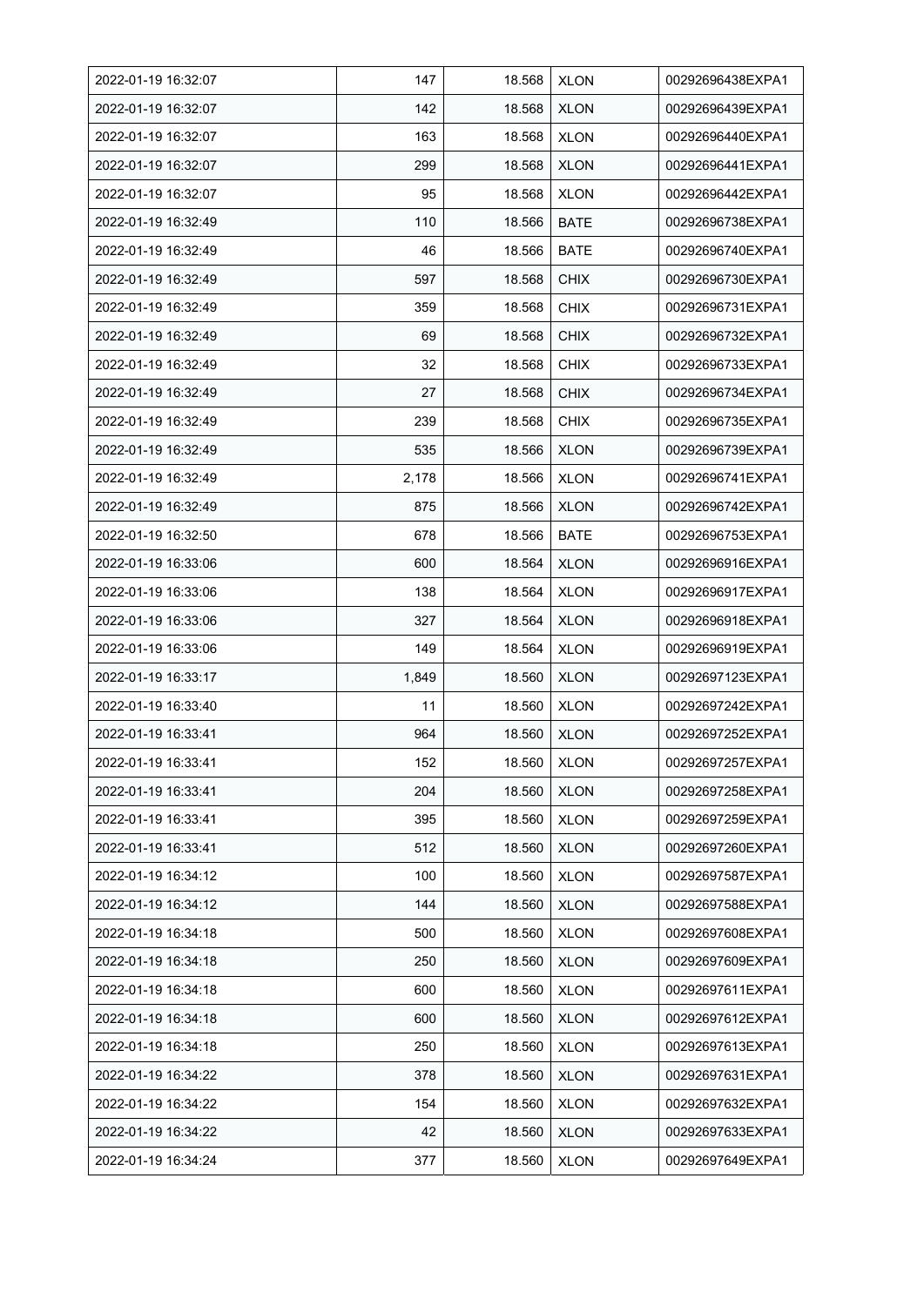| 2022-01-19 16:32:07 | 147 | 18.568 | XLON | 00292696438EXPA1 |
|---|---|---|---|---|
| 2022-01-19 16:32:07 | 142 | 18.568 | XLON | 00292696439EXPA1 |
| 2022-01-19 16:32:07 | 163 | 18.568 | XLON | 00292696440EXPA1 |
| 2022-01-19 16:32:07 | 299 | 18.568 | XLON | 00292696441EXPA1 |
| 2022-01-19 16:32:07 | 95 | 18.568 | XLON | 00292696442EXPA1 |
| 2022-01-19 16:32:49 | 110 | 18.566 | BATE | 00292696738EXPA1 |
| 2022-01-19 16:32:49 | 46 | 18.566 | BATE | 00292696740EXPA1 |
| 2022-01-19 16:32:49 | 597 | 18.568 | CHIX | 00292696730EXPA1 |
| 2022-01-19 16:32:49 | 359 | 18.568 | CHIX | 00292696731EXPA1 |
| 2022-01-19 16:32:49 | 69 | 18.568 | CHIX | 00292696732EXPA1 |
| 2022-01-19 16:32:49 | 32 | 18.568 | CHIX | 00292696733EXPA1 |
| 2022-01-19 16:32:49 | 27 | 18.568 | CHIX | 00292696734EXPA1 |
| 2022-01-19 16:32:49 | 239 | 18.568 | CHIX | 00292696735EXPA1 |
| 2022-01-19 16:32:49 | 535 | 18.566 | XLON | 00292696739EXPA1 |
| 2022-01-19 16:32:49 | 2,178 | 18.566 | XLON | 00292696741EXPA1 |
| 2022-01-19 16:32:49 | 875 | 18.566 | XLON | 00292696742EXPA1 |
| 2022-01-19 16:32:50 | 678 | 18.566 | BATE | 00292696753EXPA1 |
| 2022-01-19 16:33:06 | 600 | 18.564 | XLON | 00292696916EXPA1 |
| 2022-01-19 16:33:06 | 138 | 18.564 | XLON | 00292696917EXPA1 |
| 2022-01-19 16:33:06 | 327 | 18.564 | XLON | 00292696918EXPA1 |
| 2022-01-19 16:33:06 | 149 | 18.564 | XLON | 00292696919EXPA1 |
| 2022-01-19 16:33:17 | 1,849 | 18.560 | XLON | 00292697123EXPA1 |
| 2022-01-19 16:33:40 | 11 | 18.560 | XLON | 00292697242EXPA1 |
| 2022-01-19 16:33:41 | 964 | 18.560 | XLON | 00292697252EXPA1 |
| 2022-01-19 16:33:41 | 152 | 18.560 | XLON | 00292697257EXPA1 |
| 2022-01-19 16:33:41 | 204 | 18.560 | XLON | 00292697258EXPA1 |
| 2022-01-19 16:33:41 | 395 | 18.560 | XLON | 00292697259EXPA1 |
| 2022-01-19 16:33:41 | 512 | 18.560 | XLON | 00292697260EXPA1 |
| 2022-01-19 16:34:12 | 100 | 18.560 | XLON | 00292697587EXPA1 |
| 2022-01-19 16:34:12 | 144 | 18.560 | XLON | 00292697588EXPA1 |
| 2022-01-19 16:34:18 | 500 | 18.560 | XLON | 00292697608EXPA1 |
| 2022-01-19 16:34:18 | 250 | 18.560 | XLON | 00292697609EXPA1 |
| 2022-01-19 16:34:18 | 600 | 18.560 | XLON | 00292697611EXPA1 |
| 2022-01-19 16:34:18 | 600 | 18.560 | XLON | 00292697612EXPA1 |
| 2022-01-19 16:34:18 | 250 | 18.560 | XLON | 00292697613EXPA1 |
| 2022-01-19 16:34:22 | 378 | 18.560 | XLON | 00292697631EXPA1 |
| 2022-01-19 16:34:22 | 154 | 18.560 | XLON | 00292697632EXPA1 |
| 2022-01-19 16:34:22 | 42 | 18.560 | XLON | 00292697633EXPA1 |
| 2022-01-19 16:34:24 | 377 | 18.560 | XLON | 00292697649EXPA1 |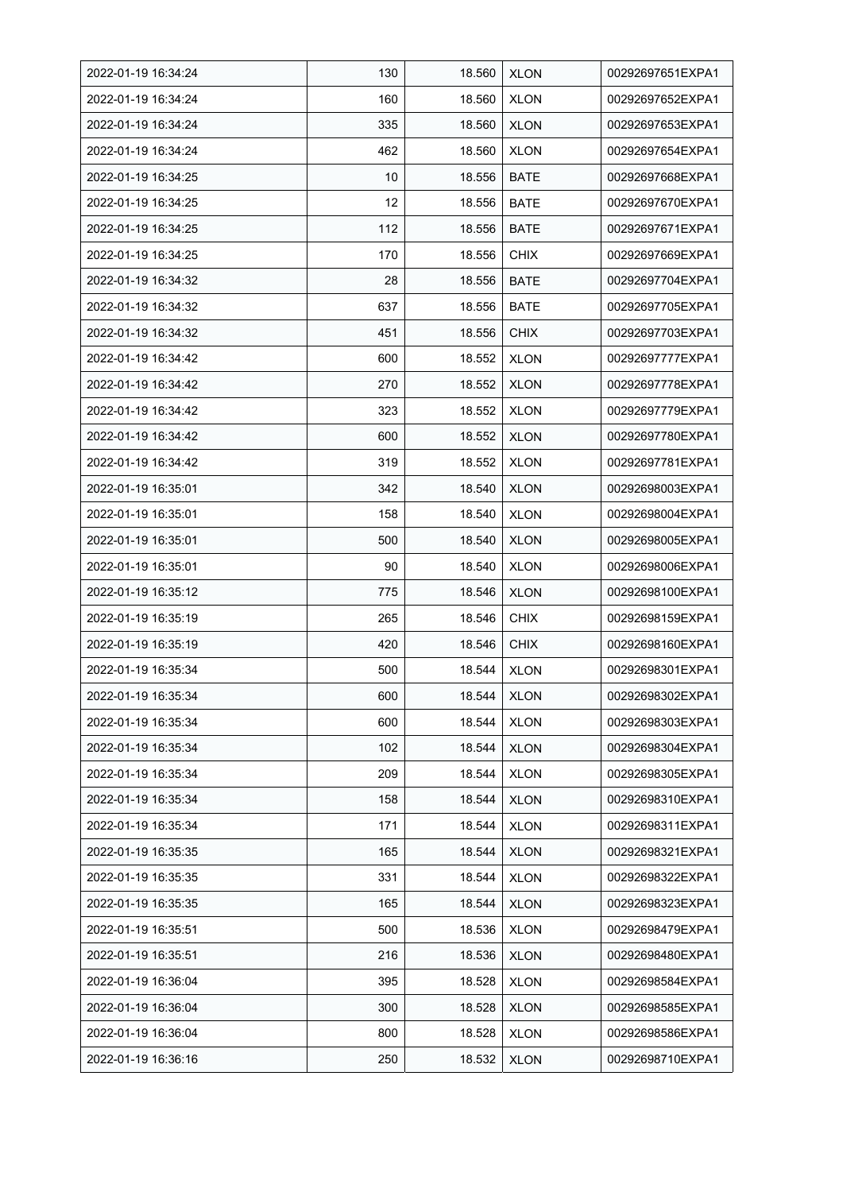| 2022-01-19 16:34:24 | 130 | 18.560 | XLON | 00292697651EXPA1 |
|---|---|---|---|---|
| 2022-01-19 16:34:24 | 160 | 18.560 | XLON | 00292697652EXPA1 |
| 2022-01-19 16:34:24 | 335 | 18.560 | XLON | 00292697653EXPA1 |
| 2022-01-19 16:34:24 | 462 | 18.560 | XLON | 00292697654EXPA1 |
| 2022-01-19 16:34:25 | 10 | 18.556 | BATE | 00292697668EXPA1 |
| 2022-01-19 16:34:25 | 12 | 18.556 | BATE | 00292697670EXPA1 |
| 2022-01-19 16:34:25 | 112 | 18.556 | BATE | 00292697671EXPA1 |
| 2022-01-19 16:34:25 | 170 | 18.556 | CHIX | 00292697669EXPA1 |
| 2022-01-19 16:34:32 | 28 | 18.556 | BATE | 00292697704EXPA1 |
| 2022-01-19 16:34:32 | 637 | 18.556 | BATE | 00292697705EXPA1 |
| 2022-01-19 16:34:32 | 451 | 18.556 | CHIX | 00292697703EXPA1 |
| 2022-01-19 16:34:42 | 600 | 18.552 | XLON | 00292697777EXPA1 |
| 2022-01-19 16:34:42 | 270 | 18.552 | XLON | 00292697778EXPA1 |
| 2022-01-19 16:34:42 | 323 | 18.552 | XLON | 00292697779EXPA1 |
| 2022-01-19 16:34:42 | 600 | 18.552 | XLON | 00292697780EXPA1 |
| 2022-01-19 16:34:42 | 319 | 18.552 | XLON | 00292697781EXPA1 |
| 2022-01-19 16:35:01 | 342 | 18.540 | XLON | 00292698003EXPA1 |
| 2022-01-19 16:35:01 | 158 | 18.540 | XLON | 00292698004EXPA1 |
| 2022-01-19 16:35:01 | 500 | 18.540 | XLON | 00292698005EXPA1 |
| 2022-01-19 16:35:01 | 90 | 18.540 | XLON | 00292698006EXPA1 |
| 2022-01-19 16:35:12 | 775 | 18.546 | XLON | 00292698100EXPA1 |
| 2022-01-19 16:35:19 | 265 | 18.546 | CHIX | 00292698159EXPA1 |
| 2022-01-19 16:35:19 | 420 | 18.546 | CHIX | 00292698160EXPA1 |
| 2022-01-19 16:35:34 | 500 | 18.544 | XLON | 00292698301EXPA1 |
| 2022-01-19 16:35:34 | 600 | 18.544 | XLON | 00292698302EXPA1 |
| 2022-01-19 16:35:34 | 600 | 18.544 | XLON | 00292698303EXPA1 |
| 2022-01-19 16:35:34 | 102 | 18.544 | XLON | 00292698304EXPA1 |
| 2022-01-19 16:35:34 | 209 | 18.544 | XLON | 00292698305EXPA1 |
| 2022-01-19 16:35:34 | 158 | 18.544 | XLON | 00292698310EXPA1 |
| 2022-01-19 16:35:34 | 171 | 18.544 | XLON | 00292698311EXPA1 |
| 2022-01-19 16:35:35 | 165 | 18.544 | XLON | 00292698321EXPA1 |
| 2022-01-19 16:35:35 | 331 | 18.544 | XLON | 00292698322EXPA1 |
| 2022-01-19 16:35:35 | 165 | 18.544 | XLON | 00292698323EXPA1 |
| 2022-01-19 16:35:51 | 500 | 18.536 | XLON | 00292698479EXPA1 |
| 2022-01-19 16:35:51 | 216 | 18.536 | XLON | 00292698480EXPA1 |
| 2022-01-19 16:36:04 | 395 | 18.528 | XLON | 00292698584EXPA1 |
| 2022-01-19 16:36:04 | 300 | 18.528 | XLON | 00292698585EXPA1 |
| 2022-01-19 16:36:04 | 800 | 18.528 | XLON | 00292698586EXPA1 |
| 2022-01-19 16:36:16 | 250 | 18.532 | XLON | 00292698710EXPA1 |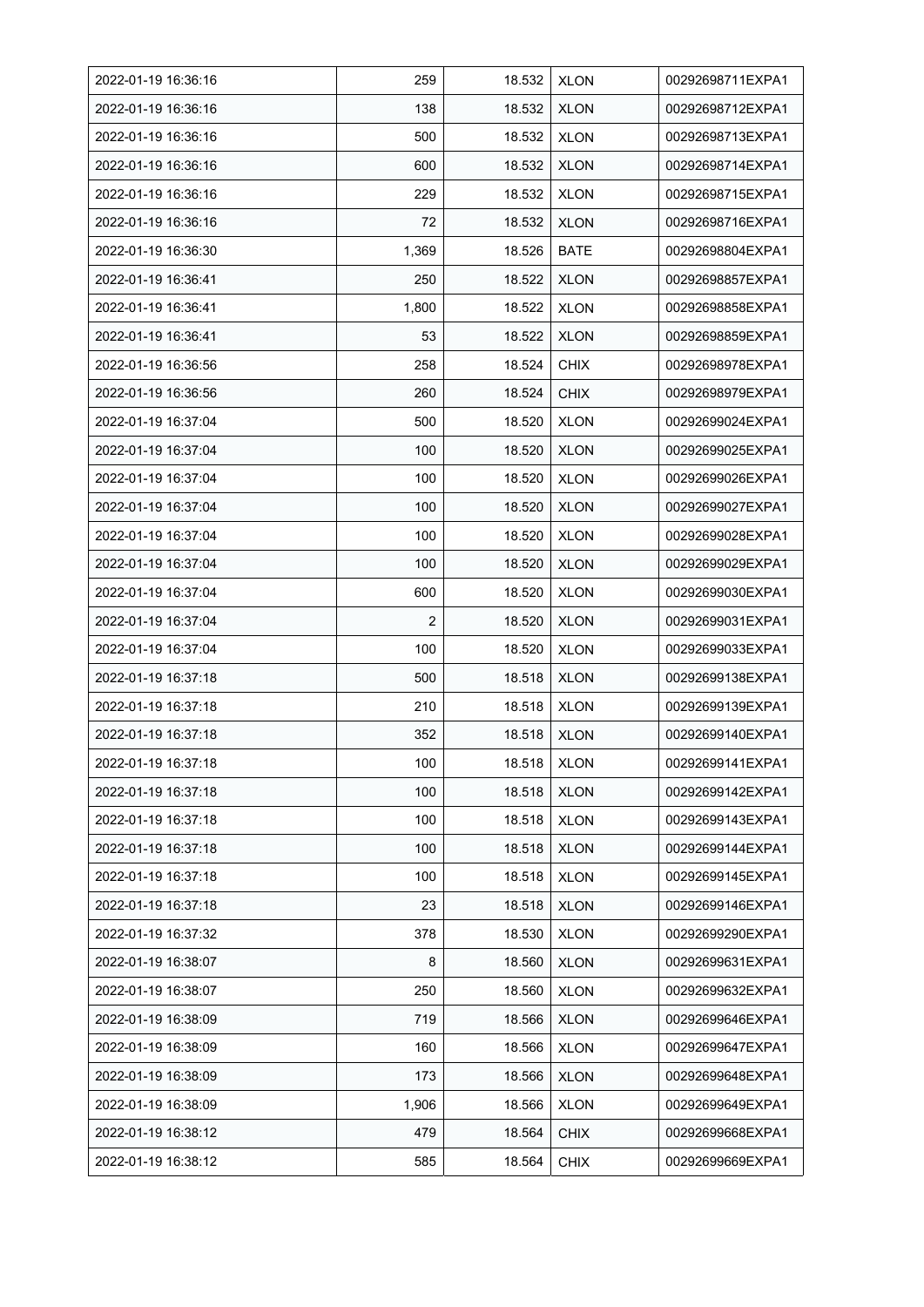| | | | | |
|---|---|---|---|---|
| 2022-01-19 16:36:16 | 259 | 18.532 | XLON | 00292698711EXPA1 |
| 2022-01-19 16:36:16 | 138 | 18.532 | XLON | 00292698712EXPA1 |
| 2022-01-19 16:36:16 | 500 | 18.532 | XLON | 00292698713EXPA1 |
| 2022-01-19 16:36:16 | 600 | 18.532 | XLON | 00292698714EXPA1 |
| 2022-01-19 16:36:16 | 229 | 18.532 | XLON | 00292698715EXPA1 |
| 2022-01-19 16:36:16 | 72 | 18.532 | XLON | 00292698716EXPA1 |
| 2022-01-19 16:36:30 | 1,369 | 18.526 | BATE | 00292698804EXPA1 |
| 2022-01-19 16:36:41 | 250 | 18.522 | XLON | 00292698857EXPA1 |
| 2022-01-19 16:36:41 | 1,800 | 18.522 | XLON | 00292698858EXPA1 |
| 2022-01-19 16:36:41 | 53 | 18.522 | XLON | 00292698859EXPA1 |
| 2022-01-19 16:36:56 | 258 | 18.524 | CHIX | 00292698978EXPA1 |
| 2022-01-19 16:36:56 | 260 | 18.524 | CHIX | 00292698979EXPA1 |
| 2022-01-19 16:37:04 | 500 | 18.520 | XLON | 00292699024EXPA1 |
| 2022-01-19 16:37:04 | 100 | 18.520 | XLON | 00292699025EXPA1 |
| 2022-01-19 16:37:04 | 100 | 18.520 | XLON | 00292699026EXPA1 |
| 2022-01-19 16:37:04 | 100 | 18.520 | XLON | 00292699027EXPA1 |
| 2022-01-19 16:37:04 | 100 | 18.520 | XLON | 00292699028EXPA1 |
| 2022-01-19 16:37:04 | 100 | 18.520 | XLON | 00292699029EXPA1 |
| 2022-01-19 16:37:04 | 600 | 18.520 | XLON | 00292699030EXPA1 |
| 2022-01-19 16:37:04 | 2 | 18.520 | XLON | 00292699031EXPA1 |
| 2022-01-19 16:37:04 | 100 | 18.520 | XLON | 00292699033EXPA1 |
| 2022-01-19 16:37:18 | 500 | 18.518 | XLON | 00292699138EXPA1 |
| 2022-01-19 16:37:18 | 210 | 18.518 | XLON | 00292699139EXPA1 |
| 2022-01-19 16:37:18 | 352 | 18.518 | XLON | 00292699140EXPA1 |
| 2022-01-19 16:37:18 | 100 | 18.518 | XLON | 00292699141EXPA1 |
| 2022-01-19 16:37:18 | 100 | 18.518 | XLON | 00292699142EXPA1 |
| 2022-01-19 16:37:18 | 100 | 18.518 | XLON | 00292699143EXPA1 |
| 2022-01-19 16:37:18 | 100 | 18.518 | XLON | 00292699144EXPA1 |
| 2022-01-19 16:37:18 | 100 | 18.518 | XLON | 00292699145EXPA1 |
| 2022-01-19 16:37:18 | 23 | 18.518 | XLON | 00292699146EXPA1 |
| 2022-01-19 16:37:32 | 378 | 18.530 | XLON | 00292699290EXPA1 |
| 2022-01-19 16:38:07 | 8 | 18.560 | XLON | 00292699631EXPA1 |
| 2022-01-19 16:38:07 | 250 | 18.560 | XLON | 00292699632EXPA1 |
| 2022-01-19 16:38:09 | 719 | 18.566 | XLON | 00292699646EXPA1 |
| 2022-01-19 16:38:09 | 160 | 18.566 | XLON | 00292699647EXPA1 |
| 2022-01-19 16:38:09 | 173 | 18.566 | XLON | 00292699648EXPA1 |
| 2022-01-19 16:38:09 | 1,906 | 18.566 | XLON | 00292699649EXPA1 |
| 2022-01-19 16:38:12 | 479 | 18.564 | CHIX | 00292699668EXPA1 |
| 2022-01-19 16:38:12 | 585 | 18.564 | CHIX | 00292699669EXPA1 |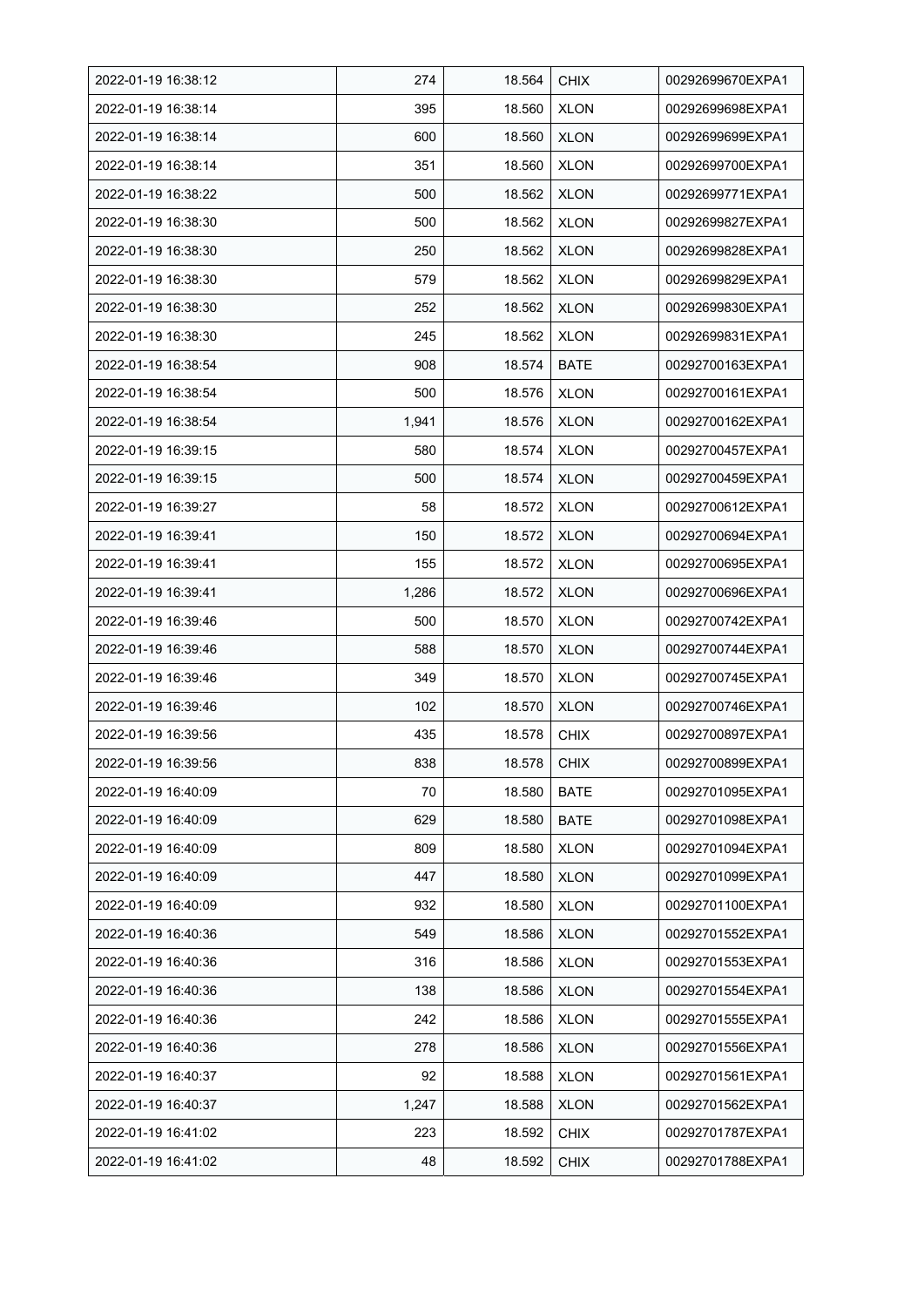| 2022-01-19 16:38:12 | 274 | 18.564 | CHIX | 00292699670EXPA1 |
|---|---|---|---|---|
| 2022-01-19 16:38:14 | 395 | 18.560 | XLON | 00292699698EXPA1 |
| 2022-01-19 16:38:14 | 600 | 18.560 | XLON | 00292699699EXPA1 |
| 2022-01-19 16:38:14 | 351 | 18.560 | XLON | 00292699700EXPA1 |
| 2022-01-19 16:38:22 | 500 | 18.562 | XLON | 00292699771EXPA1 |
| 2022-01-19 16:38:30 | 500 | 18.562 | XLON | 00292699827EXPA1 |
| 2022-01-19 16:38:30 | 250 | 18.562 | XLON | 00292699828EXPA1 |
| 2022-01-19 16:38:30 | 579 | 18.562 | XLON | 00292699829EXPA1 |
| 2022-01-19 16:38:30 | 252 | 18.562 | XLON | 00292699830EXPA1 |
| 2022-01-19 16:38:30 | 245 | 18.562 | XLON | 00292699831EXPA1 |
| 2022-01-19 16:38:54 | 908 | 18.574 | BATE | 00292700163EXPA1 |
| 2022-01-19 16:38:54 | 500 | 18.576 | XLON | 00292700161EXPA1 |
| 2022-01-19 16:38:54 | 1,941 | 18.576 | XLON | 00292700162EXPA1 |
| 2022-01-19 16:39:15 | 580 | 18.574 | XLON | 00292700457EXPA1 |
| 2022-01-19 16:39:15 | 500 | 18.574 | XLON | 00292700459EXPA1 |
| 2022-01-19 16:39:27 | 58 | 18.572 | XLON | 00292700612EXPA1 |
| 2022-01-19 16:39:41 | 150 | 18.572 | XLON | 00292700694EXPA1 |
| 2022-01-19 16:39:41 | 155 | 18.572 | XLON | 00292700695EXPA1 |
| 2022-01-19 16:39:41 | 1,286 | 18.572 | XLON | 00292700696EXPA1 |
| 2022-01-19 16:39:46 | 500 | 18.570 | XLON | 00292700742EXPA1 |
| 2022-01-19 16:39:46 | 588 | 18.570 | XLON | 00292700744EXPA1 |
| 2022-01-19 16:39:46 | 349 | 18.570 | XLON | 00292700745EXPA1 |
| 2022-01-19 16:39:46 | 102 | 18.570 | XLON | 00292700746EXPA1 |
| 2022-01-19 16:39:56 | 435 | 18.578 | CHIX | 00292700897EXPA1 |
| 2022-01-19 16:39:56 | 838 | 18.578 | CHIX | 00292700899EXPA1 |
| 2022-01-19 16:40:09 | 70 | 18.580 | BATE | 00292701095EXPA1 |
| 2022-01-19 16:40:09 | 629 | 18.580 | BATE | 00292701098EXPA1 |
| 2022-01-19 16:40:09 | 809 | 18.580 | XLON | 00292701094EXPA1 |
| 2022-01-19 16:40:09 | 447 | 18.580 | XLON | 00292701099EXPA1 |
| 2022-01-19 16:40:09 | 932 | 18.580 | XLON | 00292701100EXPA1 |
| 2022-01-19 16:40:36 | 549 | 18.586 | XLON | 00292701552EXPA1 |
| 2022-01-19 16:40:36 | 316 | 18.586 | XLON | 00292701553EXPA1 |
| 2022-01-19 16:40:36 | 138 | 18.586 | XLON | 00292701554EXPA1 |
| 2022-01-19 16:40:36 | 242 | 18.586 | XLON | 00292701555EXPA1 |
| 2022-01-19 16:40:36 | 278 | 18.586 | XLON | 00292701556EXPA1 |
| 2022-01-19 16:40:37 | 92 | 18.588 | XLON | 00292701561EXPA1 |
| 2022-01-19 16:40:37 | 1,247 | 18.588 | XLON | 00292701562EXPA1 |
| 2022-01-19 16:41:02 | 223 | 18.592 | CHIX | 00292701787EXPA1 |
| 2022-01-19 16:41:02 | 48 | 18.592 | CHIX | 00292701788EXPA1 |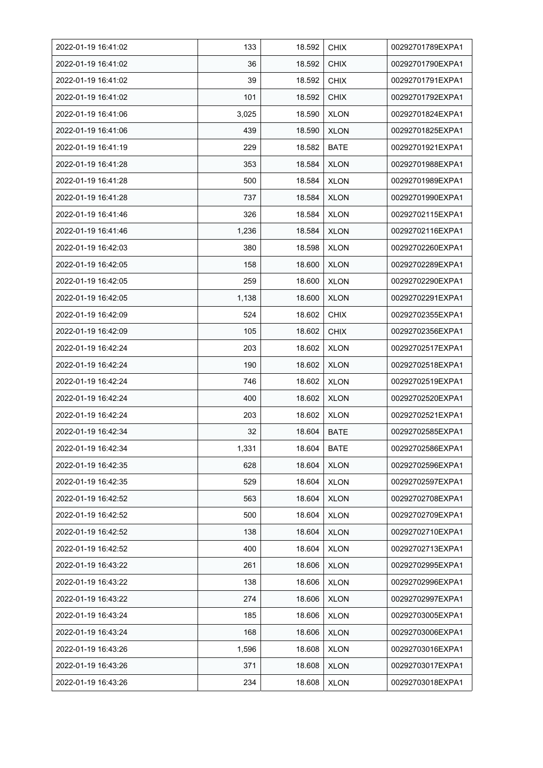| 2022-01-19 16:41:02 | 133 | 18.592 | CHIX | 00292701789EXPA1 |
|---|---|---|---|---|
| 2022-01-19 16:41:02 | 36 | 18.592 | CHIX | 00292701790EXPA1 |
| 2022-01-19 16:41:02 | 39 | 18.592 | CHIX | 00292701791EXPA1 |
| 2022-01-19 16:41:02 | 101 | 18.592 | CHIX | 00292701792EXPA1 |
| 2022-01-19 16:41:06 | 3,025 | 18.590 | XLON | 00292701824EXPA1 |
| 2022-01-19 16:41:06 | 439 | 18.590 | XLON | 00292701825EXPA1 |
| 2022-01-19 16:41:19 | 229 | 18.582 | BATE | 00292701921EXPA1 |
| 2022-01-19 16:41:28 | 353 | 18.584 | XLON | 00292701988EXPA1 |
| 2022-01-19 16:41:28 | 500 | 18.584 | XLON | 00292701989EXPA1 |
| 2022-01-19 16:41:28 | 737 | 18.584 | XLON | 00292701990EXPA1 |
| 2022-01-19 16:41:46 | 326 | 18.584 | XLON | 00292702115EXPA1 |
| 2022-01-19 16:41:46 | 1,236 | 18.584 | XLON | 00292702116EXPA1 |
| 2022-01-19 16:42:03 | 380 | 18.598 | XLON | 00292702260EXPA1 |
| 2022-01-19 16:42:05 | 158 | 18.600 | XLON | 00292702289EXPA1 |
| 2022-01-19 16:42:05 | 259 | 18.600 | XLON | 00292702290EXPA1 |
| 2022-01-19 16:42:05 | 1,138 | 18.600 | XLON | 00292702291EXPA1 |
| 2022-01-19 16:42:09 | 524 | 18.602 | CHIX | 00292702355EXPA1 |
| 2022-01-19 16:42:09 | 105 | 18.602 | CHIX | 00292702356EXPA1 |
| 2022-01-19 16:42:24 | 203 | 18.602 | XLON | 00292702517EXPA1 |
| 2022-01-19 16:42:24 | 190 | 18.602 | XLON | 00292702518EXPA1 |
| 2022-01-19 16:42:24 | 746 | 18.602 | XLON | 00292702519EXPA1 |
| 2022-01-19 16:42:24 | 400 | 18.602 | XLON | 00292702520EXPA1 |
| 2022-01-19 16:42:24 | 203 | 18.602 | XLON | 00292702521EXPA1 |
| 2022-01-19 16:42:34 | 32 | 18.604 | BATE | 00292702585EXPA1 |
| 2022-01-19 16:42:34 | 1,331 | 18.604 | BATE | 00292702586EXPA1 |
| 2022-01-19 16:42:35 | 628 | 18.604 | XLON | 00292702596EXPA1 |
| 2022-01-19 16:42:35 | 529 | 18.604 | XLON | 00292702597EXPA1 |
| 2022-01-19 16:42:52 | 563 | 18.604 | XLON | 00292702708EXPA1 |
| 2022-01-19 16:42:52 | 500 | 18.604 | XLON | 00292702709EXPA1 |
| 2022-01-19 16:42:52 | 138 | 18.604 | XLON | 00292702710EXPA1 |
| 2022-01-19 16:42:52 | 400 | 18.604 | XLON | 00292702713EXPA1 |
| 2022-01-19 16:43:22 | 261 | 18.606 | XLON | 00292702995EXPA1 |
| 2022-01-19 16:43:22 | 138 | 18.606 | XLON | 00292702996EXPA1 |
| 2022-01-19 16:43:22 | 274 | 18.606 | XLON | 00292702997EXPA1 |
| 2022-01-19 16:43:24 | 185 | 18.606 | XLON | 00292703005EXPA1 |
| 2022-01-19 16:43:24 | 168 | 18.606 | XLON | 00292703006EXPA1 |
| 2022-01-19 16:43:26 | 1,596 | 18.608 | XLON | 00292703016EXPA1 |
| 2022-01-19 16:43:26 | 371 | 18.608 | XLON | 00292703017EXPA1 |
| 2022-01-19 16:43:26 | 234 | 18.608 | XLON | 00292703018EXPA1 |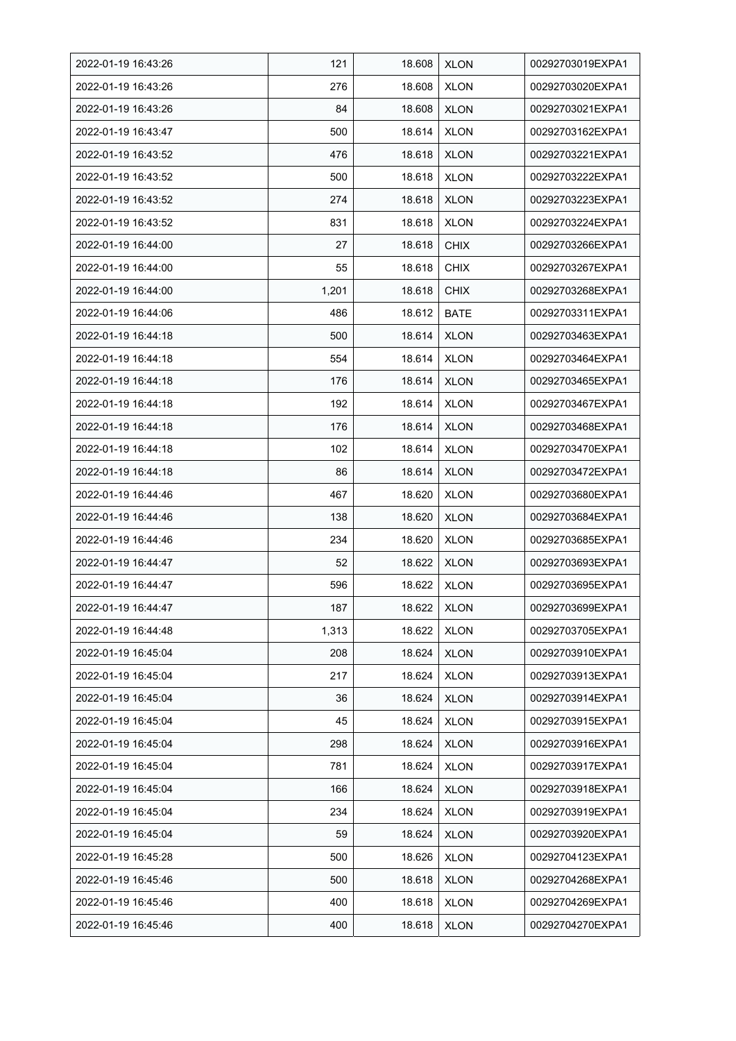| 2022-01-19 16:43:26 | 121 | 18.608 | XLON | 00292703019EXPA1 |
|---|---|---|---|---|
| 2022-01-19 16:43:26 | 276 | 18.608 | XLON | 00292703020EXPA1 |
| 2022-01-19 16:43:26 | 84 | 18.608 | XLON | 00292703021EXPA1 |
| 2022-01-19 16:43:47 | 500 | 18.614 | XLON | 00292703162EXPA1 |
| 2022-01-19 16:43:52 | 476 | 18.618 | XLON | 00292703221EXPA1 |
| 2022-01-19 16:43:52 | 500 | 18.618 | XLON | 00292703222EXPA1 |
| 2022-01-19 16:43:52 | 274 | 18.618 | XLON | 00292703223EXPA1 |
| 2022-01-19 16:43:52 | 831 | 18.618 | XLON | 00292703224EXPA1 |
| 2022-01-19 16:44:00 | 27 | 18.618 | CHIX | 00292703266EXPA1 |
| 2022-01-19 16:44:00 | 55 | 18.618 | CHIX | 00292703267EXPA1 |
| 2022-01-19 16:44:00 | 1,201 | 18.618 | CHIX | 00292703268EXPA1 |
| 2022-01-19 16:44:06 | 486 | 18.612 | BATE | 00292703311EXPA1 |
| 2022-01-19 16:44:18 | 500 | 18.614 | XLON | 00292703463EXPA1 |
| 2022-01-19 16:44:18 | 554 | 18.614 | XLON | 00292703464EXPA1 |
| 2022-01-19 16:44:18 | 176 | 18.614 | XLON | 00292703465EXPA1 |
| 2022-01-19 16:44:18 | 192 | 18.614 | XLON | 00292703467EXPA1 |
| 2022-01-19 16:44:18 | 176 | 18.614 | XLON | 00292703468EXPA1 |
| 2022-01-19 16:44:18 | 102 | 18.614 | XLON | 00292703470EXPA1 |
| 2022-01-19 16:44:18 | 86 | 18.614 | XLON | 00292703472EXPA1 |
| 2022-01-19 16:44:46 | 467 | 18.620 | XLON | 00292703680EXPA1 |
| 2022-01-19 16:44:46 | 138 | 18.620 | XLON | 00292703684EXPA1 |
| 2022-01-19 16:44:46 | 234 | 18.620 | XLON | 00292703685EXPA1 |
| 2022-01-19 16:44:47 | 52 | 18.622 | XLON | 00292703693EXPA1 |
| 2022-01-19 16:44:47 | 596 | 18.622 | XLON | 00292703695EXPA1 |
| 2022-01-19 16:44:47 | 187 | 18.622 | XLON | 00292703699EXPA1 |
| 2022-01-19 16:44:48 | 1,313 | 18.622 | XLON | 00292703705EXPA1 |
| 2022-01-19 16:45:04 | 208 | 18.624 | XLON | 00292703910EXPA1 |
| 2022-01-19 16:45:04 | 217 | 18.624 | XLON | 00292703913EXPA1 |
| 2022-01-19 16:45:04 | 36 | 18.624 | XLON | 00292703914EXPA1 |
| 2022-01-19 16:45:04 | 45 | 18.624 | XLON | 00292703915EXPA1 |
| 2022-01-19 16:45:04 | 298 | 18.624 | XLON | 00292703916EXPA1 |
| 2022-01-19 16:45:04 | 781 | 18.624 | XLON | 00292703917EXPA1 |
| 2022-01-19 16:45:04 | 166 | 18.624 | XLON | 00292703918EXPA1 |
| 2022-01-19 16:45:04 | 234 | 18.624 | XLON | 00292703919EXPA1 |
| 2022-01-19 16:45:04 | 59 | 18.624 | XLON | 00292703920EXPA1 |
| 2022-01-19 16:45:28 | 500 | 18.626 | XLON | 00292704123EXPA1 |
| 2022-01-19 16:45:46 | 500 | 18.618 | XLON | 00292704268EXPA1 |
| 2022-01-19 16:45:46 | 400 | 18.618 | XLON | 00292704269EXPA1 |
| 2022-01-19 16:45:46 | 400 | 18.618 | XLON | 00292704270EXPA1 |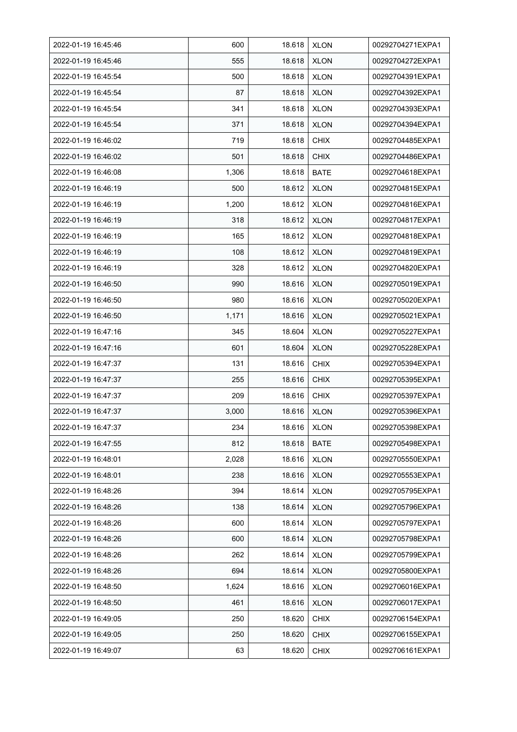| 2022-01-19 16:45:46 | 600 | 18.618 | XLON | 00292704271EXPA1 |
|---|---|---|---|---|
| 2022-01-19 16:45:46 | 555 | 18.618 | XLON | 00292704272EXPA1 |
| 2022-01-19 16:45:54 | 500 | 18.618 | XLON | 00292704391EXPA1 |
| 2022-01-19 16:45:54 | 87 | 18.618 | XLON | 00292704392EXPA1 |
| 2022-01-19 16:45:54 | 341 | 18.618 | XLON | 00292704393EXPA1 |
| 2022-01-19 16:45:54 | 371 | 18.618 | XLON | 00292704394EXPA1 |
| 2022-01-19 16:46:02 | 719 | 18.618 | CHIX | 00292704485EXPA1 |
| 2022-01-19 16:46:02 | 501 | 18.618 | CHIX | 00292704486EXPA1 |
| 2022-01-19 16:46:08 | 1,306 | 18.618 | BATE | 00292704618EXPA1 |
| 2022-01-19 16:46:19 | 500 | 18.612 | XLON | 00292704815EXPA1 |
| 2022-01-19 16:46:19 | 1,200 | 18.612 | XLON | 00292704816EXPA1 |
| 2022-01-19 16:46:19 | 318 | 18.612 | XLON | 00292704817EXPA1 |
| 2022-01-19 16:46:19 | 165 | 18.612 | XLON | 00292704818EXPA1 |
| 2022-01-19 16:46:19 | 108 | 18.612 | XLON | 00292704819EXPA1 |
| 2022-01-19 16:46:19 | 328 | 18.612 | XLON | 00292704820EXPA1 |
| 2022-01-19 16:46:50 | 990 | 18.616 | XLON | 00292705019EXPA1 |
| 2022-01-19 16:46:50 | 980 | 18.616 | XLON | 00292705020EXPA1 |
| 2022-01-19 16:46:50 | 1,171 | 18.616 | XLON | 00292705021EXPA1 |
| 2022-01-19 16:47:16 | 345 | 18.604 | XLON | 00292705227EXPA1 |
| 2022-01-19 16:47:16 | 601 | 18.604 | XLON | 00292705228EXPA1 |
| 2022-01-19 16:47:37 | 131 | 18.616 | CHIX | 00292705394EXPA1 |
| 2022-01-19 16:47:37 | 255 | 18.616 | CHIX | 00292705395EXPA1 |
| 2022-01-19 16:47:37 | 209 | 18.616 | CHIX | 00292705397EXPA1 |
| 2022-01-19 16:47:37 | 3,000 | 18.616 | XLON | 00292705396EXPA1 |
| 2022-01-19 16:47:37 | 234 | 18.616 | XLON | 00292705398EXPA1 |
| 2022-01-19 16:47:55 | 812 | 18.618 | BATE | 00292705498EXPA1 |
| 2022-01-19 16:48:01 | 2,028 | 18.616 | XLON | 00292705550EXPA1 |
| 2022-01-19 16:48:01 | 238 | 18.616 | XLON | 00292705553EXPA1 |
| 2022-01-19 16:48:26 | 394 | 18.614 | XLON | 00292705795EXPA1 |
| 2022-01-19 16:48:26 | 138 | 18.614 | XLON | 00292705796EXPA1 |
| 2022-01-19 16:48:26 | 600 | 18.614 | XLON | 00292705797EXPA1 |
| 2022-01-19 16:48:26 | 600 | 18.614 | XLON | 00292705798EXPA1 |
| 2022-01-19 16:48:26 | 262 | 18.614 | XLON | 00292705799EXPA1 |
| 2022-01-19 16:48:26 | 694 | 18.614 | XLON | 00292705800EXPA1 |
| 2022-01-19 16:48:50 | 1,624 | 18.616 | XLON | 00292706016EXPA1 |
| 2022-01-19 16:48:50 | 461 | 18.616 | XLON | 00292706017EXPA1 |
| 2022-01-19 16:49:05 | 250 | 18.620 | CHIX | 00292706154EXPA1 |
| 2022-01-19 16:49:05 | 250 | 18.620 | CHIX | 00292706155EXPA1 |
| 2022-01-19 16:49:07 | 63 | 18.620 | CHIX | 00292706161EXPA1 |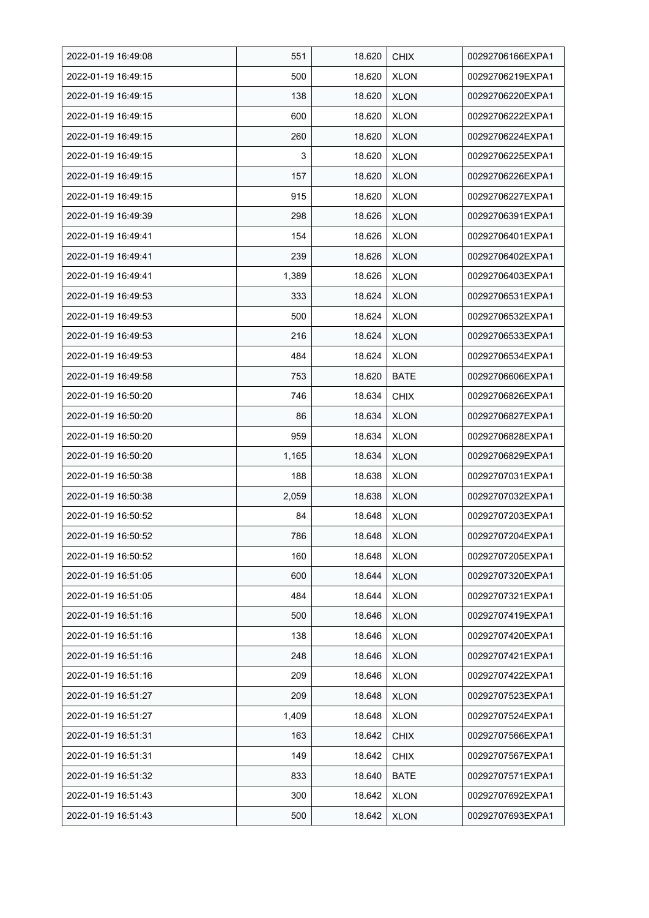| 2022-01-19 16:49:08 | 551 | 18.620 | CHIX | 00292706166EXPA1 |
|---|---|---|---|---|
| 2022-01-19 16:49:15 | 500 | 18.620 | XLON | 00292706219EXPA1 |
| 2022-01-19 16:49:15 | 138 | 18.620 | XLON | 00292706220EXPA1 |
| 2022-01-19 16:49:15 | 600 | 18.620 | XLON | 00292706222EXPA1 |
| 2022-01-19 16:49:15 | 260 | 18.620 | XLON | 00292706224EXPA1 |
| 2022-01-19 16:49:15 | 3 | 18.620 | XLON | 00292706225EXPA1 |
| 2022-01-19 16:49:15 | 157 | 18.620 | XLON | 00292706226EXPA1 |
| 2022-01-19 16:49:15 | 915 | 18.620 | XLON | 00292706227EXPA1 |
| 2022-01-19 16:49:39 | 298 | 18.626 | XLON | 00292706391EXPA1 |
| 2022-01-19 16:49:41 | 154 | 18.626 | XLON | 00292706401EXPA1 |
| 2022-01-19 16:49:41 | 239 | 18.626 | XLON | 00292706402EXPA1 |
| 2022-01-19 16:49:41 | 1,389 | 18.626 | XLON | 00292706403EXPA1 |
| 2022-01-19 16:49:53 | 333 | 18.624 | XLON | 00292706531EXPA1 |
| 2022-01-19 16:49:53 | 500 | 18.624 | XLON | 00292706532EXPA1 |
| 2022-01-19 16:49:53 | 216 | 18.624 | XLON | 00292706533EXPA1 |
| 2022-01-19 16:49:53 | 484 | 18.624 | XLON | 00292706534EXPA1 |
| 2022-01-19 16:49:58 | 753 | 18.620 | BATE | 00292706606EXPA1 |
| 2022-01-19 16:50:20 | 746 | 18.634 | CHIX | 00292706826EXPA1 |
| 2022-01-19 16:50:20 | 86 | 18.634 | XLON | 00292706827EXPA1 |
| 2022-01-19 16:50:20 | 959 | 18.634 | XLON | 00292706828EXPA1 |
| 2022-01-19 16:50:20 | 1,165 | 18.634 | XLON | 00292706829EXPA1 |
| 2022-01-19 16:50:38 | 188 | 18.638 | XLON | 00292707031EXPA1 |
| 2022-01-19 16:50:38 | 2,059 | 18.638 | XLON | 00292707032EXPA1 |
| 2022-01-19 16:50:52 | 84 | 18.648 | XLON | 00292707203EXPA1 |
| 2022-01-19 16:50:52 | 786 | 18.648 | XLON | 00292707204EXPA1 |
| 2022-01-19 16:50:52 | 160 | 18.648 | XLON | 00292707205EXPA1 |
| 2022-01-19 16:51:05 | 600 | 18.644 | XLON | 00292707320EXPA1 |
| 2022-01-19 16:51:05 | 484 | 18.644 | XLON | 00292707321EXPA1 |
| 2022-01-19 16:51:16 | 500 | 18.646 | XLON | 00292707419EXPA1 |
| 2022-01-19 16:51:16 | 138 | 18.646 | XLON | 00292707420EXPA1 |
| 2022-01-19 16:51:16 | 248 | 18.646 | XLON | 00292707421EXPA1 |
| 2022-01-19 16:51:16 | 209 | 18.646 | XLON | 00292707422EXPA1 |
| 2022-01-19 16:51:27 | 209 | 18.648 | XLON | 00292707523EXPA1 |
| 2022-01-19 16:51:27 | 1,409 | 18.648 | XLON | 00292707524EXPA1 |
| 2022-01-19 16:51:31 | 163 | 18.642 | CHIX | 00292707566EXPA1 |
| 2022-01-19 16:51:31 | 149 | 18.642 | CHIX | 00292707567EXPA1 |
| 2022-01-19 16:51:32 | 833 | 18.640 | BATE | 00292707571EXPA1 |
| 2022-01-19 16:51:43 | 300 | 18.642 | XLON | 00292707692EXPA1 |
| 2022-01-19 16:51:43 | 500 | 18.642 | XLON | 00292707693EXPA1 |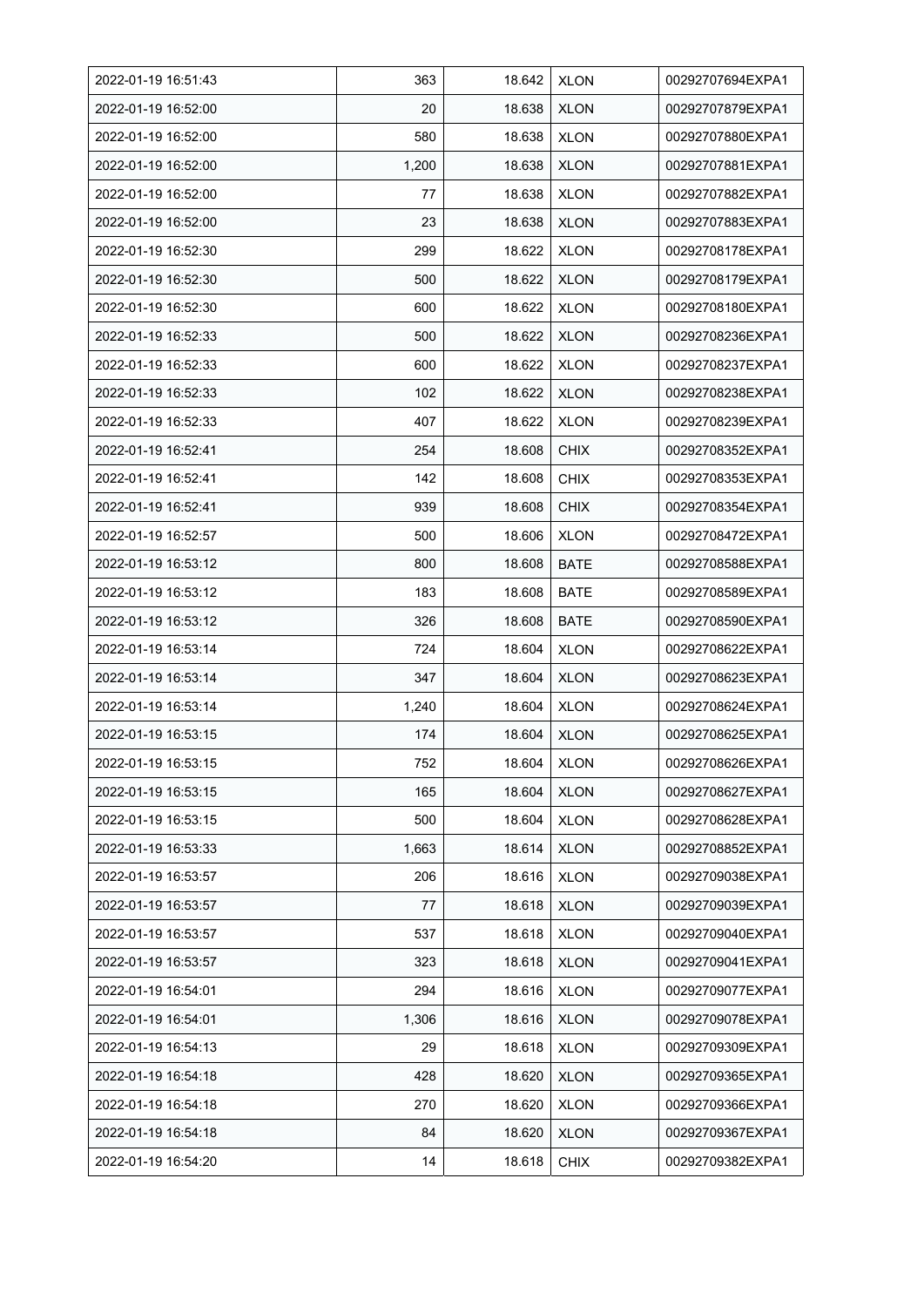| 2022-01-19 16:51:43 | 363 | 18.642 | XLON | 00292707694EXPA1 |
|---|---|---|---|---|
| 2022-01-19 16:52:00 | 20 | 18.638 | XLON | 00292707879EXPA1 |
| 2022-01-19 16:52:00 | 580 | 18.638 | XLON | 00292707880EXPA1 |
| 2022-01-19 16:52:00 | 1,200 | 18.638 | XLON | 00292707881EXPA1 |
| 2022-01-19 16:52:00 | 77 | 18.638 | XLON | 00292707882EXPA1 |
| 2022-01-19 16:52:00 | 23 | 18.638 | XLON | 00292707883EXPA1 |
| 2022-01-19 16:52:30 | 299 | 18.622 | XLON | 00292708178EXPA1 |
| 2022-01-19 16:52:30 | 500 | 18.622 | XLON | 00292708179EXPA1 |
| 2022-01-19 16:52:30 | 600 | 18.622 | XLON | 00292708180EXPA1 |
| 2022-01-19 16:52:33 | 500 | 18.622 | XLON | 00292708236EXPA1 |
| 2022-01-19 16:52:33 | 600 | 18.622 | XLON | 00292708237EXPA1 |
| 2022-01-19 16:52:33 | 102 | 18.622 | XLON | 00292708238EXPA1 |
| 2022-01-19 16:52:33 | 407 | 18.622 | XLON | 00292708239EXPA1 |
| 2022-01-19 16:52:41 | 254 | 18.608 | CHIX | 00292708352EXPA1 |
| 2022-01-19 16:52:41 | 142 | 18.608 | CHIX | 00292708353EXPA1 |
| 2022-01-19 16:52:41 | 939 | 18.608 | CHIX | 00292708354EXPA1 |
| 2022-01-19 16:52:57 | 500 | 18.606 | XLON | 00292708472EXPA1 |
| 2022-01-19 16:53:12 | 800 | 18.608 | BATE | 00292708588EXPA1 |
| 2022-01-19 16:53:12 | 183 | 18.608 | BATE | 00292708589EXPA1 |
| 2022-01-19 16:53:12 | 326 | 18.608 | BATE | 00292708590EXPA1 |
| 2022-01-19 16:53:14 | 724 | 18.604 | XLON | 00292708622EXPA1 |
| 2022-01-19 16:53:14 | 347 | 18.604 | XLON | 00292708623EXPA1 |
| 2022-01-19 16:53:14 | 1,240 | 18.604 | XLON | 00292708624EXPA1 |
| 2022-01-19 16:53:15 | 174 | 18.604 | XLON | 00292708625EXPA1 |
| 2022-01-19 16:53:15 | 752 | 18.604 | XLON | 00292708626EXPA1 |
| 2022-01-19 16:53:15 | 165 | 18.604 | XLON | 00292708627EXPA1 |
| 2022-01-19 16:53:15 | 500 | 18.604 | XLON | 00292708628EXPA1 |
| 2022-01-19 16:53:33 | 1,663 | 18.614 | XLON | 00292708852EXPA1 |
| 2022-01-19 16:53:57 | 206 | 18.616 | XLON | 00292709038EXPA1 |
| 2022-01-19 16:53:57 | 77 | 18.618 | XLON | 00292709039EXPA1 |
| 2022-01-19 16:53:57 | 537 | 18.618 | XLON | 00292709040EXPA1 |
| 2022-01-19 16:53:57 | 323 | 18.618 | XLON | 00292709041EXPA1 |
| 2022-01-19 16:54:01 | 294 | 18.616 | XLON | 00292709077EXPA1 |
| 2022-01-19 16:54:01 | 1,306 | 18.616 | XLON | 00292709078EXPA1 |
| 2022-01-19 16:54:13 | 29 | 18.618 | XLON | 00292709309EXPA1 |
| 2022-01-19 16:54:18 | 428 | 18.620 | XLON | 00292709365EXPA1 |
| 2022-01-19 16:54:18 | 270 | 18.620 | XLON | 00292709366EXPA1 |
| 2022-01-19 16:54:18 | 84 | 18.620 | XLON | 00292709367EXPA1 |
| 2022-01-19 16:54:20 | 14 | 18.618 | CHIX | 00292709382EXPA1 |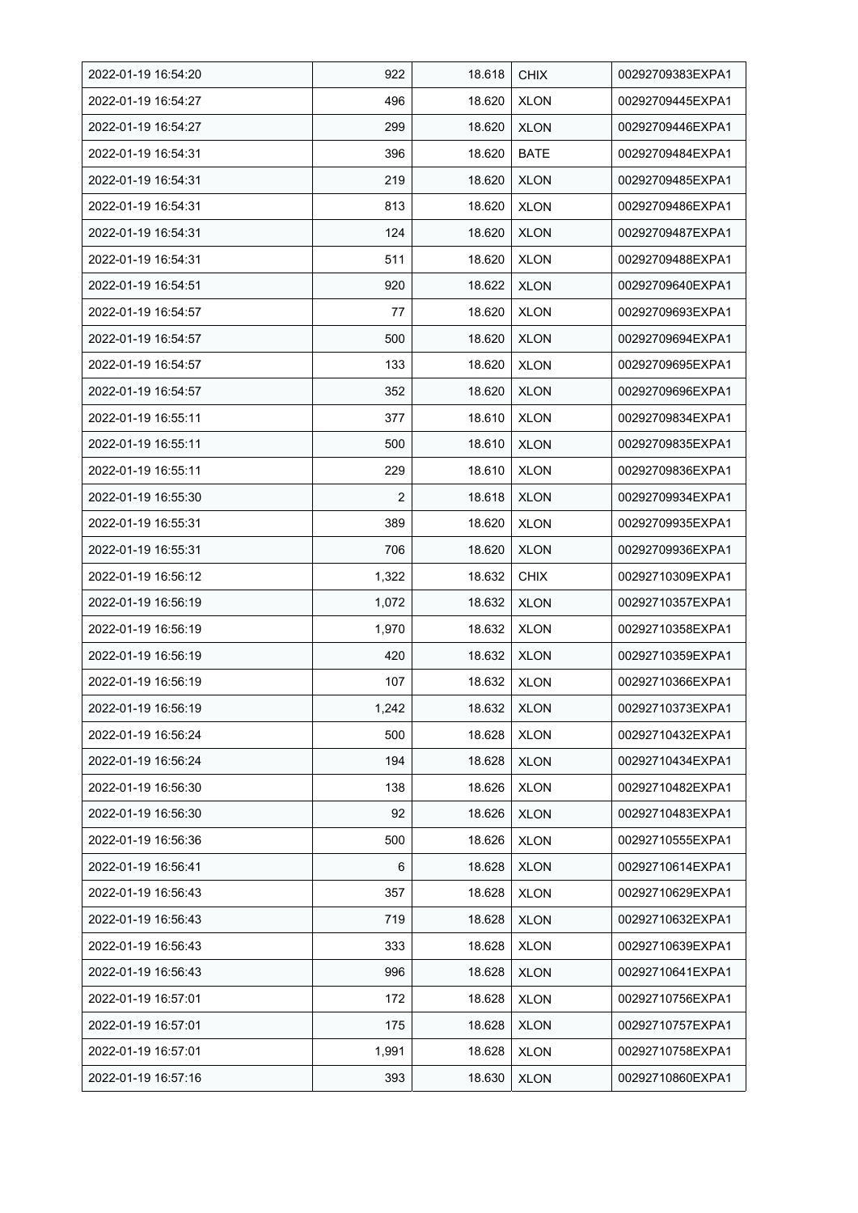| 2022-01-19 16:54:20 | 922 | 18.618 | CHIX | 00292709383EXPA1 |
|---|---|---|---|---|
| 2022-01-19 16:54:27 | 496 | 18.620 | XLON | 00292709445EXPA1 |
| 2022-01-19 16:54:27 | 299 | 18.620 | XLON | 00292709446EXPA1 |
| 2022-01-19 16:54:31 | 396 | 18.620 | BATE | 00292709484EXPA1 |
| 2022-01-19 16:54:31 | 219 | 18.620 | XLON | 00292709485EXPA1 |
| 2022-01-19 16:54:31 | 813 | 18.620 | XLON | 00292709486EXPA1 |
| 2022-01-19 16:54:31 | 124 | 18.620 | XLON | 00292709487EXPA1 |
| 2022-01-19 16:54:31 | 511 | 18.620 | XLON | 00292709488EXPA1 |
| 2022-01-19 16:54:51 | 920 | 18.622 | XLON | 00292709640EXPA1 |
| 2022-01-19 16:54:57 | 77 | 18.620 | XLON | 00292709693EXPA1 |
| 2022-01-19 16:54:57 | 500 | 18.620 | XLON | 00292709694EXPA1 |
| 2022-01-19 16:54:57 | 133 | 18.620 | XLON | 00292709695EXPA1 |
| 2022-01-19 16:54:57 | 352 | 18.620 | XLON | 00292709696EXPA1 |
| 2022-01-19 16:55:11 | 377 | 18.610 | XLON | 00292709834EXPA1 |
| 2022-01-19 16:55:11 | 500 | 18.610 | XLON | 00292709835EXPA1 |
| 2022-01-19 16:55:11 | 229 | 18.610 | XLON | 00292709836EXPA1 |
| 2022-01-19 16:55:30 | 2 | 18.618 | XLON | 00292709934EXPA1 |
| 2022-01-19 16:55:31 | 389 | 18.620 | XLON | 00292709935EXPA1 |
| 2022-01-19 16:55:31 | 706 | 18.620 | XLON | 00292709936EXPA1 |
| 2022-01-19 16:56:12 | 1,322 | 18.632 | CHIX | 00292710309EXPA1 |
| 2022-01-19 16:56:19 | 1,072 | 18.632 | XLON | 00292710357EXPA1 |
| 2022-01-19 16:56:19 | 1,970 | 18.632 | XLON | 00292710358EXPA1 |
| 2022-01-19 16:56:19 | 420 | 18.632 | XLON | 00292710359EXPA1 |
| 2022-01-19 16:56:19 | 107 | 18.632 | XLON | 00292710366EXPA1 |
| 2022-01-19 16:56:19 | 1,242 | 18.632 | XLON | 00292710373EXPA1 |
| 2022-01-19 16:56:24 | 500 | 18.628 | XLON | 00292710432EXPA1 |
| 2022-01-19 16:56:24 | 194 | 18.628 | XLON | 00292710434EXPA1 |
| 2022-01-19 16:56:30 | 138 | 18.626 | XLON | 00292710482EXPA1 |
| 2022-01-19 16:56:30 | 92 | 18.626 | XLON | 00292710483EXPA1 |
| 2022-01-19 16:56:36 | 500 | 18.626 | XLON | 00292710555EXPA1 |
| 2022-01-19 16:56:41 | 6 | 18.628 | XLON | 00292710614EXPA1 |
| 2022-01-19 16:56:43 | 357 | 18.628 | XLON | 00292710629EXPA1 |
| 2022-01-19 16:56:43 | 719 | 18.628 | XLON | 00292710632EXPA1 |
| 2022-01-19 16:56:43 | 333 | 18.628 | XLON | 00292710639EXPA1 |
| 2022-01-19 16:56:43 | 996 | 18.628 | XLON | 00292710641EXPA1 |
| 2022-01-19 16:57:01 | 172 | 18.628 | XLON | 00292710756EXPA1 |
| 2022-01-19 16:57:01 | 175 | 18.628 | XLON | 00292710757EXPA1 |
| 2022-01-19 16:57:01 | 1,991 | 18.628 | XLON | 00292710758EXPA1 |
| 2022-01-19 16:57:16 | 393 | 18.630 | XLON | 00292710860EXPA1 |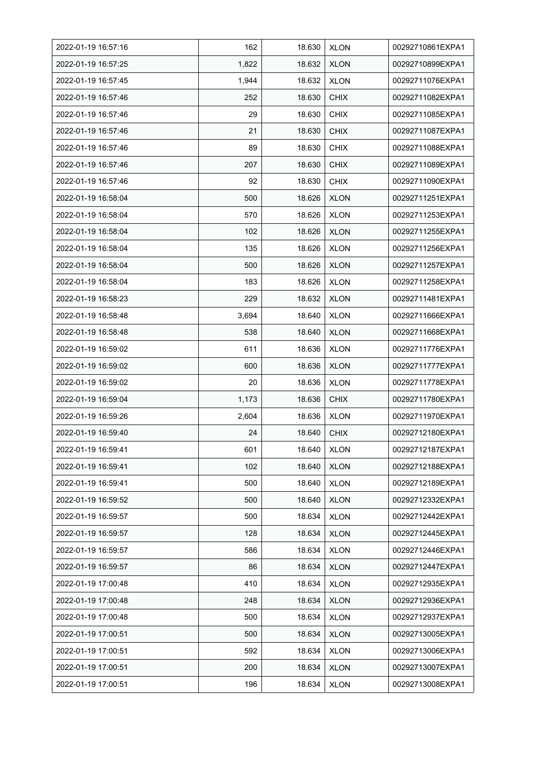| 2022-01-19 16:57:16 | 162 | 18.630 | XLON | 00292710861EXPA1 |
|---|---|---|---|---|
| 2022-01-19 16:57:25 | 1,822 | 18.632 | XLON | 00292710899EXPA1 |
| 2022-01-19 16:57:45 | 1,944 | 18.632 | XLON | 00292711076EXPA1 |
| 2022-01-19 16:57:46 | 252 | 18.630 | CHIX | 00292711082EXPA1 |
| 2022-01-19 16:57:46 | 29 | 18.630 | CHIX | 00292711085EXPA1 |
| 2022-01-19 16:57:46 | 21 | 18.630 | CHIX | 00292711087EXPA1 |
| 2022-01-19 16:57:46 | 89 | 18.630 | CHIX | 00292711088EXPA1 |
| 2022-01-19 16:57:46 | 207 | 18.630 | CHIX | 00292711089EXPA1 |
| 2022-01-19 16:57:46 | 92 | 18.630 | CHIX | 00292711090EXPA1 |
| 2022-01-19 16:58:04 | 500 | 18.626 | XLON | 00292711251EXPA1 |
| 2022-01-19 16:58:04 | 570 | 18.626 | XLON | 00292711253EXPA1 |
| 2022-01-19 16:58:04 | 102 | 18.626 | XLON | 00292711255EXPA1 |
| 2022-01-19 16:58:04 | 135 | 18.626 | XLON | 00292711256EXPA1 |
| 2022-01-19 16:58:04 | 500 | 18.626 | XLON | 00292711257EXPA1 |
| 2022-01-19 16:58:04 | 183 | 18.626 | XLON | 00292711258EXPA1 |
| 2022-01-19 16:58:23 | 229 | 18.632 | XLON | 00292711481EXPA1 |
| 2022-01-19 16:58:48 | 3,694 | 18.640 | XLON | 00292711666EXPA1 |
| 2022-01-19 16:58:48 | 538 | 18.640 | XLON | 00292711668EXPA1 |
| 2022-01-19 16:59:02 | 611 | 18.636 | XLON | 00292711776EXPA1 |
| 2022-01-19 16:59:02 | 600 | 18.636 | XLON | 00292711777EXPA1 |
| 2022-01-19 16:59:02 | 20 | 18.636 | XLON | 00292711778EXPA1 |
| 2022-01-19 16:59:04 | 1,173 | 18.636 | CHIX | 00292711780EXPA1 |
| 2022-01-19 16:59:26 | 2,604 | 18.636 | XLON | 00292711970EXPA1 |
| 2022-01-19 16:59:40 | 24 | 18.640 | CHIX | 00292712180EXPA1 |
| 2022-01-19 16:59:41 | 601 | 18.640 | XLON | 00292712187EXPA1 |
| 2022-01-19 16:59:41 | 102 | 18.640 | XLON | 00292712188EXPA1 |
| 2022-01-19 16:59:41 | 500 | 18.640 | XLON | 00292712189EXPA1 |
| 2022-01-19 16:59:52 | 500 | 18.640 | XLON | 00292712332EXPA1 |
| 2022-01-19 16:59:57 | 500 | 18.634 | XLON | 00292712442EXPA1 |
| 2022-01-19 16:59:57 | 128 | 18.634 | XLON | 00292712445EXPA1 |
| 2022-01-19 16:59:57 | 586 | 18.634 | XLON | 00292712446EXPA1 |
| 2022-01-19 16:59:57 | 86 | 18.634 | XLON | 00292712447EXPA1 |
| 2022-01-19 17:00:48 | 410 | 18.634 | XLON | 00292712935EXPA1 |
| 2022-01-19 17:00:48 | 248 | 18.634 | XLON | 00292712936EXPA1 |
| 2022-01-19 17:00:48 | 500 | 18.634 | XLON | 00292712937EXPA1 |
| 2022-01-19 17:00:51 | 500 | 18.634 | XLON | 00292713005EXPA1 |
| 2022-01-19 17:00:51 | 592 | 18.634 | XLON | 00292713006EXPA1 |
| 2022-01-19 17:00:51 | 200 | 18.634 | XLON | 00292713007EXPA1 |
| 2022-01-19 17:00:51 | 196 | 18.634 | XLON | 00292713008EXPA1 |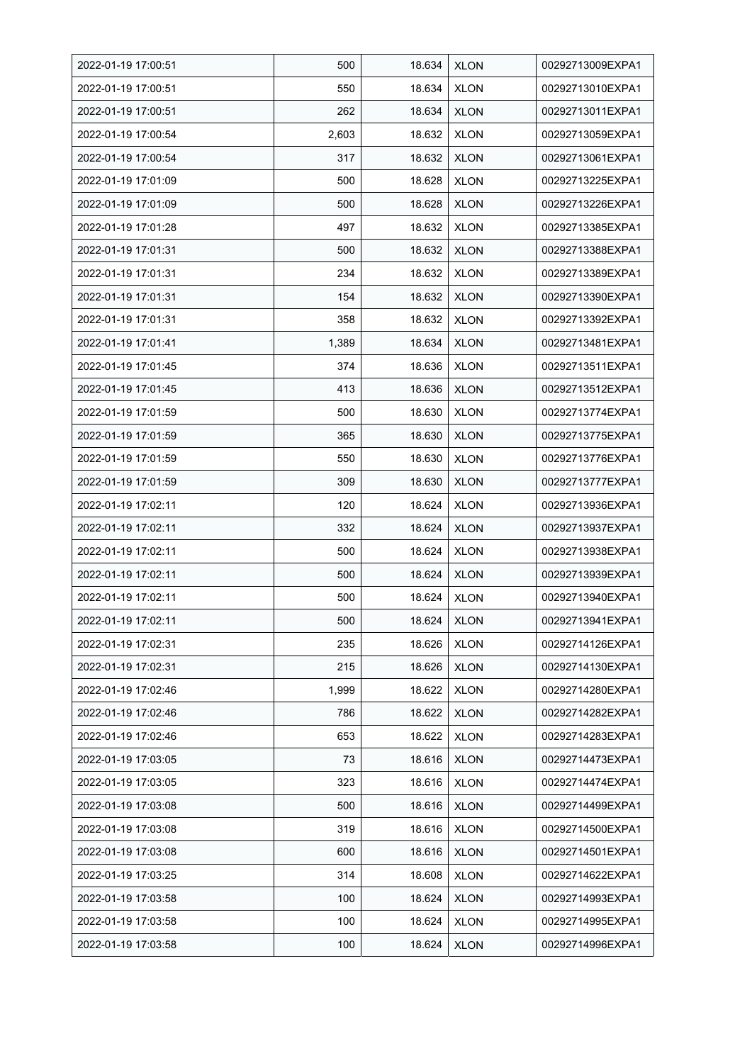| 2022-01-19 17:00:51 | 500 | 18.634 | XLON | 00292713009EXPA1 |
|---|---|---|---|---|
| 2022-01-19 17:00:51 | 550 | 18.634 | XLON | 00292713010EXPA1 |
| 2022-01-19 17:00:51 | 262 | 18.634 | XLON | 00292713011EXPA1 |
| 2022-01-19 17:00:54 | 2,603 | 18.632 | XLON | 00292713059EXPA1 |
| 2022-01-19 17:00:54 | 317 | 18.632 | XLON | 00292713061EXPA1 |
| 2022-01-19 17:01:09 | 500 | 18.628 | XLON | 00292713225EXPA1 |
| 2022-01-19 17:01:09 | 500 | 18.628 | XLON | 00292713226EXPA1 |
| 2022-01-19 17:01:28 | 497 | 18.632 | XLON | 00292713385EXPA1 |
| 2022-01-19 17:01:31 | 500 | 18.632 | XLON | 00292713388EXPA1 |
| 2022-01-19 17:01:31 | 234 | 18.632 | XLON | 00292713389EXPA1 |
| 2022-01-19 17:01:31 | 154 | 18.632 | XLON | 00292713390EXPA1 |
| 2022-01-19 17:01:31 | 358 | 18.632 | XLON | 00292713392EXPA1 |
| 2022-01-19 17:01:41 | 1,389 | 18.634 | XLON | 00292713481EXPA1 |
| 2022-01-19 17:01:45 | 374 | 18.636 | XLON | 00292713511EXPA1 |
| 2022-01-19 17:01:45 | 413 | 18.636 | XLON | 00292713512EXPA1 |
| 2022-01-19 17:01:59 | 500 | 18.630 | XLON | 00292713774EXPA1 |
| 2022-01-19 17:01:59 | 365 | 18.630 | XLON | 00292713775EXPA1 |
| 2022-01-19 17:01:59 | 550 | 18.630 | XLON | 00292713776EXPA1 |
| 2022-01-19 17:01:59 | 309 | 18.630 | XLON | 00292713777EXPA1 |
| 2022-01-19 17:02:11 | 120 | 18.624 | XLON | 00292713936EXPA1 |
| 2022-01-19 17:02:11 | 332 | 18.624 | XLON | 00292713937EXPA1 |
| 2022-01-19 17:02:11 | 500 | 18.624 | XLON | 00292713938EXPA1 |
| 2022-01-19 17:02:11 | 500 | 18.624 | XLON | 00292713939EXPA1 |
| 2022-01-19 17:02:11 | 500 | 18.624 | XLON | 00292713940EXPA1 |
| 2022-01-19 17:02:11 | 500 | 18.624 | XLON | 00292713941EXPA1 |
| 2022-01-19 17:02:31 | 235 | 18.626 | XLON | 00292714126EXPA1 |
| 2022-01-19 17:02:31 | 215 | 18.626 | XLON | 00292714130EXPA1 |
| 2022-01-19 17:02:46 | 1,999 | 18.622 | XLON | 00292714280EXPA1 |
| 2022-01-19 17:02:46 | 786 | 18.622 | XLON | 00292714282EXPA1 |
| 2022-01-19 17:02:46 | 653 | 18.622 | XLON | 00292714283EXPA1 |
| 2022-01-19 17:03:05 | 73 | 18.616 | XLON | 00292714473EXPA1 |
| 2022-01-19 17:03:05 | 323 | 18.616 | XLON | 00292714474EXPA1 |
| 2022-01-19 17:03:08 | 500 | 18.616 | XLON | 00292714499EXPA1 |
| 2022-01-19 17:03:08 | 319 | 18.616 | XLON | 00292714500EXPA1 |
| 2022-01-19 17:03:08 | 600 | 18.616 | XLON | 00292714501EXPA1 |
| 2022-01-19 17:03:25 | 314 | 18.608 | XLON | 00292714622EXPA1 |
| 2022-01-19 17:03:58 | 100 | 18.624 | XLON | 00292714993EXPA1 |
| 2022-01-19 17:03:58 | 100 | 18.624 | XLON | 00292714995EXPA1 |
| 2022-01-19 17:03:58 | 100 | 18.624 | XLON | 00292714996EXPA1 |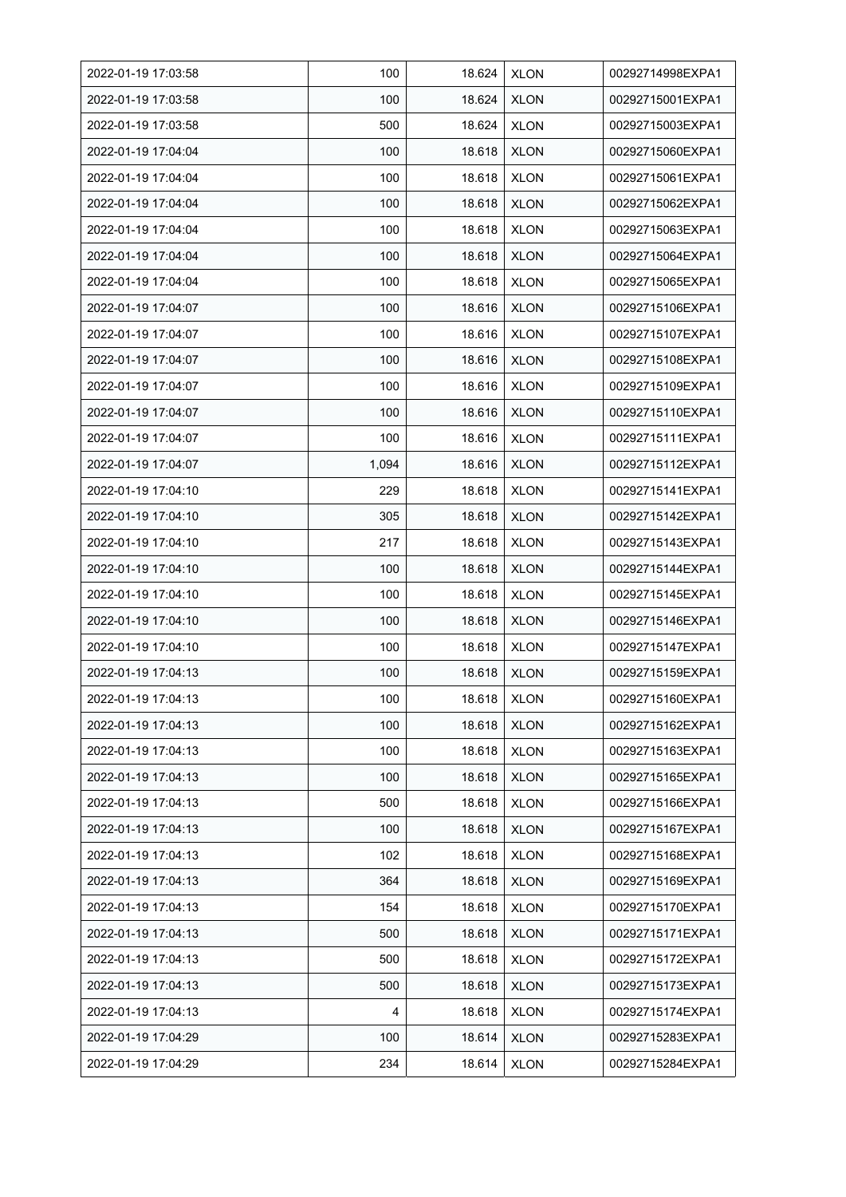| 2022-01-19 17:03:58 | 100 | 18.624 | XLON | 00292714998EXPA1 |
|---|---|---|---|---|
| 2022-01-19 17:03:58 | 100 | 18.624 | XLON | 00292715001EXPA1 |
| 2022-01-19 17:03:58 | 500 | 18.624 | XLON | 00292715003EXPA1 |
| 2022-01-19 17:04:04 | 100 | 18.618 | XLON | 00292715060EXPA1 |
| 2022-01-19 17:04:04 | 100 | 18.618 | XLON | 00292715061EXPA1 |
| 2022-01-19 17:04:04 | 100 | 18.618 | XLON | 00292715062EXPA1 |
| 2022-01-19 17:04:04 | 100 | 18.618 | XLON | 00292715063EXPA1 |
| 2022-01-19 17:04:04 | 100 | 18.618 | XLON | 00292715064EXPA1 |
| 2022-01-19 17:04:04 | 100 | 18.618 | XLON | 00292715065EXPA1 |
| 2022-01-19 17:04:07 | 100 | 18.616 | XLON | 00292715106EXPA1 |
| 2022-01-19 17:04:07 | 100 | 18.616 | XLON | 00292715107EXPA1 |
| 2022-01-19 17:04:07 | 100 | 18.616 | XLON | 00292715108EXPA1 |
| 2022-01-19 17:04:07 | 100 | 18.616 | XLON | 00292715109EXPA1 |
| 2022-01-19 17:04:07 | 100 | 18.616 | XLON | 00292715110EXPA1 |
| 2022-01-19 17:04:07 | 100 | 18.616 | XLON | 00292715111EXPA1 |
| 2022-01-19 17:04:07 | 1,094 | 18.616 | XLON | 00292715112EXPA1 |
| 2022-01-19 17:04:10 | 229 | 18.618 | XLON | 00292715141EXPA1 |
| 2022-01-19 17:04:10 | 305 | 18.618 | XLON | 00292715142EXPA1 |
| 2022-01-19 17:04:10 | 217 | 18.618 | XLON | 00292715143EXPA1 |
| 2022-01-19 17:04:10 | 100 | 18.618 | XLON | 00292715144EXPA1 |
| 2022-01-19 17:04:10 | 100 | 18.618 | XLON | 00292715145EXPA1 |
| 2022-01-19 17:04:10 | 100 | 18.618 | XLON | 00292715146EXPA1 |
| 2022-01-19 17:04:10 | 100 | 18.618 | XLON | 00292715147EXPA1 |
| 2022-01-19 17:04:13 | 100 | 18.618 | XLON | 00292715159EXPA1 |
| 2022-01-19 17:04:13 | 100 | 18.618 | XLON | 00292715160EXPA1 |
| 2022-01-19 17:04:13 | 100 | 18.618 | XLON | 00292715162EXPA1 |
| 2022-01-19 17:04:13 | 100 | 18.618 | XLON | 00292715163EXPA1 |
| 2022-01-19 17:04:13 | 100 | 18.618 | XLON | 00292715165EXPA1 |
| 2022-01-19 17:04:13 | 500 | 18.618 | XLON | 00292715166EXPA1 |
| 2022-01-19 17:04:13 | 100 | 18.618 | XLON | 00292715167EXPA1 |
| 2022-01-19 17:04:13 | 102 | 18.618 | XLON | 00292715168EXPA1 |
| 2022-01-19 17:04:13 | 364 | 18.618 | XLON | 00292715169EXPA1 |
| 2022-01-19 17:04:13 | 154 | 18.618 | XLON | 00292715170EXPA1 |
| 2022-01-19 17:04:13 | 500 | 18.618 | XLON | 00292715171EXPA1 |
| 2022-01-19 17:04:13 | 500 | 18.618 | XLON | 00292715172EXPA1 |
| 2022-01-19 17:04:13 | 500 | 18.618 | XLON | 00292715173EXPA1 |
| 2022-01-19 17:04:13 | 4 | 18.618 | XLON | 00292715174EXPA1 |
| 2022-01-19 17:04:29 | 100 | 18.614 | XLON | 00292715283EXPA1 |
| 2022-01-19 17:04:29 | 234 | 18.614 | XLON | 00292715284EXPA1 |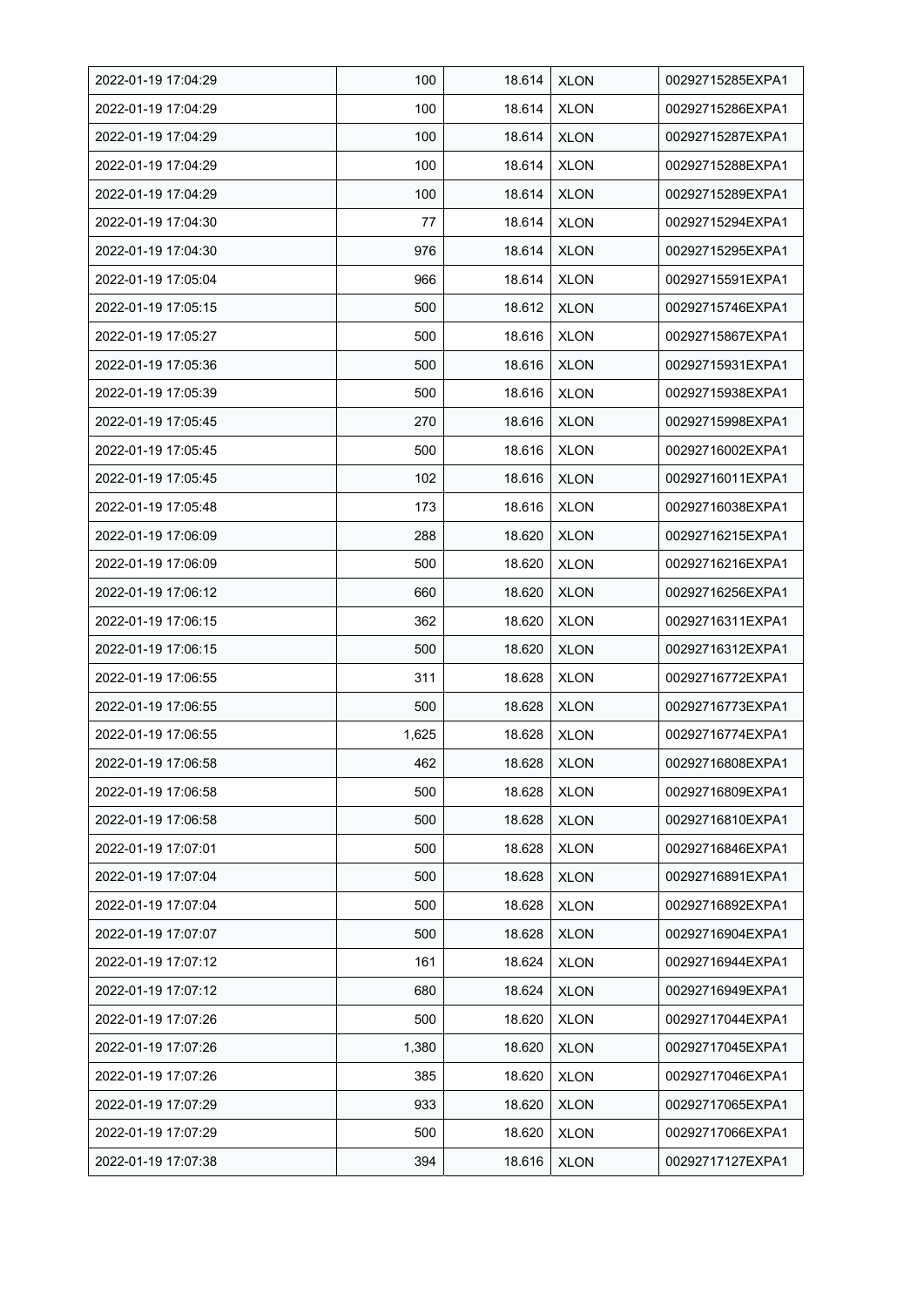| | | | | |
|---|---|---|---|---|
| 2022-01-19 17:04:29 | 100 | 18.614 | XLON | 00292715285EXPA1 |
| 2022-01-19 17:04:29 | 100 | 18.614 | XLON | 00292715286EXPA1 |
| 2022-01-19 17:04:29 | 100 | 18.614 | XLON | 00292715287EXPA1 |
| 2022-01-19 17:04:29 | 100 | 18.614 | XLON | 00292715288EXPA1 |
| 2022-01-19 17:04:29 | 100 | 18.614 | XLON | 00292715289EXPA1 |
| 2022-01-19 17:04:30 | 77 | 18.614 | XLON | 00292715294EXPA1 |
| 2022-01-19 17:04:30 | 976 | 18.614 | XLON | 00292715295EXPA1 |
| 2022-01-19 17:05:04 | 966 | 18.614 | XLON | 00292715591EXPA1 |
| 2022-01-19 17:05:15 | 500 | 18.612 | XLON | 00292715746EXPA1 |
| 2022-01-19 17:05:27 | 500 | 18.616 | XLON | 00292715867EXPA1 |
| 2022-01-19 17:05:36 | 500 | 18.616 | XLON | 00292715931EXPA1 |
| 2022-01-19 17:05:39 | 500 | 18.616 | XLON | 00292715938EXPA1 |
| 2022-01-19 17:05:45 | 270 | 18.616 | XLON | 00292715998EXPA1 |
| 2022-01-19 17:05:45 | 500 | 18.616 | XLON | 00292716002EXPA1 |
| 2022-01-19 17:05:45 | 102 | 18.616 | XLON | 00292716011EXPA1 |
| 2022-01-19 17:05:48 | 173 | 18.616 | XLON | 00292716038EXPA1 |
| 2022-01-19 17:06:09 | 288 | 18.620 | XLON | 00292716215EXPA1 |
| 2022-01-19 17:06:09 | 500 | 18.620 | XLON | 00292716216EXPA1 |
| 2022-01-19 17:06:12 | 660 | 18.620 | XLON | 00292716256EXPA1 |
| 2022-01-19 17:06:15 | 362 | 18.620 | XLON | 00292716311EXPA1 |
| 2022-01-19 17:06:15 | 500 | 18.620 | XLON | 00292716312EXPA1 |
| 2022-01-19 17:06:55 | 311 | 18.628 | XLON | 00292716772EXPA1 |
| 2022-01-19 17:06:55 | 500 | 18.628 | XLON | 00292716773EXPA1 |
| 2022-01-19 17:06:55 | 1,625 | 18.628 | XLON | 00292716774EXPA1 |
| 2022-01-19 17:06:58 | 462 | 18.628 | XLON | 00292716808EXPA1 |
| 2022-01-19 17:06:58 | 500 | 18.628 | XLON | 00292716809EXPA1 |
| 2022-01-19 17:06:58 | 500 | 18.628 | XLON | 00292716810EXPA1 |
| 2022-01-19 17:07:01 | 500 | 18.628 | XLON | 00292716846EXPA1 |
| 2022-01-19 17:07:04 | 500 | 18.628 | XLON | 00292716891EXPA1 |
| 2022-01-19 17:07:04 | 500 | 18.628 | XLON | 00292716892EXPA1 |
| 2022-01-19 17:07:07 | 500 | 18.628 | XLON | 00292716904EXPA1 |
| 2022-01-19 17:07:12 | 161 | 18.624 | XLON | 00292716944EXPA1 |
| 2022-01-19 17:07:12 | 680 | 18.624 | XLON | 00292716949EXPA1 |
| 2022-01-19 17:07:26 | 500 | 18.620 | XLON | 00292717044EXPA1 |
| 2022-01-19 17:07:26 | 1,380 | 18.620 | XLON | 00292717045EXPA1 |
| 2022-01-19 17:07:26 | 385 | 18.620 | XLON | 00292717046EXPA1 |
| 2022-01-19 17:07:29 | 933 | 18.620 | XLON | 00292717065EXPA1 |
| 2022-01-19 17:07:29 | 500 | 18.620 | XLON | 00292717066EXPA1 |
| 2022-01-19 17:07:38 | 394 | 18.616 | XLON | 00292717127EXPA1 |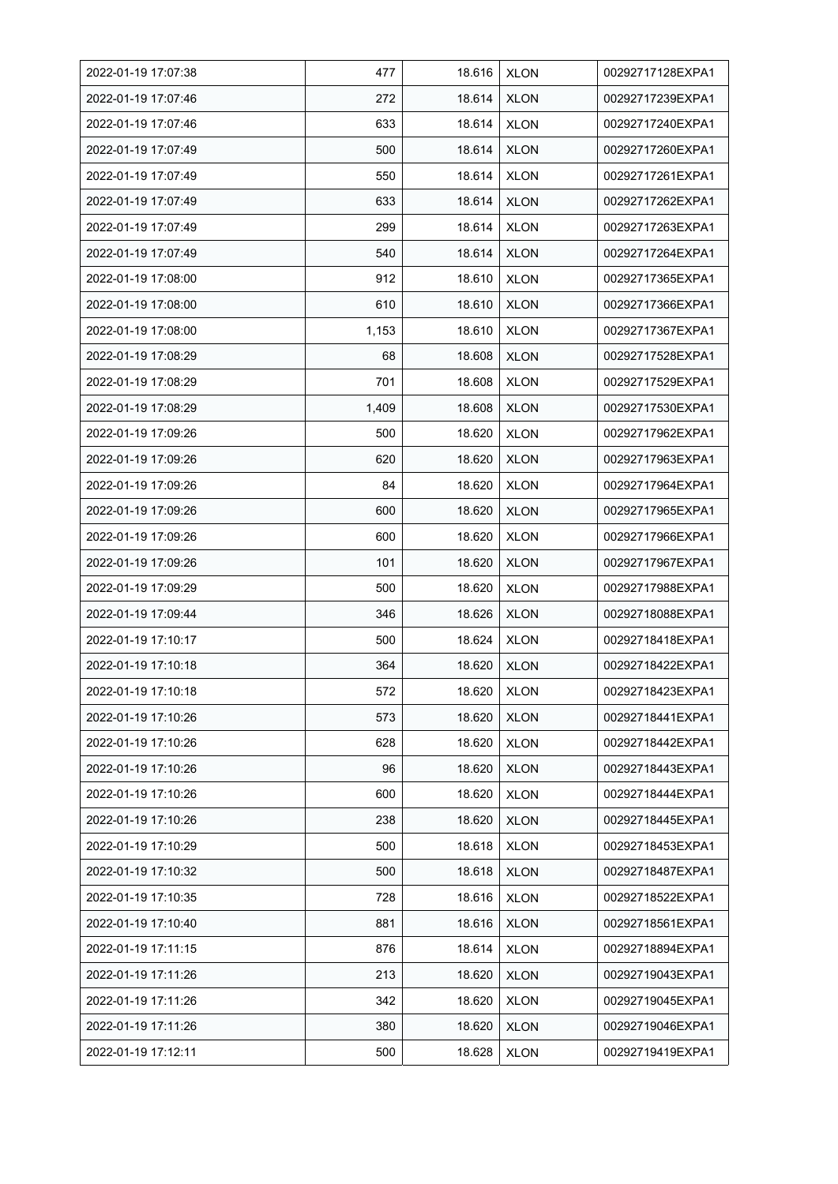| 2022-01-19 17:07:38 | 477 | 18.616 | XLON | 00292717128EXPA1 |
|---|---|---|---|---|
| 2022-01-19 17:07:46 | 272 | 18.614 | XLON | 00292717239EXPA1 |
| 2022-01-19 17:07:46 | 633 | 18.614 | XLON | 00292717240EXPA1 |
| 2022-01-19 17:07:49 | 500 | 18.614 | XLON | 00292717260EXPA1 |
| 2022-01-19 17:07:49 | 550 | 18.614 | XLON | 00292717261EXPA1 |
| 2022-01-19 17:07:49 | 633 | 18.614 | XLON | 00292717262EXPA1 |
| 2022-01-19 17:07:49 | 299 | 18.614 | XLON | 00292717263EXPA1 |
| 2022-01-19 17:07:49 | 540 | 18.614 | XLON | 00292717264EXPA1 |
| 2022-01-19 17:08:00 | 912 | 18.610 | XLON | 00292717365EXPA1 |
| 2022-01-19 17:08:00 | 610 | 18.610 | XLON | 00292717366EXPA1 |
| 2022-01-19 17:08:00 | 1,153 | 18.610 | XLON | 00292717367EXPA1 |
| 2022-01-19 17:08:29 | 68 | 18.608 | XLON | 00292717528EXPA1 |
| 2022-01-19 17:08:29 | 701 | 18.608 | XLON | 00292717529EXPA1 |
| 2022-01-19 17:08:29 | 1,409 | 18.608 | XLON | 00292717530EXPA1 |
| 2022-01-19 17:09:26 | 500 | 18.620 | XLON | 00292717962EXPA1 |
| 2022-01-19 17:09:26 | 620 | 18.620 | XLON | 00292717963EXPA1 |
| 2022-01-19 17:09:26 | 84 | 18.620 | XLON | 00292717964EXPA1 |
| 2022-01-19 17:09:26 | 600 | 18.620 | XLON | 00292717965EXPA1 |
| 2022-01-19 17:09:26 | 600 | 18.620 | XLON | 00292717966EXPA1 |
| 2022-01-19 17:09:26 | 101 | 18.620 | XLON | 00292717967EXPA1 |
| 2022-01-19 17:09:29 | 500 | 18.620 | XLON | 00292717988EXPA1 |
| 2022-01-19 17:09:44 | 346 | 18.626 | XLON | 00292718088EXPA1 |
| 2022-01-19 17:10:17 | 500 | 18.624 | XLON | 00292718418EXPA1 |
| 2022-01-19 17:10:18 | 364 | 18.620 | XLON | 00292718422EXPA1 |
| 2022-01-19 17:10:18 | 572 | 18.620 | XLON | 00292718423EXPA1 |
| 2022-01-19 17:10:26 | 573 | 18.620 | XLON | 00292718441EXPA1 |
| 2022-01-19 17:10:26 | 628 | 18.620 | XLON | 00292718442EXPA1 |
| 2022-01-19 17:10:26 | 96 | 18.620 | XLON | 00292718443EXPA1 |
| 2022-01-19 17:10:26 | 600 | 18.620 | XLON | 00292718444EXPA1 |
| 2022-01-19 17:10:26 | 238 | 18.620 | XLON | 00292718445EXPA1 |
| 2022-01-19 17:10:29 | 500 | 18.618 | XLON | 00292718453EXPA1 |
| 2022-01-19 17:10:32 | 500 | 18.618 | XLON | 00292718487EXPA1 |
| 2022-01-19 17:10:35 | 728 | 18.616 | XLON | 00292718522EXPA1 |
| 2022-01-19 17:10:40 | 881 | 18.616 | XLON | 00292718561EXPA1 |
| 2022-01-19 17:11:15 | 876 | 18.614 | XLON | 00292718894EXPA1 |
| 2022-01-19 17:11:26 | 213 | 18.620 | XLON | 00292719043EXPA1 |
| 2022-01-19 17:11:26 | 342 | 18.620 | XLON | 00292719045EXPA1 |
| 2022-01-19 17:11:26 | 380 | 18.620 | XLON | 00292719046EXPA1 |
| 2022-01-19 17:12:11 | 500 | 18.628 | XLON | 00292719419EXPA1 |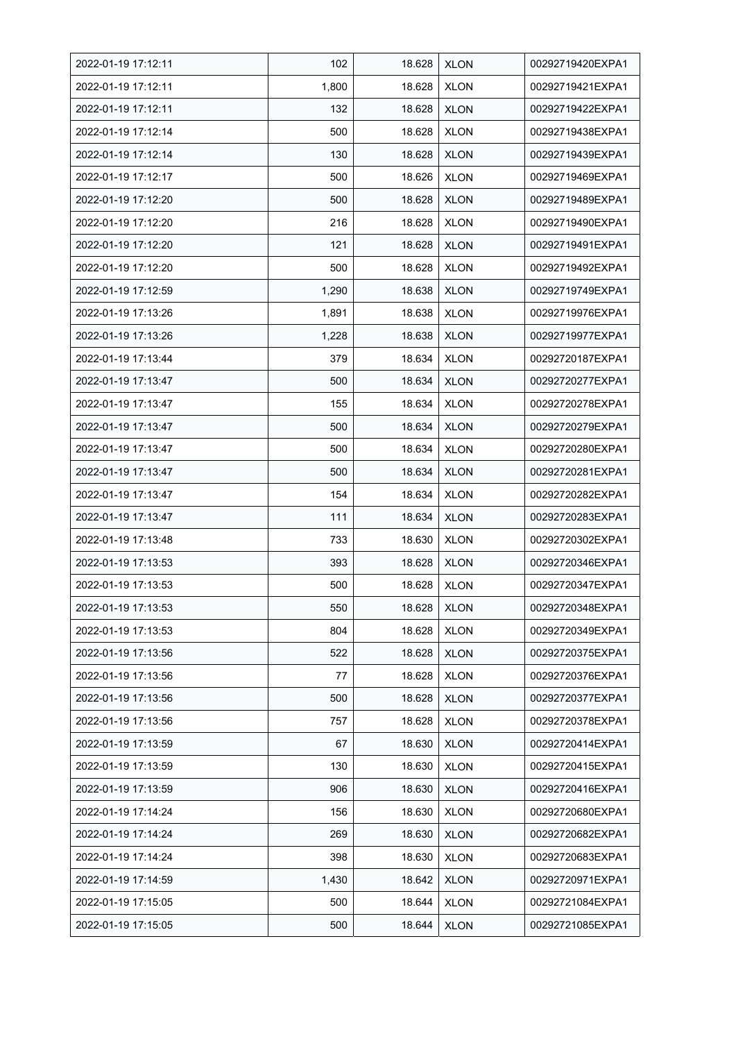| | | | | |
|---|---|---|---|---|
| 2022-01-19 17:12:11 | 102 | 18.628 | XLON | 00292719420EXPA1 |
| 2022-01-19 17:12:11 | 1,800 | 18.628 | XLON | 00292719421EXPA1 |
| 2022-01-19 17:12:11 | 132 | 18.628 | XLON | 00292719422EXPA1 |
| 2022-01-19 17:12:14 | 500 | 18.628 | XLON | 00292719438EXPA1 |
| 2022-01-19 17:12:14 | 130 | 18.628 | XLON | 00292719439EXPA1 |
| 2022-01-19 17:12:17 | 500 | 18.626 | XLON | 00292719469EXPA1 |
| 2022-01-19 17:12:20 | 500 | 18.628 | XLON | 00292719489EXPA1 |
| 2022-01-19 17:12:20 | 216 | 18.628 | XLON | 00292719490EXPA1 |
| 2022-01-19 17:12:20 | 121 | 18.628 | XLON | 00292719491EXPA1 |
| 2022-01-19 17:12:20 | 500 | 18.628 | XLON | 00292719492EXPA1 |
| 2022-01-19 17:12:59 | 1,290 | 18.638 | XLON | 00292719749EXPA1 |
| 2022-01-19 17:13:26 | 1,891 | 18.638 | XLON | 00292719976EXPA1 |
| 2022-01-19 17:13:26 | 1,228 | 18.638 | XLON | 00292719977EXPA1 |
| 2022-01-19 17:13:44 | 379 | 18.634 | XLON | 00292720187EXPA1 |
| 2022-01-19 17:13:47 | 500 | 18.634 | XLON | 00292720277EXPA1 |
| 2022-01-19 17:13:47 | 155 | 18.634 | XLON | 00292720278EXPA1 |
| 2022-01-19 17:13:47 | 500 | 18.634 | XLON | 00292720279EXPA1 |
| 2022-01-19 17:13:47 | 500 | 18.634 | XLON | 00292720280EXPA1 |
| 2022-01-19 17:13:47 | 500 | 18.634 | XLON | 00292720281EXPA1 |
| 2022-01-19 17:13:47 | 154 | 18.634 | XLON | 00292720282EXPA1 |
| 2022-01-19 17:13:47 | 111 | 18.634 | XLON | 00292720283EXPA1 |
| 2022-01-19 17:13:48 | 733 | 18.630 | XLON | 00292720302EXPA1 |
| 2022-01-19 17:13:53 | 393 | 18.628 | XLON | 00292720346EXPA1 |
| 2022-01-19 17:13:53 | 500 | 18.628 | XLON | 00292720347EXPA1 |
| 2022-01-19 17:13:53 | 550 | 18.628 | XLON | 00292720348EXPA1 |
| 2022-01-19 17:13:53 | 804 | 18.628 | XLON | 00292720349EXPA1 |
| 2022-01-19 17:13:56 | 522 | 18.628 | XLON | 00292720375EXPA1 |
| 2022-01-19 17:13:56 | 77 | 18.628 | XLON | 00292720376EXPA1 |
| 2022-01-19 17:13:56 | 500 | 18.628 | XLON | 00292720377EXPA1 |
| 2022-01-19 17:13:56 | 757 | 18.628 | XLON | 00292720378EXPA1 |
| 2022-01-19 17:13:59 | 67 | 18.630 | XLON | 00292720414EXPA1 |
| 2022-01-19 17:13:59 | 130 | 18.630 | XLON | 00292720415EXPA1 |
| 2022-01-19 17:13:59 | 906 | 18.630 | XLON | 00292720416EXPA1 |
| 2022-01-19 17:14:24 | 156 | 18.630 | XLON | 00292720680EXPA1 |
| 2022-01-19 17:14:24 | 269 | 18.630 | XLON | 00292720682EXPA1 |
| 2022-01-19 17:14:24 | 398 | 18.630 | XLON | 00292720683EXPA1 |
| 2022-01-19 17:14:59 | 1,430 | 18.642 | XLON | 00292720971EXPA1 |
| 2022-01-19 17:15:05 | 500 | 18.644 | XLON | 00292721084EXPA1 |
| 2022-01-19 17:15:05 | 500 | 18.644 | XLON | 00292721085EXPA1 |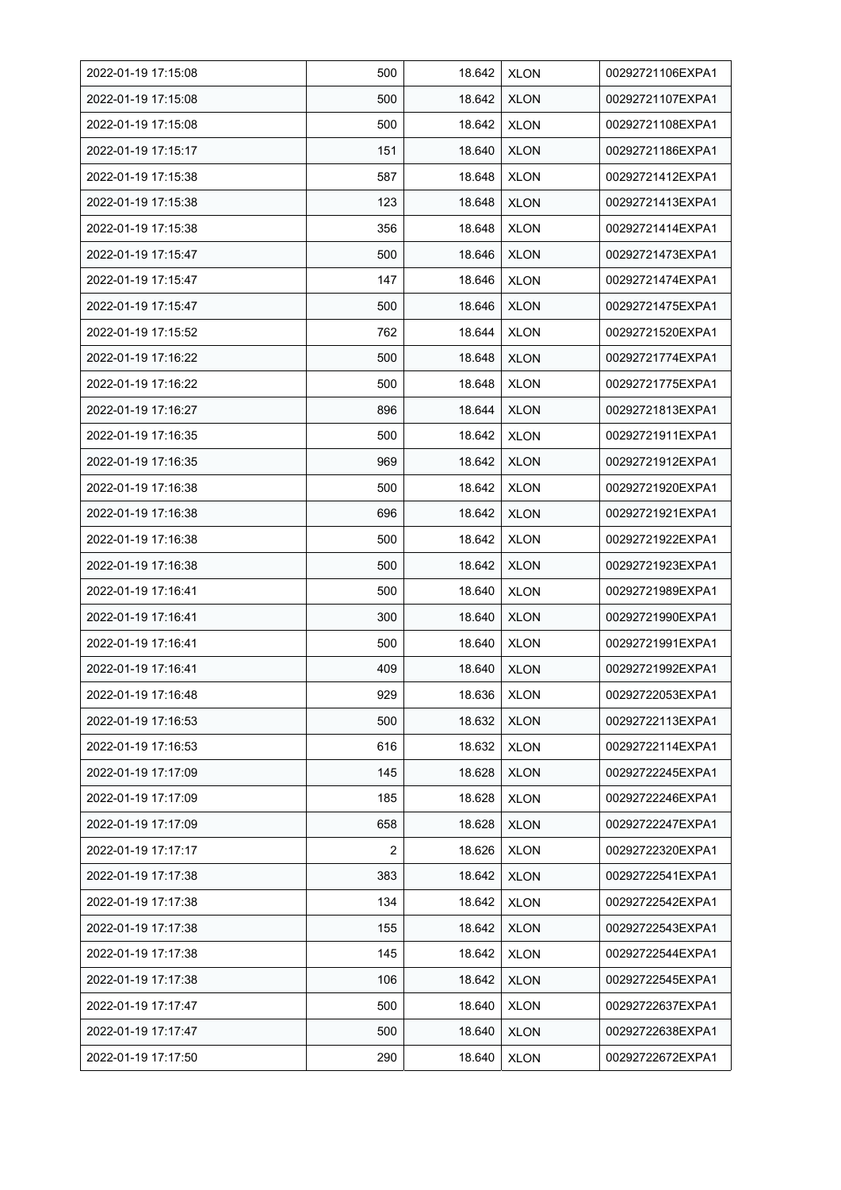| 2022-01-19 17:15:08 | 500 | 18.642 | XLON | 00292721106EXPA1 |
|---|---|---|---|---|
| 2022-01-19 17:15:08 | 500 | 18.642 | XLON | 00292721107EXPA1 |
| 2022-01-19 17:15:08 | 500 | 18.642 | XLON | 00292721108EXPA1 |
| 2022-01-19 17:15:17 | 151 | 18.640 | XLON | 00292721186EXPA1 |
| 2022-01-19 17:15:38 | 587 | 18.648 | XLON | 00292721412EXPA1 |
| 2022-01-19 17:15:38 | 123 | 18.648 | XLON | 00292721413EXPA1 |
| 2022-01-19 17:15:38 | 356 | 18.648 | XLON | 00292721414EXPA1 |
| 2022-01-19 17:15:47 | 500 | 18.646 | XLON | 00292721473EXPA1 |
| 2022-01-19 17:15:47 | 147 | 18.646 | XLON | 00292721474EXPA1 |
| 2022-01-19 17:15:47 | 500 | 18.646 | XLON | 00292721475EXPA1 |
| 2022-01-19 17:15:52 | 762 | 18.644 | XLON | 00292721520EXPA1 |
| 2022-01-19 17:16:22 | 500 | 18.648 | XLON | 00292721774EXPA1 |
| 2022-01-19 17:16:22 | 500 | 18.648 | XLON | 00292721775EXPA1 |
| 2022-01-19 17:16:27 | 896 | 18.644 | XLON | 00292721813EXPA1 |
| 2022-01-19 17:16:35 | 500 | 18.642 | XLON | 00292721911EXPA1 |
| 2022-01-19 17:16:35 | 969 | 18.642 | XLON | 00292721912EXPA1 |
| 2022-01-19 17:16:38 | 500 | 18.642 | XLON | 00292721920EXPA1 |
| 2022-01-19 17:16:38 | 696 | 18.642 | XLON | 00292721921EXPA1 |
| 2022-01-19 17:16:38 | 500 | 18.642 | XLON | 00292721922EXPA1 |
| 2022-01-19 17:16:38 | 500 | 18.642 | XLON | 00292721923EXPA1 |
| 2022-01-19 17:16:41 | 500 | 18.640 | XLON | 00292721989EXPA1 |
| 2022-01-19 17:16:41 | 300 | 18.640 | XLON | 00292721990EXPA1 |
| 2022-01-19 17:16:41 | 500 | 18.640 | XLON | 00292721991EXPA1 |
| 2022-01-19 17:16:41 | 409 | 18.640 | XLON | 00292721992EXPA1 |
| 2022-01-19 17:16:48 | 929 | 18.636 | XLON | 00292722053EXPA1 |
| 2022-01-19 17:16:53 | 500 | 18.632 | XLON | 00292722113EXPA1 |
| 2022-01-19 17:16:53 | 616 | 18.632 | XLON | 00292722114EXPA1 |
| 2022-01-19 17:17:09 | 145 | 18.628 | XLON | 00292722245EXPA1 |
| 2022-01-19 17:17:09 | 185 | 18.628 | XLON | 00292722246EXPA1 |
| 2022-01-19 17:17:09 | 658 | 18.628 | XLON | 00292722247EXPA1 |
| 2022-01-19 17:17:17 | 2 | 18.626 | XLON | 00292722320EXPA1 |
| 2022-01-19 17:17:38 | 383 | 18.642 | XLON | 00292722541EXPA1 |
| 2022-01-19 17:17:38 | 134 | 18.642 | XLON | 00292722542EXPA1 |
| 2022-01-19 17:17:38 | 155 | 18.642 | XLON | 00292722543EXPA1 |
| 2022-01-19 17:17:38 | 145 | 18.642 | XLON | 00292722544EXPA1 |
| 2022-01-19 17:17:38 | 106 | 18.642 | XLON | 00292722545EXPA1 |
| 2022-01-19 17:17:47 | 500 | 18.640 | XLON | 00292722637EXPA1 |
| 2022-01-19 17:17:47 | 500 | 18.640 | XLON | 00292722638EXPA1 |
| 2022-01-19 17:17:50 | 290 | 18.640 | XLON | 00292722672EXPA1 |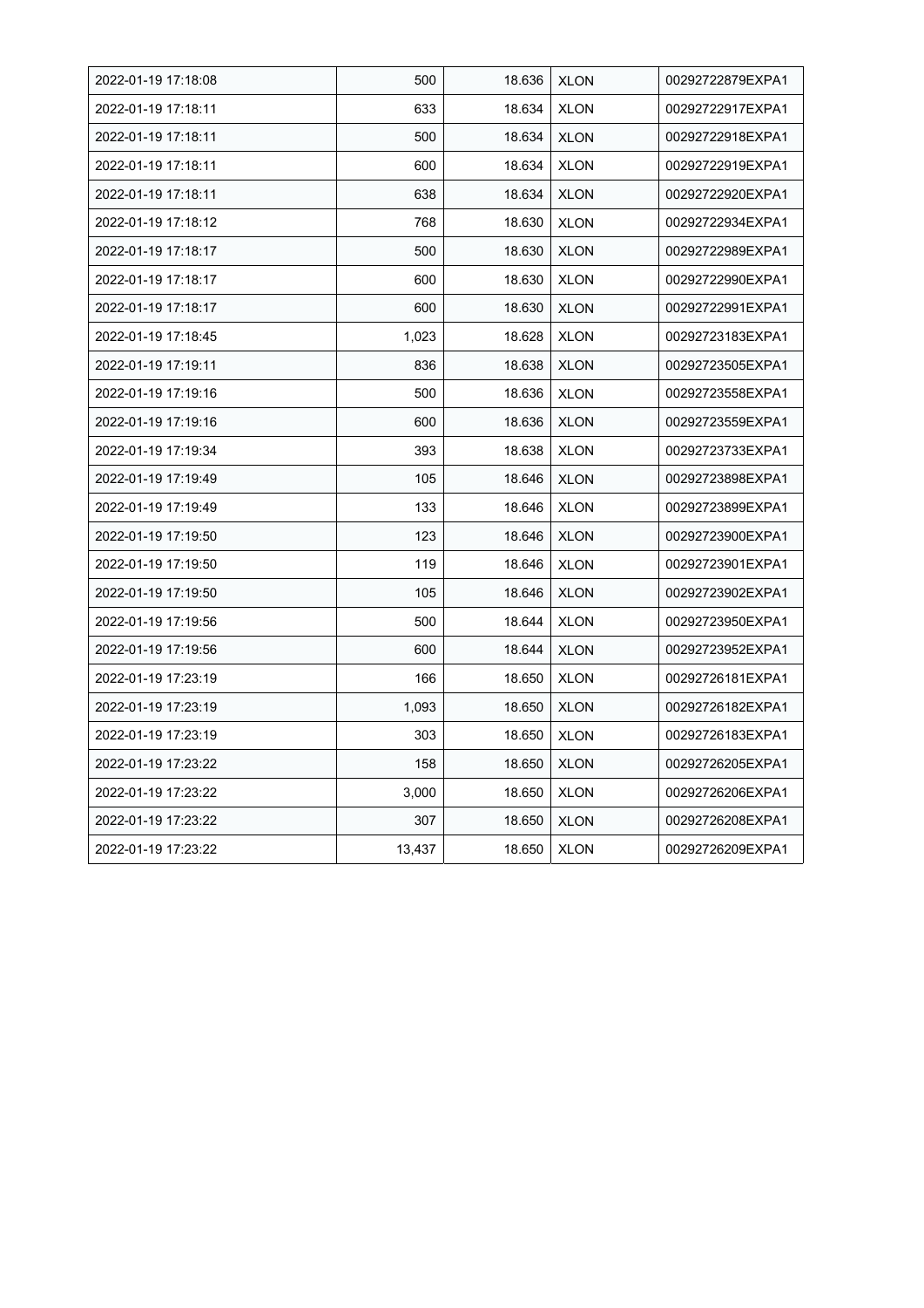| | | | | |
|---|---|---|---|---|
| 2022-01-19 17:18:08 | 500 | 18.636 | XLON | 00292722879EXPA1 |
| 2022-01-19 17:18:11 | 633 | 18.634 | XLON | 00292722917EXPA1 |
| 2022-01-19 17:18:11 | 500 | 18.634 | XLON | 00292722918EXPA1 |
| 2022-01-19 17:18:11 | 600 | 18.634 | XLON | 00292722919EXPA1 |
| 2022-01-19 17:18:11 | 638 | 18.634 | XLON | 00292722920EXPA1 |
| 2022-01-19 17:18:12 | 768 | 18.630 | XLON | 00292722934EXPA1 |
| 2022-01-19 17:18:17 | 500 | 18.630 | XLON | 00292722989EXPA1 |
| 2022-01-19 17:18:17 | 600 | 18.630 | XLON | 00292722990EXPA1 |
| 2022-01-19 17:18:17 | 600 | 18.630 | XLON | 00292722991EXPA1 |
| 2022-01-19 17:18:45 | 1,023 | 18.628 | XLON | 00292723183EXPA1 |
| 2022-01-19 17:19:11 | 836 | 18.638 | XLON | 00292723505EXPA1 |
| 2022-01-19 17:19:16 | 500 | 18.636 | XLON | 00292723558EXPA1 |
| 2022-01-19 17:19:16 | 600 | 18.636 | XLON | 00292723559EXPA1 |
| 2022-01-19 17:19:34 | 393 | 18.638 | XLON | 00292723733EXPA1 |
| 2022-01-19 17:19:49 | 105 | 18.646 | XLON | 00292723898EXPA1 |
| 2022-01-19 17:19:49 | 133 | 18.646 | XLON | 00292723899EXPA1 |
| 2022-01-19 17:19:50 | 123 | 18.646 | XLON | 00292723900EXPA1 |
| 2022-01-19 17:19:50 | 119 | 18.646 | XLON | 00292723901EXPA1 |
| 2022-01-19 17:19:50 | 105 | 18.646 | XLON | 00292723902EXPA1 |
| 2022-01-19 17:19:56 | 500 | 18.644 | XLON | 00292723950EXPA1 |
| 2022-01-19 17:19:56 | 600 | 18.644 | XLON | 00292723952EXPA1 |
| 2022-01-19 17:23:19 | 166 | 18.650 | XLON | 00292726181EXPA1 |
| 2022-01-19 17:23:19 | 1,093 | 18.650 | XLON | 00292726182EXPA1 |
| 2022-01-19 17:23:19 | 303 | 18.650 | XLON | 00292726183EXPA1 |
| 2022-01-19 17:23:22 | 158 | 18.650 | XLON | 00292726205EXPA1 |
| 2022-01-19 17:23:22 | 3,000 | 18.650 | XLON | 00292726206EXPA1 |
| 2022-01-19 17:23:22 | 307 | 18.650 | XLON | 00292726208EXPA1 |
| 2022-01-19 17:23:22 | 13,437 | 18.650 | XLON | 00292726209EXPA1 |